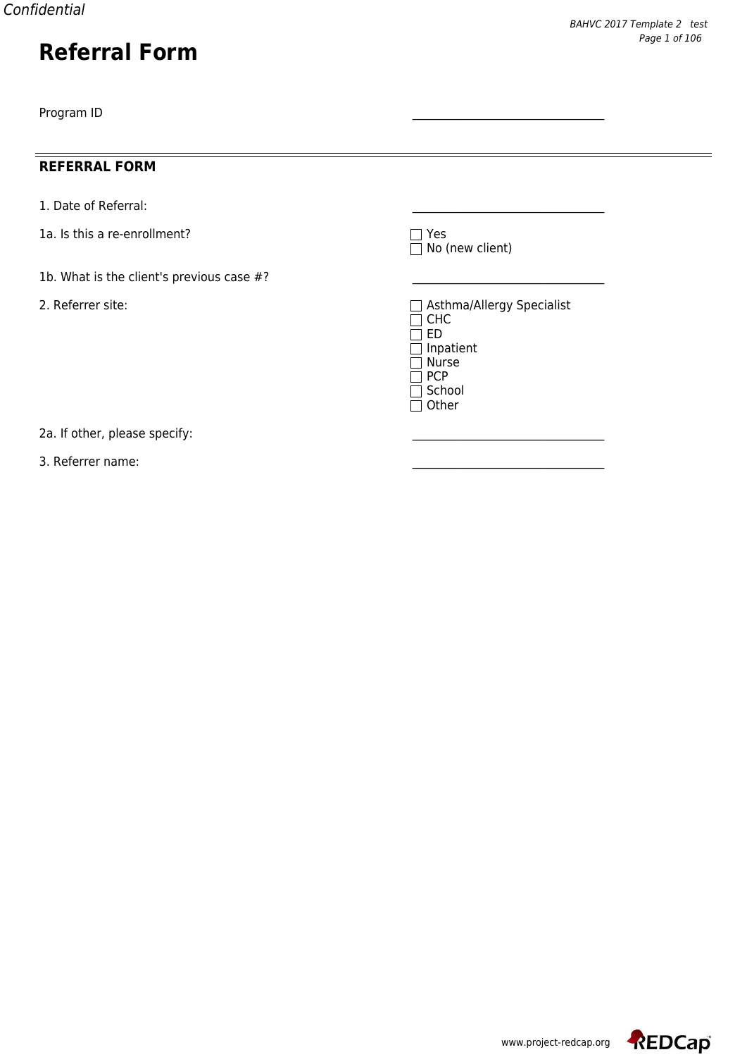# Referral Form

Program ID \_\_\_\_\_\_\_\_\_\_\_\_\_\_\_\_\_\_\_\_\_\_\_\_\_\_\_\_\_\_\_\_\_\_

## REFERRAL FORM

1. Date of Referral: \_\_\_\_\_\_\_\_\_\_\_\_\_\_\_\_\_\_\_\_\_\_\_\_\_\_\_\_\_\_\_\_\_\_

1a. Is this a re-enrollment?
- ☐ Yes
- ☐ No (new client)

1b. What is the client's previous case #? \_\_\_\_\_\_\_\_\_\_\_\_\_\_\_\_\_\_\_\_\_\_\_\_\_\_\_\_\_\_\_\_\_\_

2. Referrer site:
- ☐ Asthma/Allergy Specialist
- ☐ CHC
- ☐ ED
- ☐ Inpatient
- ☐ Nurse
- ☐ PCP
- ☐ School
- ☐ Other

2a. If other, please specify: \_\_\_\_\_\_\_\_\_\_\_\_\_\_\_\_\_\_\_\_\_\_\_\_\_\_\_\_\_\_\_\_\_\_

3. Referrer name: \_\_\_\_\_\_\_\_\_\_\_\_\_\_\_\_\_\_\_\_\_\_\_\_\_\_\_\_\_\_\_\_\_\_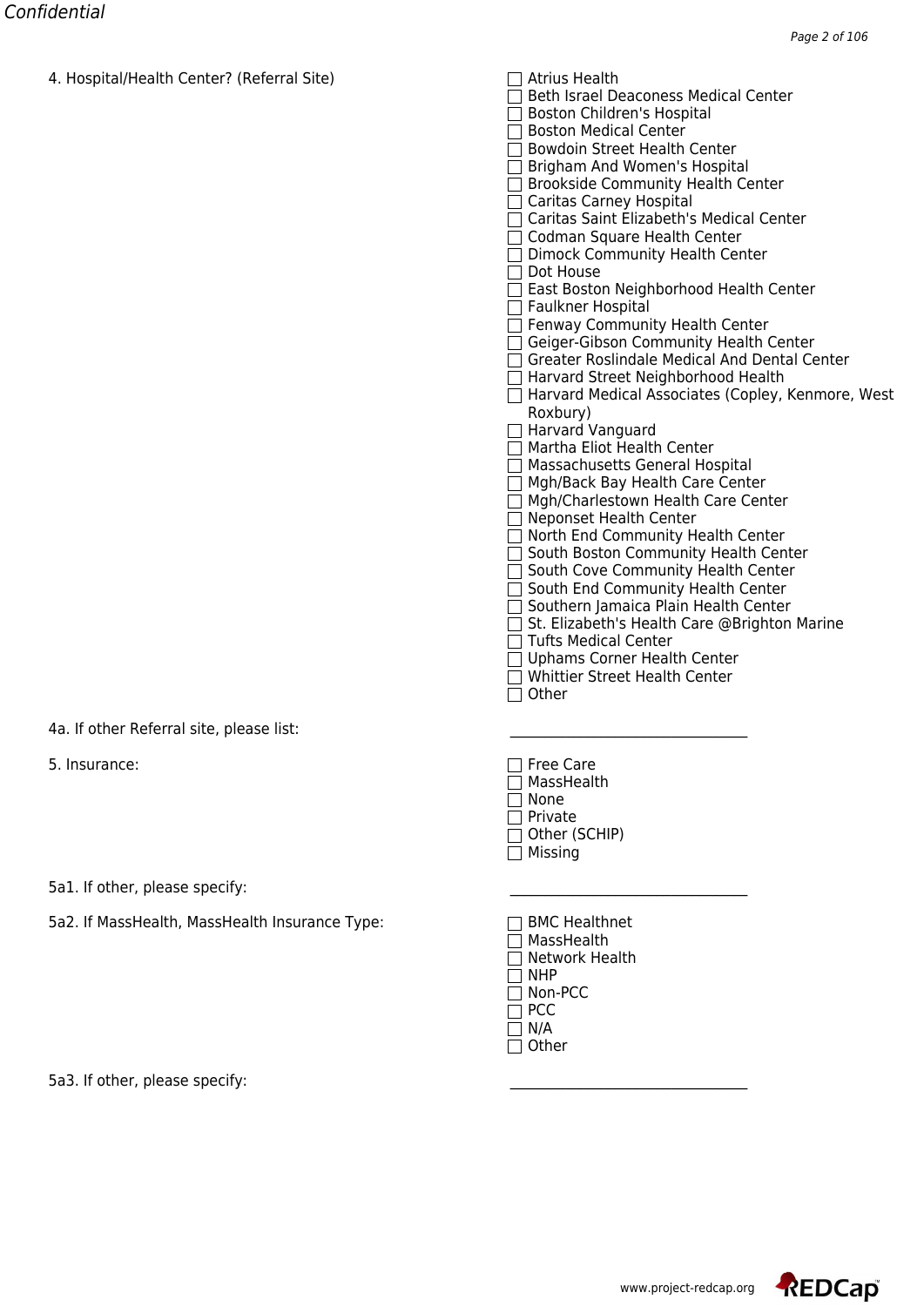4. Hospital/Health Center? (Referral Site)

- ☐ Atrius Health
- ☐ Beth Israel Deaconess Medical Center
- ☐ Boston Children's Hospital
- ☐ Boston Medical Center
- ☐ Bowdoin Street Health Center
- ☐ Brigham And Women's Hospital
- ☐ Brookside Community Health Center
- ☐ Caritas Carney Hospital
- ☐ Caritas Saint Elizabeth's Medical Center
- ☐ Codman Square Health Center
- ☐ Dimock Community Health Center
- ☐ Dot House
- ☐ East Boston Neighborhood Health Center
- ☐ Faulkner Hospital
- ☐ Fenway Community Health Center
- ☐ Geiger-Gibson Community Health Center
- ☐ Greater Roslindale Medical And Dental Center
- ☐ Harvard Street Neighborhood Health
- ☐ Harvard Medical Associates (Copley, Kenmore, West Roxbury)
- ☐ Harvard Vanguard
- ☐ Martha Eliot Health Center
- ☐ Massachusetts General Hospital
- ☐ Mgh/Back Bay Health Care Center
- ☐ Mgh/Charlestown Health Care Center
- ☐ Neponset Health Center
- ☐ North End Community Health Center
- ☐ South Boston Community Health Center
- ☐ South Cove Community Health Center
- ☐ South End Community Health Center
- ☐ Southern Jamaica Plain Health Center
- ☐ St. Elizabeth's Health Care @Brighton Marine
- ☐ Tufts Medical Center
- ☐ Uphams Corner Health Center
- ☐ Whittier Street Health Center
- ☐ Other

4a. If other Referral site, please list: ______________________________

5. Insurance:

- ☐ Free Care
- ☐ MassHealth
- ☐ None
- ☐ Private
- ☐ Other (SCHIP)
- ☐ Missing

5a1. If other, please specify: ______________________________

5a2. If MassHealth, MassHealth Insurance Type:

- ☐ BMC Healthnet
- ☐ MassHealth
- ☐ Network Health
- ☐ NHP
- ☐ Non-PCC
- ☐ PCC
- ☐ N/A
- ☐ Other

5a3. If other, please specify: ______________________________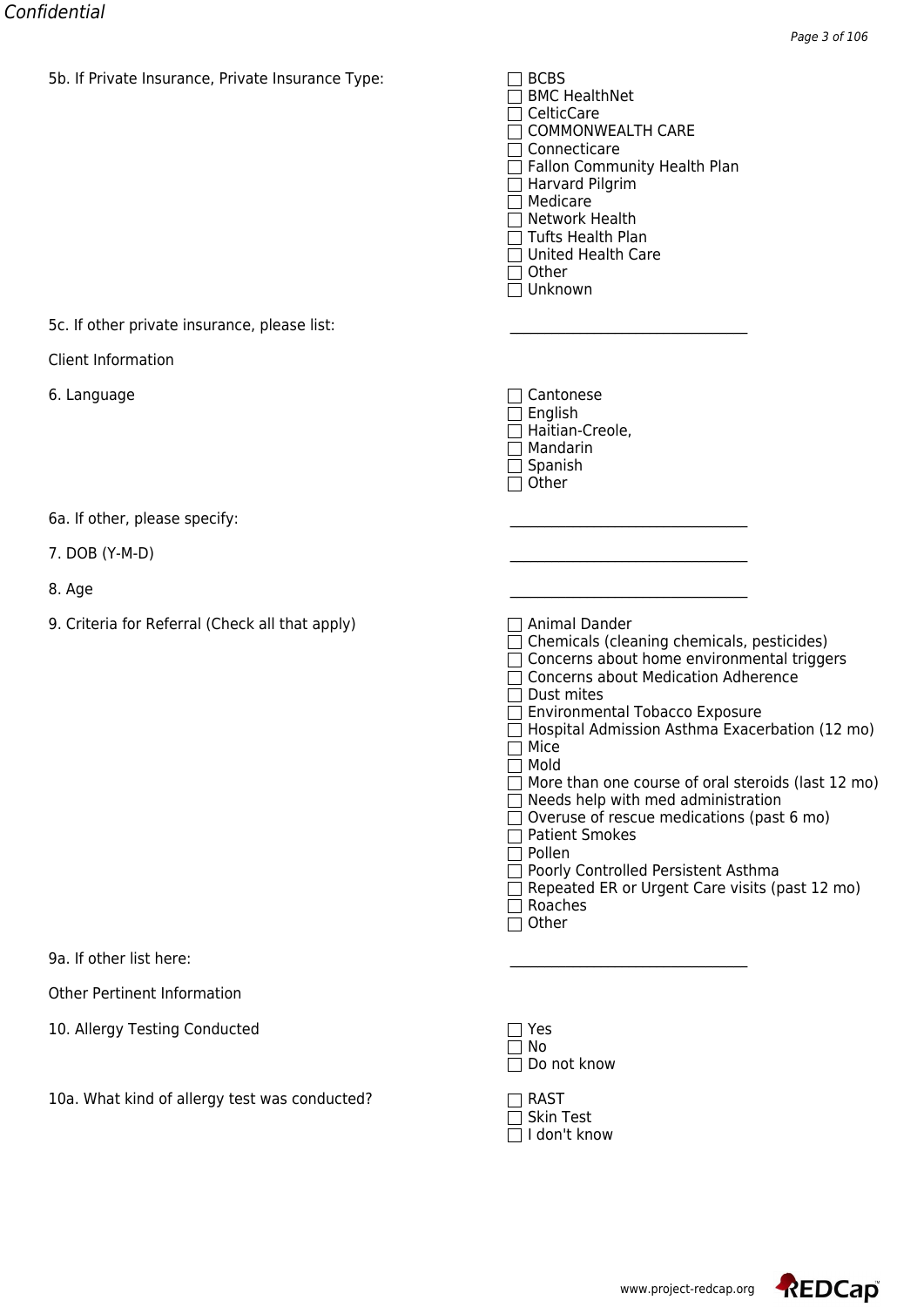5b. If Private Insurance, Private Insurance Type:

- ☐ BCBS
- ☐ BMC HealthNet
- ☐ CelticCare
- ☐ COMMONWEALTH CARE
- ☐ Connecticare
- ☐ Fallon Community Health Plan
- ☐ Harvard Pilgrim
- ☐ Medicare
- ☐ Network Health
- ☐ Tufts Health Plan
- ☐ United Health Care
- ☐ Other
- ☐ Unknown

5c. If other private insurance, please list: \_\_\_\_\_\_\_\_\_\_\_\_\_\_\_\_\_\_\_\_\_\_\_\_\_\_\_\_\_\_

Client Information

6. Language

- ☐ Cantonese
- ☐ English
- ☐ Haitian-Creole,
- ☐ Mandarin
- ☐ Spanish
- ☐ Other

6a. If other, please specify: \_\_\_\_\_\_\_\_\_\_\_\_\_\_\_\_\_\_\_\_\_\_\_\_\_\_\_\_\_\_

7. DOB (Y-M-D) \_\_\_\_\_\_\_\_\_\_\_\_\_\_\_\_\_\_\_\_\_\_\_\_\_\_\_\_\_\_

8. Age \_\_\_\_\_\_\_\_\_\_\_\_\_\_\_\_\_\_\_\_\_\_\_\_\_\_\_\_\_\_

9. Criteria for Referral (Check all that apply)

- ☐ Animal Dander
- ☐ Chemicals (cleaning chemicals, pesticides)
- ☐ Concerns about home environmental triggers
- ☐ Concerns about Medication Adherence
- ☐ Dust mites
- ☐ Environmental Tobacco Exposure
- ☐ Hospital Admission Asthma Exacerbation (12 mo)
- ☐ Mice
- ☐ Mold
- ☐ More than one course of oral steroids (last 12 mo)
- ☐ Needs help with med administration
- ☐ Overuse of rescue medications (past 6 mo)
- ☐ Patient Smokes
- ☐ Pollen
- ☐ Poorly Controlled Persistent Asthma
- ☐ Repeated ER or Urgent Care visits (past 12 mo)
- ☐ Roaches
- ☐ Other

9a. If other list here: \_\_\_\_\_\_\_\_\_\_\_\_\_\_\_\_\_\_\_\_\_\_\_\_\_\_\_\_\_\_

Other Pertinent Information

10. Allergy Testing Conducted

- ☐ Yes
- ☐ No
- ☐ Do not know

10a. What kind of allergy test was conducted?

- ☐ RAST
- ☐ Skin Test
- ☐ I don't know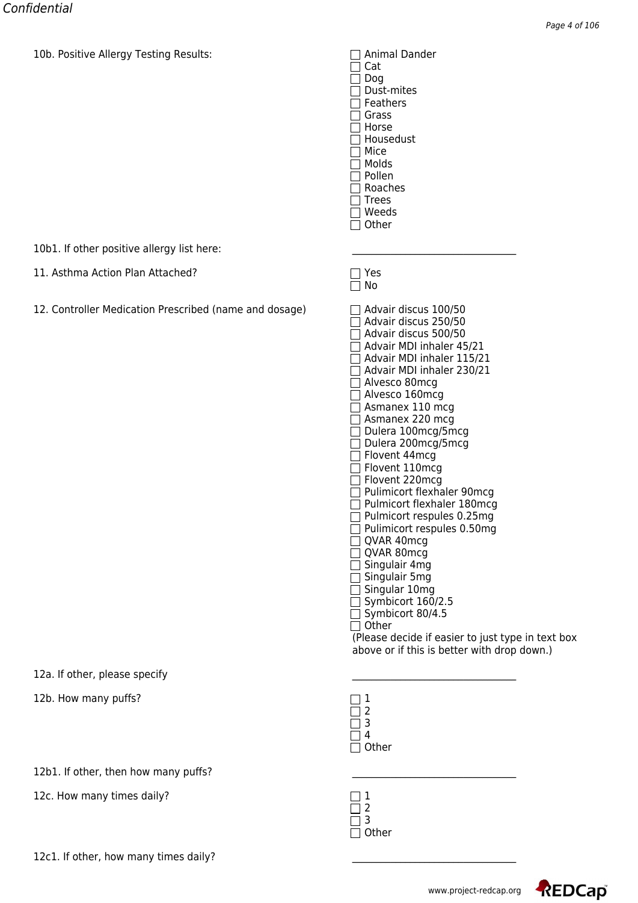10b. Positive Allergy Testing Results:

- [ ] Animal Dander
- [ ] Cat
- [ ] Dog
- [ ] Dust-mites
- [ ] Feathers
- [ ] Grass
- [ ] Horse
- [ ] Housedust
- [ ] Mice
- [ ] Molds
- [ ] Pollen
- [ ] Roaches
- [ ] Trees
- [ ] Weeds
- [ ] Other

10b1. If other positive allergy list here: ______________________________

11. Asthma Action Plan Attached?

- [ ] Yes
- [ ] No

12. Controller Medication Prescribed (name and dosage)

- [ ] Advair discus 100/50
- [ ] Advair discus 250/50
- [ ] Advair discus 500/50
- [ ] Advair MDI inhaler 45/21
- [ ] Advair MDI inhaler 115/21
- [ ] Advair MDI inhaler 230/21
- [ ] Alvesco 80mcg
- [ ] Alvesco 160mcg
- [ ] Asmanex 110 mcg
- [ ] Asmanex 220 mcg
- [ ] Dulera 100mcg/5mcg
- [ ] Dulera 200mcg/5mcg
- [ ] Flovent 44mcg
- [ ] Flovent 110mcg
- [ ] Flovent 220mcg
- [ ] Pulimicort flexhaler 90mcg
- [ ] Pulmicort flexhaler 180mcg
- [ ] Pulmicort respules 0.25mg
- [ ] Pulimicort respules 0.50mg
- [ ] QVAR 40mcg
- [ ] QVAR 80mcg
- [ ] Singulair 4mg
- [ ] Singulair 5mg
- [ ] Singular 10mg
- [ ] Symbicort 160/2.5
- [ ] Symbicort 80/4.5
- [ ] Other

(Please decide if easier to just type in text box above or if this is better with drop down.)

12a. If other, please specify ______________________________

12b. How many puffs?

- [ ] 1
- [ ] 2
- [ ] 3
- [ ] 4
- [ ] Other

12b1. If other, then how many puffs? ______________________________

12c. How many times daily?

- [ ] 1
- [ ] 2
- [ ] 3
- [ ] Other

12c1. If other, how many times daily? ______________________________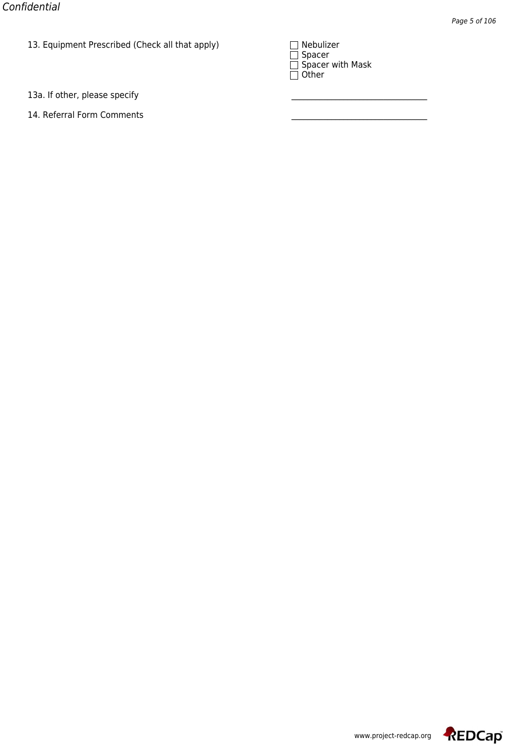13. Equipment Prescribed (Check all that apply)

☐ Nebulizer
☐ Spacer
☐ Spacer with Mask
☐ Other

13a. If other, please specify

_______________________________

14. Referral Form Comments

_______________________________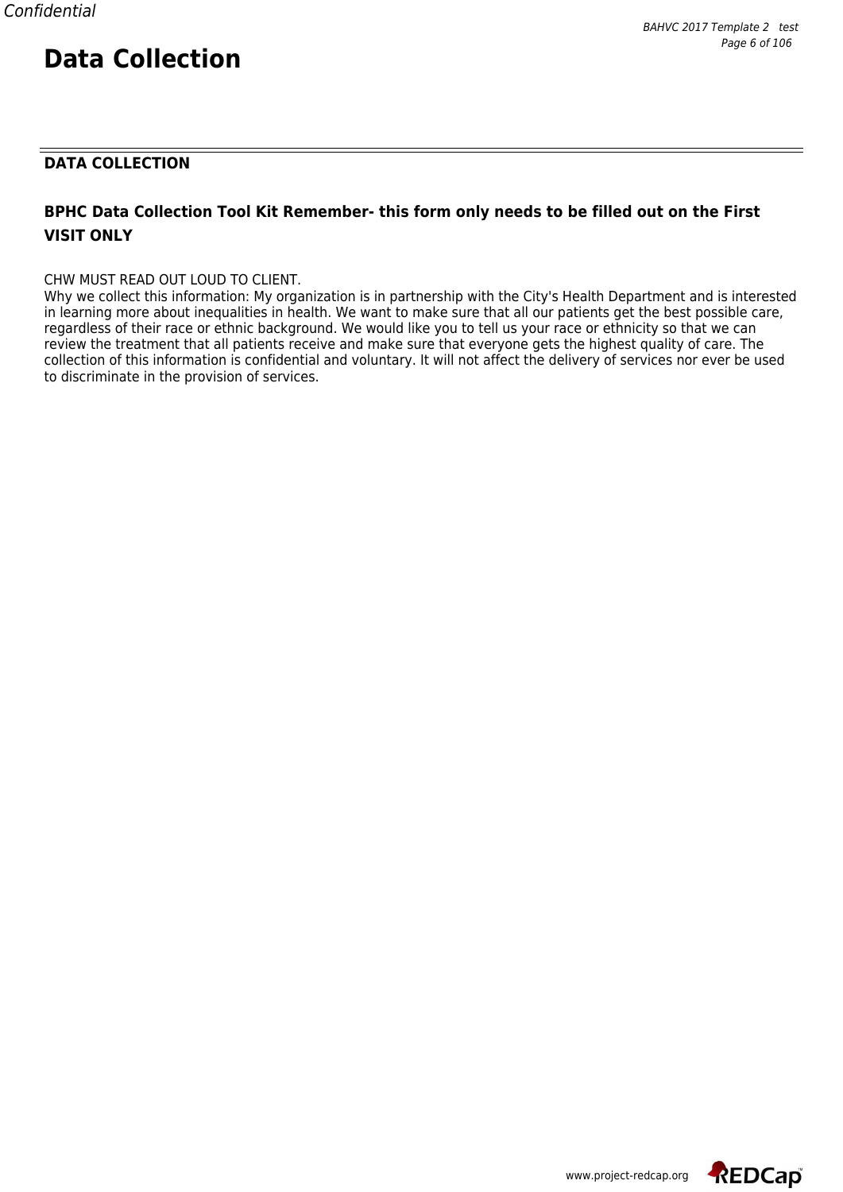# Data Collection

## DATA COLLECTION

### BPHC Data Collection Tool Kit Remember- this form only needs to be filled out on the First VISIT ONLY

CHW MUST READ OUT LOUD TO CLIENT.
Why we collect this information: My organization is in partnership with the City's Health Department and is interested in learning more about inequalities in health. We want to make sure that all our patients get the best possible care, regardless of their race or ethnic background. We would like you to tell us your race or ethnicity so that we can review the treatment that all patients receive and make sure that everyone gets the highest quality of care. The collection of this information is confidential and voluntary. It will not affect the delivery of services nor ever be used to discriminate in the provision of services.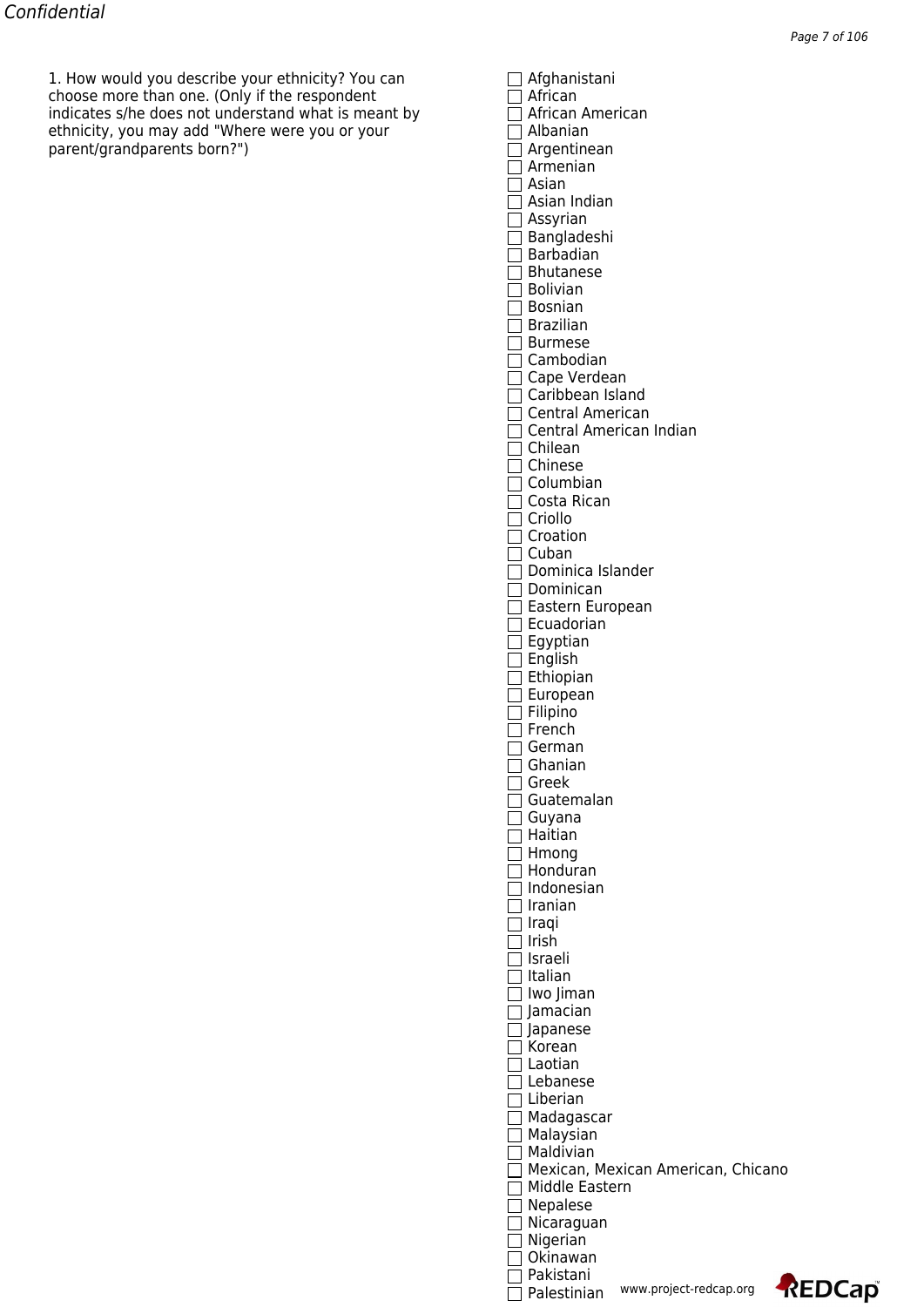1. How would you describe your ethnicity? You can choose more than one. (Only if the respondent indicates s/he does not understand what is meant by ethnicity, you may add "Where were you or your parent/grandparents born?")

- [ ] Afghanistani
- [ ] African
- [ ] African American
- [ ] Albanian
- [ ] Argentinean
- [ ] Armenian
- [ ] Asian
- [ ] Asian Indian
- [ ] Assyrian
- [ ] Bangladeshi
- [ ] Barbadian
- [ ] Bhutanese
- [ ] Bolivian
- [ ] Bosnian
- [ ] Brazilian
- [ ] Burmese
- [ ] Cambodian
- [ ] Cape Verdean
- [ ] Caribbean Island
- [ ] Central American
- [ ] Central American Indian
- [ ] Chilean
- [ ] Chinese
- [ ] Columbian
- [ ] Costa Rican
- [ ] Criollo
- [ ] Croation
- [ ] Cuban
- [ ] Dominica Islander
- [ ] Dominican
- [ ] Eastern European
- [ ] Ecuadorian
- [ ] Egyptian
- [ ] English
- [ ] Ethiopian
- [ ] European
- [ ] Filipino
- [ ] French
- [ ] German
- [ ] Ghanian
- [ ] Greek
- [ ] Guatemalan
- [ ] Guyana
- [ ] Haitian
- [ ] Hmong
- [ ] Honduran
- [ ] Indonesian
- [ ] Iranian
- [ ] Iraqi
- [ ] Irish
- [ ] Israeli
- [ ] Italian
- [ ] Iwo Jiman
- [ ] Jamacian
- [ ] Japanese
- [ ] Korean
- [ ] Laotian
- [ ] Lebanese
- [ ] Liberian
- [ ] Madagascar
- [ ] Malaysian
- [ ] Maldivian
- [ ] Mexican, Mexican American, Chicano
- [ ] Middle Eastern
- [ ] Nepalese
- [ ] Nicaraguan
- [ ] Nigerian
- [ ] Okinawan
- [ ] Pakistani
- [ ] Palestinian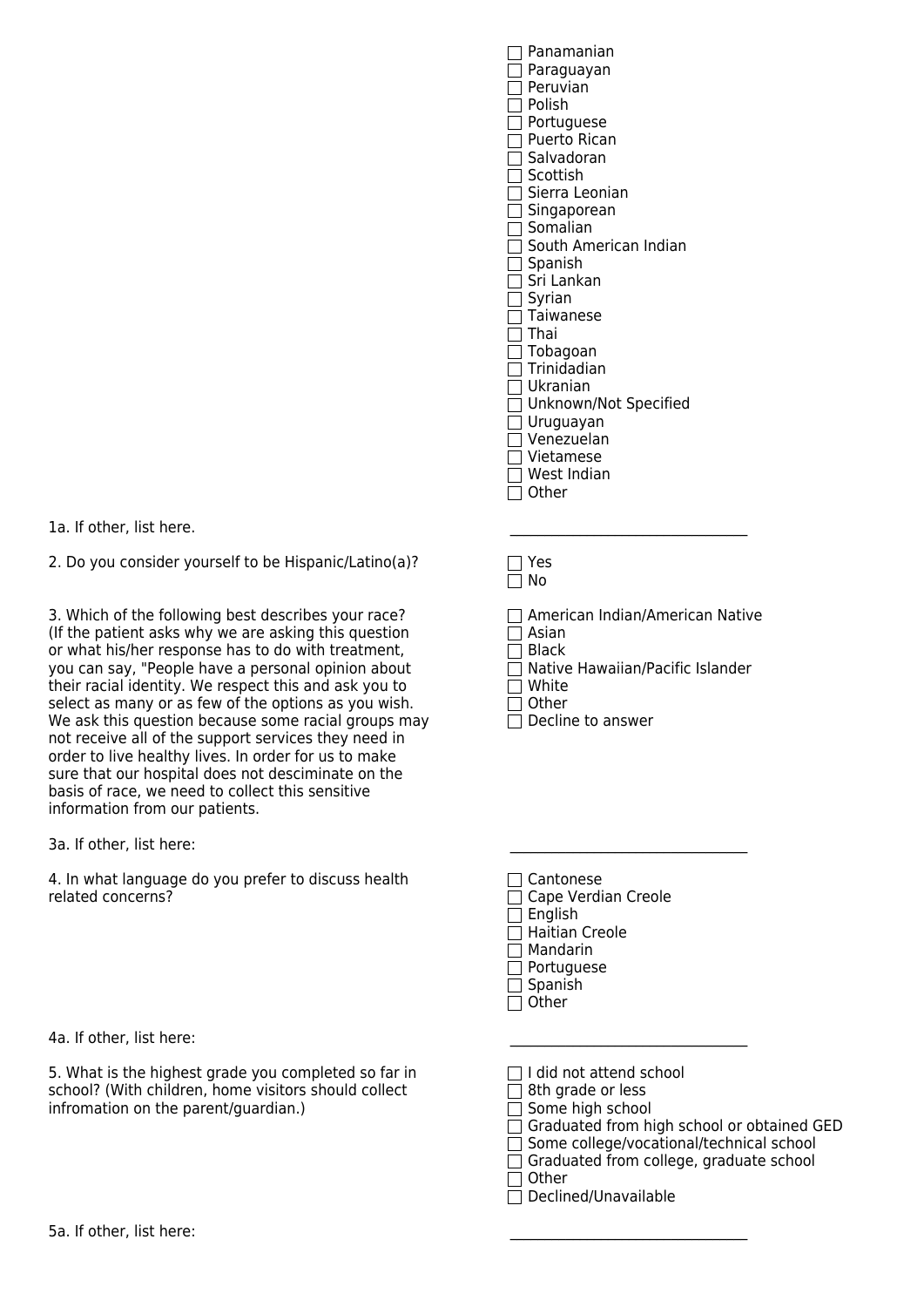- ☐ Panamanian
- ☐ Paraguayan
- ☐ Peruvian
- ☐ Polish
- ☐ Portuguese
- ☐ Puerto Rican
- ☐ Salvadoran
- ☐ Scottish
- ☐ Sierra Leonian
- ☐ Singaporean
- ☐ Somalian
- ☐ South American Indian
- ☐ Spanish
- ☐ Sri Lankan
- ☐ Syrian
- ☐ Taiwanese
- ☐ Thai
- ☐ Tobagoan
- ☐ Trinidadian
- ☐ Ukranian
- ☐ Unknown/Not Specified
- ☐ Uruguayan
- ☐ Venezuelan
- ☐ Vietamese
- ☐ West Indian
- ☐ Other

1a. If other, list here. ________________________________

2. Do you consider yourself to be Hispanic/Latino(a)?

- ☐ Yes
- ☐ No

3. Which of the following best describes your race? (If the patient asks why we are asking this question or what his/her response has to do with treatment, you can say, "People have a personal opinion about their racial identity. We respect this and ask you to select as many or as few of the options as you wish. We ask this question because some racial groups may not receive all of the support services they need in order to live healthy lives. In order for us to make sure that our hospital does not desciminate on the basis of race, we need to collect this sensitive information from our patients.

- ☐ American Indian/American Native
- ☐ Asian
- ☐ Black
- ☐ Native Hawaiian/Pacific Islander
- ☐ White
- ☐ Other
- ☐ Decline to answer

3a. If other, list here: ________________________________

4. In what language do you prefer to discuss health related concerns?

- ☐ Cantonese
- ☐ Cape Verdian Creole
- ☐ English
- ☐ Haitian Creole
- ☐ Mandarin
- ☐ Portuguese
- ☐ Spanish
- ☐ Other

4a. If other, list here: ________________________________

5. What is the highest grade you completed so far in school? (With children, home visitors should collect infromation on the parent/guardian.)

- ☐ I did not attend school
- ☐ 8th grade or less
- ☐ Some high school
- ☐ Graduated from high school or obtained GED
- ☐ Some college/vocational/technical school
- ☐ Graduated from college, graduate school
- ☐ Other
- ☐ Declined/Unavailable

5a. If other, list here: ________________________________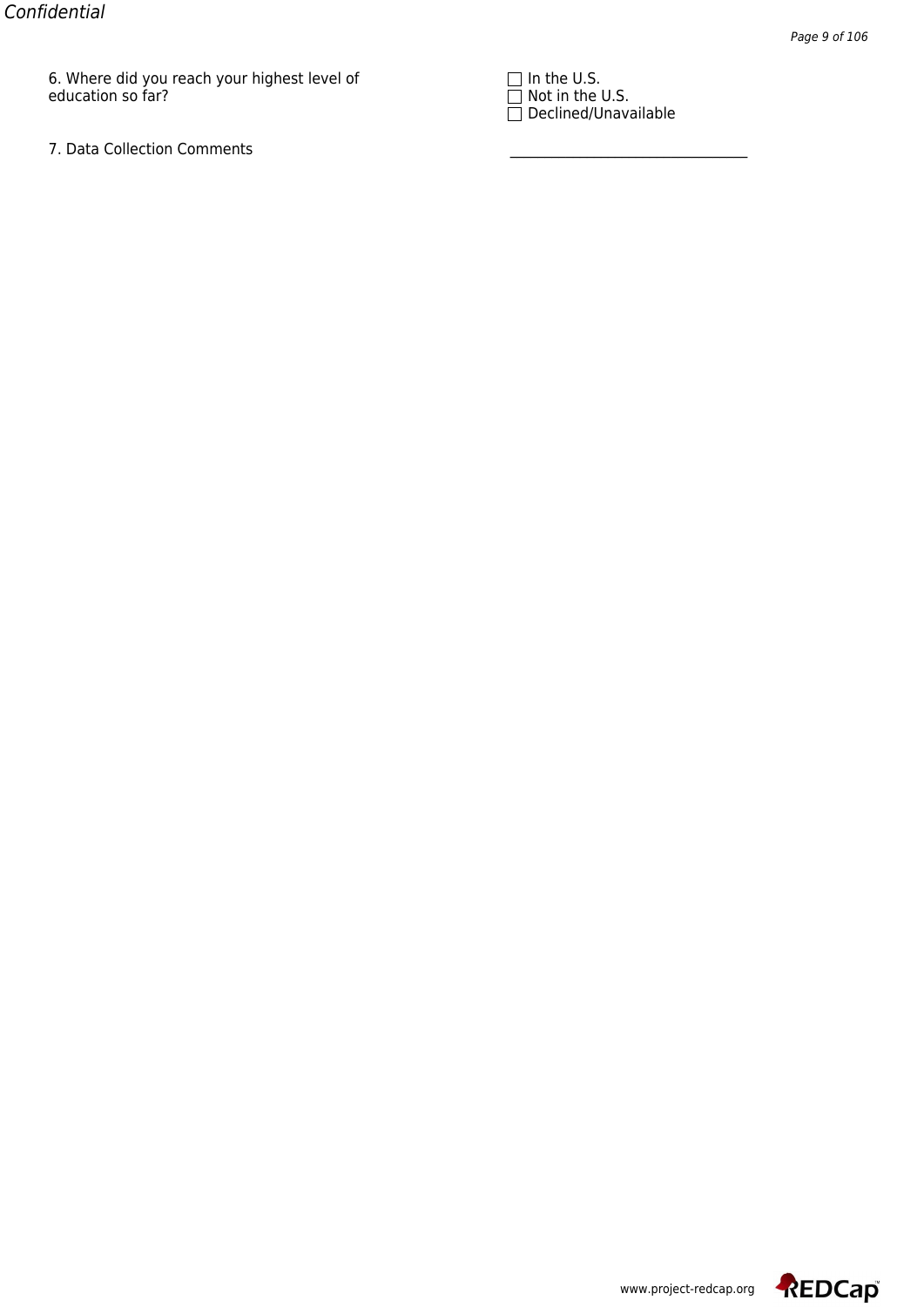6. Where did you reach your highest level of education so far?

- ☐ In the U.S.
- ☐ Not in the U.S.
- ☐ Declined/Unavailable

7. Data Collection Comments

\_\_\_\_\_\_\_\_\_\_\_\_\_\_\_\_\_\_\_\_\_\_\_\_\_\_\_\_\_\_\_\_\_\_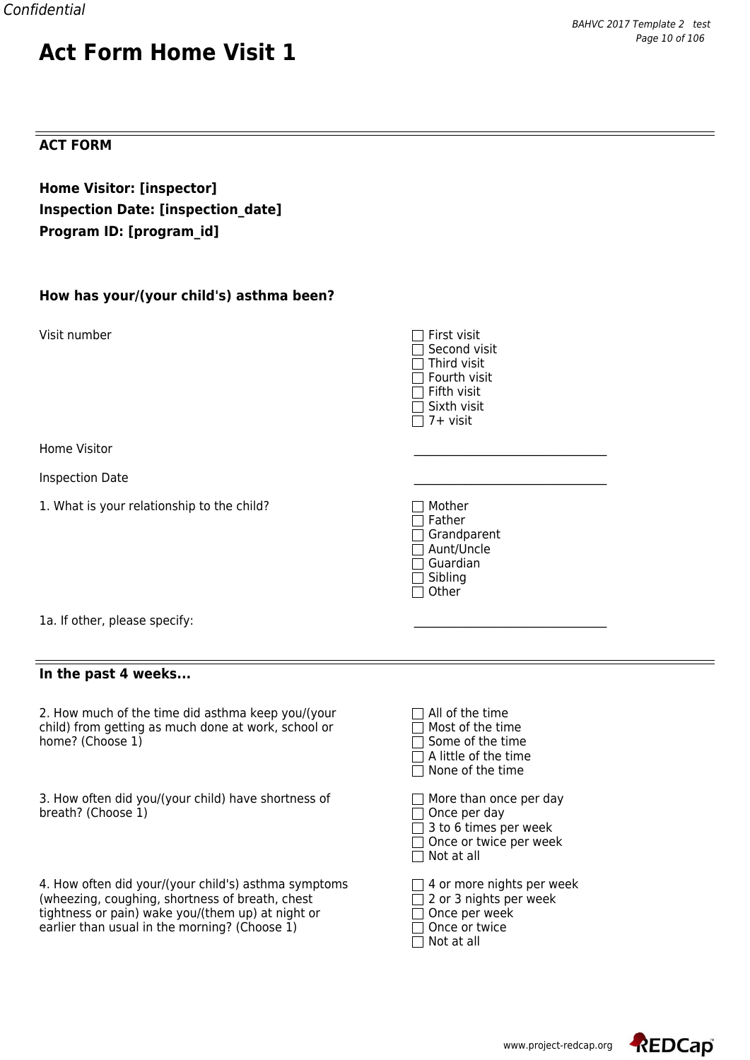# Act Form Home Visit 1

## ACT FORM

**Home Visitor: [inspector]**
**Inspection Date: [inspection_date]**
**Program ID: [program_id]**

### How has your/(your child's) asthma been?

Visit number
- ☐ First visit
- ☐ Second visit
- ☐ Third visit
- ☐ Fourth visit
- ☐ Fifth visit
- ☐ Sixth visit
- ☐ 7+ visit

Home Visitor ________________________________

Inspection Date ________________________________

1. What is your relationship to the child?
- ☐ Mother
- ☐ Father
- ☐ Grandparent
- ☐ Aunt/Uncle
- ☐ Guardian
- ☐ Sibling
- ☐ Other

1a. If other, please specify: ________________________________

## In the past 4 weeks...

2. How much of the time did asthma keep you/(your child) from getting as much done at work, school or home? (Choose 1)
- ☐ All of the time
- ☐ Most of the time
- ☐ Some of the time
- ☐ A little of the time
- ☐ None of the time

3. How often did you/(your child) have shortness of breath? (Choose 1)
- ☐ More than once per day
- ☐ Once per day
- ☐ 3 to 6 times per week
- ☐ Once or twice per week
- ☐ Not at all

4. How often did your/(your child's) asthma symptoms (wheezing, coughing, shortness of breath, chest tightness or pain) wake you/(them up) at night or earlier than usual in the morning? (Choose 1)
- ☐ 4 or more nights per week
- ☐ 2 or 3 nights per week
- ☐ Once per week
- ☐ Once or twice
- ☐ Not at all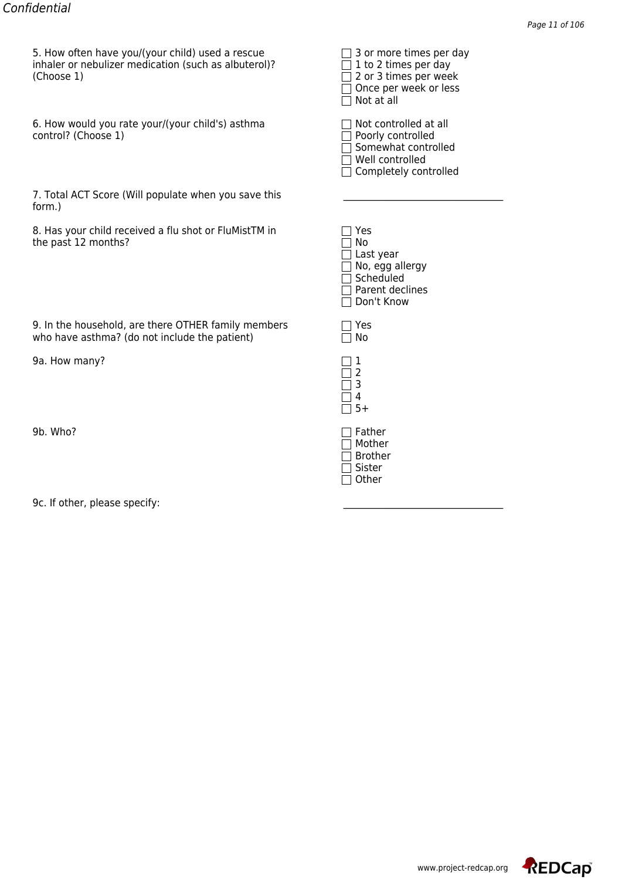5. How often have you/(your child) used a rescue inhaler or nebulizer medication (such as albuterol)? (Choose 1)

- ☐ 3 or more times per day
- ☐ 1 to 2 times per day
- ☐ 2 or 3 times per week
- ☐ Once per week or less
- ☐ Not at all

6. How would you rate your/(your child's) asthma control? (Choose 1)

- ☐ Not controlled at all
- ☐ Poorly controlled
- ☐ Somewhat controlled
- ☐ Well controlled
- ☐ Completely controlled

7. Total ACT Score (Will populate when you save this form.)

\_\_\_\_\_\_\_\_\_\_\_\_\_\_\_\_\_\_\_\_\_\_\_\_\_\_\_\_\_\_\_\_\_\_

8. Has your child received a flu shot or FluMistTM in the past 12 months?

- ☐ Yes
- ☐ No
- ☐ Last year
- ☐ No, egg allergy
- ☐ Scheduled
- ☐ Parent declines
- ☐ Don't Know

9. In the household, are there OTHER family members who have asthma? (do not include the patient)

- ☐ Yes
- ☐ No

9a. How many?

- ☐ 1
- ☐ 2
- ☐ 3
- ☐ 4
- ☐ 5+

9b. Who?

- ☐ Father
- ☐ Mother
- ☐ Brother
- ☐ Sister
- ☐ Other

9c. If other, please specify:

\_\_\_\_\_\_\_\_\_\_\_\_\_\_\_\_\_\_\_\_\_\_\_\_\_\_\_\_\_\_\_\_\_\_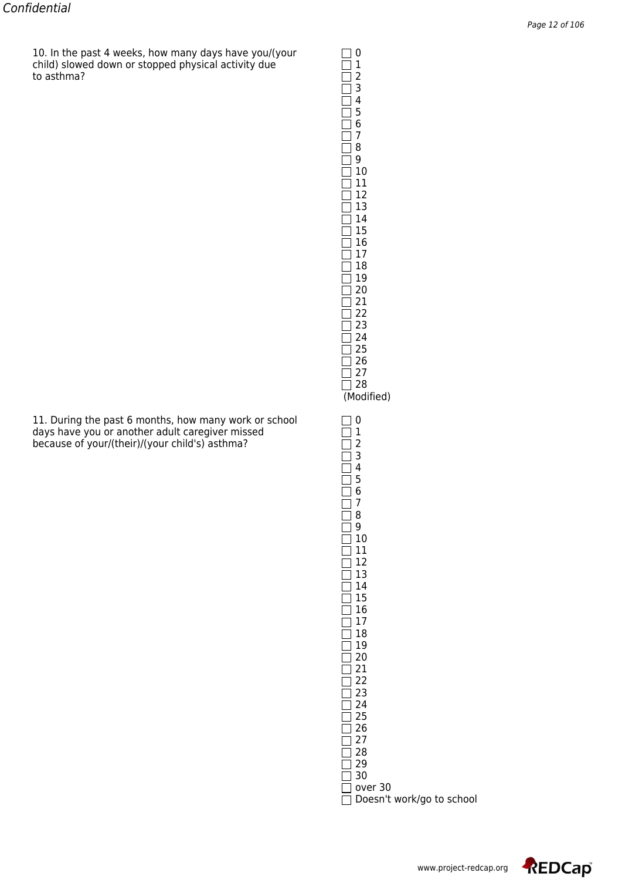10. In the past 4 weeks, how many days have you/(your child) slowed down or stopped physical activity due to asthma?

- ☐ 0
- ☐ 1
- ☐ 2
- ☐ 3
- ☐ 4
- ☐ 5
- ☐ 6
- ☐ 7
- ☐ 8
- ☐ 9
- ☐ 10
- ☐ 11
- ☐ 12
- ☐ 13
- ☐ 14
- ☐ 15
- ☐ 16
- ☐ 17
- ☐ 18
- ☐ 19
- ☐ 20
- ☐ 21
- ☐ 22
- ☐ 23
- ☐ 24
- ☐ 25
- ☐ 26
- ☐ 27
- ☐ 28

(Modified)

11. During the past 6 months, how many work or school days have you or another adult caregiver missed because of your/(their)/(your child's) asthma?

- ☐ 0
- ☐ 1
- ☐ 2
- ☐ 3
- ☐ 4
- ☐ 5
- ☐ 6
- ☐ 7
- ☐ 8
- ☐ 9
- ☐ 10
- ☐ 11
- ☐ 12
- ☐ 13
- ☐ 14
- ☐ 15
- ☐ 16
- ☐ 17
- ☐ 18
- ☐ 19
- ☐ 20
- ☐ 21
- ☐ 22
- ☐ 23
- ☐ 24
- ☐ 25
- ☐ 26
- ☐ 27
- ☐ 28
- ☐ 29
- ☐ 30
- ☐ over 30
- ☐ Doesn't work/go to school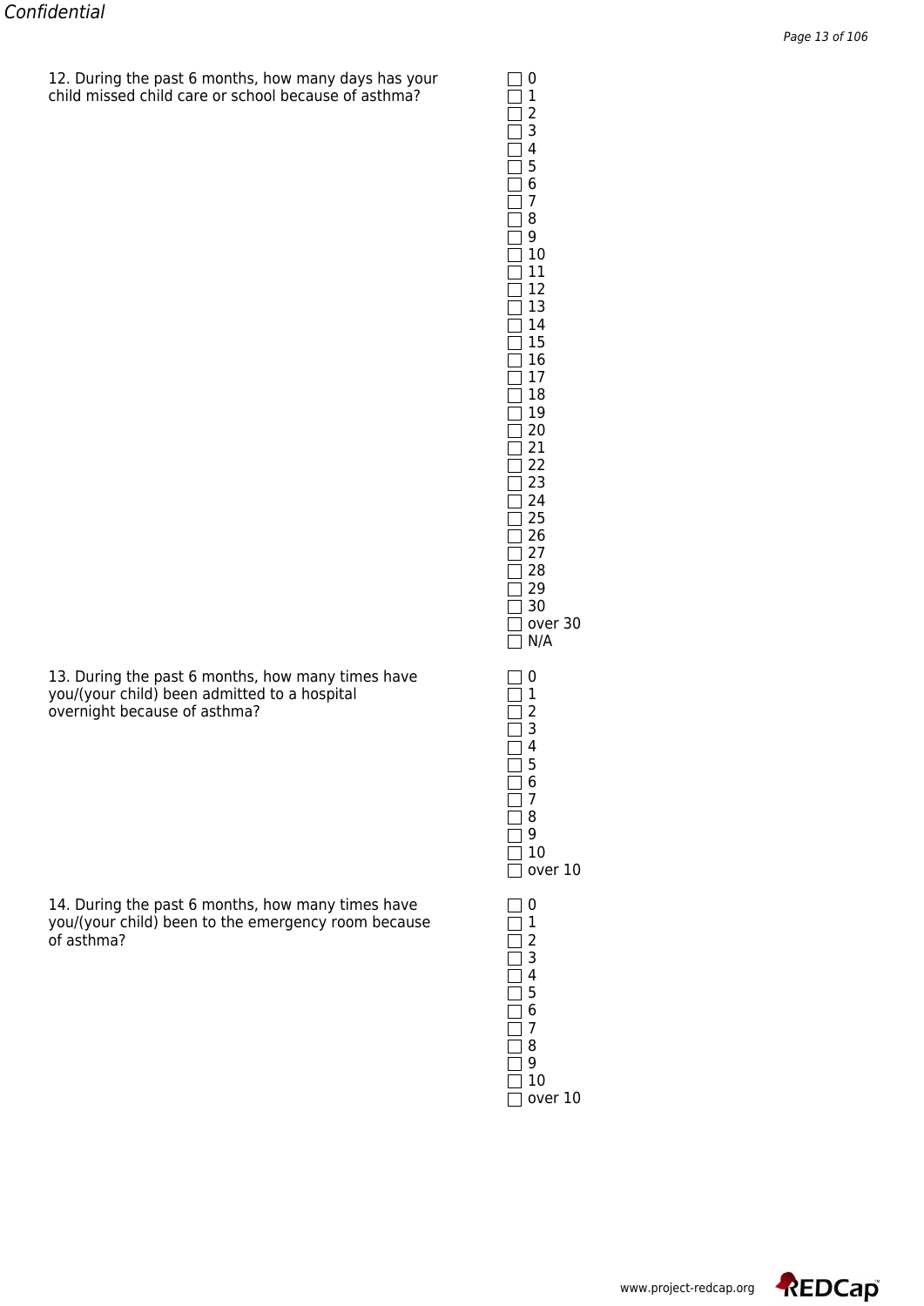12. During the past 6 months, how many days has your child missed child care or school because of asthma?

- ☐ 0
- ☐ 1
- ☐ 2
- ☐ 3
- ☐ 4
- ☐ 5
- ☐ 6
- ☐ 7
- ☐ 8
- ☐ 9
- ☐ 10
- ☐ 11
- ☐ 12
- ☐ 13
- ☐ 14
- ☐ 15
- ☐ 16
- ☐ 17
- ☐ 18
- ☐ 19
- ☐ 20
- ☐ 21
- ☐ 22
- ☐ 23
- ☐ 24
- ☐ 25
- ☐ 26
- ☐ 27
- ☐ 28
- ☐ 29
- ☐ 30
- ☐ over 30
- ☐ N/A

13. During the past 6 months, how many times have you/(your child) been admitted to a hospital overnight because of asthma?

- ☐ 0
- ☐ 1
- ☐ 2
- ☐ 3
- ☐ 4
- ☐ 5
- ☐ 6
- ☐ 7
- ☐ 8
- ☐ 9
- ☐ 10
- ☐ over 10

14. During the past 6 months, how many times have you/(your child) been to the emergency room because of asthma?

- ☐ 0
- ☐ 1
- ☐ 2
- ☐ 3
- ☐ 4
- ☐ 5
- ☐ 6
- ☐ 7
- ☐ 8
- ☐ 9
- ☐ 10
- ☐ over 10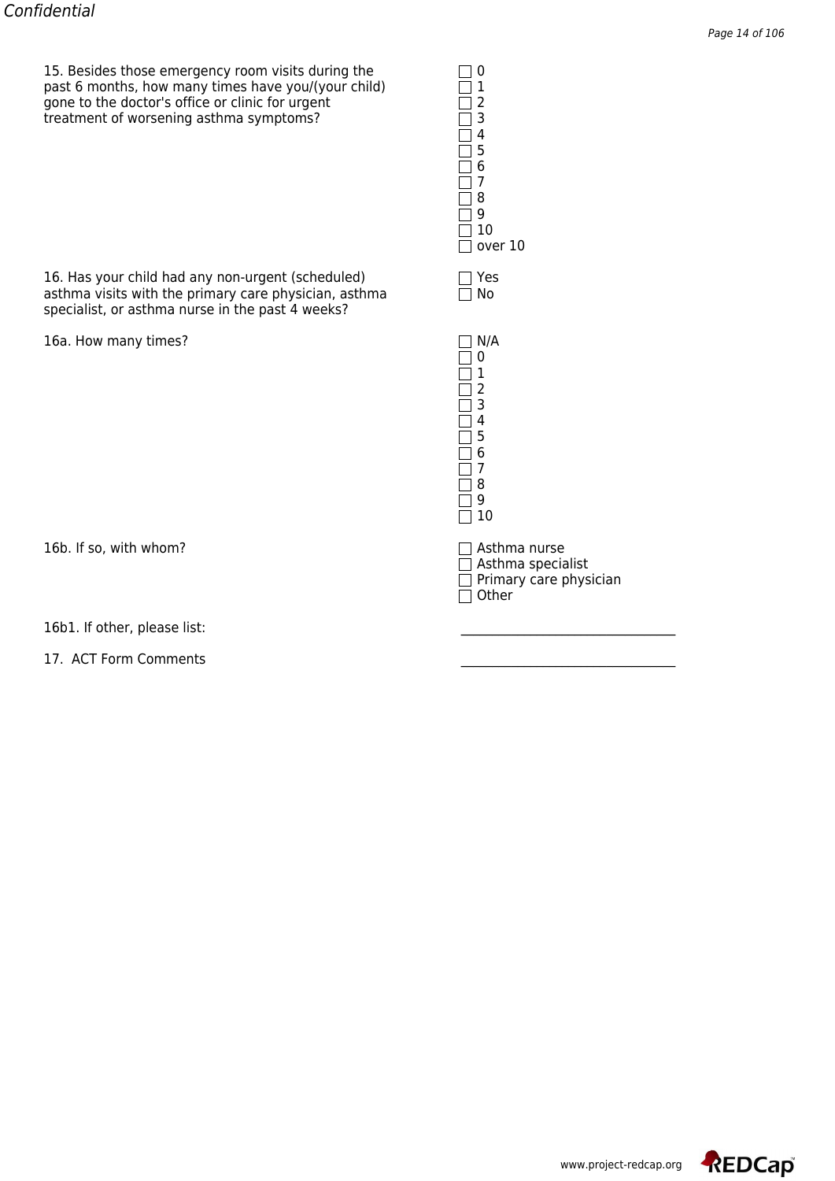15. Besides those emergency room visits during the past 6 months, how many times have you/(your child) gone to the doctor's office or clinic for urgent treatment of worsening asthma symptoms?

- ☐ 0
- ☐ 1
- ☐ 2
- ☐ 3
- ☐ 4
- ☐ 5
- ☐ 6
- ☐ 7
- ☐ 8
- ☐ 9
- ☐ 10
- ☐ over 10

16. Has your child had any non-urgent (scheduled) asthma visits with the primary care physician, asthma specialist, or asthma nurse in the past 4 weeks?

- ☐ Yes
- ☐ No

16a. How many times?

- ☐ N/A
- ☐ 0
- ☐ 1
- ☐ 2
- ☐ 3
- ☐ 4
- ☐ 5
- ☐ 6
- ☐ 7
- ☐ 8
- ☐ 9
- ☐ 10

16b. If so, with whom?

- ☐ Asthma nurse
- ☐ Asthma specialist
- ☐ Primary care physician
- ☐ Other

16b1. If other, please list: ______________________________

17. ACT Form Comments ______________________________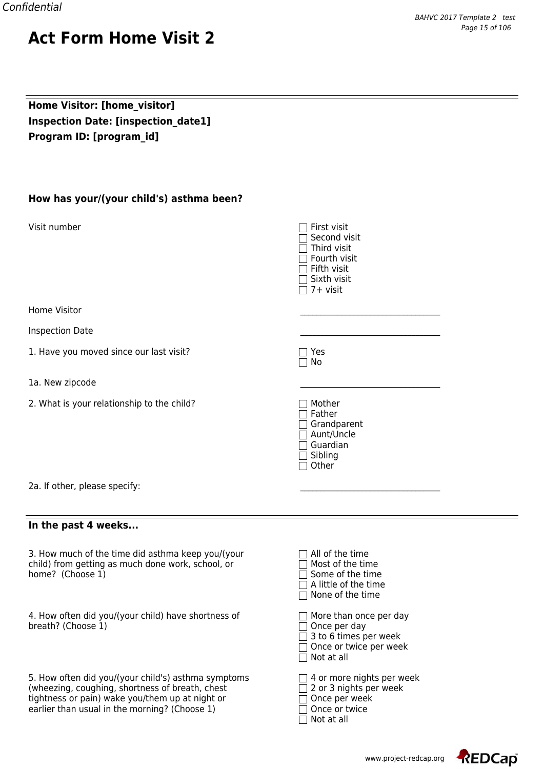# Act Form Home Visit 2

**Home Visitor: [home_visitor]**
**Inspection Date: [inspection_date1]**
**Program ID: [program_id]**

---

### How has your/(your child's) asthma been?

Visit number
- ☐ First visit
- ☐ Second visit
- ☐ Third visit
- ☐ Fourth visit
- ☐ Fifth visit
- ☐ Sixth visit
- ☐ 7+ visit

Home Visitor ________________________________

Inspection Date ________________________________

1. Have you moved since our last visit?
- ☐ Yes
- ☐ No

1a. New zipcode ________________________________

2. What is your relationship to the child?
- ☐ Mother
- ☐ Father
- ☐ Grandparent
- ☐ Aunt/Uncle
- ☐ Guardian
- ☐ Sibling
- ☐ Other

2a. If other, please specify: ________________________________

---

### In the past 4 weeks...

3. How much of the time did asthma keep you/(your child) from getting as much done work, school, or home? (Choose 1)
- ☐ All of the time
- ☐ Most of the time
- ☐ Some of the time
- ☐ A little of the time
- ☐ None of the time

4. How often did you/(your child) have shortness of breath? (Choose 1)
- ☐ More than once per day
- ☐ Once per day
- ☐ 3 to 6 times per week
- ☐ Once or twice per week
- ☐ Not at all

5. How often did you/(your child's) asthma symptoms (wheezing, coughing, shortness of breath, chest tightness or pain) wake you/them up at night or earlier than usual in the morning? (Choose 1)
- ☐ 4 or more nights per week
- ☐ 2 or 3 nights per week
- ☐ Once per week
- ☐ Once or twice
- ☐ Not at all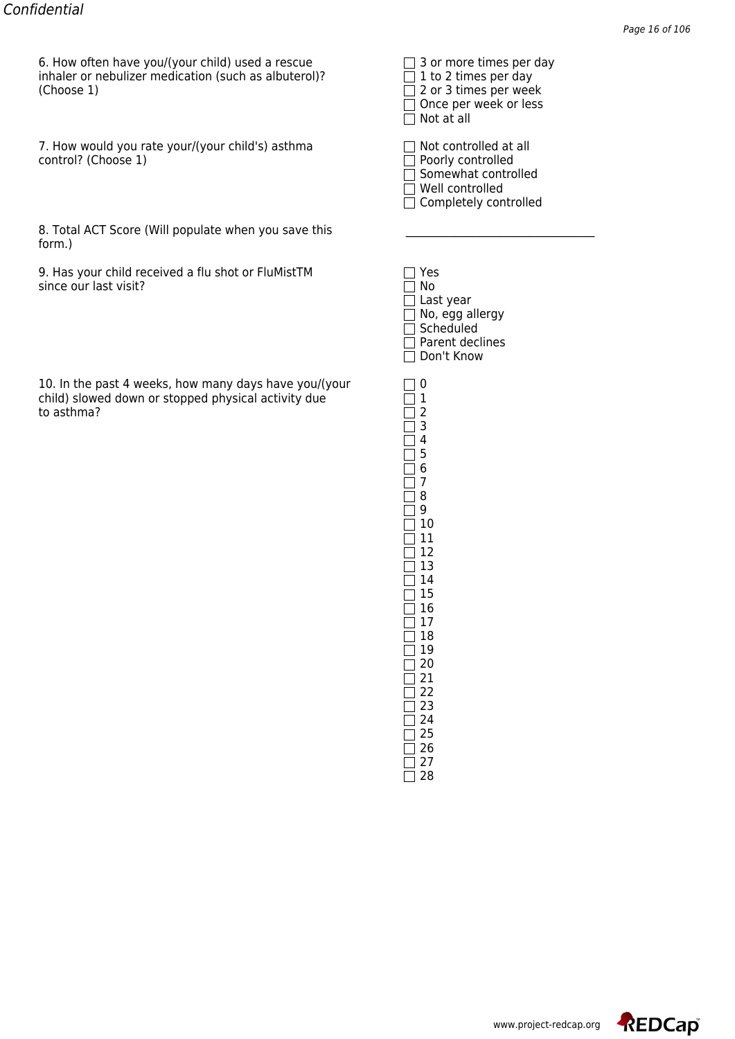6. How often have you/(your child) used a rescue inhaler or nebulizer medication (such as albuterol)? (Choose 1)

- ☐ 3 or more times per day
- ☐ 1 to 2 times per day
- ☐ 2 or 3 times per week
- ☐ Once per week or less
- ☐ Not at all

7. How would you rate your/(your child's) asthma control? (Choose 1)

- ☐ Not controlled at all
- ☐ Poorly controlled
- ☐ Somewhat controlled
- ☐ Well controlled
- ☐ Completely controlled

8. Total ACT Score (Will populate when you save this form.)

________________________________

9. Has your child received a flu shot or FluMistTM since our last visit?

- ☐ Yes
- ☐ No
- ☐ Last year
- ☐ No, egg allergy
- ☐ Scheduled
- ☐ Parent declines
- ☐ Don't Know

10. In the past 4 weeks, how many days have you/(your child) slowed down or stopped physical activity due to asthma?

- ☐ 0
- ☐ 1
- ☐ 2
- ☐ 3
- ☐ 4
- ☐ 5
- ☐ 6
- ☐ 7
- ☐ 8
- ☐ 9
- ☐ 10
- ☐ 11
- ☐ 12
- ☐ 13
- ☐ 14
- ☐ 15
- ☐ 16
- ☐ 17
- ☐ 18
- ☐ 19
- ☐ 20
- ☐ 21
- ☐ 22
- ☐ 23
- ☐ 24
- ☐ 25
- ☐ 26
- ☐ 27
- ☐ 28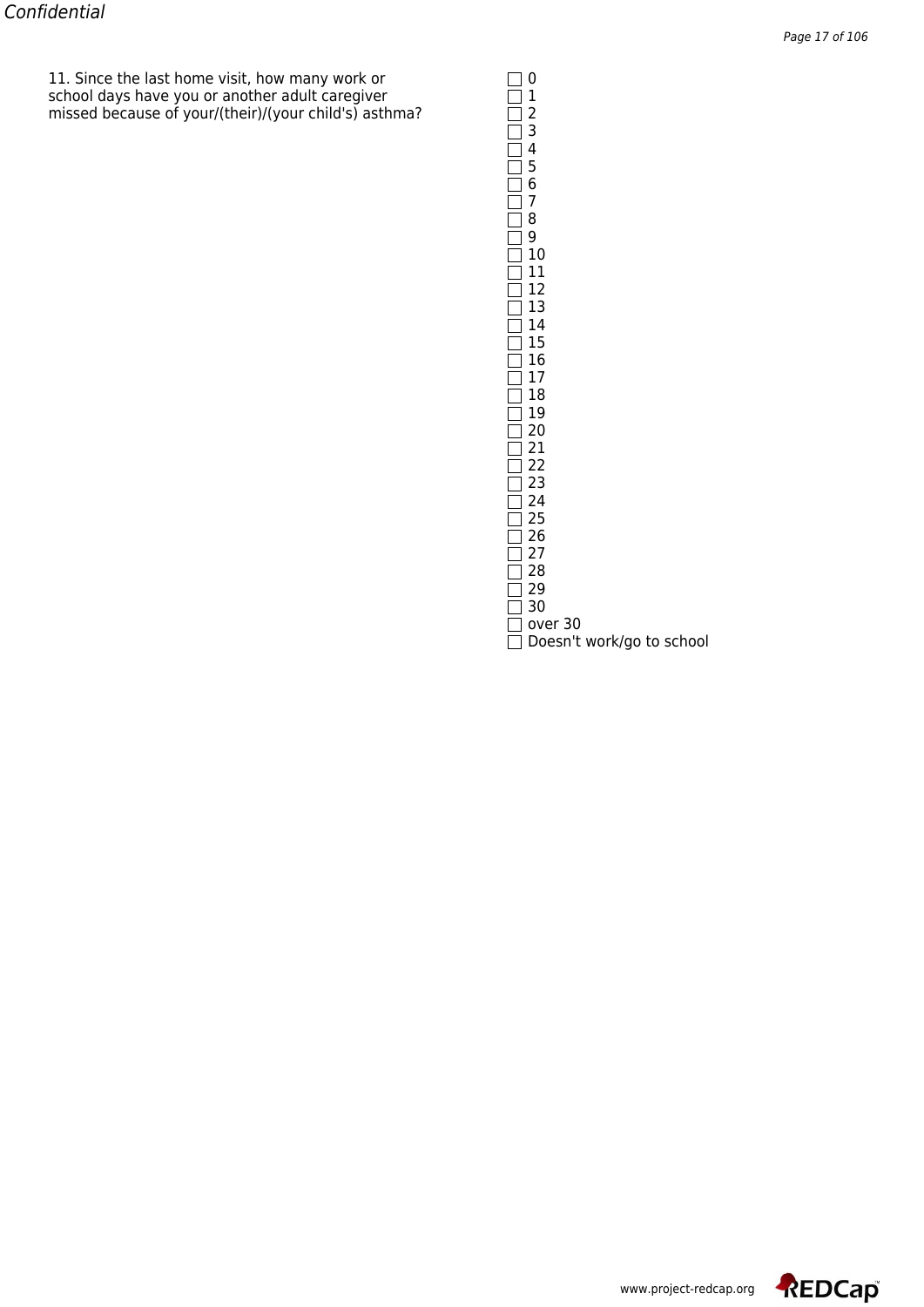11. Since the last home visit, how many work or school days have you or another adult caregiver missed because of your/(their)/(your child's) asthma?

- ☐ 0
- ☐ 1
- ☐ 2
- ☐ 3
- ☐ 4
- ☐ 5
- ☐ 6
- ☐ 7
- ☐ 8
- ☐ 9
- ☐ 10
- ☐ 11
- ☐ 12
- ☐ 13
- ☐ 14
- ☐ 15
- ☐ 16
- ☐ 17
- ☐ 18
- ☐ 19
- ☐ 20
- ☐ 21
- ☐ 22
- ☐ 23
- ☐ 24
- ☐ 25
- ☐ 26
- ☐ 27
- ☐ 28
- ☐ 29
- ☐ 30
- ☐ over 30
- ☐ Doesn't work/go to school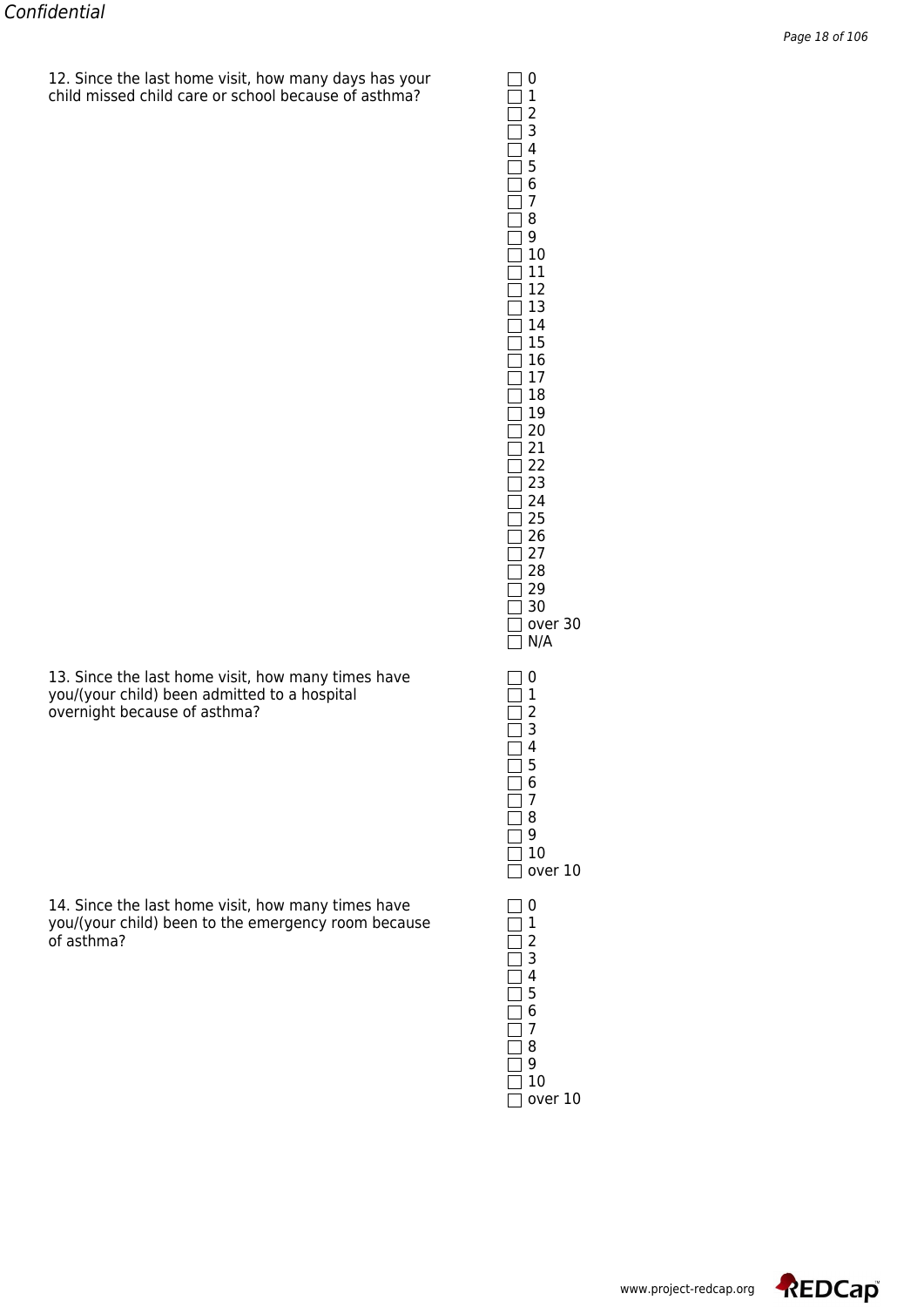12. Since the last home visit, how many days has your child missed child care or school because of asthma?

- ☐ 0
- ☐ 1
- ☐ 2
- ☐ 3
- ☐ 4
- ☐ 5
- ☐ 6
- ☐ 7
- ☐ 8
- ☐ 9
- ☐ 10
- ☐ 11
- ☐ 12
- ☐ 13
- ☐ 14
- ☐ 15
- ☐ 16
- ☐ 17
- ☐ 18
- ☐ 19
- ☐ 20
- ☐ 21
- ☐ 22
- ☐ 23
- ☐ 24
- ☐ 25
- ☐ 26
- ☐ 27
- ☐ 28
- ☐ 29
- ☐ 30
- ☐ over 30
- ☐ N/A

13. Since the last home visit, how many times have you/(your child) been admitted to a hospital overnight because of asthma?

- ☐ 0
- ☐ 1
- ☐ 2
- ☐ 3
- ☐ 4
- ☐ 5
- ☐ 6
- ☐ 7
- ☐ 8
- ☐ 9
- ☐ 10
- ☐ over 10

14. Since the last home visit, how many times have you/(your child) been to the emergency room because of asthma?

- ☐ 0
- ☐ 1
- ☐ 2
- ☐ 3
- ☐ 4
- ☐ 5
- ☐ 6
- ☐ 7
- ☐ 8
- ☐ 9
- ☐ 10
- ☐ over 10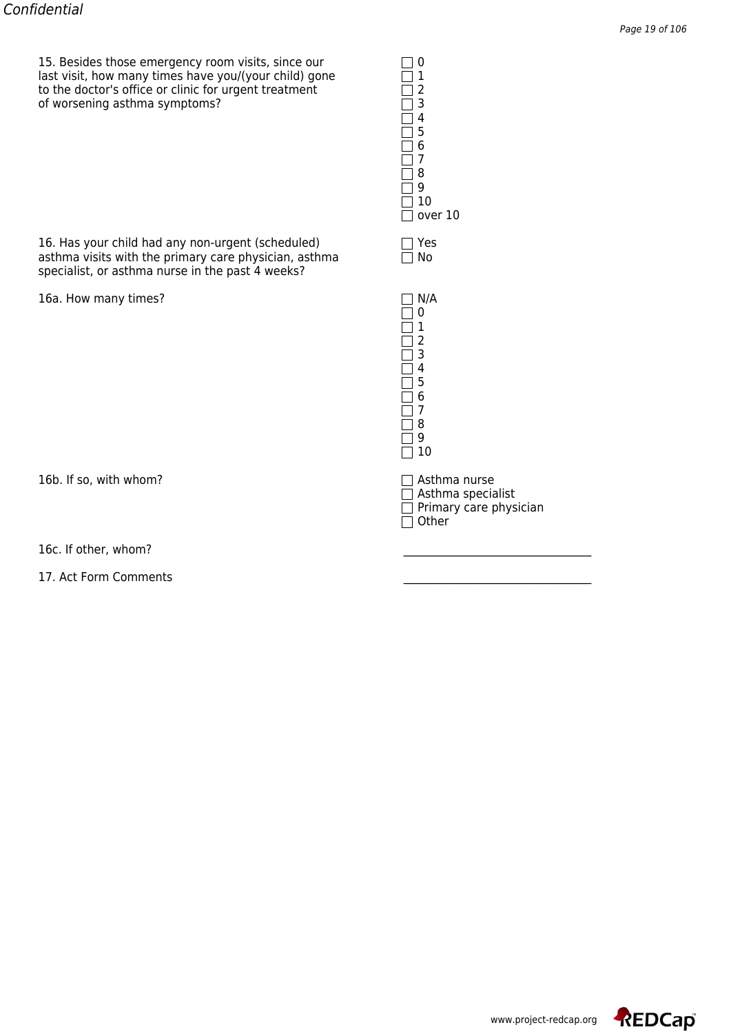15. Besides those emergency room visits, since our last visit, how many times have you/(your child) gone to the doctor's office or clinic for urgent treatment of worsening asthma symptoms?

- [ ] 0
- [ ] 1
- [ ] 2
- [ ] 3
- [ ] 4
- [ ] 5
- [ ] 6
- [ ] 7
- [ ] 8
- [ ] 9
- [ ] 10
- [ ] over 10

16. Has your child had any non-urgent (scheduled) asthma visits with the primary care physician, asthma specialist, or asthma nurse in the past 4 weeks?

- [ ] Yes
- [ ] No

16a. How many times?

- [ ] N/A
- [ ] 0
- [ ] 1
- [ ] 2
- [ ] 3
- [ ] 4
- [ ] 5
- [ ] 6
- [ ] 7
- [ ] 8
- [ ] 9
- [ ] 10

16b. If so, with whom?

- [ ] Asthma nurse
- [ ] Asthma specialist
- [ ] Primary care physician
- [ ] Other

16c. If other, whom? ______________________________

17. Act Form Comments ______________________________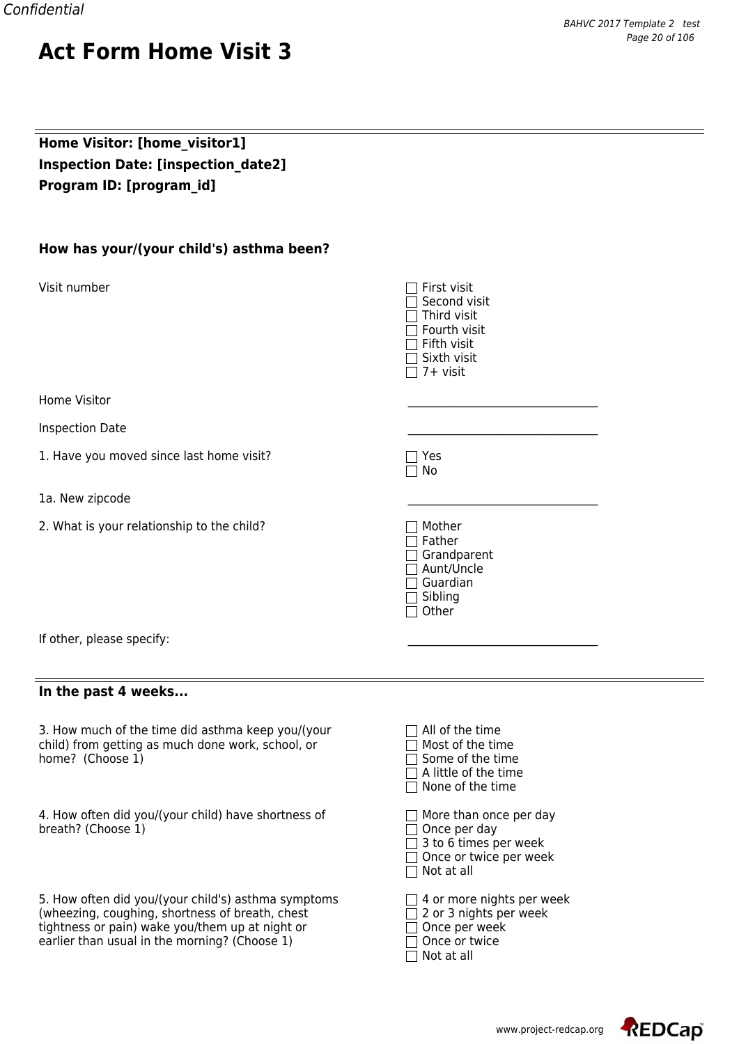# Act Form Home Visit 3

**Home Visitor: [home_visitor1]**
**Inspection Date: [inspection_date2]**
**Program ID: [program_id]**

## How has your/(your child's) asthma been?

Visit number
- ☐ First visit
- ☐ Second visit
- ☐ Third visit
- ☐ Fourth visit
- ☐ Fifth visit
- ☐ Sixth visit
- ☐ 7+ visit

Home Visitor ______________________________

Inspection Date ______________________________

1. Have you moved since last home visit?
- ☐ Yes
- ☐ No

1a. New zipcode ______________________________

2. What is your relationship to the child?
- ☐ Mother
- ☐ Father
- ☐ Grandparent
- ☐ Aunt/Uncle
- ☐ Guardian
- ☐ Sibling
- ☐ Other

If other, please specify: ______________________________

## In the past 4 weeks...

3. How much of the time did asthma keep you/(your child) from getting as much done work, school, or home? (Choose 1)
- ☐ All of the time
- ☐ Most of the time
- ☐ Some of the time
- ☐ A little of the time
- ☐ None of the time

4. How often did you/(your child) have shortness of breath? (Choose 1)
- ☐ More than once per day
- ☐ Once per day
- ☐ 3 to 6 times per week
- ☐ Once or twice per week
- ☐ Not at all

5. How often did you/(your child's) asthma symptoms (wheezing, coughing, shortness of breath, chest tightness or pain) wake you/them up at night or earlier than usual in the morning? (Choose 1)
- ☐ 4 or more nights per week
- ☐ 2 or 3 nights per week
- ☐ Once per week
- ☐ Once or twice
- ☐ Not at all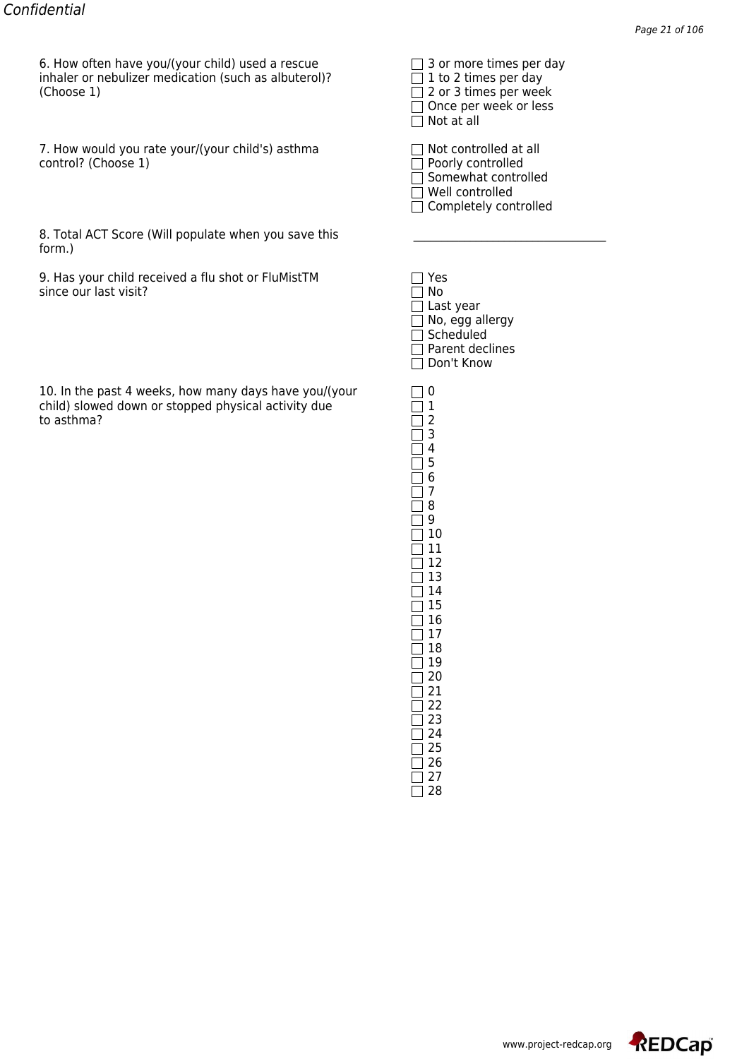6. How often have you/(your child) used a rescue inhaler or nebulizer medication (such as albuterol)? (Choose 1)

- [ ] 3 or more times per day
- [ ] 1 to 2 times per day
- [ ] 2 or 3 times per week
- [ ] Once per week or less
- [ ] Not at all

7. How would you rate your/(your child's) asthma control? (Choose 1)

- [ ] Not controlled at all
- [ ] Poorly controlled
- [ ] Somewhat controlled
- [ ] Well controlled
- [ ] Completely controlled

8. Total ACT Score (Will populate when you save this form.)

________________________________

9. Has your child received a flu shot or FluMistTM since our last visit?

- [ ] Yes
- [ ] No
- [ ] Last year
- [ ] No, egg allergy
- [ ] Scheduled
- [ ] Parent declines
- [ ] Don't Know

10. In the past 4 weeks, how many days have you/(your child) slowed down or stopped physical activity due to asthma?

- [ ] 0
- [ ] 1
- [ ] 2
- [ ] 3
- [ ] 4
- [ ] 5
- [ ] 6
- [ ] 7
- [ ] 8
- [ ] 9
- [ ] 10
- [ ] 11
- [ ] 12
- [ ] 13
- [ ] 14
- [ ] 15
- [ ] 16
- [ ] 17
- [ ] 18
- [ ] 19
- [ ] 20
- [ ] 21
- [ ] 22
- [ ] 23
- [ ] 24
- [ ] 25
- [ ] 26
- [ ] 27
- [ ] 28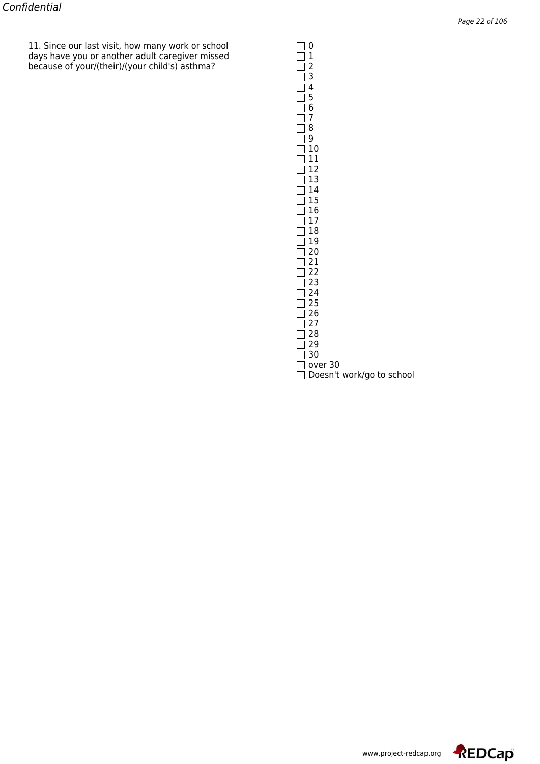11. Since our last visit, how many work or school days have you or another adult caregiver missed because of your/(their)/(your child's) asthma?

- [ ] 0
- [ ] 1
- [ ] 2
- [ ] 3
- [ ] 4
- [ ] 5
- [ ] 6
- [ ] 7
- [ ] 8
- [ ] 9
- [ ] 10
- [ ] 11
- [ ] 12
- [ ] 13
- [ ] 14
- [ ] 15
- [ ] 16
- [ ] 17
- [ ] 18
- [ ] 19
- [ ] 20
- [ ] 21
- [ ] 22
- [ ] 23
- [ ] 24
- [ ] 25
- [ ] 26
- [ ] 27
- [ ] 28
- [ ] 29
- [ ] 30
- [ ] over 30
- [ ] Doesn't work/go to school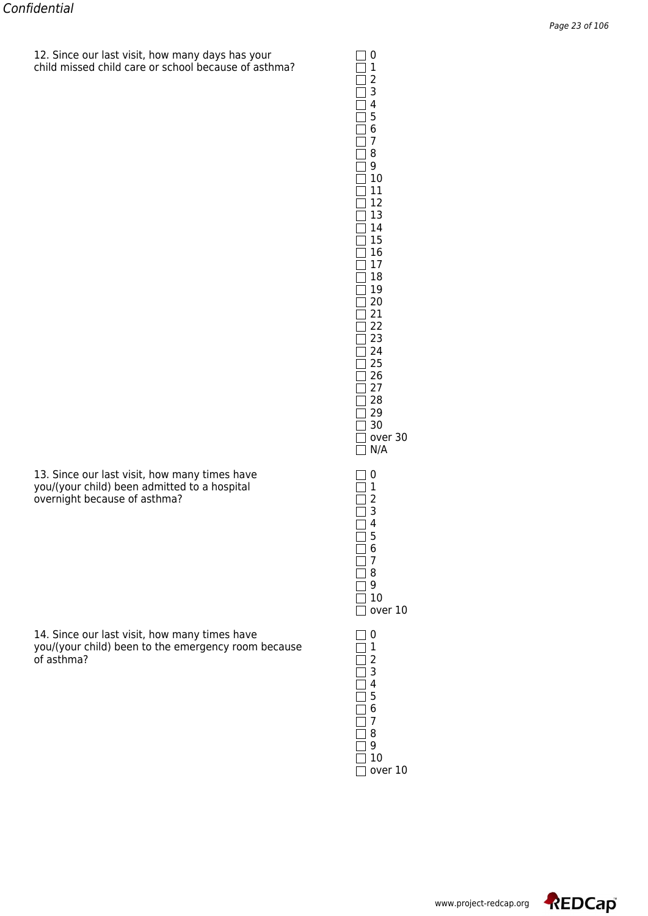12. Since our last visit, how many days has your child missed child care or school because of asthma?

- [ ] 0
- [ ] 1
- [ ] 2
- [ ] 3
- [ ] 4
- [ ] 5
- [ ] 6
- [ ] 7
- [ ] 8
- [ ] 9
- [ ] 10
- [ ] 11
- [ ] 12
- [ ] 13
- [ ] 14
- [ ] 15
- [ ] 16
- [ ] 17
- [ ] 18
- [ ] 19
- [ ] 20
- [ ] 21
- [ ] 22
- [ ] 23
- [ ] 24
- [ ] 25
- [ ] 26
- [ ] 27
- [ ] 28
- [ ] 29
- [ ] 30
- [ ] over 30
- [ ] N/A

13. Since our last visit, how many times have you/(your child) been admitted to a hospital overnight because of asthma?

- [ ] 0
- [ ] 1
- [ ] 2
- [ ] 3
- [ ] 4
- [ ] 5
- [ ] 6
- [ ] 7
- [ ] 8
- [ ] 9
- [ ] 10
- [ ] over 10

14. Since our last visit, how many times have you/(your child) been to the emergency room because of asthma?

- [ ] 0
- [ ] 1
- [ ] 2
- [ ] 3
- [ ] 4
- [ ] 5
- [ ] 6
- [ ] 7
- [ ] 8
- [ ] 9
- [ ] 10
- [ ] over 10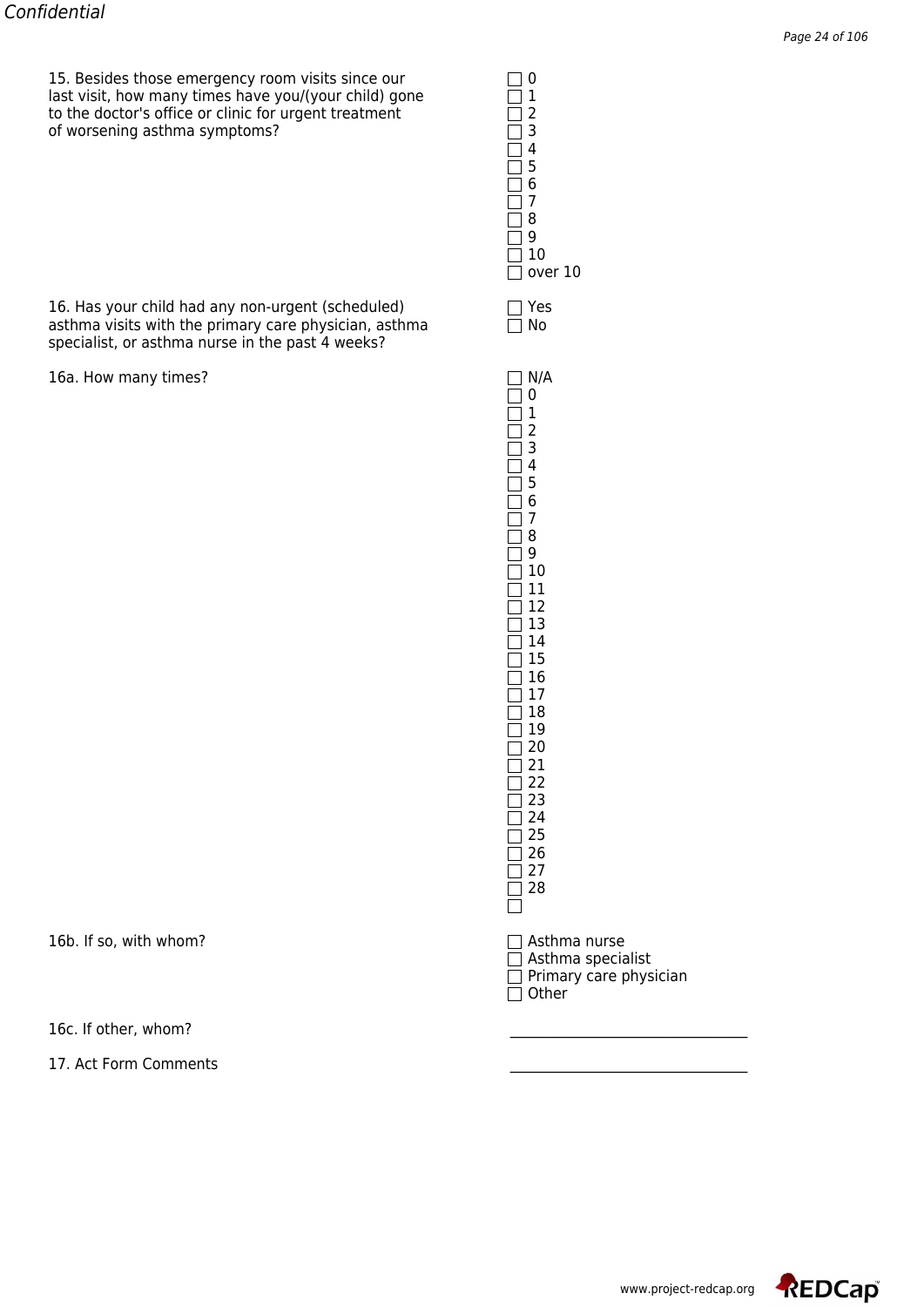15. Besides those emergency room visits since our last visit, how many times have you/(your child) gone to the doctor's office or clinic for urgent treatment of worsening asthma symptoms?

- [ ] 0
- [ ] 1
- [ ] 2
- [ ] 3
- [ ] 4
- [ ] 5
- [ ] 6
- [ ] 7
- [ ] 8
- [ ] 9
- [ ] 10
- [ ] over 10

16. Has your child had any non-urgent (scheduled) asthma visits with the primary care physician, asthma specialist, or asthma nurse in the past 4 weeks?

- [ ] Yes
- [ ] No

16a. How many times?

- [ ] N/A
- [ ] 0
- [ ] 1
- [ ] 2
- [ ] 3
- [ ] 4
- [ ] 5
- [ ] 6
- [ ] 7
- [ ] 8
- [ ] 9
- [ ] 10
- [ ] 11
- [ ] 12
- [ ] 13
- [ ] 14
- [ ] 15
- [ ] 16
- [ ] 17
- [ ] 18
- [ ] 19
- [ ] 20
- [ ] 21
- [ ] 22
- [ ] 23
- [ ] 24
- [ ] 25
- [ ] 26
- [ ] 27
- [ ] 28
- [ ] 

16b. If so, with whom?

- [ ] Asthma nurse
- [ ] Asthma specialist
- [ ] Primary care physician
- [ ] Other

16c. If other, whom? ________________________________

17. Act Form Comments ________________________________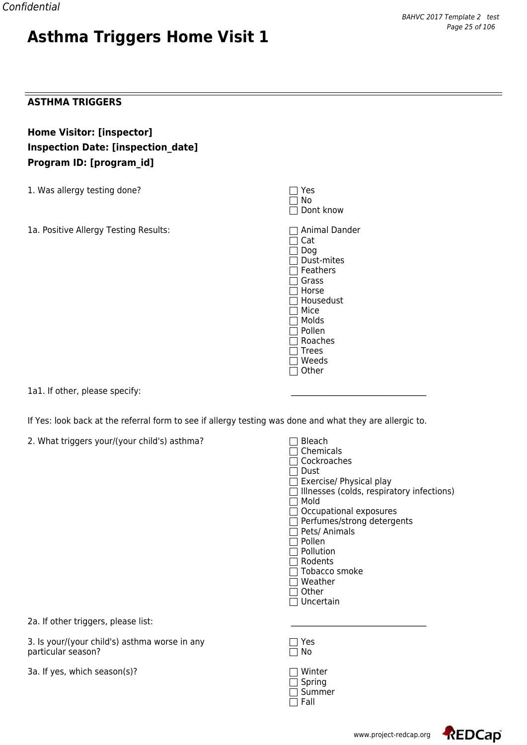# Asthma Triggers Home Visit 1

## ASTHMA TRIGGERS

**Home Visitor: [inspector]**
**Inspection Date: [inspection_date]**
**Program ID: [program_id]**

1. Was allergy testing done?
   - ☐ Yes
   - ☐ No
   - ☐ Dont know

1a. Positive Allergy Testing Results:
   - ☐ Animal Dander
   - ☐ Cat
   - ☐ Dog
   - ☐ Dust-mites
   - ☐ Feathers
   - ☐ Grass
   - ☐ Horse
   - ☐ Housedust
   - ☐ Mice
   - ☐ Molds
   - ☐ Pollen
   - ☐ Roaches
   - ☐ Trees
   - ☐ Weeds
   - ☐ Other

1a1. If other, please specify: ______________________________

If Yes: look back at the referral form to see if allergy testing was done and what they are allergic to.

2. What triggers your/(your child's) asthma?
   - ☐ Bleach
   - ☐ Chemicals
   - ☐ Cockroaches
   - ☐ Dust
   - ☐ Exercise/ Physical play
   - ☐ Illnesses (colds, respiratory infections)
   - ☐ Mold
   - ☐ Occupational exposures
   - ☐ Perfumes/strong detergents
   - ☐ Pets/ Animals
   - ☐ Pollen
   - ☐ Pollution
   - ☐ Rodents
   - ☐ Tobacco smoke
   - ☐ Weather
   - ☐ Other
   - ☐ Uncertain

2a. If other triggers, please list: ______________________________

3. Is your/(your child's) asthma worse in any particular season?
   - ☐ Yes
   - ☐ No

3a. If yes, which season(s)?
   - ☐ Winter
   - ☐ Spring
   - ☐ Summer
   - ☐ Fall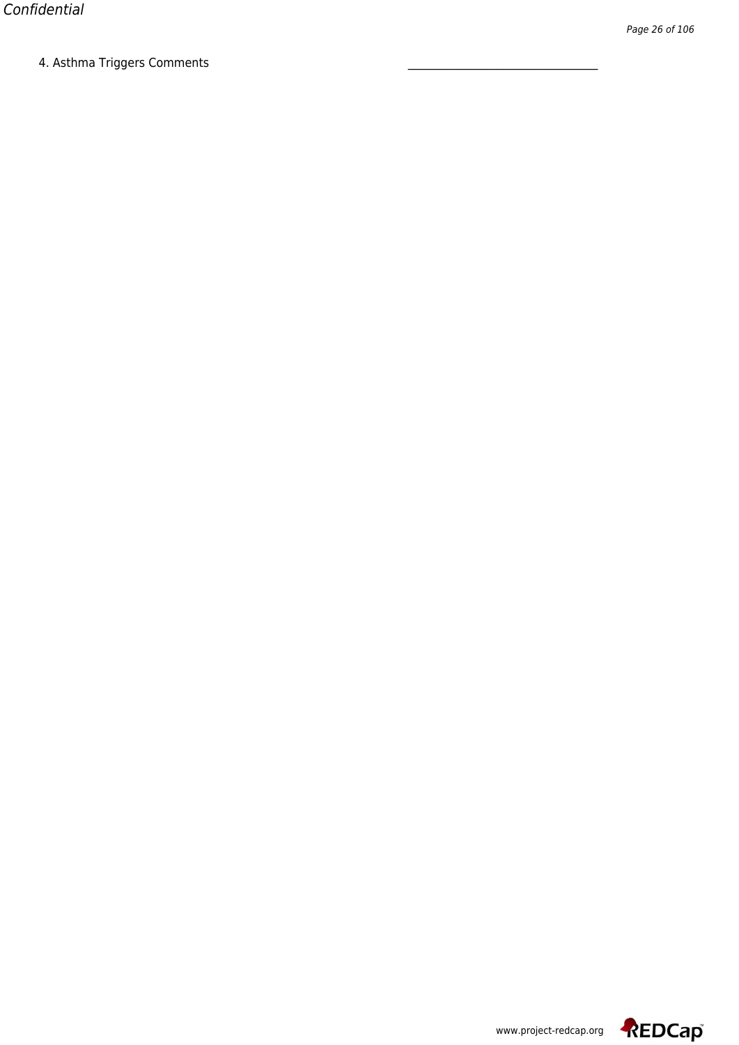4. Asthma Triggers Comments \_\_\_\_\_\_\_\_\_\_\_\_\_\_\_\_\_\_\_\_\_\_\_\_\_\_\_\_\_\_\_\_

4. Asthma Triggers Comments ________________________________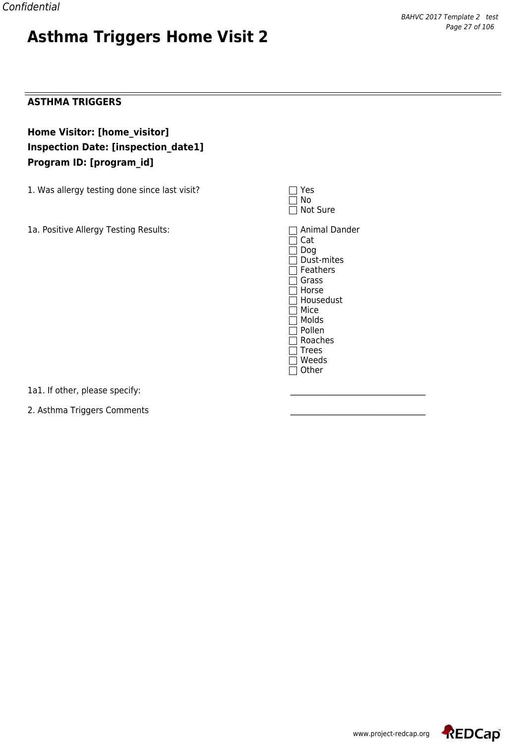# Asthma Triggers Home Visit 2

## ASTHMA TRIGGERS

**Home Visitor: [home_visitor]**
**Inspection Date: [inspection_date1]**
**Program ID: [program_id]**

1. Was allergy testing done since last visit?

- ☐ Yes
- ☐ No
- ☐ Not Sure

1a. Positive Allergy Testing Results:

- ☐ Animal Dander
- ☐ Cat
- ☐ Dog
- ☐ Dust-mites
- ☐ Feathers
- ☐ Grass
- ☐ Horse
- ☐ Housedust
- ☐ Mice
- ☐ Molds
- ☐ Pollen
- ☐ Roaches
- ☐ Trees
- ☐ Weeds
- ☐ Other

1a1. If other, please specify: ________________________________

2. Asthma Triggers Comments ________________________________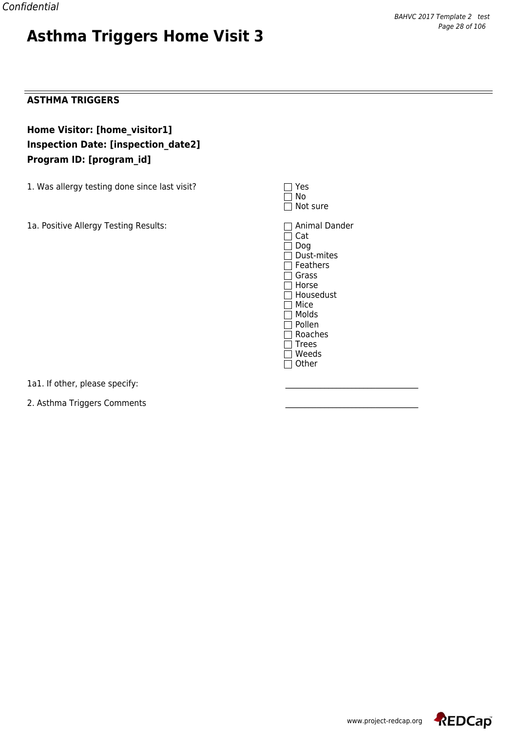# Asthma Triggers Home Visit 3

**ASTHMA TRIGGERS**

**Home Visitor: [home_visitor1]**
**Inspection Date: [inspection_date2]**
**Program ID: [program_id]**

1. Was allergy testing done since last visit?

- ☐ Yes
- ☐ No
- ☐ Not sure

1a. Positive Allergy Testing Results:

- ☐ Animal Dander
- ☐ Cat
- ☐ Dog
- ☐ Dust-mites
- ☐ Feathers
- ☐ Grass
- ☐ Horse
- ☐ Housedust
- ☐ Mice
- ☐ Molds
- ☐ Pollen
- ☐ Roaches
- ☐ Trees
- ☐ Weeds
- ☐ Other

1a1. If other, please specify: ________________________________

2. Asthma Triggers Comments ________________________________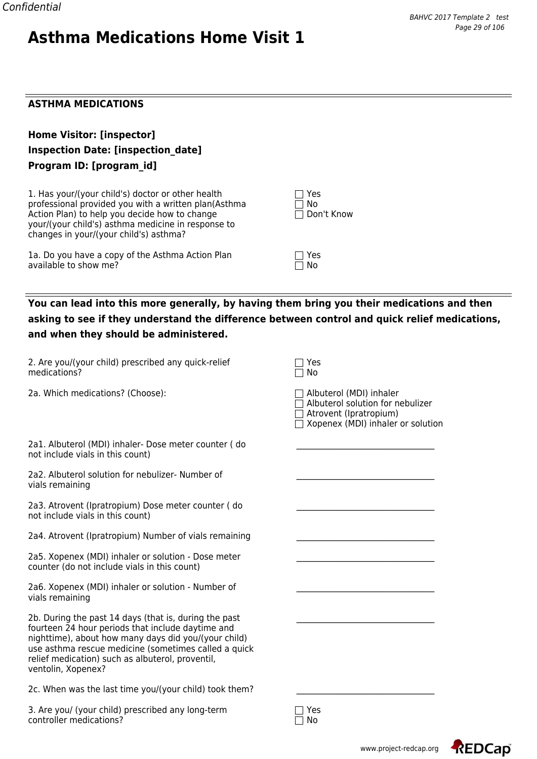# Asthma Medications Home Visit 1

## ASTHMA MEDICATIONS

**Home Visitor: [inspector]**
**Inspection Date: [inspection_date]**
**Program ID: [program_id]**

1. Has your/(your child's) doctor or other health professional provided you with a written plan(Asthma Action Plan) to help you decide how to change your/(your child's) asthma medicine in response to changes in your/(your child's) asthma?

- ☐ Yes
- ☐ No
- ☐ Don't Know

1a. Do you have a copy of the Asthma Action Plan available to show me?

- ☐ Yes
- ☐ No

---

**You can lead into this more generally, by having them bring you their medications and then asking to see if they understand the difference between control and quick relief medications, and when they should be administered.**

2. Are you/(your child) prescribed any quick-relief medications?

- ☐ Yes
- ☐ No

2a. Which medications? (Choose):

- ☐ Albuterol (MDI) inhaler
- ☐ Albuterol solution for nebulizer
- ☐ Atrovent (Ipratropium)
- ☐ Xopenex (MDI) inhaler or solution

2a1. Albuterol (MDI) inhaler- Dose meter counter ( do not include vials in this count) ________________________________

2a2. Albuterol solution for nebulizer- Number of vials remaining ________________________________

2a3. Atrovent (Ipratropium) Dose meter counter ( do not include vials in this count) ________________________________

2a4. Atrovent (Ipratropium) Number of vials remaining ________________________________

2a5. Xopenex (MDI) inhaler or solution - Dose meter counter (do not include vials in this count) ________________________________

2a6. Xopenex (MDI) inhaler or solution - Number of vials remaining ________________________________

2b. During the past 14 days (that is, during the past fourteen 24 hour periods that include daytime and nighttime), about how many days did you/(your child) use asthma rescue medicine (sometimes called a quick relief medication) such as albuterol, proventil, ventolin, Xopenex? ________________________________

2c. When was the last time you/(your child) took them? ________________________________

3. Are you/ (your child) prescribed any long-term controller medications?

- ☐ Yes
- ☐ No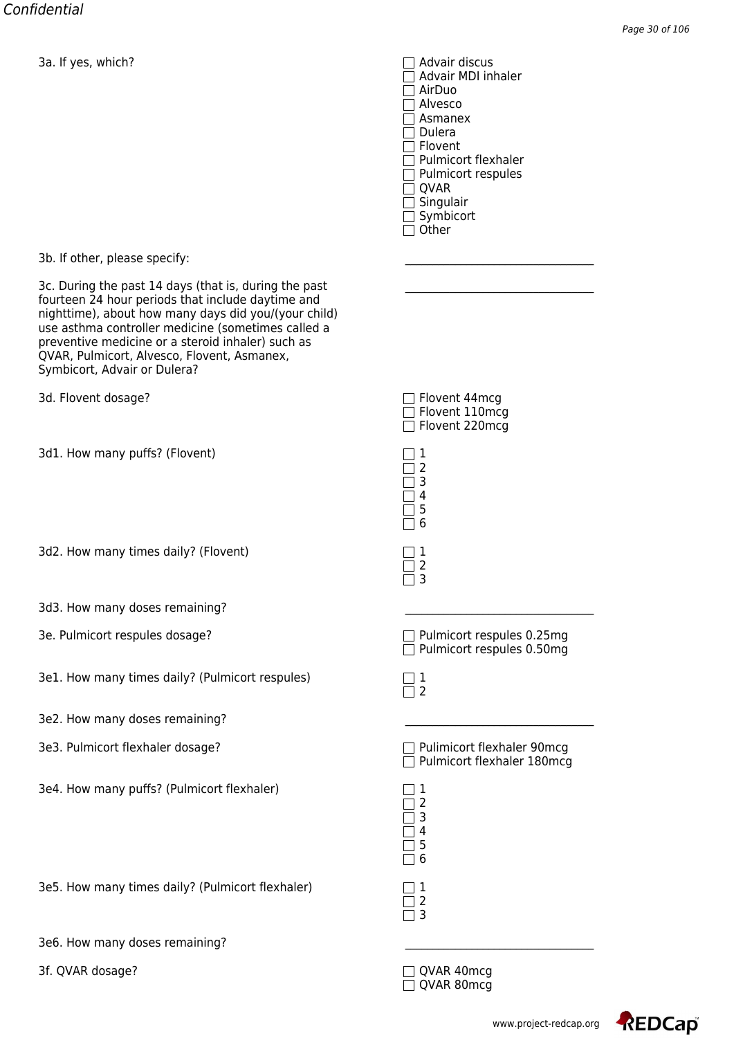3a. If yes, which?

- ☐ Advair discus
- ☐ Advair MDI inhaler
- ☐ AirDuo
- ☐ Alvesco
- ☐ Asmanex
- ☐ Dulera
- ☐ Flovent
- ☐ Pulmicort flexhaler
- ☐ Pulmicort respules
- ☐ QVAR
- ☐ Singulair
- ☐ Symbicort
- ☐ Other

3b. If other, please specify: \_\_\_\_\_\_\_\_\_\_\_\_\_\_\_\_\_\_\_\_\_\_\_\_\_\_\_\_\_\_

3c. During the past 14 days (that is, during the past fourteen 24 hour periods that include daytime and nighttime), about how many days did you/(your child) use asthma controller medicine (sometimes called a preventive medicine or a steroid inhaler) such as QVAR, Pulmicort, Alvesco, Flovent, Asmanex, Symbicort, Advair or Dulera? \_\_\_\_\_\_\_\_\_\_\_\_\_\_\_\_\_\_\_\_\_\_\_\_\_\_\_\_\_\_

3d. Flovent dosage?

- ☐ Flovent 44mcg
- ☐ Flovent 110mcg
- ☐ Flovent 220mcg

3d1. How many puffs? (Flovent)

- ☐ 1
- ☐ 2
- ☐ 3
- ☐ 4
- ☐ 5
- ☐ 6

3d2. How many times daily? (Flovent)

- ☐ 1
- ☐ 2
- ☐ 3

3d3. How many doses remaining? \_\_\_\_\_\_\_\_\_\_\_\_\_\_\_\_\_\_\_\_\_\_\_\_\_\_\_\_\_\_

3e. Pulmicort respules dosage?

- ☐ Pulmicort respules 0.25mg
- ☐ Pulmicort respules 0.50mg

3e1. How many times daily? (Pulmicort respules)

- ☐ 1
- ☐ 2

3e2. How many doses remaining? \_\_\_\_\_\_\_\_\_\_\_\_\_\_\_\_\_\_\_\_\_\_\_\_\_\_\_\_\_\_

3e3. Pulmicort flexhaler dosage?

- ☐ Pulimicort flexhaler 90mcg
- ☐ Pulmicort flexhaler 180mcg

3e4. How many puffs? (Pulmicort flexhaler)

- ☐ 1
- ☐ 2
- ☐ 3
- ☐ 4
- ☐ 5
- ☐ 6

3e5. How many times daily? (Pulmicort flexhaler)

- ☐ 1
- ☐ 2
- ☐ 3

3e6. How many doses remaining? \_\_\_\_\_\_\_\_\_\_\_\_\_\_\_\_\_\_\_\_\_\_\_\_\_\_\_\_\_\_

3f. QVAR dosage?

- ☐ QVAR 40mcg
- ☐ QVAR 80mcg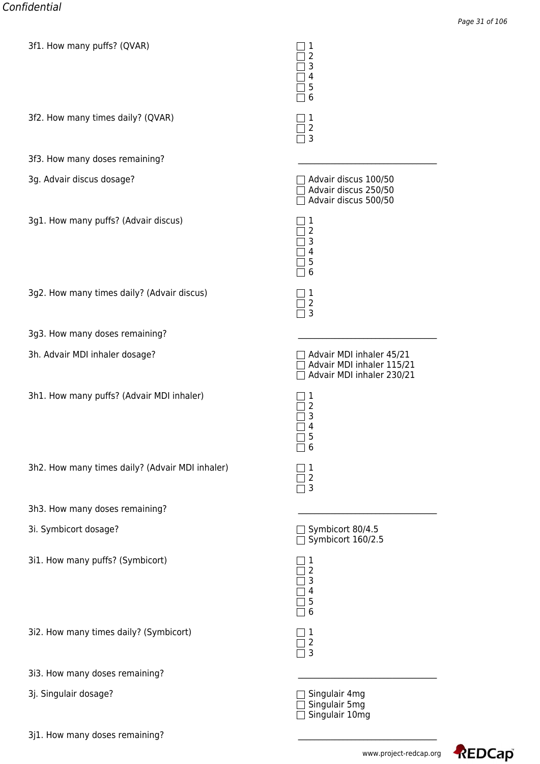3f1. How many puffs? (QVAR)

- [ ] 1
- [ ] 2
- [ ] 3
- [ ] 4
- [ ] 5
- [ ] 6

3f2. How many times daily? (QVAR)

- [ ] 1
- [ ] 2
- [ ] 3

3f3. How many doses remaining? \_\_\_\_\_\_\_\_\_\_\_\_\_\_\_\_\_\_\_\_\_\_\_\_\_\_\_\_\_\_\_\_\_\_

3g. Advair discus dosage?

- [ ] Advair discus 100/50
- [ ] Advair discus 250/50
- [ ] Advair discus 500/50

3g1. How many puffs? (Advair discus)

- [ ] 1
- [ ] 2
- [ ] 3
- [ ] 4
- [ ] 5
- [ ] 6

3g2. How many times daily? (Advair discus)

- [ ] 1
- [ ] 2
- [ ] 3

3g3. How many doses remaining? \_\_\_\_\_\_\_\_\_\_\_\_\_\_\_\_\_\_\_\_\_\_\_\_\_\_\_\_\_\_\_\_\_\_

3h. Advair MDI inhaler dosage?

- [ ] Advair MDI inhaler 45/21
- [ ] Advair MDI inhaler 115/21
- [ ] Advair MDI inhaler 230/21

3h1. How many puffs? (Advair MDI inhaler)

- [ ] 1
- [ ] 2
- [ ] 3
- [ ] 4
- [ ] 5
- [ ] 6

3h2. How many times daily? (Advair MDI inhaler)

- [ ] 1
- [ ] 2
- [ ] 3

3h3. How many doses remaining? \_\_\_\_\_\_\_\_\_\_\_\_\_\_\_\_\_\_\_\_\_\_\_\_\_\_\_\_\_\_\_\_\_\_

3i. Symbicort dosage?

- [ ] Symbicort 80/4.5
- [ ] Symbicort 160/2.5

3i1. How many puffs? (Symbicort)

- [ ] 1
- [ ] 2
- [ ] 3
- [ ] 4
- [ ] 5
- [ ] 6

3i2. How many times daily? (Symbicort)

- [ ] 1
- [ ] 2
- [ ] 3

3i3. How many doses remaining? \_\_\_\_\_\_\_\_\_\_\_\_\_\_\_\_\_\_\_\_\_\_\_\_\_\_\_\_\_\_\_\_\_\_

3j. Singulair dosage?

- [ ] Singulair 4mg
- [ ] Singulair 5mg
- [ ] Singulair 10mg

3j1. How many doses remaining? \_\_\_\_\_\_\_\_\_\_\_\_\_\_\_\_\_\_\_\_\_\_\_\_\_\_\_\_\_\_\_\_\_\_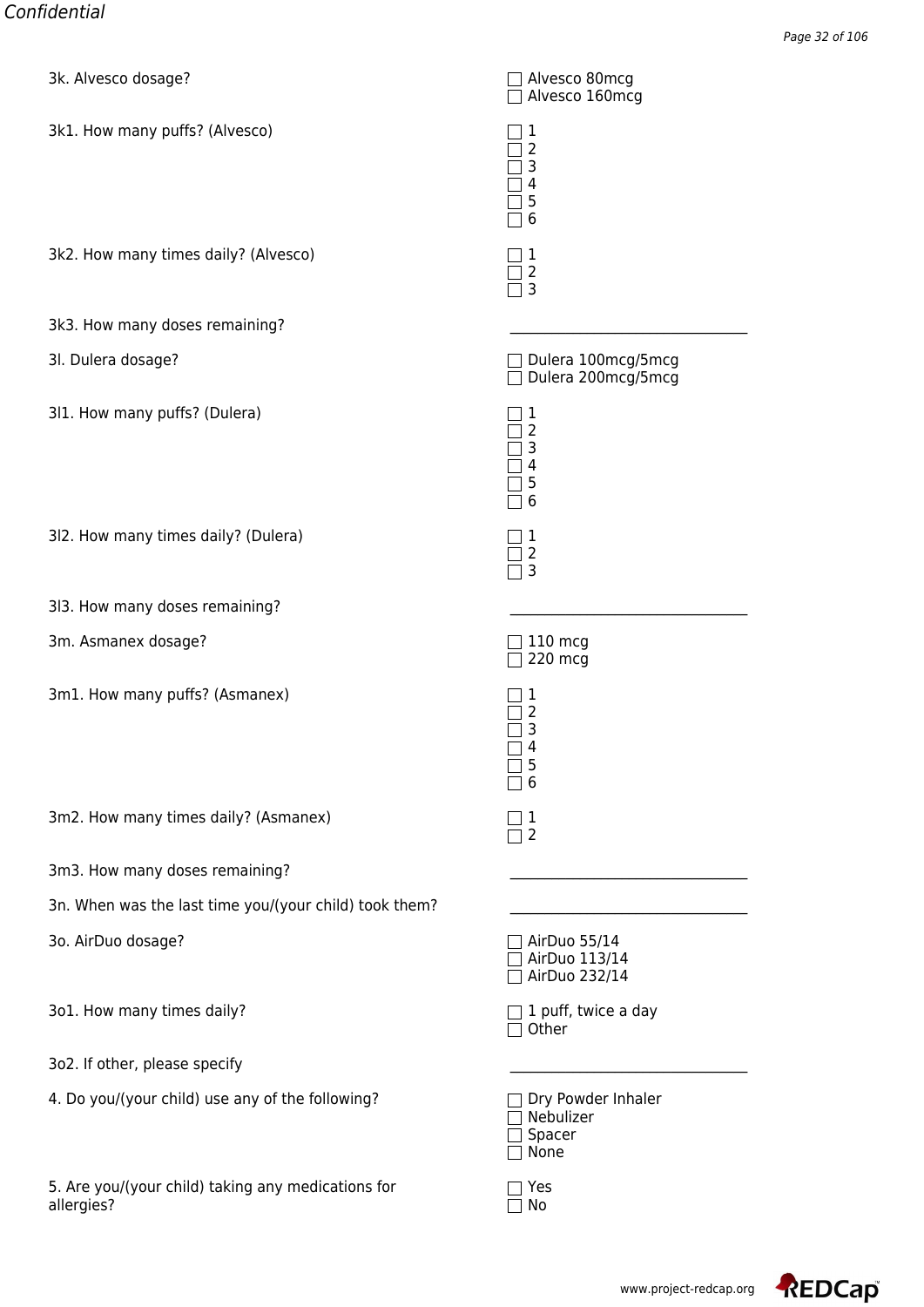3k. Alvesco dosage?

- ☐ Alvesco 80mcg
- ☐ Alvesco 160mcg

3k1. How many puffs? (Alvesco)

- ☐ 1
- ☐ 2
- ☐ 3
- ☐ 4
- ☐ 5
- ☐ 6

3k2. How many times daily? (Alvesco)

- ☐ 1
- ☐ 2
- ☐ 3

3k3. How many doses remaining? \_\_\_\_\_\_\_\_\_\_\_\_\_\_\_\_\_\_\_\_\_\_\_\_\_\_\_\_\_\_

3l. Dulera dosage?

- ☐ Dulera 100mcg/5mcg
- ☐ Dulera 200mcg/5mcg

3l1. How many puffs? (Dulera)

- ☐ 1
- ☐ 2
- ☐ 3
- ☐ 4
- ☐ 5
- ☐ 6

3l2. How many times daily? (Dulera)

- ☐ 1
- ☐ 2
- ☐ 3

3l3. How many doses remaining? \_\_\_\_\_\_\_\_\_\_\_\_\_\_\_\_\_\_\_\_\_\_\_\_\_\_\_\_\_\_

3m. Asmanex dosage?

- ☐ 110 mcg
- ☐ 220 mcg

3m1. How many puffs? (Asmanex)

- ☐ 1
- ☐ 2
- ☐ 3
- ☐ 4
- ☐ 5
- ☐ 6

3m2. How many times daily? (Asmanex)

- ☐ 1
- ☐ 2

3m3. How many doses remaining? \_\_\_\_\_\_\_\_\_\_\_\_\_\_\_\_\_\_\_\_\_\_\_\_\_\_\_\_\_\_

3n. When was the last time you/(your child) took them? \_\_\_\_\_\_\_\_\_\_\_\_\_\_\_\_\_\_\_\_\_\_\_\_\_\_\_\_\_\_

3o. AirDuo dosage?

- ☐ AirDuo 55/14
- ☐ AirDuo 113/14
- ☐ AirDuo 232/14

3o1. How many times daily?

- ☐ 1 puff, twice a day
- ☐ Other

3o2. If other, please specify \_\_\_\_\_\_\_\_\_\_\_\_\_\_\_\_\_\_\_\_\_\_\_\_\_\_\_\_\_\_

4. Do you/(your child) use any of the following?

- ☐ Dry Powder Inhaler
- ☐ Nebulizer
- ☐ Spacer
- ☐ None

5. Are you/(your child) taking any medications for allergies?

- ☐ Yes
- ☐ No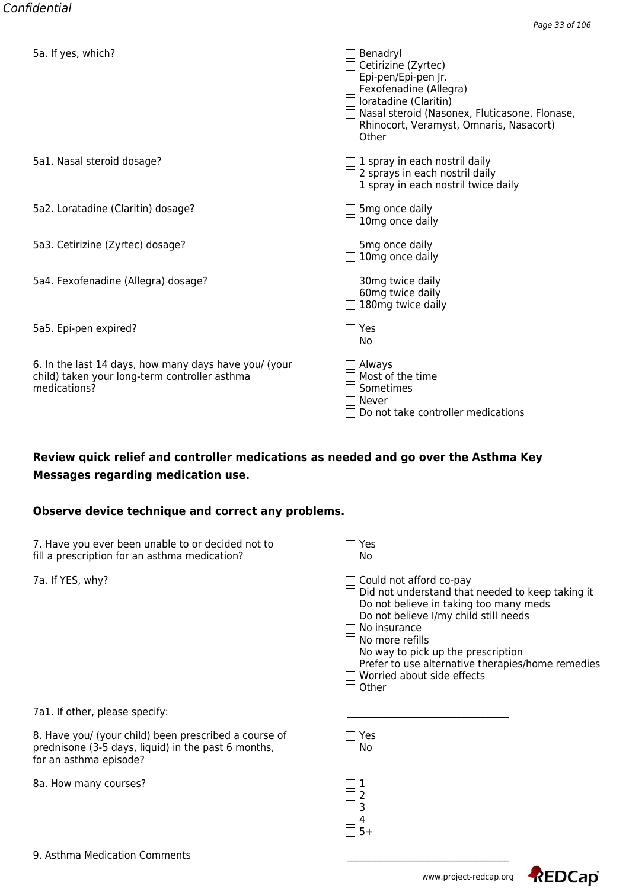5a. If yes, which?

- ☐ Benadryl
- ☐ Cetirizine (Zyrtec)
- ☐ Epi-pen/Epi-pen Jr.
- ☐ Fexofenadine (Allegra)
- ☐ loratadine (Claritin)
- ☐ Nasal steroid (Nasonex, Fluticasone, Flonase, Rhinocort, Veramyst, Omnaris, Nasacort)
- ☐ Other

5a1. Nasal steroid dosage?

- ☐ 1 spray in each nostril daily
- ☐ 2 sprays in each nostril daily
- ☐ 1 spray in each nostril twice daily

5a2. Loratadine (Claritin) dosage?

- ☐ 5mg once daily
- ☐ 10mg once daily

5a3. Cetirizine (Zyrtec) dosage?

- ☐ 5mg once daily
- ☐ 10mg once daily

5a4. Fexofenadine (Allegra) dosage?

- ☐ 30mg twice daily
- ☐ 60mg twice daily
- ☐ 180mg twice daily

5a5. Epi-pen expired?

- ☐ Yes
- ☐ No

6. In the last 14 days, how many days have you/ (your child) taken your long-term controller asthma medications?

- ☐ Always
- ☐ Most of the time
- ☐ Sometimes
- ☐ Never
- ☐ Do not take controller medications

---

**Review quick relief and controller medications as needed and go over the Asthma Key Messages regarding medication use.**

**Observe device technique and correct any problems.**

7. Have you ever been unable to or decided not to fill a prescription for an asthma medication?

- ☐ Yes
- ☐ No

7a. If YES, why?

- ☐ Could not afford co-pay
- ☐ Did not understand that needed to keep taking it
- ☐ Do not believe in taking too many meds
- ☐ Do not believe I/my child still needs
- ☐ No insurance
- ☐ No more refills
- ☐ No way to pick up the prescription
- ☐ Prefer to use alternative therapies/home remedies
- ☐ Worried about side effects
- ☐ Other

7a1. If other, please specify: ______________________________

8. Have you/ (your child) been prescribed a course of prednisone (3-5 days, liquid) in the past 6 months, for an asthma episode?

- ☐ Yes
- ☐ No

8a. How many courses?

- ☐ 1
- ☐ 2
- ☐ 3
- ☐ 4
- ☐ 5+

9. Asthma Medication Comments ______________________________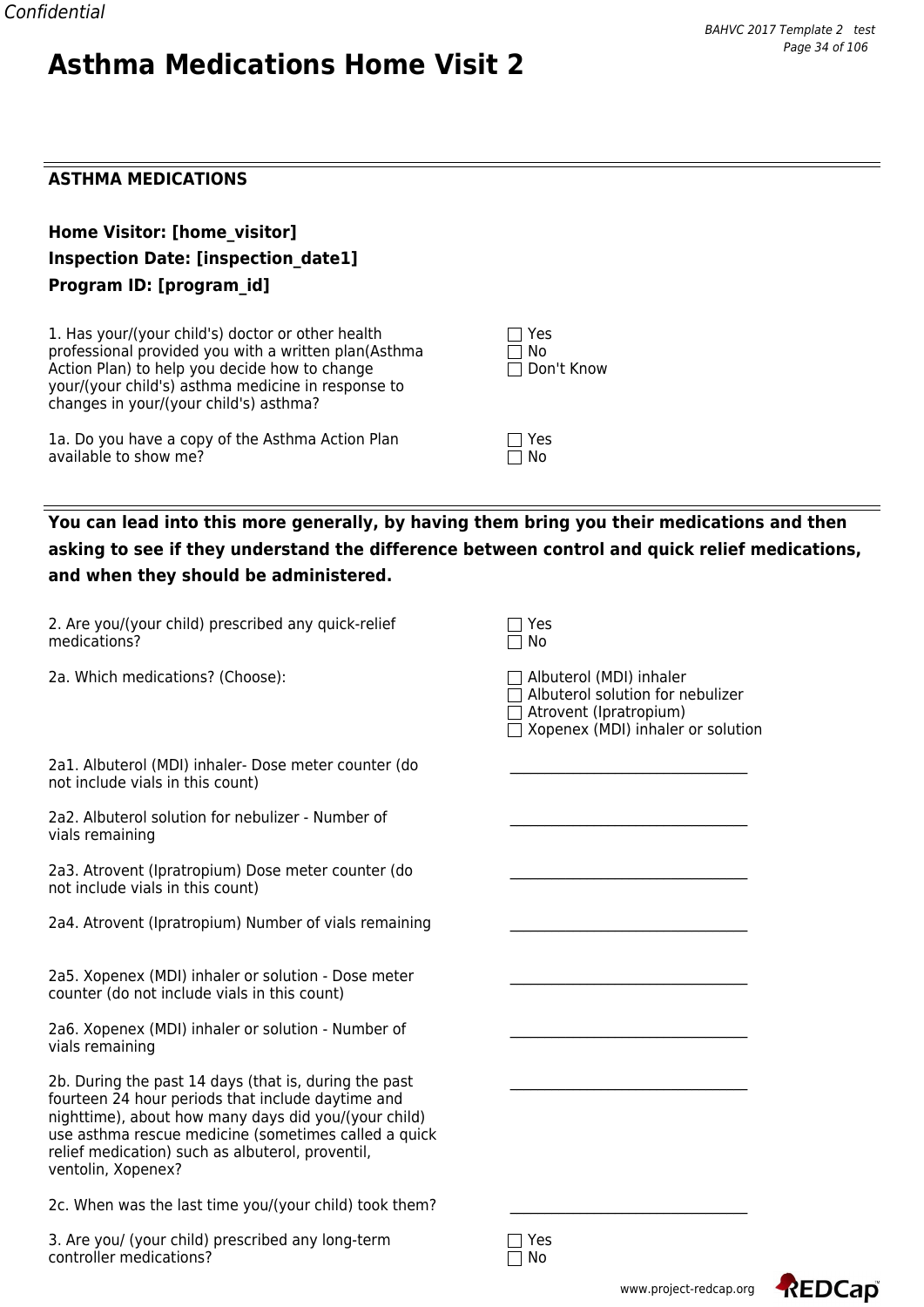# Asthma Medications Home Visit 2

## ASTHMA MEDICATIONS

**Home Visitor: [home_visitor]**

**Inspection Date: [inspection_date1]**

**Program ID: [program_id]**

1. Has your/(your child's) doctor or other health professional provided you with a written plan(Asthma Action Plan) to help you decide how to change your/(your child's) asthma medicine in response to changes in your/(your child's) asthma?
   - ☐ Yes
   - ☐ No
   - ☐ Don't Know

1a. Do you have a copy of the Asthma Action Plan available to show me?
   - ☐ Yes
   - ☐ No

---

**You can lead into this more generally, by having them bring you their medications and then asking to see if they understand the difference between control and quick relief medications, and when they should be administered.**

2. Are you/(your child) prescribed any quick-relief medications?
   - ☐ Yes
   - ☐ No

2a. Which medications? (Choose):
   - ☐ Albuterol (MDI) inhaler
   - ☐ Albuterol solution for nebulizer
   - ☐ Atrovent (Ipratropium)
   - ☐ Xopenex (MDI) inhaler or solution

2a1. Albuterol (MDI) inhaler- Dose meter counter (do not include vials in this count) \_\_\_\_\_\_\_\_\_\_\_\_\_\_\_\_\_\_\_\_\_\_\_\_

2a2. Albuterol solution for nebulizer - Number of vials remaining \_\_\_\_\_\_\_\_\_\_\_\_\_\_\_\_\_\_\_\_\_\_\_\_

2a3. Atrovent (Ipratropium) Dose meter counter (do not include vials in this count) \_\_\_\_\_\_\_\_\_\_\_\_\_\_\_\_\_\_\_\_\_\_\_\_

2a4. Atrovent (Ipratropium) Number of vials remaining \_\_\_\_\_\_\_\_\_\_\_\_\_\_\_\_\_\_\_\_\_\_\_\_

2a5. Xopenex (MDI) inhaler or solution - Dose meter counter (do not include vials in this count) \_\_\_\_\_\_\_\_\_\_\_\_\_\_\_\_\_\_\_\_\_\_\_\_

2a6. Xopenex (MDI) inhaler or solution - Number of vials remaining \_\_\_\_\_\_\_\_\_\_\_\_\_\_\_\_\_\_\_\_\_\_\_\_

2b. During the past 14 days (that is, during the past fourteen 24 hour periods that include daytime and nighttime), about how many days did you/(your child) use asthma rescue medicine (sometimes called a quick relief medication) such as albuterol, proventil, ventolin, Xopenex? \_\_\_\_\_\_\_\_\_\_\_\_\_\_\_\_\_\_\_\_\_\_\_\_

2c. When was the last time you/(your child) took them? \_\_\_\_\_\_\_\_\_\_\_\_\_\_\_\_\_\_\_\_\_\_\_\_

3. Are you/ (your child) prescribed any long-term controller medications?
   - ☐ Yes
   - ☐ No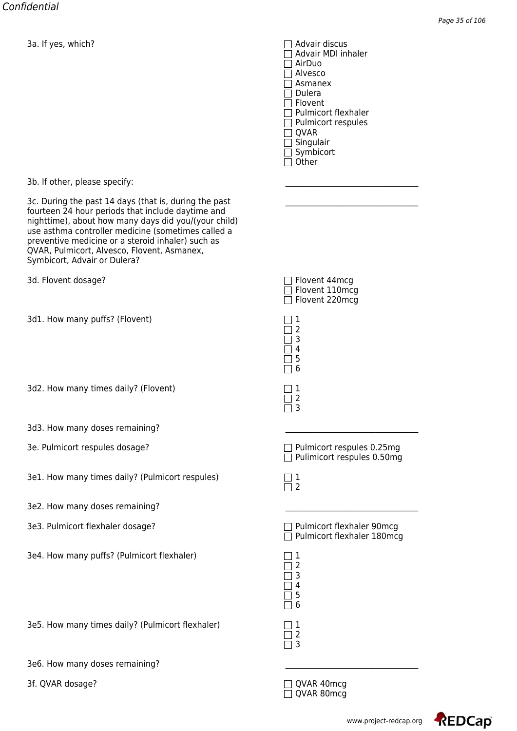3a. If yes, which?

- ☐ Advair discus
- ☐ Advair MDI inhaler
- ☐ AirDuo
- ☐ Alvesco
- ☐ Asmanex
- ☐ Dulera
- ☐ Flovent
- ☐ Pulmicort flexhaler
- ☐ Pulmicort respules
- ☐ QVAR
- ☐ Singulair
- ☐ Symbicort
- ☐ Other

3b. If other, please specify: \_\_\_\_\_\_\_\_\_\_\_\_\_\_\_\_\_\_\_\_\_\_\_\_\_\_\_\_\_\_\_\_

3c. During the past 14 days (that is, during the past fourteen 24 hour periods that include daytime and nighttime), about how many days did you/(your child) use asthma controller medicine (sometimes called a preventive medicine or a steroid inhaler) such as QVAR, Pulmicort, Alvesco, Flovent, Asmanex, Symbicort, Advair or Dulera? \_\_\_\_\_\_\_\_\_\_\_\_\_\_\_\_\_\_\_\_\_\_\_\_\_\_\_\_\_\_\_\_

3d. Flovent dosage?

- ☐ Flovent 44mcg
- ☐ Flovent 110mcg
- ☐ Flovent 220mcg

3d1. How many puffs? (Flovent)

- ☐ 1
- ☐ 2
- ☐ 3
- ☐ 4
- ☐ 5
- ☐ 6

3d2. How many times daily? (Flovent)

- ☐ 1
- ☐ 2
- ☐ 3

3d3. How many doses remaining? \_\_\_\_\_\_\_\_\_\_\_\_\_\_\_\_\_\_\_\_\_\_\_\_\_\_\_\_\_\_\_\_

3e. Pulmicort respules dosage?

- ☐ Pulmicort respules 0.25mg
- ☐ Pulimicort respules 0.50mg

3e1. How many times daily? (Pulmicort respules)

- ☐ 1
- ☐ 2

3e2. How many doses remaining? \_\_\_\_\_\_\_\_\_\_\_\_\_\_\_\_\_\_\_\_\_\_\_\_\_\_\_\_\_\_\_\_

3e3. Pulmicort flexhaler dosage?

- ☐ Pulmicort flexhaler 90mcg
- ☐ Pulmicort flexhaler 180mcg

3e4. How many puffs? (Pulmicort flexhaler)

- ☐ 1
- ☐ 2
- ☐ 3
- ☐ 4
- ☐ 5
- ☐ 6

3e5. How many times daily? (Pulmicort flexhaler)

- ☐ 1
- ☐ 2
- ☐ 3

3e6. How many doses remaining? \_\_\_\_\_\_\_\_\_\_\_\_\_\_\_\_\_\_\_\_\_\_\_\_\_\_\_\_\_\_\_\_

3f. QVAR dosage?

- ☐ QVAR 40mcg
- ☐ QVAR 80mcg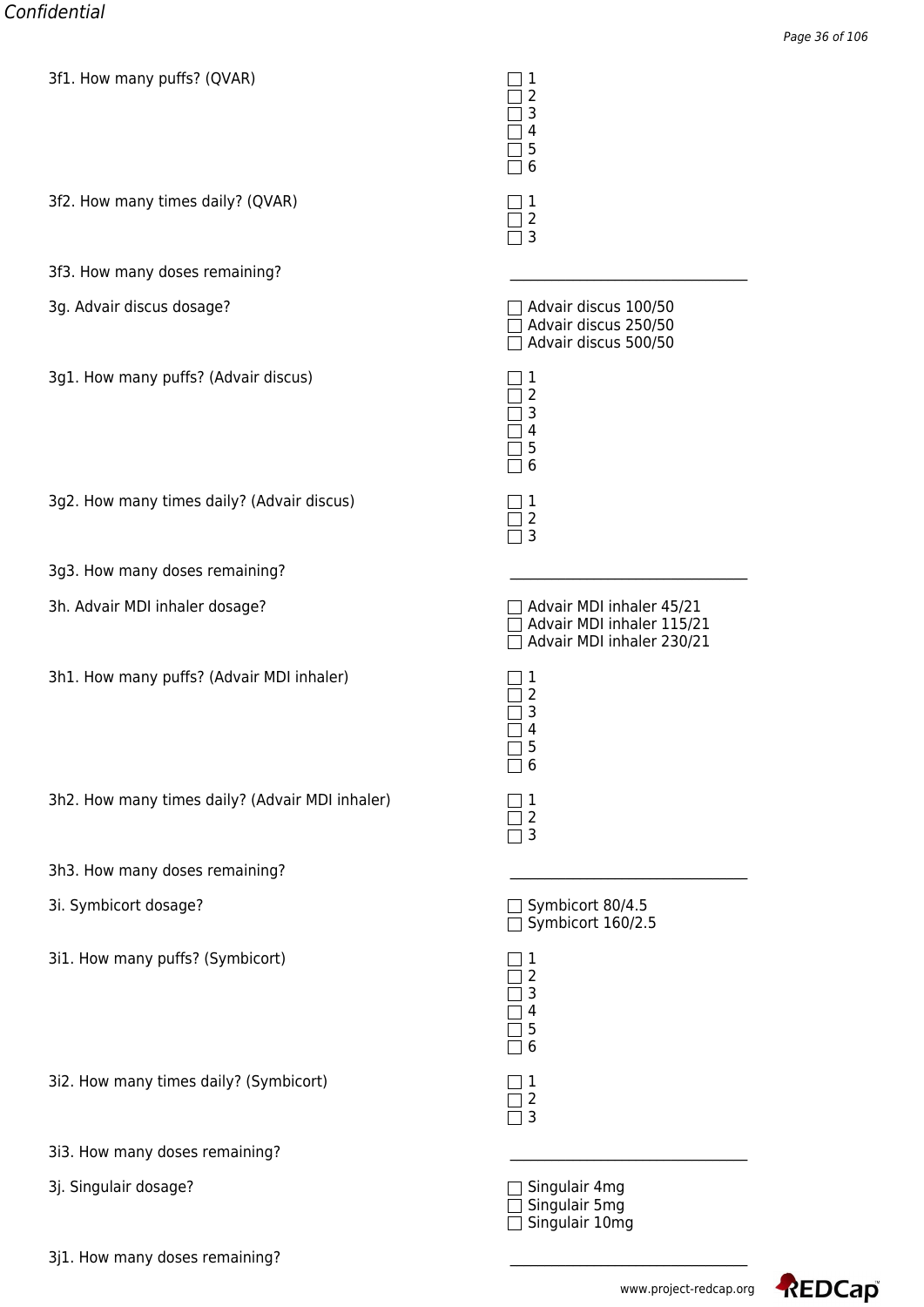3f1. How many puffs? (QVAR)

- ☐ 1
- ☐ 2
- ☐ 3
- ☐ 4
- ☐ 5
- ☐ 6

3f2. How many times daily? (QVAR)

- ☐ 1
- ☐ 2
- ☐ 3

3f3. How many doses remaining? \_\_\_\_\_\_\_\_\_\_\_\_\_\_\_\_\_\_\_\_\_\_\_\_\_\_\_\_\_\_\_\_

3g. Advair discus dosage?

- ☐ Advair discus 100/50
- ☐ Advair discus 250/50
- ☐ Advair discus 500/50

3g1. How many puffs? (Advair discus)

- ☐ 1
- ☐ 2
- ☐ 3
- ☐ 4
- ☐ 5
- ☐ 6

3g2. How many times daily? (Advair discus)

- ☐ 1
- ☐ 2
- ☐ 3

3g3. How many doses remaining? \_\_\_\_\_\_\_\_\_\_\_\_\_\_\_\_\_\_\_\_\_\_\_\_\_\_\_\_\_\_\_\_

3h. Advair MDI inhaler dosage?

- ☐ Advair MDI inhaler 45/21
- ☐ Advair MDI inhaler 115/21
- ☐ Advair MDI inhaler 230/21

3h1. How many puffs? (Advair MDI inhaler)

- ☐ 1
- ☐ 2
- ☐ 3
- ☐ 4
- ☐ 5
- ☐ 6

3h2. How many times daily? (Advair MDI inhaler)

- ☐ 1
- ☐ 2
- ☐ 3

3h3. How many doses remaining? \_\_\_\_\_\_\_\_\_\_\_\_\_\_\_\_\_\_\_\_\_\_\_\_\_\_\_\_\_\_\_\_

3i. Symbicort dosage?

- ☐ Symbicort 80/4.5
- ☐ Symbicort 160/2.5

3i1. How many puffs? (Symbicort)

- ☐ 1
- ☐ 2
- ☐ 3
- ☐ 4
- ☐ 5
- ☐ 6

3i2. How many times daily? (Symbicort)

- ☐ 1
- ☐ 2
- ☐ 3

3i3. How many doses remaining? \_\_\_\_\_\_\_\_\_\_\_\_\_\_\_\_\_\_\_\_\_\_\_\_\_\_\_\_\_\_\_\_

3j. Singulair dosage?

- ☐ Singulair 4mg
- ☐ Singulair 5mg
- ☐ Singulair 10mg

3j1. How many doses remaining? \_\_\_\_\_\_\_\_\_\_\_\_\_\_\_\_\_\_\_\_\_\_\_\_\_\_\_\_\_\_\_\_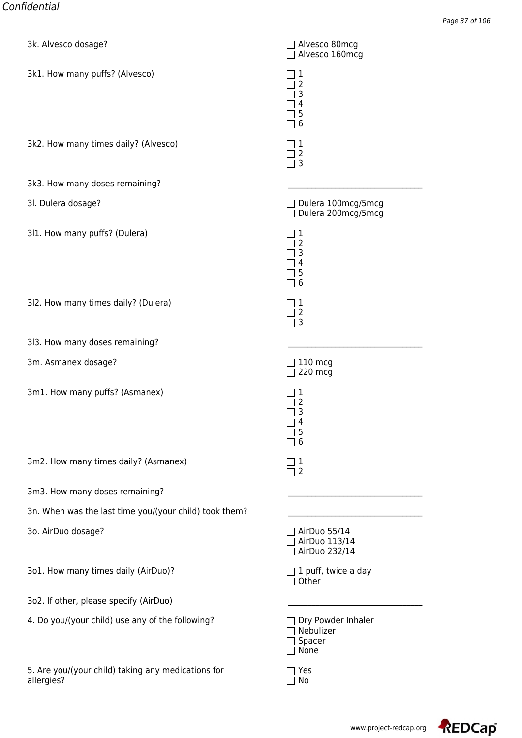3k. Alvesco dosage?

- ☐ Alvesco 80mcg
- ☐ Alvesco 160mcg

3k1. How many puffs? (Alvesco)

- ☐ 1
- ☐ 2
- ☐ 3
- ☐ 4
- ☐ 5
- ☐ 6

3k2. How many times daily? (Alvesco)

- ☐ 1
- ☐ 2
- ☐ 3

3k3. How many doses remaining? \_\_\_\_\_\_\_\_\_\_\_\_\_\_\_\_\_\_\_\_\_\_\_\_\_\_\_\_\_\_\_\_

3l. Dulera dosage?

- ☐ Dulera 100mcg/5mcg
- ☐ Dulera 200mcg/5mcg

3l1. How many puffs? (Dulera)

- ☐ 1
- ☐ 2
- ☐ 3
- ☐ 4
- ☐ 5
- ☐ 6

3l2. How many times daily? (Dulera)

- ☐ 1
- ☐ 2
- ☐ 3

3l3. How many doses remaining? \_\_\_\_\_\_\_\_\_\_\_\_\_\_\_\_\_\_\_\_\_\_\_\_\_\_\_\_\_\_\_\_

3m. Asmanex dosage?

- ☐ 110 mcg
- ☐ 220 mcg

3m1. How many puffs? (Asmanex)

- ☐ 1
- ☐ 2
- ☐ 3
- ☐ 4
- ☐ 5
- ☐ 6

3m2. How many times daily? (Asmanex)

- ☐ 1
- ☐ 2

3m3. How many doses remaining? \_\_\_\_\_\_\_\_\_\_\_\_\_\_\_\_\_\_\_\_\_\_\_\_\_\_\_\_\_\_\_\_

3n. When was the last time you/(your child) took them? \_\_\_\_\_\_\_\_\_\_\_\_\_\_\_\_\_\_\_\_\_\_\_\_\_\_\_\_\_\_\_\_

3o. AirDuo dosage?

- ☐ AirDuo 55/14
- ☐ AirDuo 113/14
- ☐ AirDuo 232/14

3o1. How many times daily (AirDuo)?

- ☐ 1 puff, twice a day
- ☐ Other

3o2. If other, please specify (AirDuo) \_\_\_\_\_\_\_\_\_\_\_\_\_\_\_\_\_\_\_\_\_\_\_\_\_\_\_\_\_\_\_\_

4. Do you/(your child) use any of the following?

- ☐ Dry Powder Inhaler
- ☐ Nebulizer
- ☐ Spacer
- ☐ None

5. Are you/(your child) taking any medications for allergies?

- ☐ Yes
- ☐ No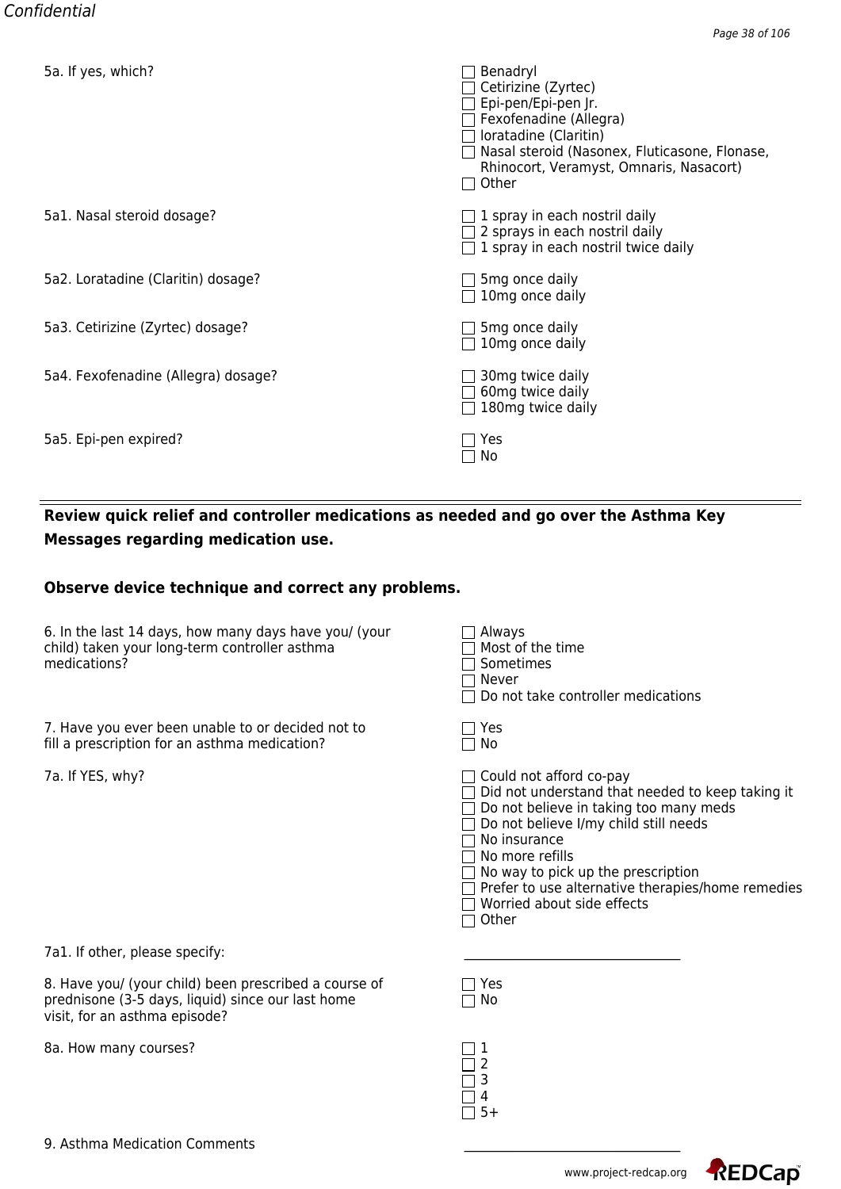5a. If yes, which?

- ☐ Benadryl
- ☐ Cetirizine (Zyrtec)
- ☐ Epi-pen/Epi-pen Jr.
- ☐ Fexofenadine (Allegra)
- ☐ loratadine (Claritin)
- ☐ Nasal steroid (Nasonex, Fluticasone, Flonase, Rhinocort, Veramyst, Omnaris, Nasacort)
- ☐ Other

5a1. Nasal steroid dosage?

- ☐ 1 spray in each nostril daily
- ☐ 2 sprays in each nostril daily
- ☐ 1 spray in each nostril twice daily

5a2. Loratadine (Claritin) dosage?

- ☐ 5mg once daily
- ☐ 10mg once daily

5a3. Cetirizine (Zyrtec) dosage?

- ☐ 5mg once daily
- ☐ 10mg once daily

5a4. Fexofenadine (Allegra) dosage?

- ☐ 30mg twice daily
- ☐ 60mg twice daily
- ☐ 180mg twice daily

5a5. Epi-pen expired?

- ☐ Yes
- ☐ No

---

**Review quick relief and controller medications as needed and go over the Asthma Key Messages regarding medication use.**

**Observe device technique and correct any problems.**

6. In the last 14 days, how many days have you/ (your child) taken your long-term controller asthma medications?

- ☐ Always
- ☐ Most of the time
- ☐ Sometimes
- ☐ Never
- ☐ Do not take controller medications

7. Have you ever been unable to or decided not to fill a prescription for an asthma medication?

- ☐ Yes
- ☐ No

7a. If YES, why?

- ☐ Could not afford co-pay
- ☐ Did not understand that needed to keep taking it
- ☐ Do not believe in taking too many meds
- ☐ Do not believe I/my child still needs
- ☐ No insurance
- ☐ No more refills
- ☐ No way to pick up the prescription
- ☐ Prefer to use alternative therapies/home remedies
- ☐ Worried about side effects
- ☐ Other

7a1. If other, please specify: ______________________________

8. Have you/ (your child) been prescribed a course of prednisone (3-5 days, liquid) since our last home visit, for an asthma episode?

- ☐ Yes
- ☐ No

8a. How many courses?

- ☐ 1
- ☐ 2
- ☐ 3
- ☐ 4
- ☐ 5+

9. Asthma Medication Comments ______________________________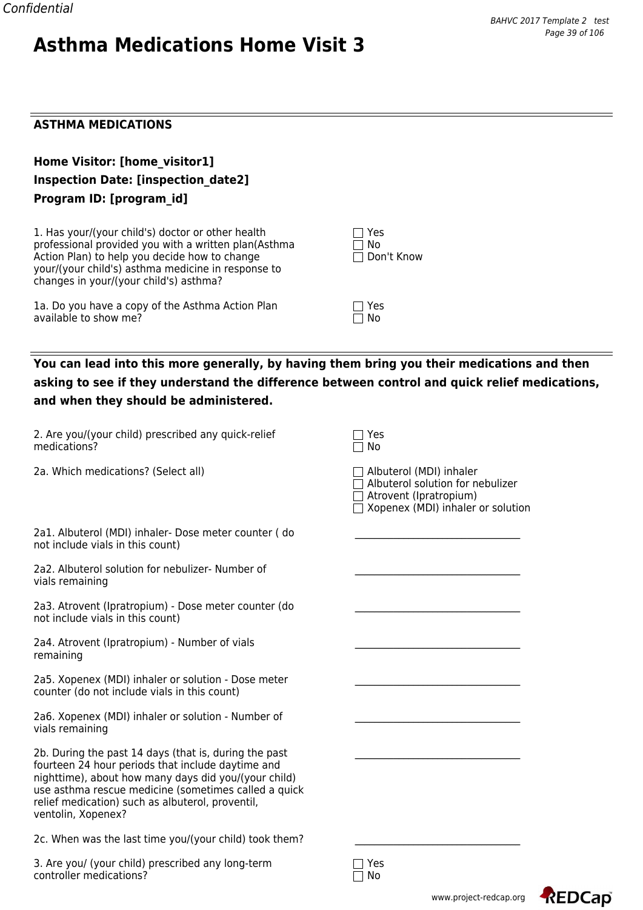# Asthma Medications Home Visit 3

## ASTHMA MEDICATIONS

**Home Visitor: [home_visitor1]**

**Inspection Date: [inspection_date2]**

**Program ID: [program_id]**

1. Has your/(your child's) doctor or other health professional provided you with a written plan(Asthma Action Plan) to help you decide how to change your/(your child's) asthma medicine in response to changes in your/(your child's) asthma?

- ☐ Yes
- ☐ No
- ☐ Don't Know

1a. Do you have a copy of the Asthma Action Plan available to show me?

- ☐ Yes
- ☐ No

**You can lead into this more generally, by having them bring you their medications and then asking to see if they understand the difference between control and quick relief medications, and when they should be administered.**

2. Are you/(your child) prescribed any quick-relief medications?

- ☐ Yes
- ☐ No

2a. Which medications? (Select all)

- ☐ Albuterol (MDI) inhaler
- ☐ Albuterol solution for nebulizer
- ☐ Atrovent (Ipratropium)
- ☐ Xopenex (MDI) inhaler or solution

2a1. Albuterol (MDI) inhaler- Dose meter counter ( do not include vials in this count) \_\_\_\_\_\_\_\_\_\_\_\_\_\_\_\_\_\_\_\_\_\_\_\_\_\_\_\_\_\_

2a2. Albuterol solution for nebulizer- Number of vials remaining \_\_\_\_\_\_\_\_\_\_\_\_\_\_\_\_\_\_\_\_\_\_\_\_\_\_\_\_\_\_

2a3. Atrovent (Ipratropium) - Dose meter counter (do not include vials in this count) \_\_\_\_\_\_\_\_\_\_\_\_\_\_\_\_\_\_\_\_\_\_\_\_\_\_\_\_\_\_

2a4. Atrovent (Ipratropium) - Number of vials remaining \_\_\_\_\_\_\_\_\_\_\_\_\_\_\_\_\_\_\_\_\_\_\_\_\_\_\_\_\_\_

2a5. Xopenex (MDI) inhaler or solution - Dose meter counter (do not include vials in this count) \_\_\_\_\_\_\_\_\_\_\_\_\_\_\_\_\_\_\_\_\_\_\_\_\_\_\_\_\_\_

2a6. Xopenex (MDI) inhaler or solution - Number of vials remaining \_\_\_\_\_\_\_\_\_\_\_\_\_\_\_\_\_\_\_\_\_\_\_\_\_\_\_\_\_\_

2b. During the past 14 days (that is, during the past fourteen 24 hour periods that include daytime and nighttime), about how many days did you/(your child) use asthma rescue medicine (sometimes called a quick relief medication) such as albuterol, proventil, ventolin, Xopenex? \_\_\_\_\_\_\_\_\_\_\_\_\_\_\_\_\_\_\_\_\_\_\_\_\_\_\_\_\_\_

2c. When was the last time you/(your child) took them? \_\_\_\_\_\_\_\_\_\_\_\_\_\_\_\_\_\_\_\_\_\_\_\_\_\_\_\_\_\_

3. Are you/ (your child) prescribed any long-term controller medications?

- ☐ Yes
- ☐ No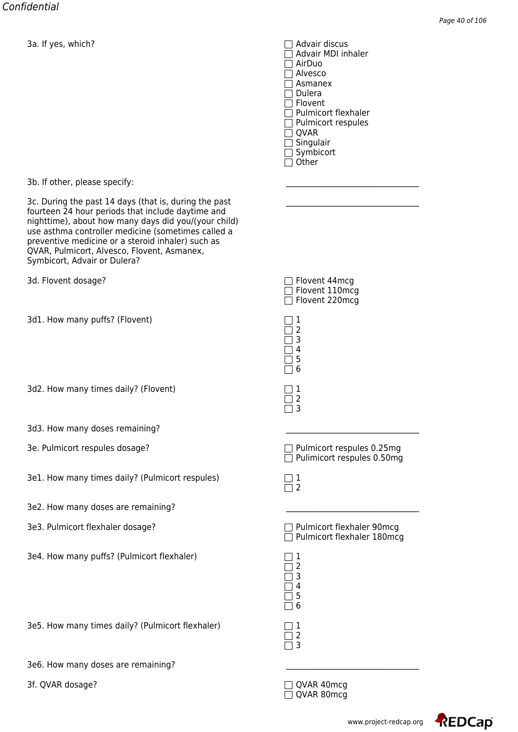3a. If yes, which?

- ☐ Advair discus
- ☐ Advair MDI inhaler
- ☐ AirDuo
- ☐ Alvesco
- ☐ Asmanex
- ☐ Dulera
- ☐ Flovent
- ☐ Pulmicort flexhaler
- ☐ Pulmicort respules
- ☐ QVAR
- ☐ Singulair
- ☐ Symbicort
- ☐ Other

3b. If other, please specify: \_\_\_\_\_\_\_\_\_\_\_\_\_\_\_\_\_\_\_\_\_\_\_\_\_\_\_\_\_\_\_\_

3c. During the past 14 days (that is, during the past fourteen 24 hour periods that include daytime and nighttime), about how many days did you/(your child) use asthma controller medicine (sometimes called a preventive medicine or a steroid inhaler) such as QVAR, Pulmicort, Alvesco, Flovent, Asmanex, Symbicort, Advair or Dulera? \_\_\_\_\_\_\_\_\_\_\_\_\_\_\_\_\_\_\_\_\_\_\_\_\_\_\_\_\_\_\_\_

3d. Flovent dosage?

- ☐ Flovent 44mcg
- ☐ Flovent 110mcg
- ☐ Flovent 220mcg

3d1. How many puffs? (Flovent)

- ☐ 1
- ☐ 2
- ☐ 3
- ☐ 4
- ☐ 5
- ☐ 6

3d2. How many times daily? (Flovent)

- ☐ 1
- ☐ 2
- ☐ 3

3d3. How many doses remaining? \_\_\_\_\_\_\_\_\_\_\_\_\_\_\_\_\_\_\_\_\_\_\_\_\_\_\_\_\_\_\_\_

3e. Pulmicort respules dosage?

- ☐ Pulmicort respules 0.25mg
- ☐ Pulimicort respules 0.50mg

3e1. How many times daily? (Pulmicort respules)

- ☐ 1
- ☐ 2

3e2. How many doses are remaining? \_\_\_\_\_\_\_\_\_\_\_\_\_\_\_\_\_\_\_\_\_\_\_\_\_\_\_\_\_\_\_\_

3e3. Pulmicort flexhaler dosage?

- ☐ Pulmicort flexhaler 90mcg
- ☐ Pulmicort flexhaler 180mcg

3e4. How many puffs? (Pulmicort flexhaler)

- ☐ 1
- ☐ 2
- ☐ 3
- ☐ 4
- ☐ 5
- ☐ 6

3e5. How many times daily? (Pulmicort flexhaler)

- ☐ 1
- ☐ 2
- ☐ 3

3e6. How many doses are remaining? \_\_\_\_\_\_\_\_\_\_\_\_\_\_\_\_\_\_\_\_\_\_\_\_\_\_\_\_\_\_\_\_

3f. QVAR dosage?

- ☐ QVAR 40mcg
- ☐ QVAR 80mcg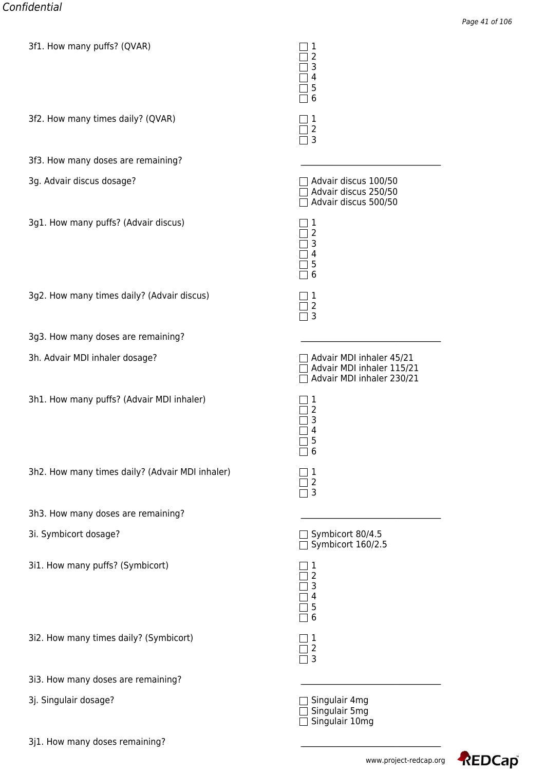3f1. How many puffs? (QVAR)

- [ ] 1
- [ ] 2
- [ ] 3
- [ ] 4
- [ ] 5
- [ ] 6

3f2. How many times daily? (QVAR)

- [ ] 1
- [ ] 2
- [ ] 3

3f3. How many doses are remaining? \_\_\_\_\_\_\_\_\_\_\_\_\_\_\_\_\_\_\_\_\_\_\_\_\_\_\_\_\_\_

3g. Advair discus dosage?

- [ ] Advair discus 100/50
- [ ] Advair discus 250/50
- [ ] Advair discus 500/50

3g1. How many puffs? (Advair discus)

- [ ] 1
- [ ] 2
- [ ] 3
- [ ] 4
- [ ] 5
- [ ] 6

3g2. How many times daily? (Advair discus)

- [ ] 1
- [ ] 2
- [ ] 3

3g3. How many doses are remaining? \_\_\_\_\_\_\_\_\_\_\_\_\_\_\_\_\_\_\_\_\_\_\_\_\_\_\_\_\_\_

3h. Advair MDI inhaler dosage?

- [ ] Advair MDI inhaler 45/21
- [ ] Advair MDI inhaler 115/21
- [ ] Advair MDI inhaler 230/21

3h1. How many puffs? (Advair MDI inhaler)

- [ ] 1
- [ ] 2
- [ ] 3
- [ ] 4
- [ ] 5
- [ ] 6

3h2. How many times daily? (Advair MDI inhaler)

- [ ] 1
- [ ] 2
- [ ] 3

3h3. How many doses are remaining? \_\_\_\_\_\_\_\_\_\_\_\_\_\_\_\_\_\_\_\_\_\_\_\_\_\_\_\_\_\_

3i. Symbicort dosage?

- [ ] Symbicort 80/4.5
- [ ] Symbicort 160/2.5

3i1. How many puffs? (Symbicort)

- [ ] 1
- [ ] 2
- [ ] 3
- [ ] 4
- [ ] 5
- [ ] 6

3i2. How many times daily? (Symbicort)

- [ ] 1
- [ ] 2
- [ ] 3

3i3. How many doses are remaining? \_\_\_\_\_\_\_\_\_\_\_\_\_\_\_\_\_\_\_\_\_\_\_\_\_\_\_\_\_\_

3j. Singulair dosage?

- [ ] Singulair 4mg
- [ ] Singulair 5mg
- [ ] Singulair 10mg

3j1. How many doses remaining? \_\_\_\_\_\_\_\_\_\_\_\_\_\_\_\_\_\_\_\_\_\_\_\_\_\_\_\_\_\_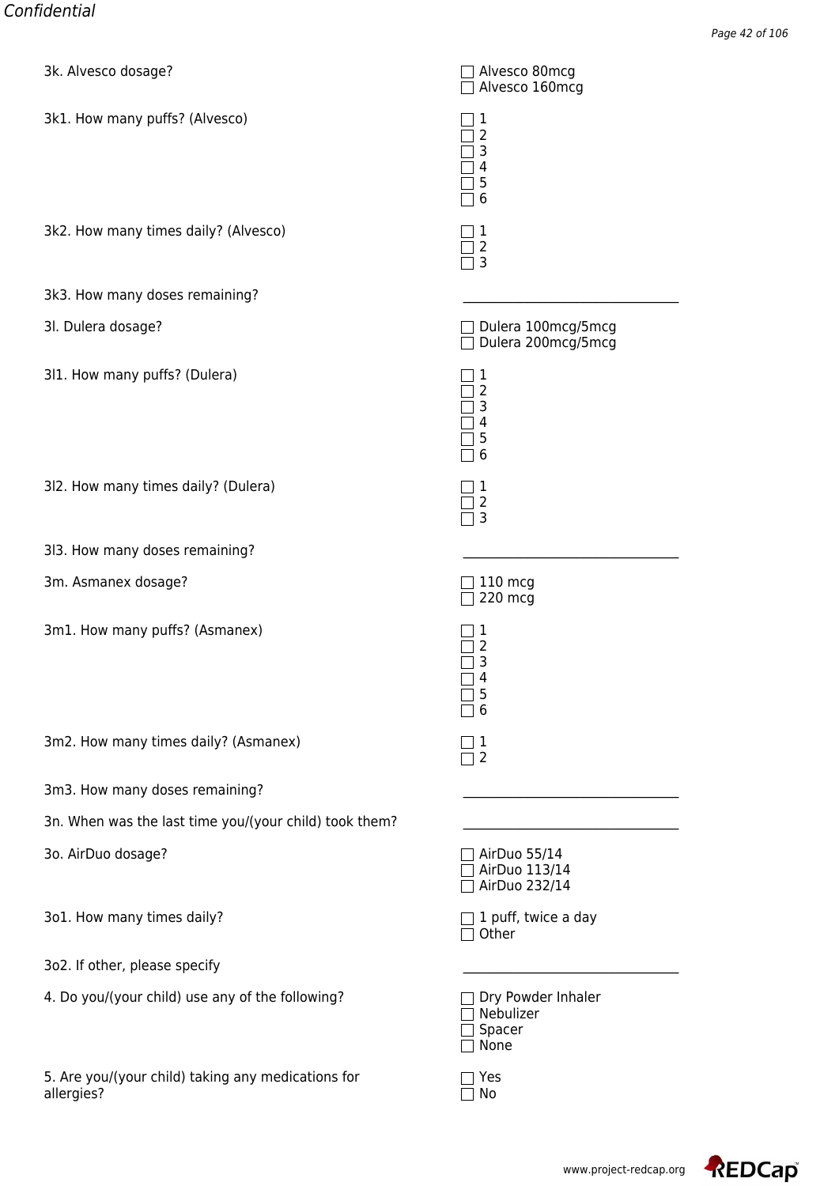3k. Alvesco dosage?

- ☐ Alvesco 80mcg
- ☐ Alvesco 160mcg

3k1. How many puffs? (Alvesco)

- ☐ 1
- ☐ 2
- ☐ 3
- ☐ 4
- ☐ 5
- ☐ 6

3k2. How many times daily? (Alvesco)

- ☐ 1
- ☐ 2
- ☐ 3

3k3. How many doses remaining? ________________________________

3l. Dulera dosage?

- ☐ Dulera 100mcg/5mcg
- ☐ Dulera 200mcg/5mcg

3l1. How many puffs? (Dulera)

- ☐ 1
- ☐ 2
- ☐ 3
- ☐ 4
- ☐ 5
- ☐ 6

3l2. How many times daily? (Dulera)

- ☐ 1
- ☐ 2
- ☐ 3

3l3. How many doses remaining? ________________________________

3m. Asmanex dosage?

- ☐ 110 mcg
- ☐ 220 mcg

3m1. How many puffs? (Asmanex)

- ☐ 1
- ☐ 2
- ☐ 3
- ☐ 4
- ☐ 5
- ☐ 6

3m2. How many times daily? (Asmanex)

- ☐ 1
- ☐ 2

3m3. How many doses remaining? ________________________________

3n. When was the last time you/(your child) took them? ________________________________

3o. AirDuo dosage?

- ☐ AirDuo 55/14
- ☐ AirDuo 113/14
- ☐ AirDuo 232/14

3o1. How many times daily?

- ☐ 1 puff, twice a day
- ☐ Other

3o2. If other, please specify ________________________________

4. Do you/(your child) use any of the following?

- ☐ Dry Powder Inhaler
- ☐ Nebulizer
- ☐ Spacer
- ☐ None

5. Are you/(your child) taking any medications for allergies?

- ☐ Yes
- ☐ No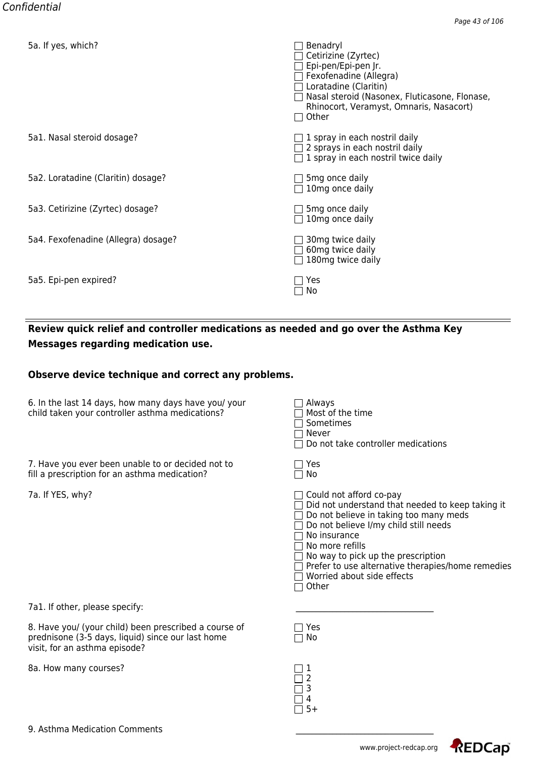5a. If yes, which?

- ☐ Benadryl
- ☐ Cetirizine (Zyrtec)
- ☐ Epi-pen/Epi-pen Jr.
- ☐ Fexofenadine (Allegra)
- ☐ Loratadine (Claritin)
- ☐ Nasal steroid (Nasonex, Fluticasone, Flonase, Rhinocort, Veramyst, Omnaris, Nasacort)
- ☐ Other

5a1. Nasal steroid dosage?

- ☐ 1 spray in each nostril daily
- ☐ 2 sprays in each nostril daily
- ☐ 1 spray in each nostril twice daily

5a2. Loratadine (Claritin) dosage?

- ☐ 5mg once daily
- ☐ 10mg once daily

5a3. Cetirizine (Zyrtec) dosage?

- ☐ 5mg once daily
- ☐ 10mg once daily

5a4. Fexofenadine (Allegra) dosage?

- ☐ 30mg twice daily
- ☐ 60mg twice daily
- ☐ 180mg twice daily

5a5. Epi-pen expired?

- ☐ Yes
- ☐ No

---

**Review quick relief and controller medications as needed and go over the Asthma Key Messages regarding medication use.**

**Observe device technique and correct any problems.**

6. In the last 14 days, how many days have you/ your child taken your controller asthma medications?

- ☐ Always
- ☐ Most of the time
- ☐ Sometimes
- ☐ Never
- ☐ Do not take controller medications

7. Have you ever been unable to or decided not to fill a prescription for an asthma medication?

- ☐ Yes
- ☐ No

7a. If YES, why?

- ☐ Could not afford co-pay
- ☐ Did not understand that needed to keep taking it
- ☐ Do not believe in taking too many meds
- ☐ Do not believe I/my child still needs
- ☐ No insurance
- ☐ No more refills
- ☐ No way to pick up the prescription
- ☐ Prefer to use alternative therapies/home remedies
- ☐ Worried about side effects
- ☐ Other

7a1. If other, please specify: \_\_\_\_\_\_\_\_\_\_\_\_\_\_\_\_\_\_\_\_\_\_\_\_\_\_\_\_\_\_\_\_

8. Have you/ (your child) been prescribed a course of prednisone (3-5 days, liquid) since our last home visit, for an asthma episode?

- ☐ Yes
- ☐ No

8a. How many courses?

- ☐ 1
- ☐ 2
- ☐ 3
- ☐ 4
- ☐ 5+

9. Asthma Medication Comments \_\_\_\_\_\_\_\_\_\_\_\_\_\_\_\_\_\_\_\_\_\_\_\_\_\_\_\_\_\_\_\_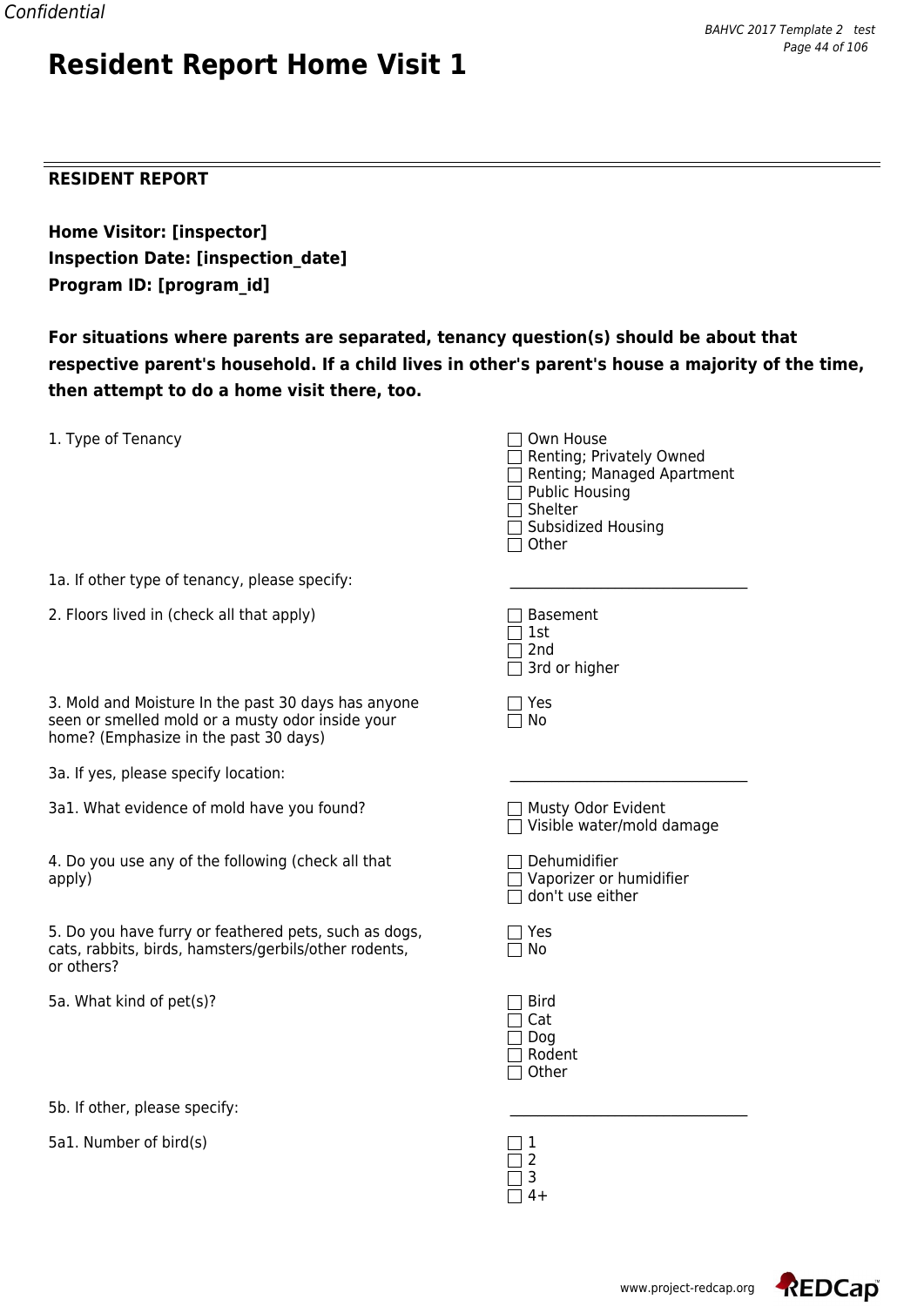# Resident Report Home Visit 1

---

**RESIDENT REPORT**

**Home Visitor: [inspector]**
**Inspection Date: [inspection_date]**
**Program ID: [program_id]**

**For situations where parents are separated, tenancy question(s) should be about that respective parent's household. If a child lives in other's parent's house a majority of the time, then attempt to do a home visit there, too.**

1. Type of Tenancy
   - ☐ Own House
   - ☐ Renting; Privately Owned
   - ☐ Renting; Managed Apartment
   - ☐ Public Housing
   - ☐ Shelter
   - ☐ Subsidized Housing
   - ☐ Other

1a. If other type of tenancy, please specify: ______________________________

2. Floors lived in (check all that apply)
   - ☐ Basement
   - ☐ 1st
   - ☐ 2nd
   - ☐ 3rd or higher

3. Mold and Moisture In the past 30 days has anyone seen or smelled mold or a musty odor inside your home? (Emphasize in the past 30 days)
   - ☐ Yes
   - ☐ No

3a. If yes, please specify location: ______________________________

3a1. What evidence of mold have you found?
   - ☐ Musty Odor Evident
   - ☐ Visible water/mold damage

4. Do you use any of the following (check all that apply)
   - ☐ Dehumidifier
   - ☐ Vaporizer or humidifier
   - ☐ don't use either

5. Do you have furry or feathered pets, such as dogs, cats, rabbits, birds, hamsters/gerbils/other rodents, or others?
   - ☐ Yes
   - ☐ No

5a. What kind of pet(s)?
   - ☐ Bird
   - ☐ Cat
   - ☐ Dog
   - ☐ Rodent
   - ☐ Other

5b. If other, please specify: ______________________________

5a1. Number of bird(s)
   - ☐ 1
   - ☐ 2
   - ☐ 3
   - ☐ 4+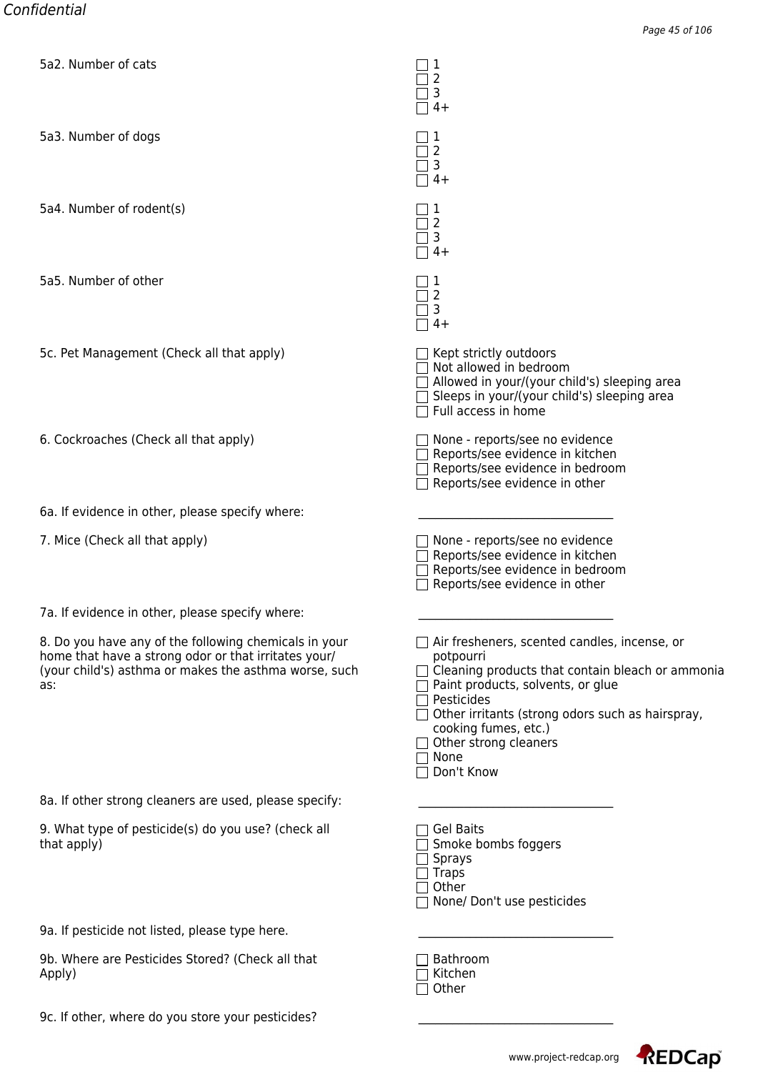5a2. Number of cats

- ☐ 1
- ☐ 2
- ☐ 3
- ☐ 4+

5a3. Number of dogs

- ☐ 1
- ☐ 2
- ☐ 3
- ☐ 4+

5a4. Number of rodent(s)

- ☐ 1
- ☐ 2
- ☐ 3
- ☐ 4+

5a5. Number of other

- ☐ 1
- ☐ 2
- ☐ 3
- ☐ 4+

5c. Pet Management (Check all that apply)

- ☐ Kept strictly outdoors
- ☐ Not allowed in bedroom
- ☐ Allowed in your/(your child's) sleeping area
- ☐ Sleeps in your/(your child's) sleeping area
- ☐ Full access in home

6. Cockroaches (Check all that apply)

- ☐ None - reports/see no evidence
- ☐ Reports/see evidence in kitchen
- ☐ Reports/see evidence in bedroom
- ☐ Reports/see evidence in other

6a. If evidence in other, please specify where: ______________________________

7. Mice (Check all that apply)

- ☐ None - reports/see no evidence
- ☐ Reports/see evidence in kitchen
- ☐ Reports/see evidence in bedroom
- ☐ Reports/see evidence in other

7a. If evidence in other, please specify where: ______________________________

8. Do you have any of the following chemicals in your home that have a strong odor or that irritates your/(your child's) asthma or makes the asthma worse, such as:

- ☐ Air fresheners, scented candles, incense, or potpourri
- ☐ Cleaning products that contain bleach or ammonia
- ☐ Paint products, solvents, or glue
- ☐ Pesticides
- ☐ Other irritants (strong odors such as hairspray, cooking fumes, etc.)
- ☐ Other strong cleaners
- ☐ None
- ☐ Don't Know

8a. If other strong cleaners are used, please specify: ______________________________

9. What type of pesticide(s) do you use? (check all that apply)

- ☐ Gel Baits
- ☐ Smoke bombs foggers
- ☐ Sprays
- ☐ Traps
- ☐ Other
- ☐ None/ Don't use pesticides

9a. If pesticide not listed, please type here. ______________________________

9b. Where are Pesticides Stored? (Check all that Apply)

- ☐ Bathroom
- ☐ Kitchen
- ☐ Other

9c. If other, where do you store your pesticides? ______________________________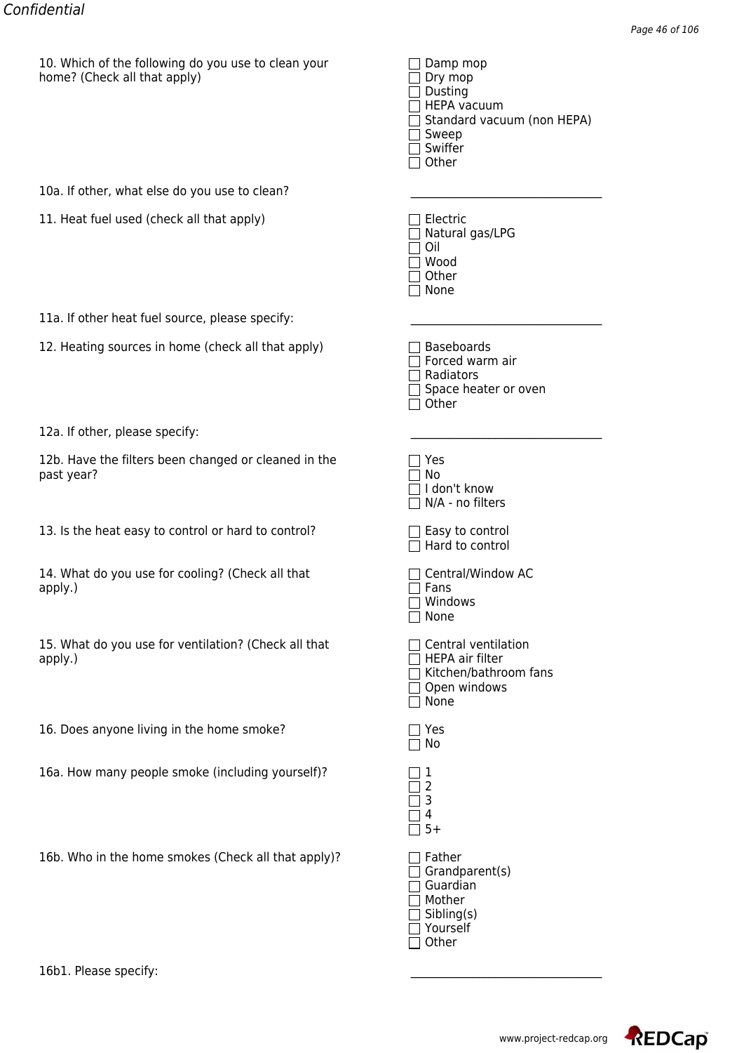10. Which of the following do you use to clean your home? (Check all that apply)

- ☐ Damp mop
- ☐ Dry mop
- ☐ Dusting
- ☐ HEPA vacuum
- ☐ Standard vacuum (non HEPA)
- ☐ Sweep
- ☐ Swiffer
- ☐ Other

10a. If other, what else do you use to clean? ______________________________

11. Heat fuel used (check all that apply)

- ☐ Electric
- ☐ Natural gas/LPG
- ☐ Oil
- ☐ Wood
- ☐ Other
- ☐ None

11a. If other heat fuel source, please specify: ______________________________

12. Heating sources in home (check all that apply)

- ☐ Baseboards
- ☐ Forced warm air
- ☐ Radiators
- ☐ Space heater or oven
- ☐ Other

12a. If other, please specify: ______________________________

12b. Have the filters been changed or cleaned in the past year?

- ☐ Yes
- ☐ No
- ☐ I don't know
- ☐ N/A - no filters

13. Is the heat easy to control or hard to control?

- ☐ Easy to control
- ☐ Hard to control

14. What do you use for cooling? (Check all that apply.)

- ☐ Central/Window AC
- ☐ Fans
- ☐ Windows
- ☐ None

15. What do you use for ventilation? (Check all that apply.)

- ☐ Central ventilation
- ☐ HEPA air filter
- ☐ Kitchen/bathroom fans
- ☐ Open windows
- ☐ None

16. Does anyone living in the home smoke?

- ☐ Yes
- ☐ No

16a. How many people smoke (including yourself)?

- ☐ 1
- ☐ 2
- ☐ 3
- ☐ 4
- ☐ 5+

16b. Who in the home smokes (Check all that apply)?

- ☐ Father
- ☐ Grandparent(s)
- ☐ Guardian
- ☐ Mother
- ☐ Sibling(s)
- ☐ Yourself
- ☐ Other

16b1. Please specify: ______________________________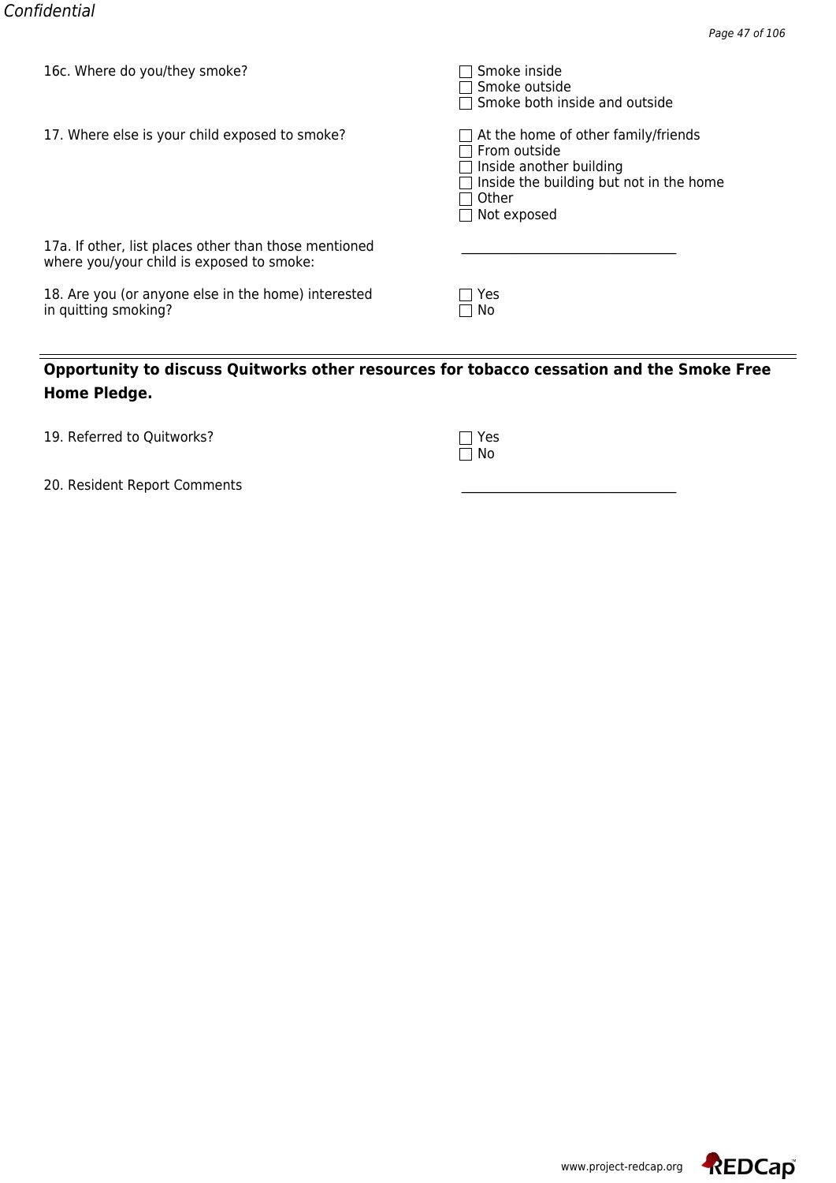16c. Where do you/they smoke?

- [ ] Smoke inside
- [ ] Smoke outside
- [ ] Smoke both inside and outside

17. Where else is your child exposed to smoke?

- [ ] At the home of other family/friends
- [ ] From outside
- [ ] Inside another building
- [ ] Inside the building but not in the home
- [ ] Other
- [ ] Not exposed

17a. If other, list places other than those mentioned where you/your child is exposed to smoke:

________________________________

18. Are you (or anyone else in the home) interested in quitting smoking?

- [ ] Yes
- [ ] No

---

**Opportunity to discuss Quitworks other resources for tobacco cessation and the Smoke Free Home Pledge.**

19. Referred to Quitworks?

- [ ] Yes
- [ ] No

20. Resident Report Comments

________________________________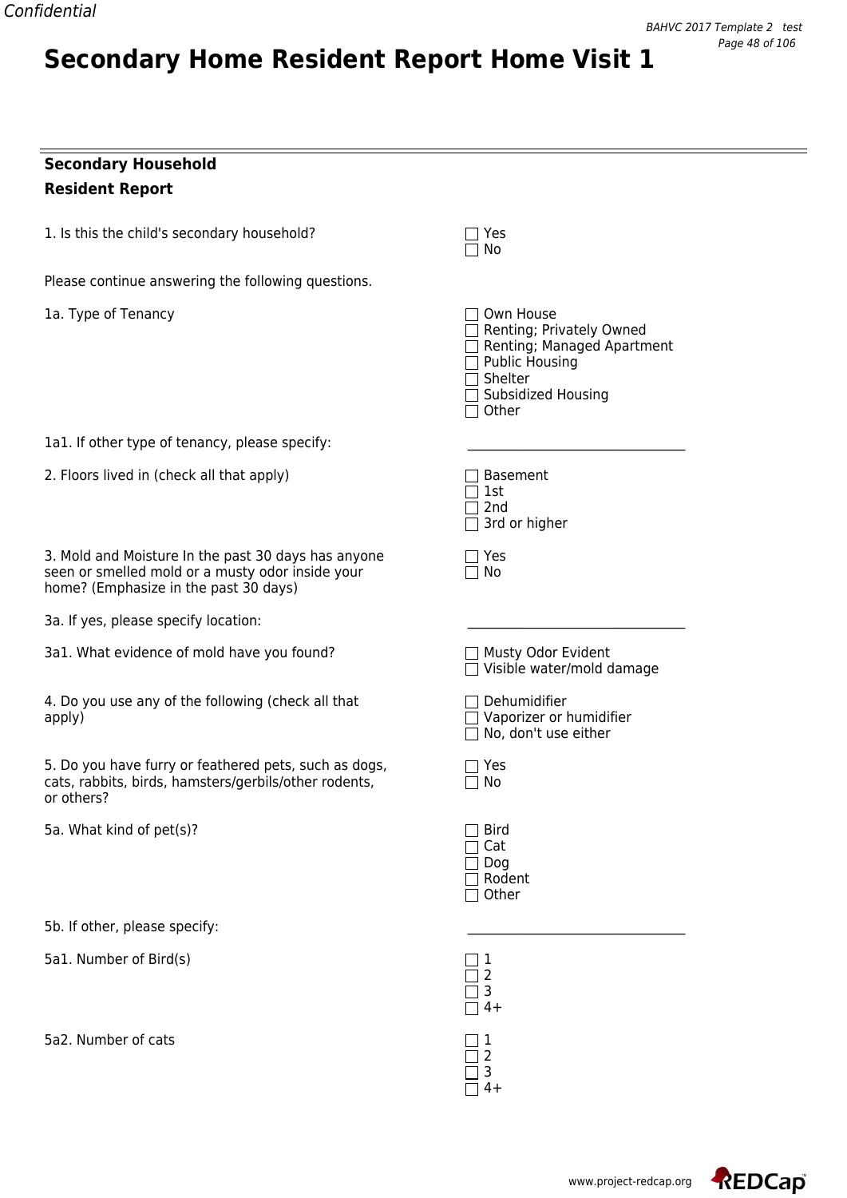# Secondary Home Resident Report Home Visit 1

## Secondary Household Resident Report

1. Is this the child's secondary household?

- [ ] Yes
- [ ] No

Please continue answering the following questions.

1a. Type of Tenancy

- [ ] Own House
- [ ] Renting; Privately Owned
- [ ] Renting; Managed Apartment
- [ ] Public Housing
- [ ] Shelter
- [ ] Subsidized Housing
- [ ] Other

1a1. If other type of tenancy, please specify: ______________________________

2. Floors lived in (check all that apply)

- [ ] Basement
- [ ] 1st
- [ ] 2nd
- [ ] 3rd or higher

3. Mold and Moisture In the past 30 days has anyone seen or smelled mold or a musty odor inside your home? (Emphasize in the past 30 days)

- [ ] Yes
- [ ] No

3a. If yes, please specify location: ______________________________

3a1. What evidence of mold have you found?

- [ ] Musty Odor Evident
- [ ] Visible water/mold damage

4. Do you use any of the following (check all that apply)

- [ ] Dehumidifier
- [ ] Vaporizer or humidifier
- [ ] No, don't use either

5. Do you have furry or feathered pets, such as dogs, cats, rabbits, birds, hamsters/gerbils/other rodents, or others?

- [ ] Yes
- [ ] No

5a. What kind of pet(s)?

- [ ] Bird
- [ ] Cat
- [ ] Dog
- [ ] Rodent
- [ ] Other

5b. If other, please specify: ______________________________

5a1. Number of Bird(s)

- [ ] 1
- [ ] 2
- [ ] 3
- [ ] 4+

5a2. Number of cats

- [ ] 1
- [ ] 2
- [ ] 3
- [ ] 4+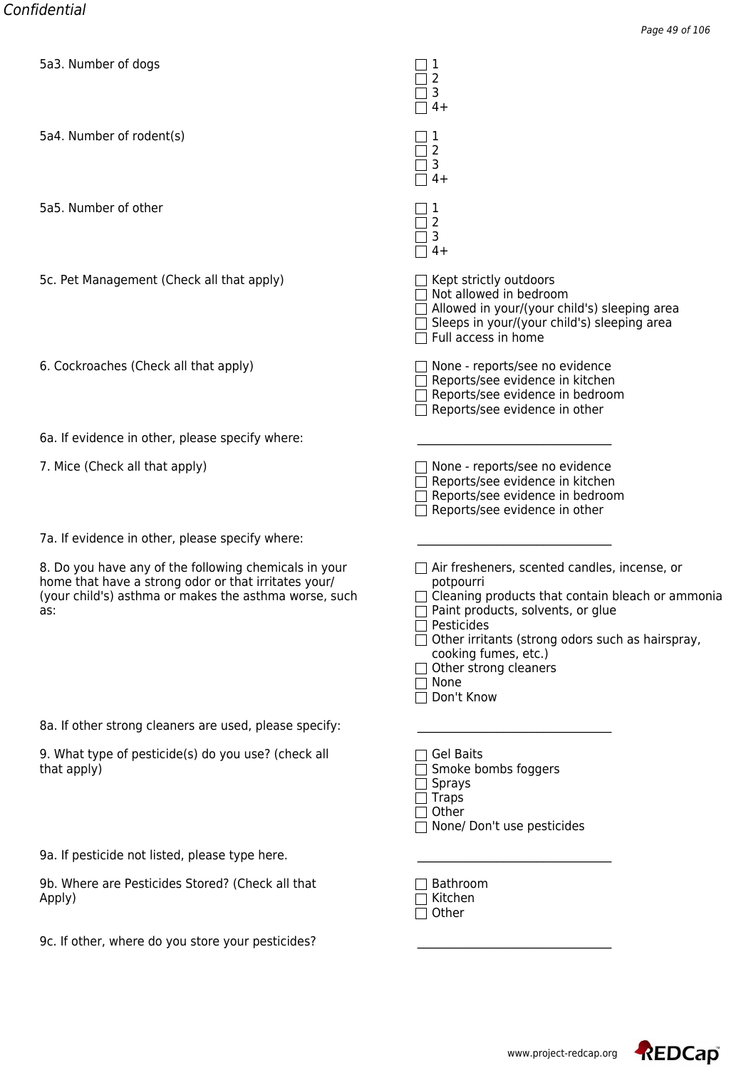5a3. Number of dogs

- [ ] 1
- [ ] 2
- [ ] 3
- [ ] 4+

5a4. Number of rodent(s)

- [ ] 1
- [ ] 2
- [ ] 3
- [ ] 4+

5a5. Number of other

- [ ] 1
- [ ] 2
- [ ] 3
- [ ] 4+

5c. Pet Management (Check all that apply)

- [ ] Kept strictly outdoors
- [ ] Not allowed in bedroom
- [ ] Allowed in your/(your child's) sleeping area
- [ ] Sleeps in your/(your child's) sleeping area
- [ ] Full access in home

6. Cockroaches (Check all that apply)

- [ ] None - reports/see no evidence
- [ ] Reports/see evidence in kitchen
- [ ] Reports/see evidence in bedroom
- [ ] Reports/see evidence in other

6a. If evidence in other, please specify where: ________________________________

7. Mice (Check all that apply)

- [ ] None - reports/see no evidence
- [ ] Reports/see evidence in kitchen
- [ ] Reports/see evidence in bedroom
- [ ] Reports/see evidence in other

7a. If evidence in other, please specify where: ________________________________

8. Do you have any of the following chemicals in your home that have a strong odor or that irritates your/(your child's) asthma or makes the asthma worse, such as:

- [ ] Air fresheners, scented candles, incense, or potpourri
- [ ] Cleaning products that contain bleach or ammonia
- [ ] Paint products, solvents, or glue
- [ ] Pesticides
- [ ] Other irritants (strong odors such as hairspray, cooking fumes, etc.)
- [ ] Other strong cleaners
- [ ] None
- [ ] Don't Know

8a. If other strong cleaners are used, please specify: ________________________________

9. What type of pesticide(s) do you use? (check all that apply)

- [ ] Gel Baits
- [ ] Smoke bombs foggers
- [ ] Sprays
- [ ] Traps
- [ ] Other
- [ ] None/ Don't use pesticides

9a. If pesticide not listed, please type here. ________________________________

9b. Where are Pesticides Stored? (Check all that Apply)

- [ ] Bathroom
- [ ] Kitchen
- [ ] Other

9c. If other, where do you store your pesticides? ________________________________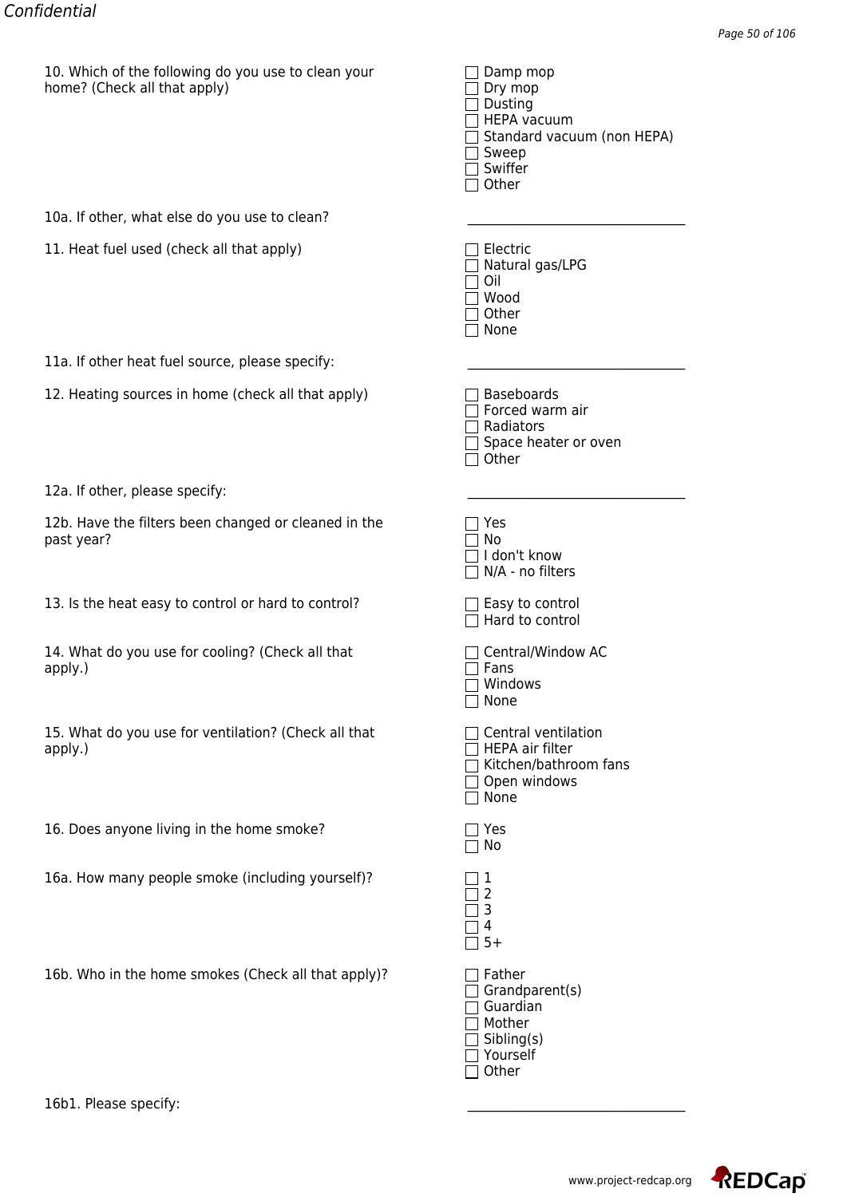10. Which of the following do you use to clean your home? (Check all that apply)

- ☐ Damp mop
- ☐ Dry mop
- ☐ Dusting
- ☐ HEPA vacuum
- ☐ Standard vacuum (non HEPA)
- ☐ Sweep
- ☐ Swiffer
- ☐ Other

10a. If other, what else do you use to clean? \_\_\_\_\_\_\_\_\_\_\_\_\_\_\_\_\_\_\_\_\_\_\_\_\_\_\_\_\_\_

11. Heat fuel used (check all that apply)

- ☐ Electric
- ☐ Natural gas/LPG
- ☐ Oil
- ☐ Wood
- ☐ Other
- ☐ None

11a. If other heat fuel source, please specify: \_\_\_\_\_\_\_\_\_\_\_\_\_\_\_\_\_\_\_\_\_\_\_\_\_\_\_\_\_\_

12. Heating sources in home (check all that apply)

- ☐ Baseboards
- ☐ Forced warm air
- ☐ Radiators
- ☐ Space heater or oven
- ☐ Other

12a. If other, please specify: \_\_\_\_\_\_\_\_\_\_\_\_\_\_\_\_\_\_\_\_\_\_\_\_\_\_\_\_\_\_

12b. Have the filters been changed or cleaned in the past year?

- ☐ Yes
- ☐ No
- ☐ I don't know
- ☐ N/A - no filters

13. Is the heat easy to control or hard to control?

- ☐ Easy to control
- ☐ Hard to control

14. What do you use for cooling? (Check all that apply.)

- ☐ Central/Window AC
- ☐ Fans
- ☐ Windows
- ☐ None

15. What do you use for ventilation? (Check all that apply.)

- ☐ Central ventilation
- ☐ HEPA air filter
- ☐ Kitchen/bathroom fans
- ☐ Open windows
- ☐ None

16. Does anyone living in the home smoke?

- ☐ Yes
- ☐ No

16a. How many people smoke (including yourself)?

- ☐ 1
- ☐ 2
- ☐ 3
- ☐ 4
- ☐ 5+

16b. Who in the home smokes (Check all that apply)?

- ☐ Father
- ☐ Grandparent(s)
- ☐ Guardian
- ☐ Mother
- ☐ Sibling(s)
- ☐ Yourself
- ☐ Other

16b1. Please specify: \_\_\_\_\_\_\_\_\_\_\_\_\_\_\_\_\_\_\_\_\_\_\_\_\_\_\_\_\_\_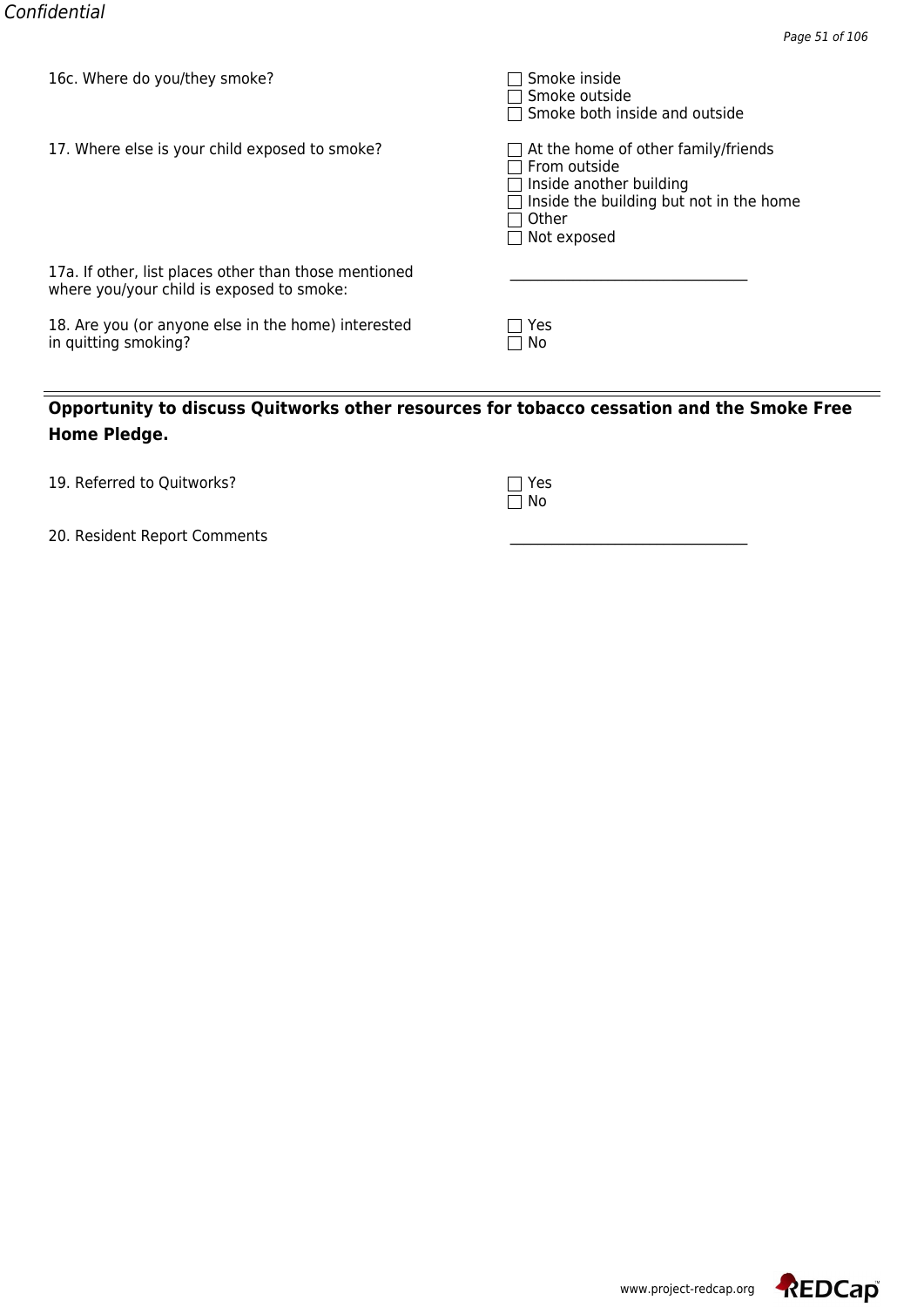16c. Where do you/they smoke?

- ☐ Smoke inside
- ☐ Smoke outside
- ☐ Smoke both inside and outside

17. Where else is your child exposed to smoke?

- ☐ At the home of other family/friends
- ☐ From outside
- ☐ Inside another building
- ☐ Inside the building but not in the home
- ☐ Other
- ☐ Not exposed

17a. If other, list places other than those mentioned where you/your child is exposed to smoke: \_\_\_\_\_\_\_\_\_\_\_\_\_\_\_\_\_\_\_\_\_\_\_\_\_\_\_\_\_\_\_\_

18. Are you (or anyone else in the home) interested in quitting smoking?

- ☐ Yes
- ☐ No

---

**Opportunity to discuss Quitworks other resources for tobacco cessation and the Smoke Free Home Pledge.**

19. Referred to Quitworks?

- ☐ Yes
- ☐ No

20. Resident Report Comments \_\_\_\_\_\_\_\_\_\_\_\_\_\_\_\_\_\_\_\_\_\_\_\_\_\_\_\_\_\_\_\_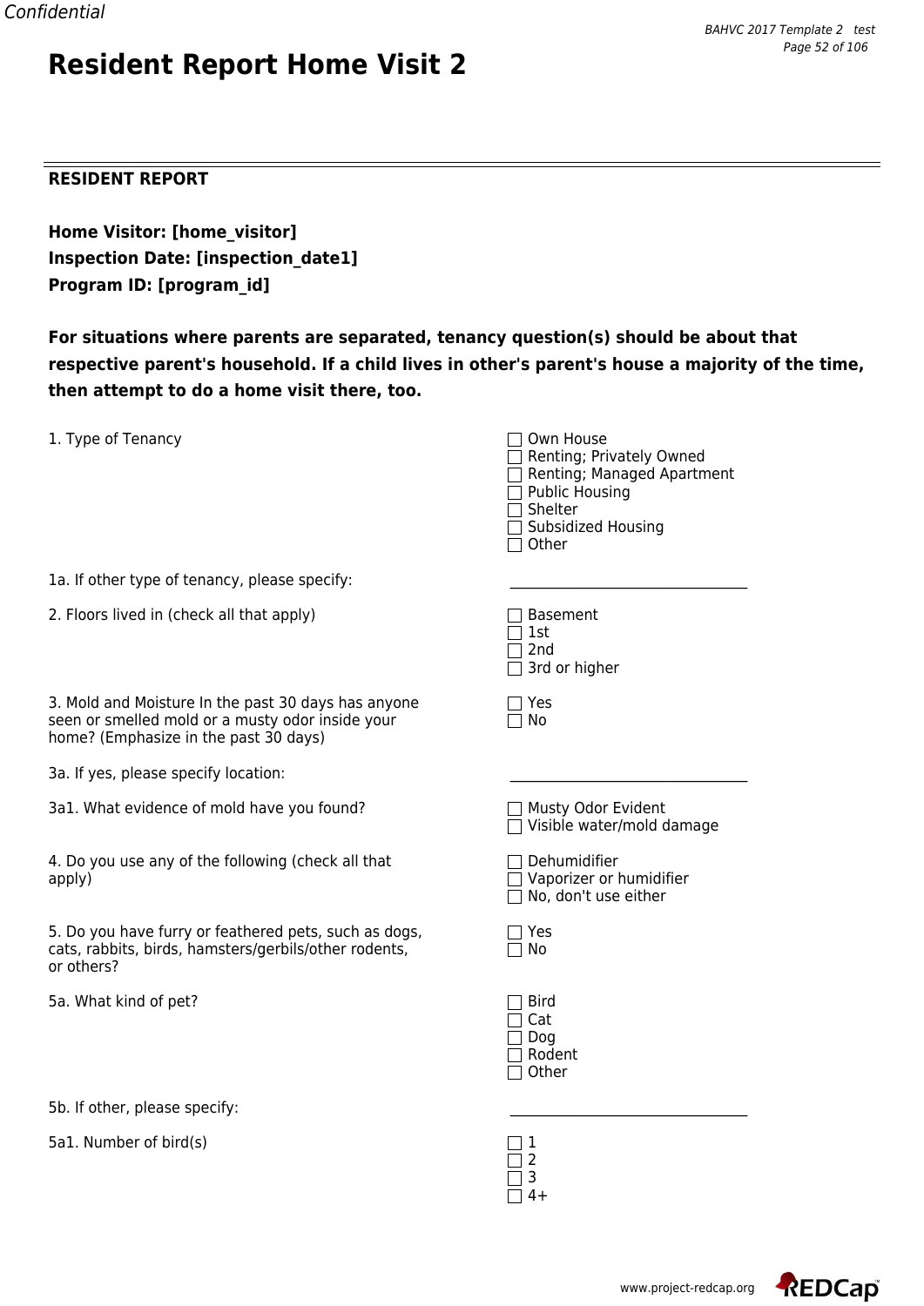# Resident Report Home Visit 2

## RESIDENT REPORT

**Home Visitor: [home_visitor]**
**Inspection Date: [inspection_date1]**
**Program ID: [program_id]**

**For situations where parents are separated, tenancy question(s) should be about that respective parent's household. If a child lives in other's parent's house a majority of the time, then attempt to do a home visit there, too.**

1. Type of Tenancy
   - ☐ Own House
   - ☐ Renting; Privately Owned
   - ☐ Renting; Managed Apartment
   - ☐ Public Housing
   - ☐ Shelter
   - ☐ Subsidized Housing
   - ☐ Other

1a. If other type of tenancy, please specify: \_\_\_\_\_\_\_\_\_\_\_\_\_\_\_\_\_\_\_\_\_\_\_\_\_\_\_\_\_\_\_\_

2. Floors lived in (check all that apply)
   - ☐ Basement
   - ☐ 1st
   - ☐ 2nd
   - ☐ 3rd or higher

3. Mold and Moisture In the past 30 days has anyone seen or smelled mold or a musty odor inside your home? (Emphasize in the past 30 days)
   - ☐ Yes
   - ☐ No

3a. If yes, please specify location: \_\_\_\_\_\_\_\_\_\_\_\_\_\_\_\_\_\_\_\_\_\_\_\_\_\_\_\_\_\_\_\_

3a1. What evidence of mold have you found?
   - ☐ Musty Odor Evident
   - ☐ Visible water/mold damage

4. Do you use any of the following (check all that apply)
   - ☐ Dehumidifier
   - ☐ Vaporizer or humidifier
   - ☐ No, don't use either

5. Do you have furry or feathered pets, such as dogs, cats, rabbits, birds, hamsters/gerbils/other rodents, or others?
   - ☐ Yes
   - ☐ No

5a. What kind of pet?
   - ☐ Bird
   - ☐ Cat
   - ☐ Dog
   - ☐ Rodent
   - ☐ Other

5b. If other, please specify: \_\_\_\_\_\_\_\_\_\_\_\_\_\_\_\_\_\_\_\_\_\_\_\_\_\_\_\_\_\_\_\_

5a1. Number of bird(s)
   - ☐ 1
   - ☐ 2
   - ☐ 3
   - ☐ 4+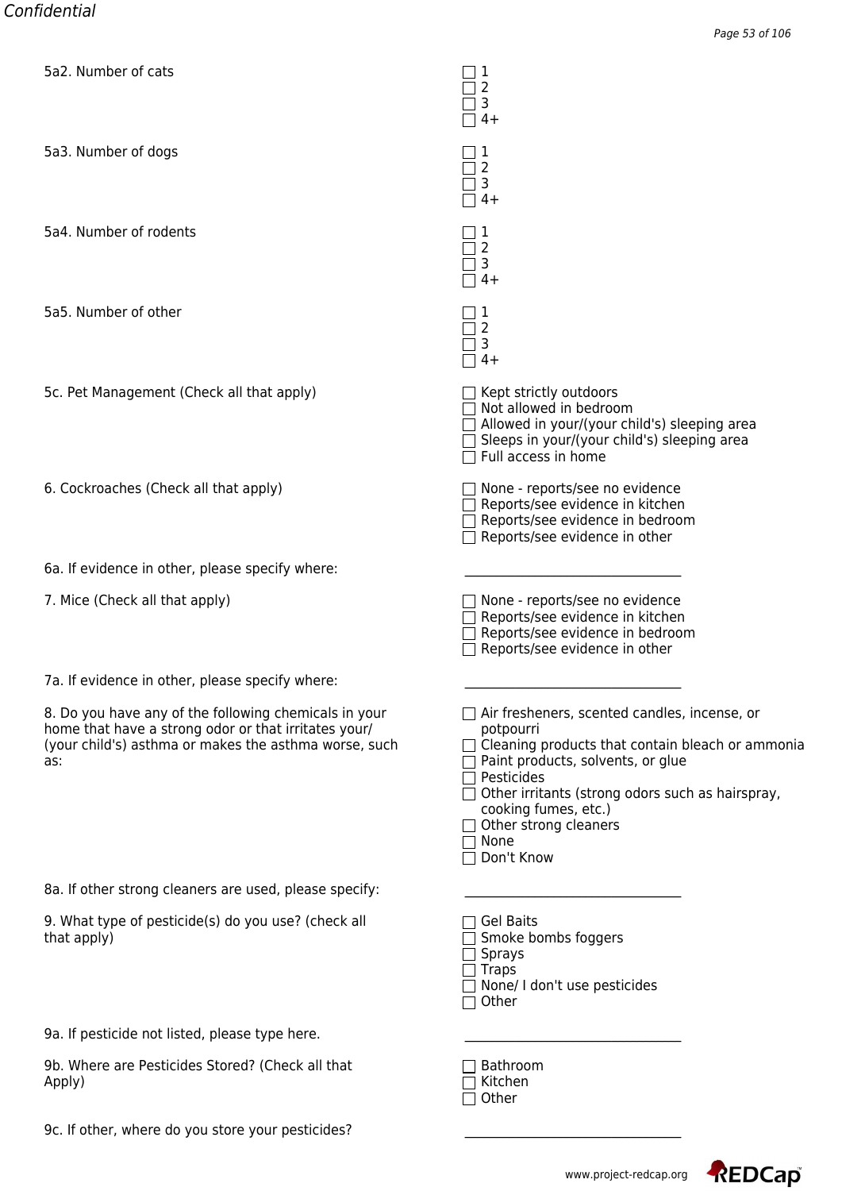5a2. Number of cats

- [ ] 1
- [ ] 2
- [ ] 3
- [ ] 4+

5a3. Number of dogs

- [ ] 1
- [ ] 2
- [ ] 3
- [ ] 4+

5a4. Number of rodents

- [ ] 1
- [ ] 2
- [ ] 3
- [ ] 4+

5a5. Number of other

- [ ] 1
- [ ] 2
- [ ] 3
- [ ] 4+

5c. Pet Management (Check all that apply)

- [ ] Kept strictly outdoors
- [ ] Not allowed in bedroom
- [ ] Allowed in your/(your child's) sleeping area
- [ ] Sleeps in your/(your child's) sleeping area
- [ ] Full access in home

6. Cockroaches (Check all that apply)

- [ ] None - reports/see no evidence
- [ ] Reports/see evidence in kitchen
- [ ] Reports/see evidence in bedroom
- [ ] Reports/see evidence in other

6a. If evidence in other, please specify where: \_\_\_\_\_\_\_\_\_\_\_\_\_\_\_\_\_\_\_\_\_\_\_\_\_\_\_\_\_\_

7. Mice (Check all that apply)

- [ ] None - reports/see no evidence
- [ ] Reports/see evidence in kitchen
- [ ] Reports/see evidence in bedroom
- [ ] Reports/see evidence in other

7a. If evidence in other, please specify where: \_\_\_\_\_\_\_\_\_\_\_\_\_\_\_\_\_\_\_\_\_\_\_\_\_\_\_\_\_\_

8. Do you have any of the following chemicals in your home that have a strong odor or that irritates your/(your child's) asthma or makes the asthma worse, such as:

- [ ] Air fresheners, scented candles, incense, or potpourri
- [ ] Cleaning products that contain bleach or ammonia
- [ ] Paint products, solvents, or glue
- [ ] Pesticides
- [ ] Other irritants (strong odors such as hairspray, cooking fumes, etc.)
- [ ] Other strong cleaners
- [ ] None
- [ ] Don't Know

8a. If other strong cleaners are used, please specify: \_\_\_\_\_\_\_\_\_\_\_\_\_\_\_\_\_\_\_\_\_\_\_\_\_\_\_\_\_\_

9. What type of pesticide(s) do you use? (check all that apply)

- [ ] Gel Baits
- [ ] Smoke bombs foggers
- [ ] Sprays
- [ ] Traps
- [ ] None/ I don't use pesticides
- [ ] Other

9a. If pesticide not listed, please type here. \_\_\_\_\_\_\_\_\_\_\_\_\_\_\_\_\_\_\_\_\_\_\_\_\_\_\_\_\_\_

9b. Where are Pesticides Stored? (Check all that Apply)

- [ ] Bathroom
- [ ] Kitchen
- [ ] Other

9c. If other, where do you store your pesticides? \_\_\_\_\_\_\_\_\_\_\_\_\_\_\_\_\_\_\_\_\_\_\_\_\_\_\_\_\_\_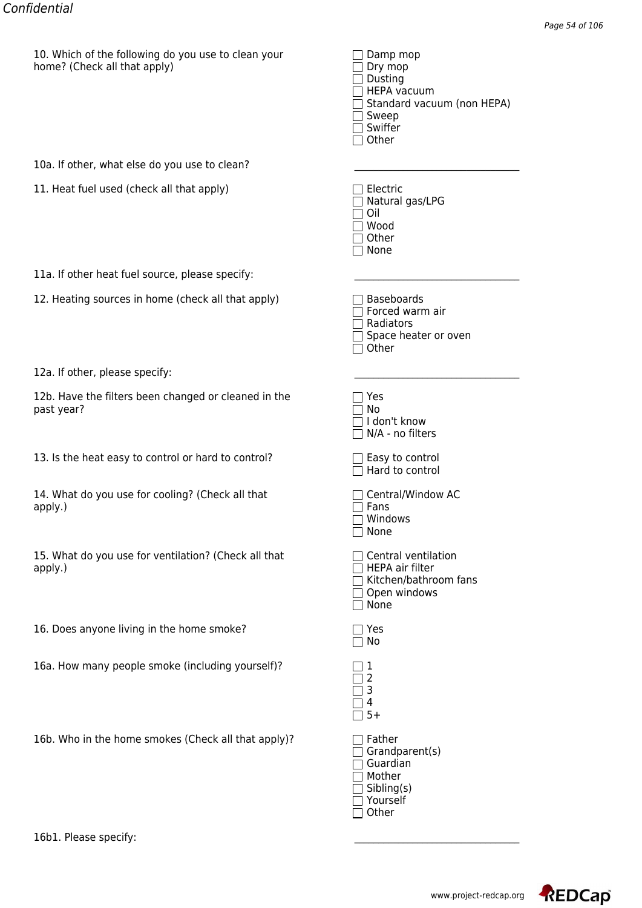10. Which of the following do you use to clean your home? (Check all that apply)

- ☐ Damp mop
- ☐ Dry mop
- ☐ Dusting
- ☐ HEPA vacuum
- ☐ Standard vacuum (non HEPA)
- ☐ Sweep
- ☐ Swiffer
- ☐ Other

10a. If other, what else do you use to clean? \_\_\_\_\_\_\_\_\_\_\_\_\_\_\_\_\_\_\_\_\_\_\_\_\_\_\_\_\_\_

11. Heat fuel used (check all that apply)

- ☐ Electric
- ☐ Natural gas/LPG
- ☐ Oil
- ☐ Wood
- ☐ Other
- ☐ None

11a. If other heat fuel source, please specify: \_\_\_\_\_\_\_\_\_\_\_\_\_\_\_\_\_\_\_\_\_\_\_\_\_\_\_\_\_\_

12. Heating sources in home (check all that apply)

- ☐ Baseboards
- ☐ Forced warm air
- ☐ Radiators
- ☐ Space heater or oven
- ☐ Other

12a. If other, please specify: \_\_\_\_\_\_\_\_\_\_\_\_\_\_\_\_\_\_\_\_\_\_\_\_\_\_\_\_\_\_

12b. Have the filters been changed or cleaned in the past year?

- ☐ Yes
- ☐ No
- ☐ I don't know
- ☐ N/A - no filters

13. Is the heat easy to control or hard to control?

- ☐ Easy to control
- ☐ Hard to control

14. What do you use for cooling? (Check all that apply.)

- ☐ Central/Window AC
- ☐ Fans
- ☐ Windows
- ☐ None

15. What do you use for ventilation? (Check all that apply.)

- ☐ Central ventilation
- ☐ HEPA air filter
- ☐ Kitchen/bathroom fans
- ☐ Open windows
- ☐ None

16. Does anyone living in the home smoke?

- ☐ Yes
- ☐ No

16a. How many people smoke (including yourself)?

- ☐ 1
- ☐ 2
- ☐ 3
- ☐ 4
- ☐ 5+

16b. Who in the home smokes (Check all that apply)?

- ☐ Father
- ☐ Grandparent(s)
- ☐ Guardian
- ☐ Mother
- ☐ Sibling(s)
- ☐ Yourself
- ☐ Other

16b1. Please specify: \_\_\_\_\_\_\_\_\_\_\_\_\_\_\_\_\_\_\_\_\_\_\_\_\_\_\_\_\_\_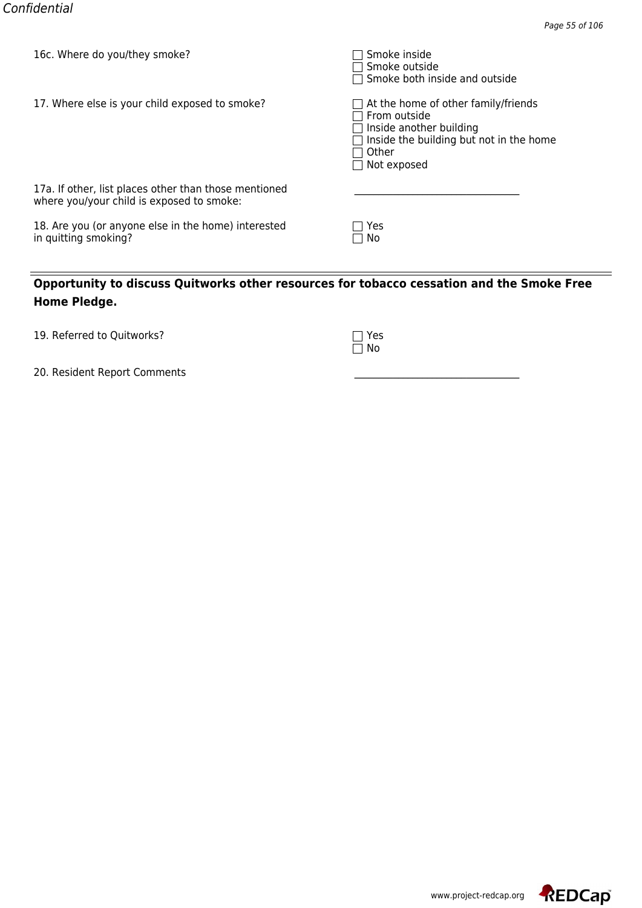16c. Where do you/they smoke?

- ☐ Smoke inside
- ☐ Smoke outside
- ☐ Smoke both inside and outside

17. Where else is your child exposed to smoke?

- ☐ At the home of other family/friends
- ☐ From outside
- ☐ Inside another building
- ☐ Inside the building but not in the home
- ☐ Other
- ☐ Not exposed

17a. If other, list places other than those mentioned where you/your child is exposed to smoke: ________________________________

18. Are you (or anyone else in the home) interested in quitting smoking?

- ☐ Yes
- ☐ No

---

**Opportunity to discuss Quitworks other resources for tobacco cessation and the Smoke Free Home Pledge.**

19. Referred to Quitworks?

- ☐ Yes
- ☐ No

20. Resident Report Comments ________________________________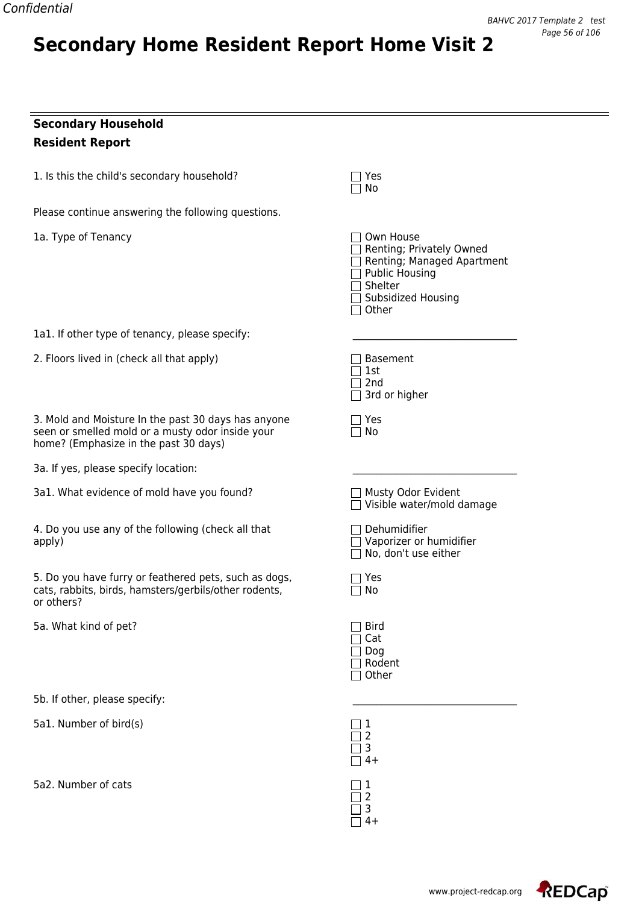# Secondary Home Resident Report Home Visit 2

## Secondary Household Resident Report

1. Is this the child's secondary household?

- ☐ Yes
- ☐ No

Please continue answering the following questions.

1a. Type of Tenancy

- ☐ Own House
- ☐ Renting; Privately Owned
- ☐ Renting; Managed Apartment
- ☐ Public Housing
- ☐ Shelter
- ☐ Subsidized Housing
- ☐ Other

1a1. If other type of tenancy, please specify: ________________________________

2. Floors lived in (check all that apply)

- ☐ Basement
- ☐ 1st
- ☐ 2nd
- ☐ 3rd or higher

3. Mold and Moisture In the past 30 days has anyone seen or smelled mold or a musty odor inside your home? (Emphasize in the past 30 days)

- ☐ Yes
- ☐ No

3a. If yes, please specify location: ________________________________

3a1. What evidence of mold have you found?

- ☐ Musty Odor Evident
- ☐ Visible water/mold damage

4. Do you use any of the following (check all that apply)

- ☐ Dehumidifier
- ☐ Vaporizer or humidifier
- ☐ No, don't use either

5. Do you have furry or feathered pets, such as dogs, cats, rabbits, birds, hamsters/gerbils/other rodents, or others?

- ☐ Yes
- ☐ No

5a. What kind of pet?

- ☐ Bird
- ☐ Cat
- ☐ Dog
- ☐ Rodent
- ☐ Other

5b. If other, please specify: ________________________________

5a1. Number of bird(s)

- ☐ 1
- ☐ 2
- ☐ 3
- ☐ 4+

5a2. Number of cats

- ☐ 1
- ☐ 2
- ☐ 3
- ☐ 4+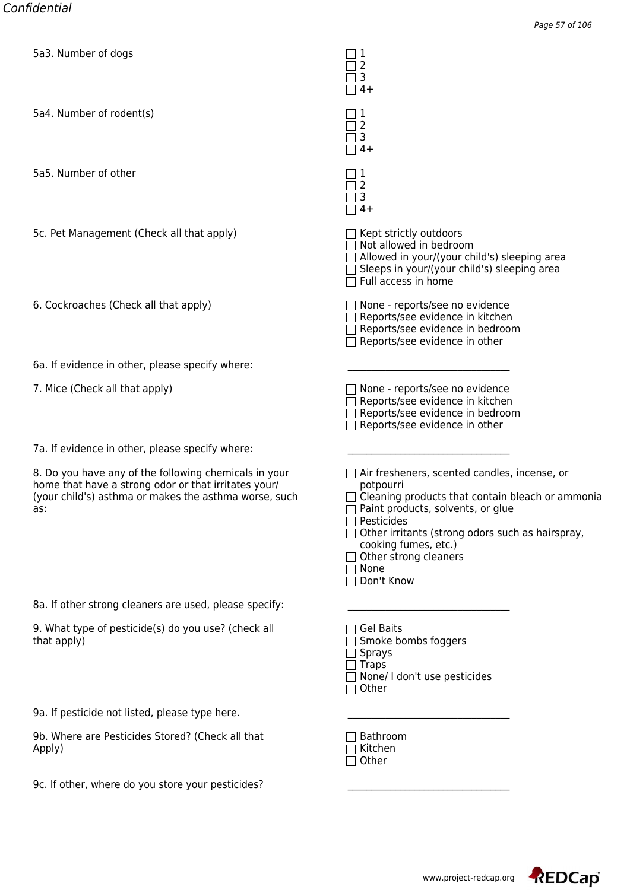5a3. Number of dogs

- [ ] 1
- [ ] 2
- [ ] 3
- [ ] 4+

5a4. Number of rodent(s)

- [ ] 1
- [ ] 2
- [ ] 3
- [ ] 4+

5a5. Number of other

- [ ] 1
- [ ] 2
- [ ] 3
- [ ] 4+

5c. Pet Management (Check all that apply)

- [ ] Kept strictly outdoors
- [ ] Not allowed in bedroom
- [ ] Allowed in your/(your child's) sleeping area
- [ ] Sleeps in your/(your child's) sleeping area
- [ ] Full access in home

6. Cockroaches (Check all that apply)

- [ ] None - reports/see no evidence
- [ ] Reports/see evidence in kitchen
- [ ] Reports/see evidence in bedroom
- [ ] Reports/see evidence in other

6a. If evidence in other, please specify where: \_\_\_\_\_\_\_\_\_\_\_\_\_\_\_\_\_\_\_\_\_\_\_\_\_\_\_\_\_\_

7. Mice (Check all that apply)

- [ ] None - reports/see no evidence
- [ ] Reports/see evidence in kitchen
- [ ] Reports/see evidence in bedroom
- [ ] Reports/see evidence in other

7a. If evidence in other, please specify where: \_\_\_\_\_\_\_\_\_\_\_\_\_\_\_\_\_\_\_\_\_\_\_\_\_\_\_\_\_\_

8. Do you have any of the following chemicals in your home that have a strong odor or that irritates your/(your child's) asthma or makes the asthma worse, such as:

- [ ] Air fresheners, scented candles, incense, or potpourri
- [ ] Cleaning products that contain bleach or ammonia
- [ ] Paint products, solvents, or glue
- [ ] Pesticides
- [ ] Other irritants (strong odors such as hairspray, cooking fumes, etc.)
- [ ] Other strong cleaners
- [ ] None
- [ ] Don't Know

8a. If other strong cleaners are used, please specify: \_\_\_\_\_\_\_\_\_\_\_\_\_\_\_\_\_\_\_\_\_\_\_\_\_\_\_\_\_\_

9. What type of pesticide(s) do you use? (check all that apply)

- [ ] Gel Baits
- [ ] Smoke bombs foggers
- [ ] Sprays
- [ ] Traps
- [ ] None/ I don't use pesticides
- [ ] Other

9a. If pesticide not listed, please type here. \_\_\_\_\_\_\_\_\_\_\_\_\_\_\_\_\_\_\_\_\_\_\_\_\_\_\_\_\_\_

9b. Where are Pesticides Stored? (Check all that Apply)

- [ ] Bathroom
- [ ] Kitchen
- [ ] Other

9c. If other, where do you store your pesticides? \_\_\_\_\_\_\_\_\_\_\_\_\_\_\_\_\_\_\_\_\_\_\_\_\_\_\_\_\_\_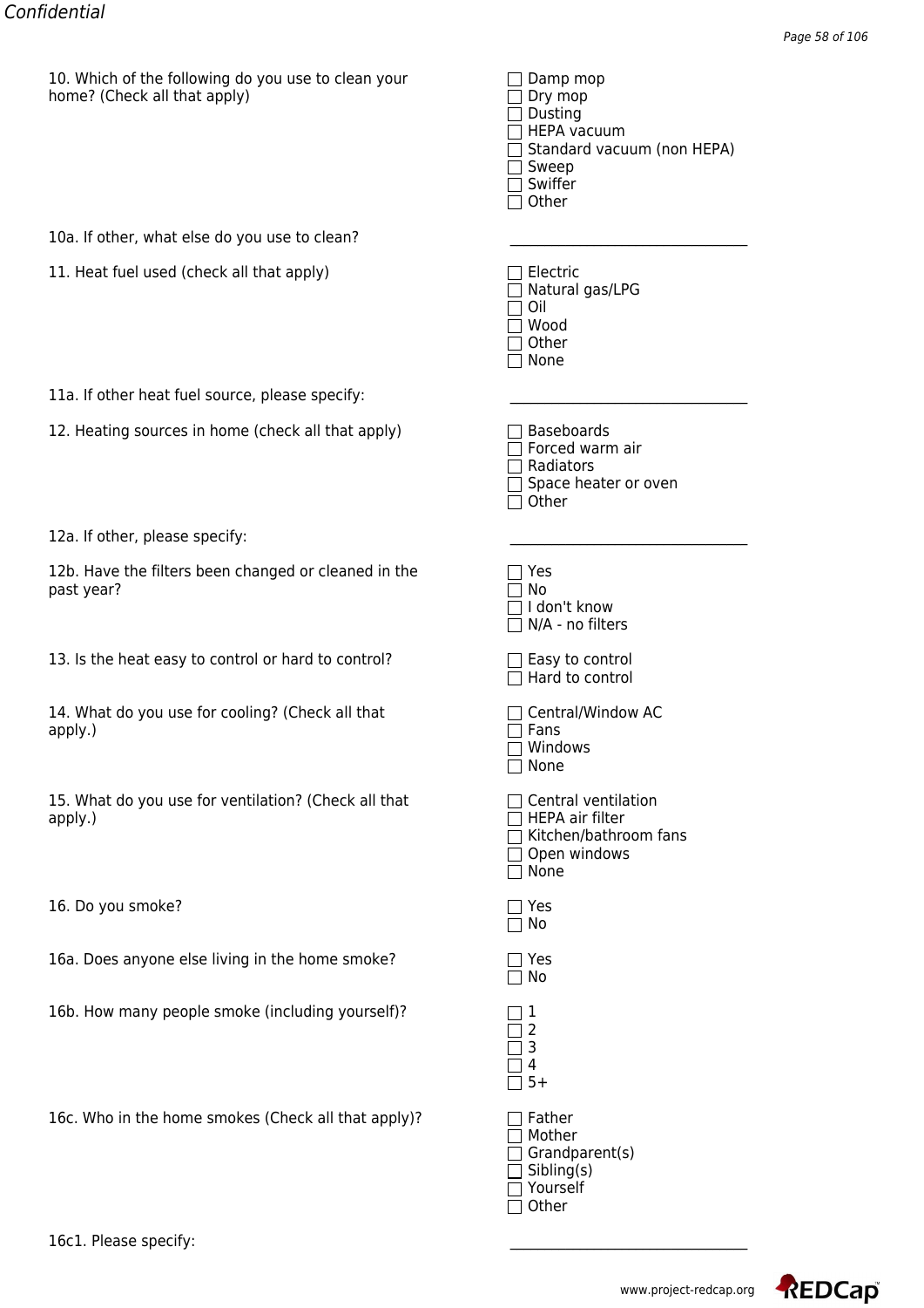10. Which of the following do you use to clean your home? (Check all that apply)

- ☐ Damp mop
- ☐ Dry mop
- ☐ Dusting
- ☐ HEPA vacuum
- ☐ Standard vacuum (non HEPA)
- ☐ Sweep
- ☐ Swiffer
- ☐ Other

10a. If other, what else do you use to clean? \_\_\_\_\_\_\_\_\_\_\_\_\_\_\_\_\_\_\_\_\_\_\_\_\_\_\_\_\_\_

11. Heat fuel used (check all that apply)

- ☐ Electric
- ☐ Natural gas/LPG
- ☐ Oil
- ☐ Wood
- ☐ Other
- ☐ None

11a. If other heat fuel source, please specify: \_\_\_\_\_\_\_\_\_\_\_\_\_\_\_\_\_\_\_\_\_\_\_\_\_\_\_\_\_\_

12. Heating sources in home (check all that apply)

- ☐ Baseboards
- ☐ Forced warm air
- ☐ Radiators
- ☐ Space heater or oven
- ☐ Other

12a. If other, please specify: \_\_\_\_\_\_\_\_\_\_\_\_\_\_\_\_\_\_\_\_\_\_\_\_\_\_\_\_\_\_

12b. Have the filters been changed or cleaned in the past year?

- ☐ Yes
- ☐ No
- ☐ I don't know
- ☐ N/A - no filters

13. Is the heat easy to control or hard to control?

- ☐ Easy to control
- ☐ Hard to control

14. What do you use for cooling? (Check all that apply.)

- ☐ Central/Window AC
- ☐ Fans
- ☐ Windows
- ☐ None

15. What do you use for ventilation? (Check all that apply.)

- ☐ Central ventilation
- ☐ HEPA air filter
- ☐ Kitchen/bathroom fans
- ☐ Open windows
- ☐ None

16. Do you smoke?

- ☐ Yes
- ☐ No

16a. Does anyone else living in the home smoke?

- ☐ Yes
- ☐ No

16b. How many people smoke (including yourself)?

- ☐ 1
- ☐ 2
- ☐ 3
- ☐ 4
- ☐ 5+

16c. Who in the home smokes (Check all that apply)?

- ☐ Father
- ☐ Mother
- ☐ Grandparent(s)
- ☐ Sibling(s)
- ☐ Yourself
- ☐ Other

16c1. Please specify: \_\_\_\_\_\_\_\_\_\_\_\_\_\_\_\_\_\_\_\_\_\_\_\_\_\_\_\_\_\_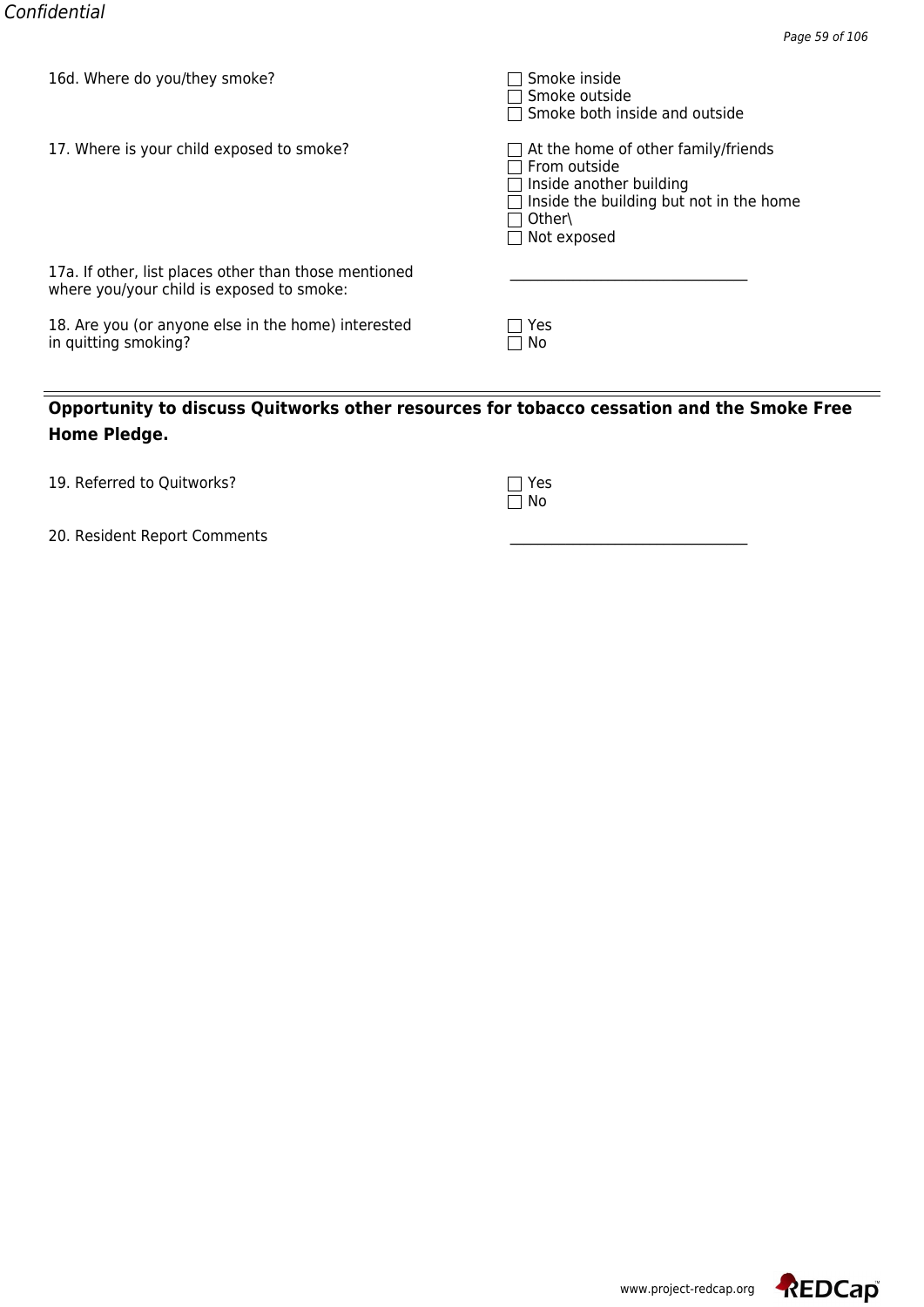16d. Where do you/they smoke?

- ☐ Smoke inside
- ☐ Smoke outside
- ☐ Smoke both inside and outside

17. Where is your child exposed to smoke?

- ☐ At the home of other family/friends
- ☐ From outside
- ☐ Inside another building
- ☐ Inside the building but not in the home
- ☐ Other\
- ☐ Not exposed

17a. If other, list places other than those mentioned where you/your child is exposed to smoke: \_\_\_\_\_\_\_\_\_\_\_\_\_\_\_\_\_\_\_\_\_\_\_\_\_\_\_\_\_\_\_\_

18. Are you (or anyone else in the home) interested in quitting smoking?

- ☐ Yes
- ☐ No

---

**Opportunity to discuss Quitworks other resources for tobacco cessation and the Smoke Free Home Pledge.**

19. Referred to Quitworks?

- ☐ Yes
- ☐ No

20. Resident Report Comments \_\_\_\_\_\_\_\_\_\_\_\_\_\_\_\_\_\_\_\_\_\_\_\_\_\_\_\_\_\_\_\_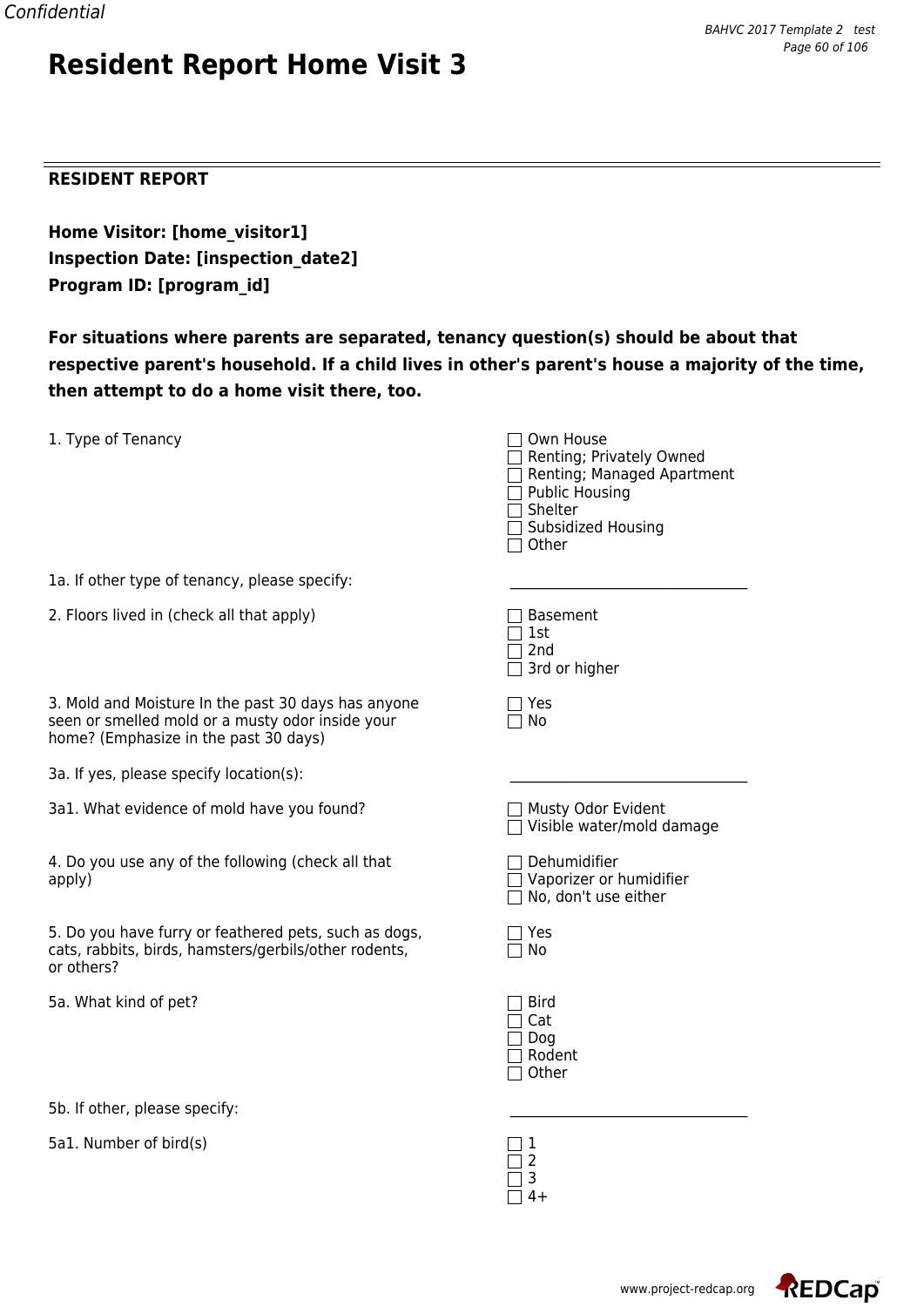# Resident Report Home Visit 3

---

**RESIDENT REPORT**

**Home Visitor: [home_visitor1]**
**Inspection Date: [inspection_date2]**
**Program ID: [program_id]**

**For situations where parents are separated, tenancy question(s) should be about that respective parent's household. If a child lives in other's parent's house a majority of the time, then attempt to do a home visit there, too.**

1. Type of Tenancy
   - ☐ Own House
   - ☐ Renting; Privately Owned
   - ☐ Renting; Managed Apartment
   - ☐ Public Housing
   - ☐ Shelter
   - ☐ Subsidized Housing
   - ☐ Other

1a. If other type of tenancy, please specify: ________________________________

2. Floors lived in (check all that apply)
   - ☐ Basement
   - ☐ 1st
   - ☐ 2nd
   - ☐ 3rd or higher

3. Mold and Moisture In the past 30 days has anyone seen or smelled mold or a musty odor inside your home? (Emphasize in the past 30 days)
   - ☐ Yes
   - ☐ No

3a. If yes, please specify location(s): ________________________________

3a1. What evidence of mold have you found?
   - ☐ Musty Odor Evident
   - ☐ Visible water/mold damage

4. Do you use any of the following (check all that apply)
   - ☐ Dehumidifier
   - ☐ Vaporizer or humidifier
   - ☐ No, don't use either

5. Do you have furry or feathered pets, such as dogs, cats, rabbits, birds, hamsters/gerbils/other rodents, or others?
   - ☐ Yes
   - ☐ No

5a. What kind of pet?
   - ☐ Bird
   - ☐ Cat
   - ☐ Dog
   - ☐ Rodent
   - ☐ Other

5b. If other, please specify: ________________________________

5a1. Number of bird(s)
   - ☐ 1
   - ☐ 2
   - ☐ 3
   - ☐ 4+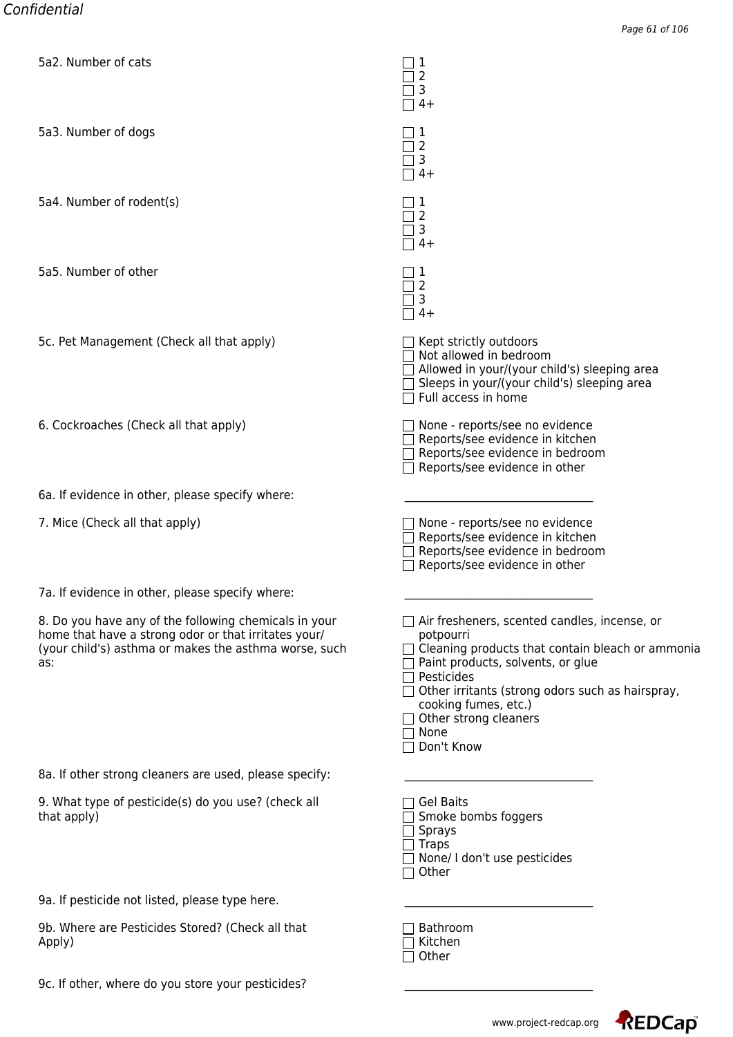5a2. Number of cats

- [ ] 1
- [ ] 2
- [ ] 3
- [ ] 4+

5a3. Number of dogs

- [ ] 1
- [ ] 2
- [ ] 3
- [ ] 4+

5a4. Number of rodent(s)

- [ ] 1
- [ ] 2
- [ ] 3
- [ ] 4+

5a5. Number of other

- [ ] 1
- [ ] 2
- [ ] 3
- [ ] 4+

5c. Pet Management (Check all that apply)

- [ ] Kept strictly outdoors
- [ ] Not allowed in bedroom
- [ ] Allowed in your/(your child's) sleeping area
- [ ] Sleeps in your/(your child's) sleeping area
- [ ] Full access in home

6. Cockroaches (Check all that apply)

- [ ] None - reports/see no evidence
- [ ] Reports/see evidence in kitchen
- [ ] Reports/see evidence in bedroom
- [ ] Reports/see evidence in other

6a. If evidence in other, please specify where: ______________________________

7. Mice (Check all that apply)

- [ ] None - reports/see no evidence
- [ ] Reports/see evidence in kitchen
- [ ] Reports/see evidence in bedroom
- [ ] Reports/see evidence in other

7a. If evidence in other, please specify where: ______________________________

8. Do you have any of the following chemicals in your home that have a strong odor or that irritates your/(your child's) asthma or makes the asthma worse, such as:

- [ ] Air fresheners, scented candles, incense, or potpourri
- [ ] Cleaning products that contain bleach or ammonia
- [ ] Paint products, solvents, or glue
- [ ] Pesticides
- [ ] Other irritants (strong odors such as hairspray, cooking fumes, etc.)
- [ ] Other strong cleaners
- [ ] None
- [ ] Don't Know

8a. If other strong cleaners are used, please specify: ______________________________

9. What type of pesticide(s) do you use? (check all that apply)

- [ ] Gel Baits
- [ ] Smoke bombs foggers
- [ ] Sprays
- [ ] Traps
- [ ] None/ I don't use pesticides
- [ ] Other

9a. If pesticide not listed, please type here. ______________________________

9b. Where are Pesticides Stored? (Check all that Apply)

- [ ] Bathroom
- [ ] Kitchen
- [ ] Other

9c. If other, where do you store your pesticides? ______________________________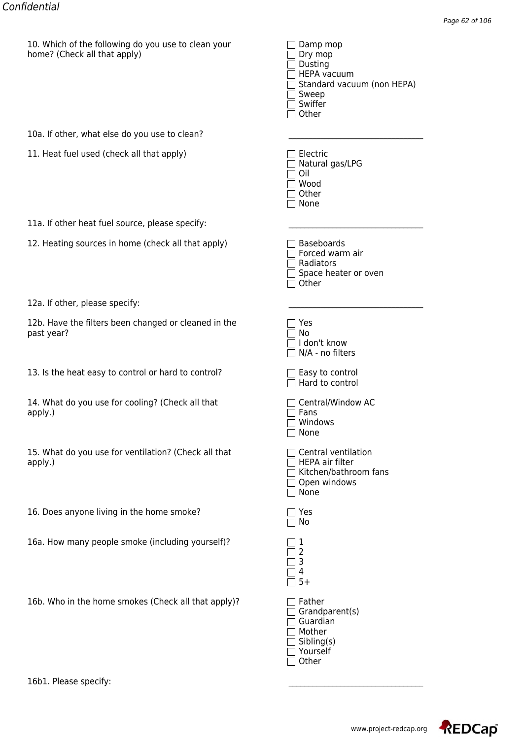10. Which of the following do you use to clean your home? (Check all that apply)

- ☐ Damp mop
- ☐ Dry mop
- ☐ Dusting
- ☐ HEPA vacuum
- ☐ Standard vacuum (non HEPA)
- ☐ Sweep
- ☐ Swiffer
- ☐ Other

10a. If other, what else do you use to clean? \_\_\_\_\_\_\_\_\_\_\_\_\_\_\_\_\_\_\_\_\_\_\_\_\_\_\_\_\_\_

11. Heat fuel used (check all that apply)

- ☐ Electric
- ☐ Natural gas/LPG
- ☐ Oil
- ☐ Wood
- ☐ Other
- ☐ None

11a. If other heat fuel source, please specify: \_\_\_\_\_\_\_\_\_\_\_\_\_\_\_\_\_\_\_\_\_\_\_\_\_\_\_\_\_\_

12. Heating sources in home (check all that apply)

- ☐ Baseboards
- ☐ Forced warm air
- ☐ Radiators
- ☐ Space heater or oven
- ☐ Other

12a. If other, please specify: \_\_\_\_\_\_\_\_\_\_\_\_\_\_\_\_\_\_\_\_\_\_\_\_\_\_\_\_\_\_

12b. Have the filters been changed or cleaned in the past year?

- ☐ Yes
- ☐ No
- ☐ I don't know
- ☐ N/A - no filters

13. Is the heat easy to control or hard to control?

- ☐ Easy to control
- ☐ Hard to control

14. What do you use for cooling? (Check all that apply.)

- ☐ Central/Window AC
- ☐ Fans
- ☐ Windows
- ☐ None

15. What do you use for ventilation? (Check all that apply.)

- ☐ Central ventilation
- ☐ HEPA air filter
- ☐ Kitchen/bathroom fans
- ☐ Open windows
- ☐ None

16. Does anyone living in the home smoke?

- ☐ Yes
- ☐ No

16a. How many people smoke (including yourself)?

- ☐ 1
- ☐ 2
- ☐ 3
- ☐ 4
- ☐ 5+

16b. Who in the home smokes (Check all that apply)?

- ☐ Father
- ☐ Grandparent(s)
- ☐ Guardian
- ☐ Mother
- ☐ Sibling(s)
- ☐ Yourself
- ☐ Other

16b1. Please specify: \_\_\_\_\_\_\_\_\_\_\_\_\_\_\_\_\_\_\_\_\_\_\_\_\_\_\_\_\_\_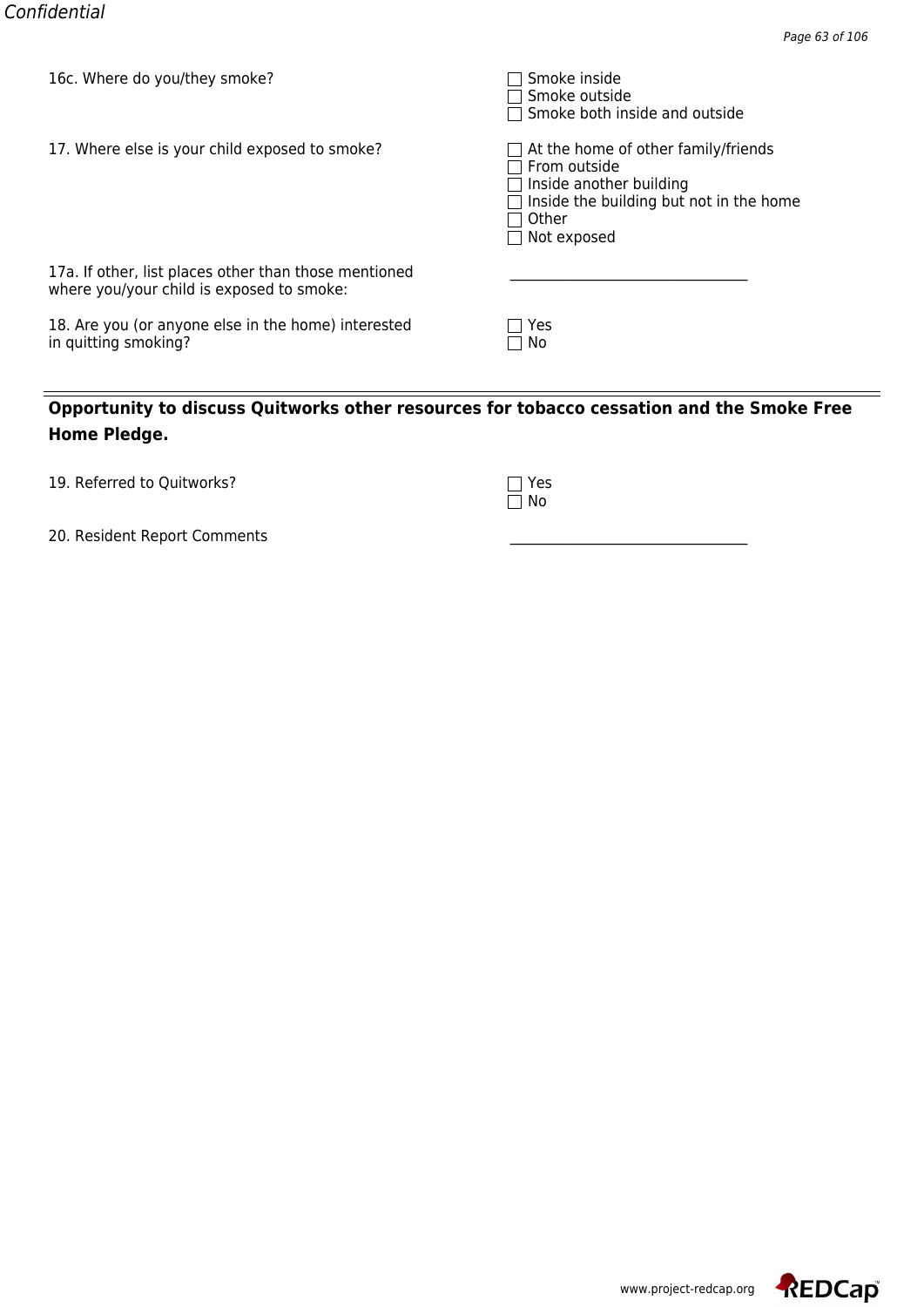16c. Where do you/they smoke?

- ☐ Smoke inside
- ☐ Smoke outside
- ☐ Smoke both inside and outside

17. Where else is your child exposed to smoke?

- ☐ At the home of other family/friends
- ☐ From outside
- ☐ Inside another building
- ☐ Inside the building but not in the home
- ☐ Other
- ☐ Not exposed

17a. If other, list places other than those mentioned where you/your child is exposed to smoke: ______________________________

18. Are you (or anyone else in the home) interested in quitting smoking?

- ☐ Yes
- ☐ No

---

**Opportunity to discuss Quitworks other resources for tobacco cessation and the Smoke Free Home Pledge.**

19. Referred to Quitworks?

- ☐ Yes
- ☐ No

20. Resident Report Comments ______________________________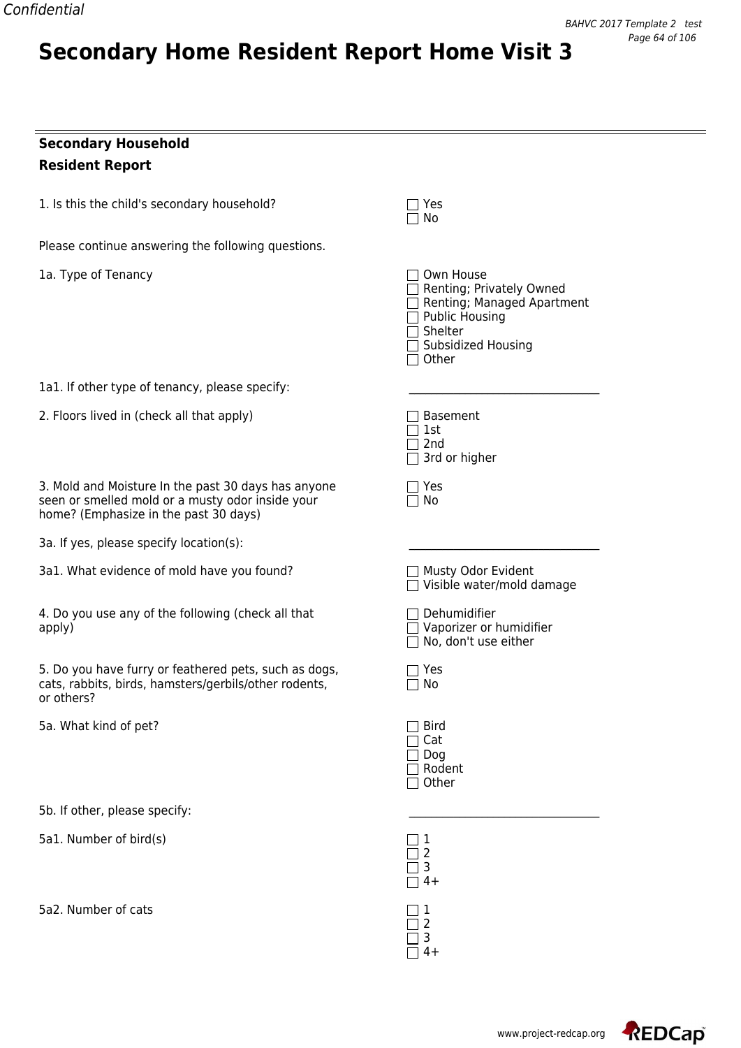# Secondary Home Resident Report Home Visit 3

---

**Secondary Household**

**Resident Report**

1. Is this the child's secondary household?

- ☐ Yes
- ☐ No

Please continue answering the following questions.

1a. Type of Tenancy

- ☐ Own House
- ☐ Renting; Privately Owned
- ☐ Renting; Managed Apartment
- ☐ Public Housing
- ☐ Shelter
- ☐ Subsidized Housing
- ☐ Other

1a1. If other type of tenancy, please specify: ________________________________

2. Floors lived in (check all that apply)

- ☐ Basement
- ☐ 1st
- ☐ 2nd
- ☐ 3rd or higher

3. Mold and Moisture In the past 30 days has anyone seen or smelled mold or a musty odor inside your home? (Emphasize in the past 30 days)

- ☐ Yes
- ☐ No

3a. If yes, please specify location(s): ________________________________

3a1. What evidence of mold have you found?

- ☐ Musty Odor Evident
- ☐ Visible water/mold damage

4. Do you use any of the following (check all that apply)

- ☐ Dehumidifier
- ☐ Vaporizer or humidifier
- ☐ No, don't use either

5. Do you have furry or feathered pets, such as dogs, cats, rabbits, birds, hamsters/gerbils/other rodents, or others?

- ☐ Yes
- ☐ No

5a. What kind of pet?

- ☐ Bird
- ☐ Cat
- ☐ Dog
- ☐ Rodent
- ☐ Other

5b. If other, please specify: ________________________________

5a1. Number of bird(s)

- ☐ 1
- ☐ 2
- ☐ 3
- ☐ 4+

5a2. Number of cats

- ☐ 1
- ☐ 2
- ☐ 3
- ☐ 4+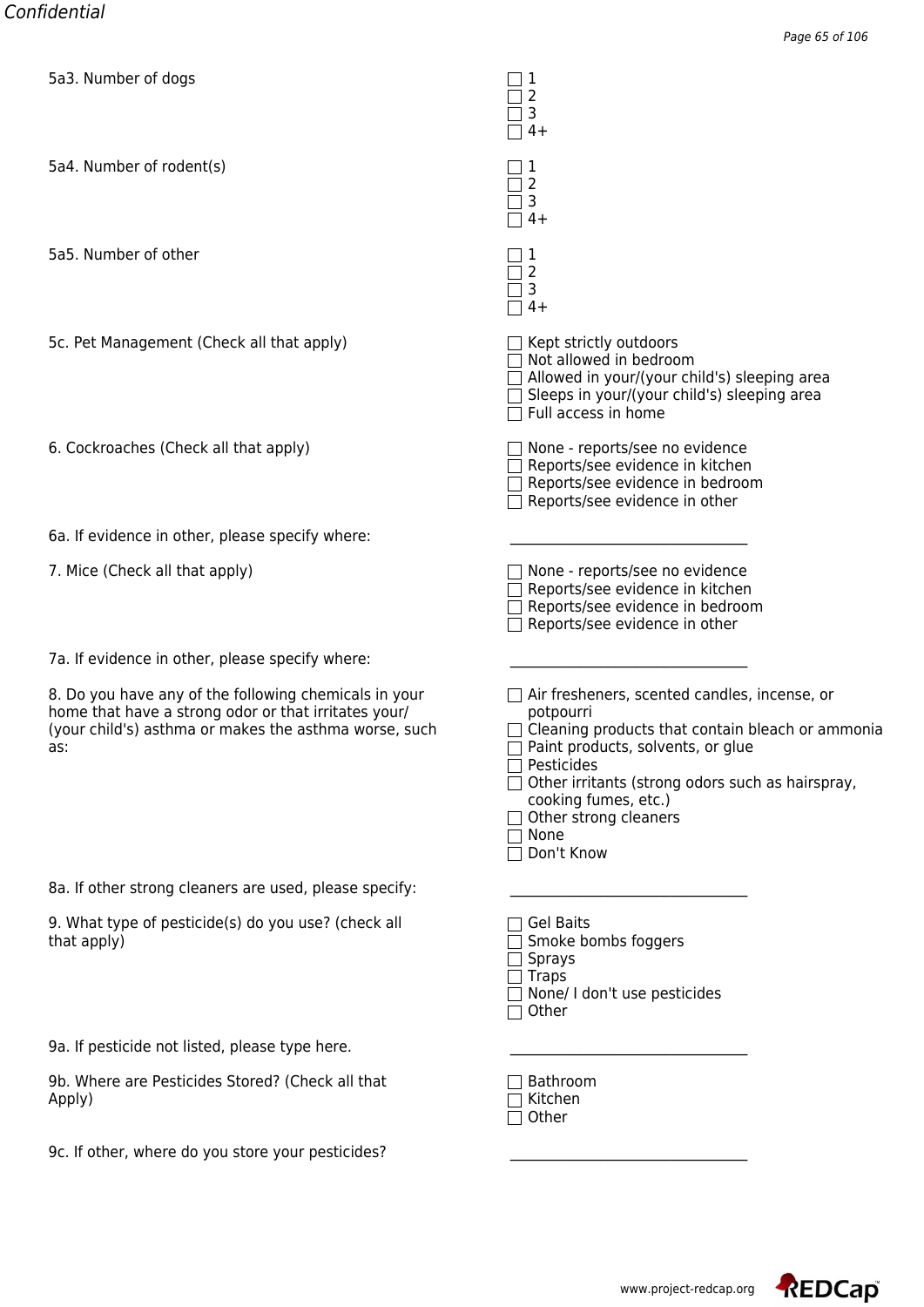5a3. Number of dogs

- ☐ 1
- ☐ 2
- ☐ 3
- ☐ 4+

5a4. Number of rodent(s)

- ☐ 1
- ☐ 2
- ☐ 3
- ☐ 4+

5a5. Number of other

- ☐ 1
- ☐ 2
- ☐ 3
- ☐ 4+

5c. Pet Management (Check all that apply)

- ☐ Kept strictly outdoors
- ☐ Not allowed in bedroom
- ☐ Allowed in your/(your child's) sleeping area
- ☐ Sleeps in your/(your child's) sleeping area
- ☐ Full access in home

6. Cockroaches (Check all that apply)

- ☐ None - reports/see no evidence
- ☐ Reports/see evidence in kitchen
- ☐ Reports/see evidence in bedroom
- ☐ Reports/see evidence in other

6a. If evidence in other, please specify where: \_\_\_\_\_\_\_\_\_\_\_\_\_\_\_\_\_\_\_\_\_\_\_\_\_\_\_\_\_\_\_\_

7. Mice (Check all that apply)

- ☐ None - reports/see no evidence
- ☐ Reports/see evidence in kitchen
- ☐ Reports/see evidence in bedroom
- ☐ Reports/see evidence in other

7a. If evidence in other, please specify where: \_\_\_\_\_\_\_\_\_\_\_\_\_\_\_\_\_\_\_\_\_\_\_\_\_\_\_\_\_\_\_\_

8. Do you have any of the following chemicals in your home that have a strong odor or that irritates your/(your child's) asthma or makes the asthma worse, such as:

- ☐ Air fresheners, scented candles, incense, or potpourri
- ☐ Cleaning products that contain bleach or ammonia
- ☐ Paint products, solvents, or glue
- ☐ Pesticides
- ☐ Other irritants (strong odors such as hairspray, cooking fumes, etc.)
- ☐ Other strong cleaners
- ☐ None
- ☐ Don't Know

8a. If other strong cleaners are used, please specify: \_\_\_\_\_\_\_\_\_\_\_\_\_\_\_\_\_\_\_\_\_\_\_\_\_\_\_\_\_\_\_\_

9. What type of pesticide(s) do you use? (check all that apply)

- ☐ Gel Baits
- ☐ Smoke bombs foggers
- ☐ Sprays
- ☐ Traps
- ☐ None/ I don't use pesticides
- ☐ Other

9a. If pesticide not listed, please type here. \_\_\_\_\_\_\_\_\_\_\_\_\_\_\_\_\_\_\_\_\_\_\_\_\_\_\_\_\_\_\_\_

9b. Where are Pesticides Stored? (Check all that Apply)

- ☐ Bathroom
- ☐ Kitchen
- ☐ Other

9c. If other, where do you store your pesticides? \_\_\_\_\_\_\_\_\_\_\_\_\_\_\_\_\_\_\_\_\_\_\_\_\_\_\_\_\_\_\_\_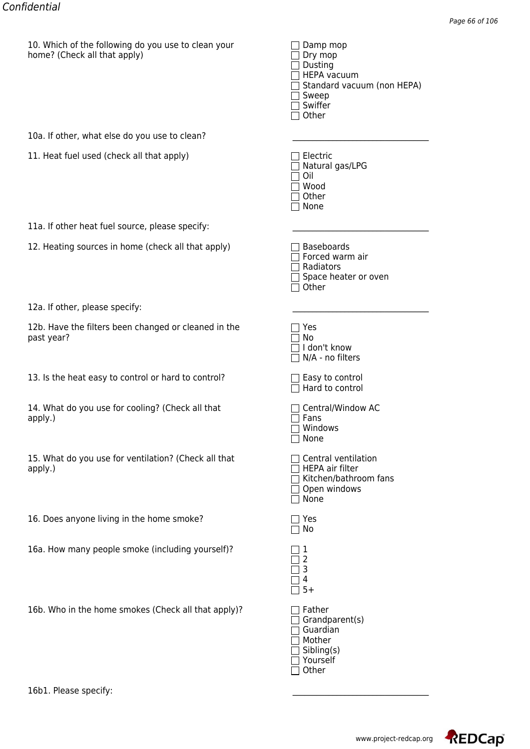10. Which of the following do you use to clean your home? (Check all that apply)

- ☐ Damp mop
- ☐ Dry mop
- ☐ Dusting
- ☐ HEPA vacuum
- ☐ Standard vacuum (non HEPA)
- ☐ Sweep
- ☐ Swiffer
- ☐ Other

10a. If other, what else do you use to clean? \_\_\_\_\_\_\_\_\_\_\_\_\_\_\_\_\_\_\_\_\_\_\_\_\_\_\_\_\_\_\_\_

11. Heat fuel used (check all that apply)

- ☐ Electric
- ☐ Natural gas/LPG
- ☐ Oil
- ☐ Wood
- ☐ Other
- ☐ None

11a. If other heat fuel source, please specify: \_\_\_\_\_\_\_\_\_\_\_\_\_\_\_\_\_\_\_\_\_\_\_\_\_\_\_\_\_\_\_\_

12. Heating sources in home (check all that apply)

- ☐ Baseboards
- ☐ Forced warm air
- ☐ Radiators
- ☐ Space heater or oven
- ☐ Other

12a. If other, please specify: \_\_\_\_\_\_\_\_\_\_\_\_\_\_\_\_\_\_\_\_\_\_\_\_\_\_\_\_\_\_\_\_

12b. Have the filters been changed or cleaned in the past year?

- ☐ Yes
- ☐ No
- ☐ I don't know
- ☐ N/A - no filters

13. Is the heat easy to control or hard to control?

- ☐ Easy to control
- ☐ Hard to control

14. What do you use for cooling? (Check all that apply.)

- ☐ Central/Window AC
- ☐ Fans
- ☐ Windows
- ☐ None

15. What do you use for ventilation? (Check all that apply.)

- ☐ Central ventilation
- ☐ HEPA air filter
- ☐ Kitchen/bathroom fans
- ☐ Open windows
- ☐ None

16. Does anyone living in the home smoke?

- ☐ Yes
- ☐ No

16a. How many people smoke (including yourself)?

- ☐ 1
- ☐ 2
- ☐ 3
- ☐ 4
- ☐ 5+

16b. Who in the home smokes (Check all that apply)?

- ☐ Father
- ☐ Grandparent(s)
- ☐ Guardian
- ☐ Mother
- ☐ Sibling(s)
- ☐ Yourself
- ☐ Other

16b1. Please specify: \_\_\_\_\_\_\_\_\_\_\_\_\_\_\_\_\_\_\_\_\_\_\_\_\_\_\_\_\_\_\_\_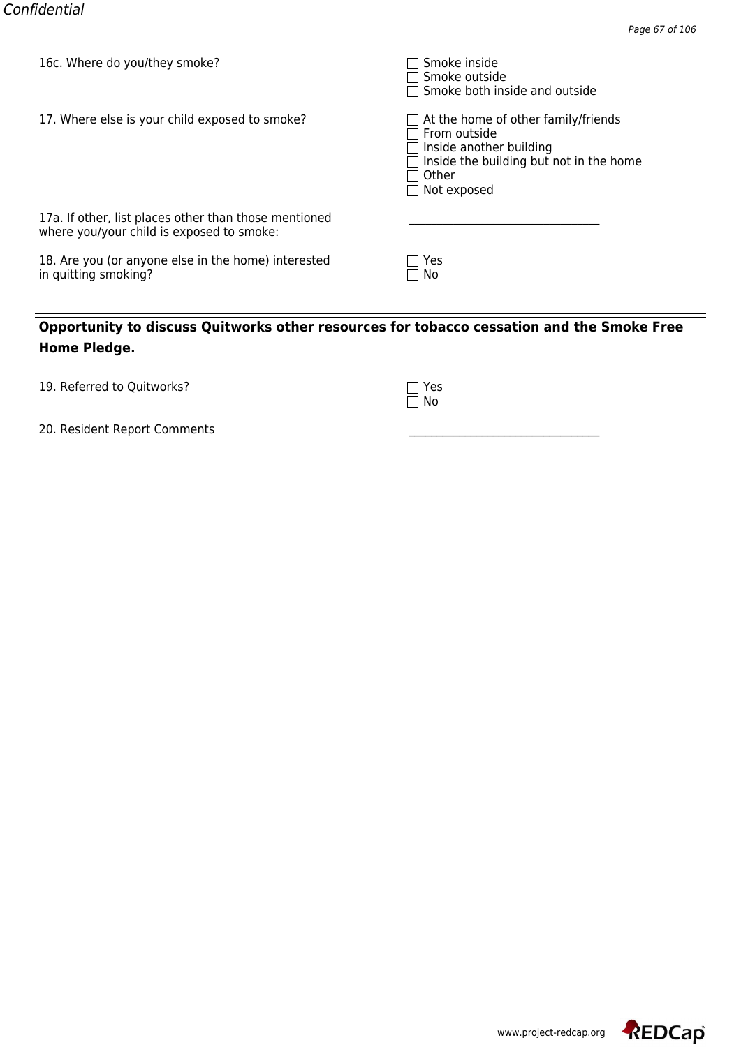16c. Where do you/they smoke?

- [ ] Smoke inside
- [ ] Smoke outside
- [ ] Smoke both inside and outside

17. Where else is your child exposed to smoke?

- [ ] At the home of other family/friends
- [ ] From outside
- [ ] Inside another building
- [ ] Inside the building but not in the home
- [ ] Other
- [ ] Not exposed

17a. If other, list places other than those mentioned where you/your child is exposed to smoke:

________________________________

18. Are you (or anyone else in the home) interested in quitting smoking?

- [ ] Yes
- [ ] No

---

**Opportunity to discuss Quitworks other resources for tobacco cessation and the Smoke Free Home Pledge.**

19. Referred to Quitworks?

- [ ] Yes
- [ ] No

20. Resident Report Comments

________________________________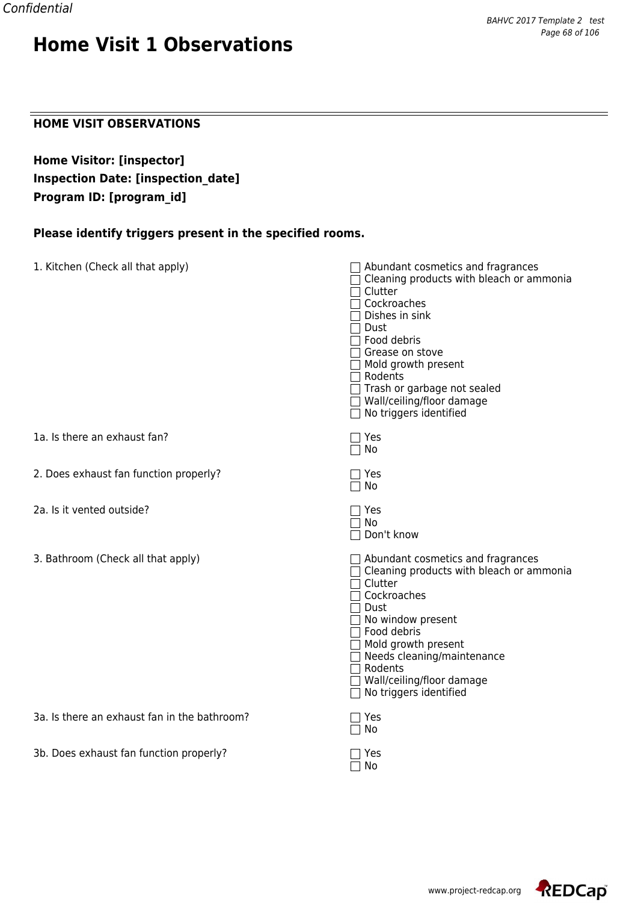# Home Visit 1 Observations

---

**HOME VISIT OBSERVATIONS**

**Home Visitor: [inspector]**
**Inspection Date: [inspection_date]**
**Program ID: [program_id]**

**Please identify triggers present in the specified rooms.**

1. Kitchen (Check all that apply)

- ☐ Abundant cosmetics and fragrances
- ☐ Cleaning products with bleach or ammonia
- ☐ Clutter
- ☐ Cockroaches
- ☐ Dishes in sink
- ☐ Dust
- ☐ Food debris
- ☐ Grease on stove
- ☐ Mold growth present
- ☐ Rodents
- ☐ Trash or garbage not sealed
- ☐ Wall/ceiling/floor damage
- ☐ No triggers identified

1a. Is there an exhaust fan?

- ☐ Yes
- ☐ No

2. Does exhaust fan function properly?

- ☐ Yes
- ☐ No

2a. Is it vented outside?

- ☐ Yes
- ☐ No
- ☐ Don't know

3. Bathroom (Check all that apply)

- ☐ Abundant cosmetics and fragrances
- ☐ Cleaning products with bleach or ammonia
- ☐ Clutter
- ☐ Cockroaches
- ☐ Dust
- ☐ No window present
- ☐ Food debris
- ☐ Mold growth present
- ☐ Needs cleaning/maintenance
- ☐ Rodents
- ☐ Wall/ceiling/floor damage
- ☐ No triggers identified

3a. Is there an exhaust fan in the bathroom?

- ☐ Yes
- ☐ No

3b. Does exhaust fan function properly?

- ☐ Yes
- ☐ No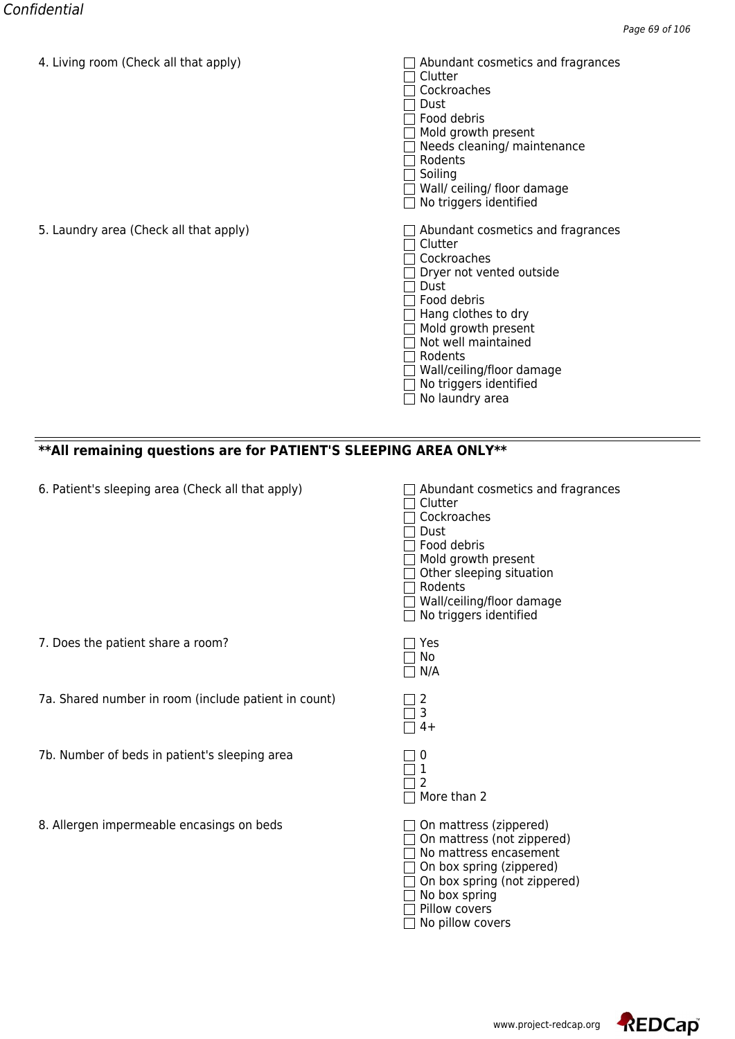4. Living room (Check all that apply)

- [ ] Abundant cosmetics and fragrances
- [ ] Clutter
- [ ] Cockroaches
- [ ] Dust
- [ ] Food debris
- [ ] Mold growth present
- [ ] Needs cleaning/ maintenance
- [ ] Rodents
- [ ] Soiling
- [ ] Wall/ ceiling/ floor damage
- [ ] No triggers identified

5. Laundry area (Check all that apply)

- [ ] Abundant cosmetics and fragrances
- [ ] Clutter
- [ ] Cockroaches
- [ ] Dryer not vented outside
- [ ] Dust
- [ ] Food debris
- [ ] Hang clothes to dry
- [ ] Mold growth present
- [ ] Not well maintained
- [ ] Rodents
- [ ] Wall/ceiling/floor damage
- [ ] No triggers identified
- [ ] No laundry area

---

**All remaining questions are for PATIENT'S SLEEPING AREA ONLY**

6. Patient's sleeping area (Check all that apply)

- [ ] Abundant cosmetics and fragrances
- [ ] Clutter
- [ ] Cockroaches
- [ ] Dust
- [ ] Food debris
- [ ] Mold growth present
- [ ] Other sleeping situation
- [ ] Rodents
- [ ] Wall/ceiling/floor damage
- [ ] No triggers identified

7. Does the patient share a room?

- [ ] Yes
- [ ] No
- [ ] N/A

7a. Shared number in room (include patient in count)

- [ ] 2
- [ ] 3
- [ ] 4+

7b. Number of beds in patient's sleeping area

- [ ] 0
- [ ] 1
- [ ] 2
- [ ] More than 2

8. Allergen impermeable encasings on beds

- [ ] On mattress (zippered)
- [ ] On mattress (not zippered)
- [ ] No mattress encasement
- [ ] On box spring (zippered)
- [ ] On box spring (not zippered)
- [ ] No box spring
- [ ] Pillow covers
- [ ] No pillow covers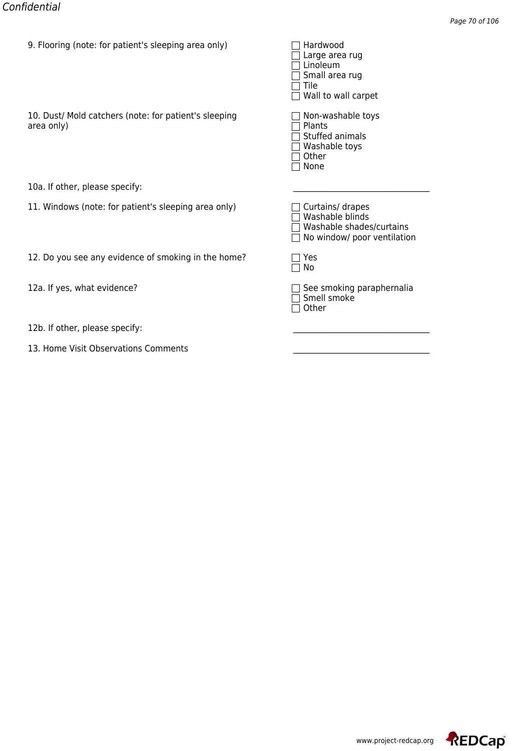9. Flooring (note: for patient's sleeping area only)

- [ ] Hardwood
- [ ] Large area rug
- [ ] Linoleum
- [ ] Small area rug
- [ ] Tile
- [ ] Wall to wall carpet

10. Dust/ Mold catchers (note: for patient's sleeping area only)

- [ ] Non-washable toys
- [ ] Plants
- [ ] Stuffed animals
- [ ] Washable toys
- [ ] Other
- [ ] None

10a. If other, please specify: \_\_\_\_\_\_\_\_\_\_\_\_\_\_\_\_\_\_\_\_\_\_\_\_\_\_\_\_\_\_\_\_

11. Windows (note: for patient's sleeping area only)

- [ ] Curtains/ drapes
- [ ] Washable blinds
- [ ] Washable shades/curtains
- [ ] No window/ poor ventilation

12. Do you see any evidence of smoking in the home?

- [ ] Yes
- [ ] No

12a. If yes, what evidence?

- [ ] See smoking paraphernalia
- [ ] Smell smoke
- [ ] Other

12b. If other, please specify: \_\_\_\_\_\_\_\_\_\_\_\_\_\_\_\_\_\_\_\_\_\_\_\_\_\_\_\_\_\_\_\_

13. Home Visit Observations Comments \_\_\_\_\_\_\_\_\_\_\_\_\_\_\_\_\_\_\_\_\_\_\_\_\_\_\_\_\_\_\_\_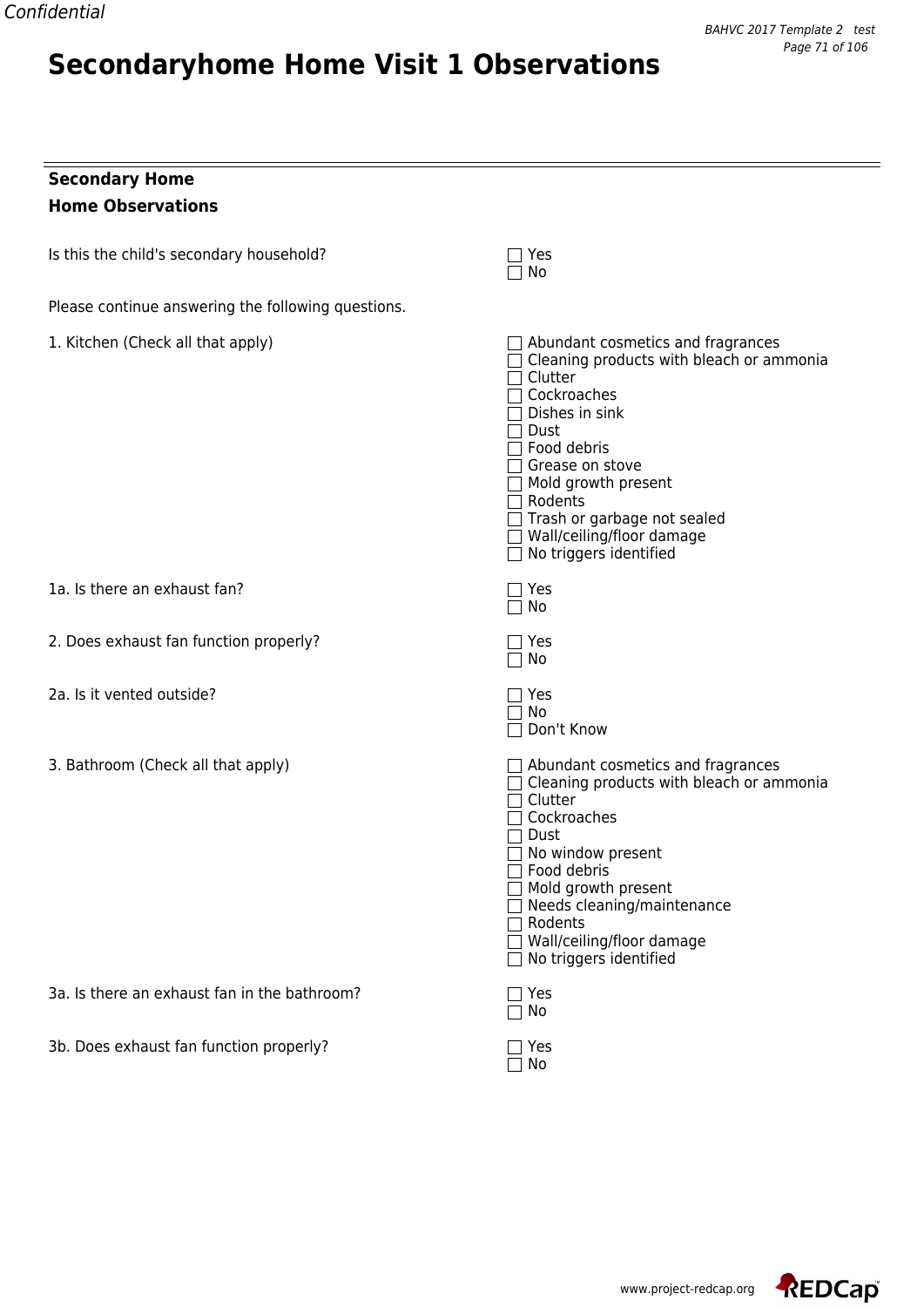# Secondaryhome Home Visit 1 Observations

---

**Secondary Home**

**Home Observations**

Is this the child's secondary household?
- ☐ Yes
- ☐ No

Please continue answering the following questions.

1. Kitchen (Check all that apply)
- ☐ Abundant cosmetics and fragrances
- ☐ Cleaning products with bleach or ammonia
- ☐ Clutter
- ☐ Cockroaches
- ☐ Dishes in sink
- ☐ Dust
- ☐ Food debris
- ☐ Grease on stove
- ☐ Mold growth present
- ☐ Rodents
- ☐ Trash or garbage not sealed
- ☐ Wall/ceiling/floor damage
- ☐ No triggers identified

1a. Is there an exhaust fan?
- ☐ Yes
- ☐ No

2. Does exhaust fan function properly?
- ☐ Yes
- ☐ No

2a. Is it vented outside?
- ☐ Yes
- ☐ No
- ☐ Don't Know

3. Bathroom (Check all that apply)
- ☐ Abundant cosmetics and fragrances
- ☐ Cleaning products with bleach or ammonia
- ☐ Clutter
- ☐ Cockroaches
- ☐ Dust
- ☐ No window present
- ☐ Food debris
- ☐ Mold growth present
- ☐ Needs cleaning/maintenance
- ☐ Rodents
- ☐ Wall/ceiling/floor damage
- ☐ No triggers identified

3a. Is there an exhaust fan in the bathroom?
- ☐ Yes
- ☐ No

3b. Does exhaust fan function properly?
- ☐ Yes
- ☐ No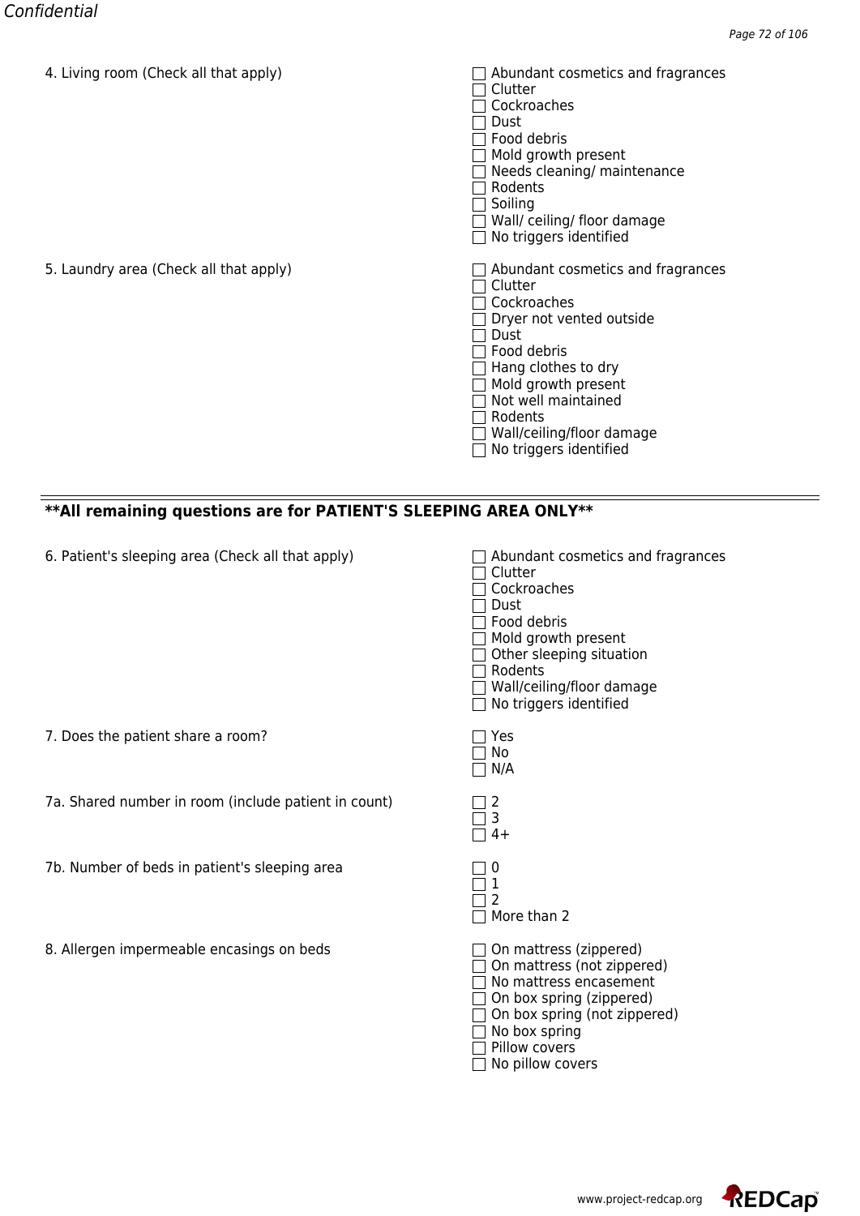4. Living room (Check all that apply)

- ☐ Abundant cosmetics and fragrances
- ☐ Clutter
- ☐ Cockroaches
- ☐ Dust
- ☐ Food debris
- ☐ Mold growth present
- ☐ Needs cleaning/ maintenance
- ☐ Rodents
- ☐ Soiling
- ☐ Wall/ ceiling/ floor damage
- ☐ No triggers identified

5. Laundry area (Check all that apply)

- ☐ Abundant cosmetics and fragrances
- ☐ Clutter
- ☐ Cockroaches
- ☐ Dryer not vented outside
- ☐ Dust
- ☐ Food debris
- ☐ Hang clothes to dry
- ☐ Mold growth present
- ☐ Not well maintained
- ☐ Rodents
- ☐ Wall/ceiling/floor damage
- ☐ No triggers identified

---

**\*\*All remaining questions are for PATIENT'S SLEEPING AREA ONLY\*\***

6. Patient's sleeping area (Check all that apply)

- ☐ Abundant cosmetics and fragrances
- ☐ Clutter
- ☐ Cockroaches
- ☐ Dust
- ☐ Food debris
- ☐ Mold growth present
- ☐ Other sleeping situation
- ☐ Rodents
- ☐ Wall/ceiling/floor damage
- ☐ No triggers identified

7. Does the patient share a room?

- ☐ Yes
- ☐ No
- ☐ N/A

7a. Shared number in room (include patient in count)

- ☐ 2
- ☐ 3
- ☐ 4+

7b. Number of beds in patient's sleeping area

- ☐ 0
- ☐ 1
- ☐ 2
- ☐ More than 2

8. Allergen impermeable encasings on beds

- ☐ On mattress (zippered)
- ☐ On mattress (not zippered)
- ☐ No mattress encasement
- ☐ On box spring (zippered)
- ☐ On box spring (not zippered)
- ☐ No box spring
- ☐ Pillow covers
- ☐ No pillow covers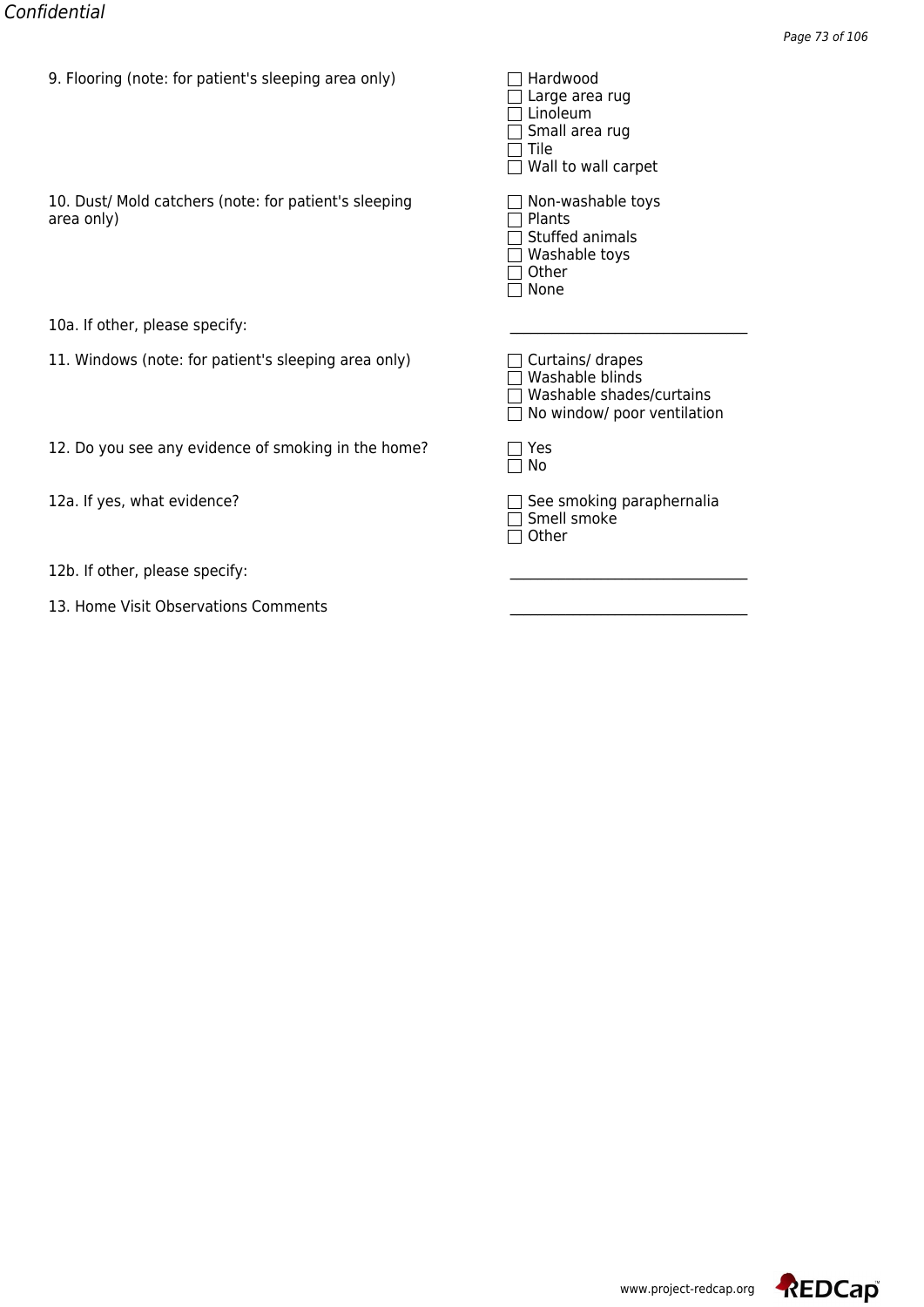9. Flooring (note: for patient's sleeping area only)

- ☐ Hardwood
- ☐ Large area rug
- ☐ Linoleum
- ☐ Small area rug
- ☐ Tile
- ☐ Wall to wall carpet

10. Dust/ Mold catchers (note: for patient's sleeping area only)

- ☐ Non-washable toys
- ☐ Plants
- ☐ Stuffed animals
- ☐ Washable toys
- ☐ Other
- ☐ None

10a. If other, please specify: \_\_\_\_\_\_\_\_\_\_\_\_\_\_\_\_\_\_\_\_\_\_\_\_\_\_\_\_\_\_

11. Windows (note: for patient's sleeping area only)

- ☐ Curtains/ drapes
- ☐ Washable blinds
- ☐ Washable shades/curtains
- ☐ No window/ poor ventilation

12. Do you see any evidence of smoking in the home?

- ☐ Yes
- ☐ No

12a. If yes, what evidence?

- ☐ See smoking paraphernalia
- ☐ Smell smoke
- ☐ Other

12b. If other, please specify: \_\_\_\_\_\_\_\_\_\_\_\_\_\_\_\_\_\_\_\_\_\_\_\_\_\_\_\_\_\_

13. Home Visit Observations Comments \_\_\_\_\_\_\_\_\_\_\_\_\_\_\_\_\_\_\_\_\_\_\_\_\_\_\_\_\_\_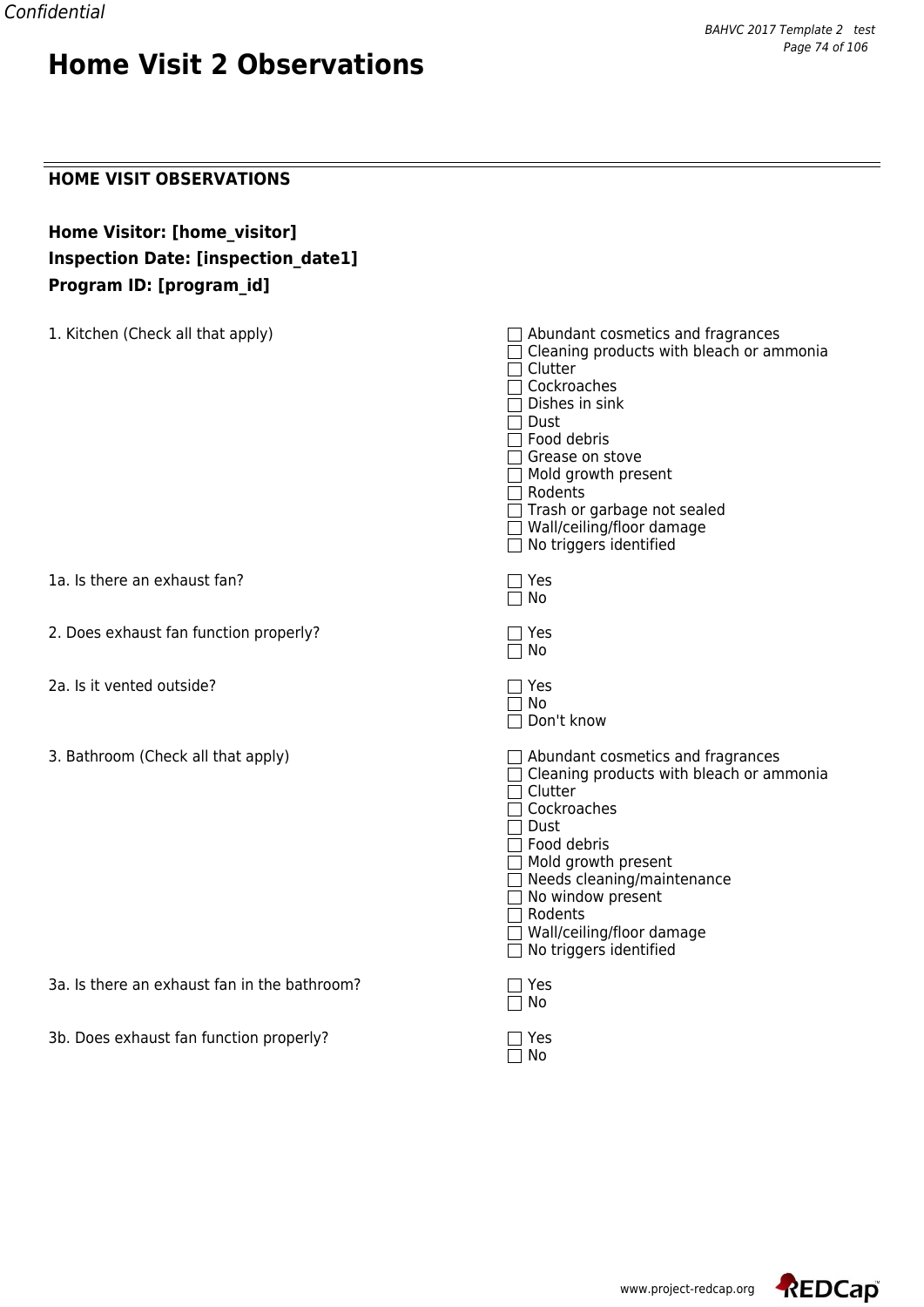# Home Visit 2 Observations

## HOME VISIT OBSERVATIONS

**Home Visitor: [home_visitor]**
**Inspection Date: [inspection_date1]**
**Program ID: [program_id]**

1. Kitchen (Check all that apply)

- ☐ Abundant cosmetics and fragrances
- ☐ Cleaning products with bleach or ammonia
- ☐ Clutter
- ☐ Cockroaches
- ☐ Dishes in sink
- ☐ Dust
- ☐ Food debris
- ☐ Grease on stove
- ☐ Mold growth present
- ☐ Rodents
- ☐ Trash or garbage not sealed
- ☐ Wall/ceiling/floor damage
- ☐ No triggers identified

1a. Is there an exhaust fan?

- ☐ Yes
- ☐ No

2. Does exhaust fan function properly?

- ☐ Yes
- ☐ No

2a. Is it vented outside?

- ☐ Yes
- ☐ No
- ☐ Don't know

3. Bathroom (Check all that apply)

- ☐ Abundant cosmetics and fragrances
- ☐ Cleaning products with bleach or ammonia
- ☐ Clutter
- ☐ Cockroaches
- ☐ Dust
- ☐ Food debris
- ☐ Mold growth present
- ☐ Needs cleaning/maintenance
- ☐ No window present
- ☐ Rodents
- ☐ Wall/ceiling/floor damage
- ☐ No triggers identified

3a. Is there an exhaust fan in the bathroom?

- ☐ Yes
- ☐ No

3b. Does exhaust fan function properly?

- ☐ Yes
- ☐ No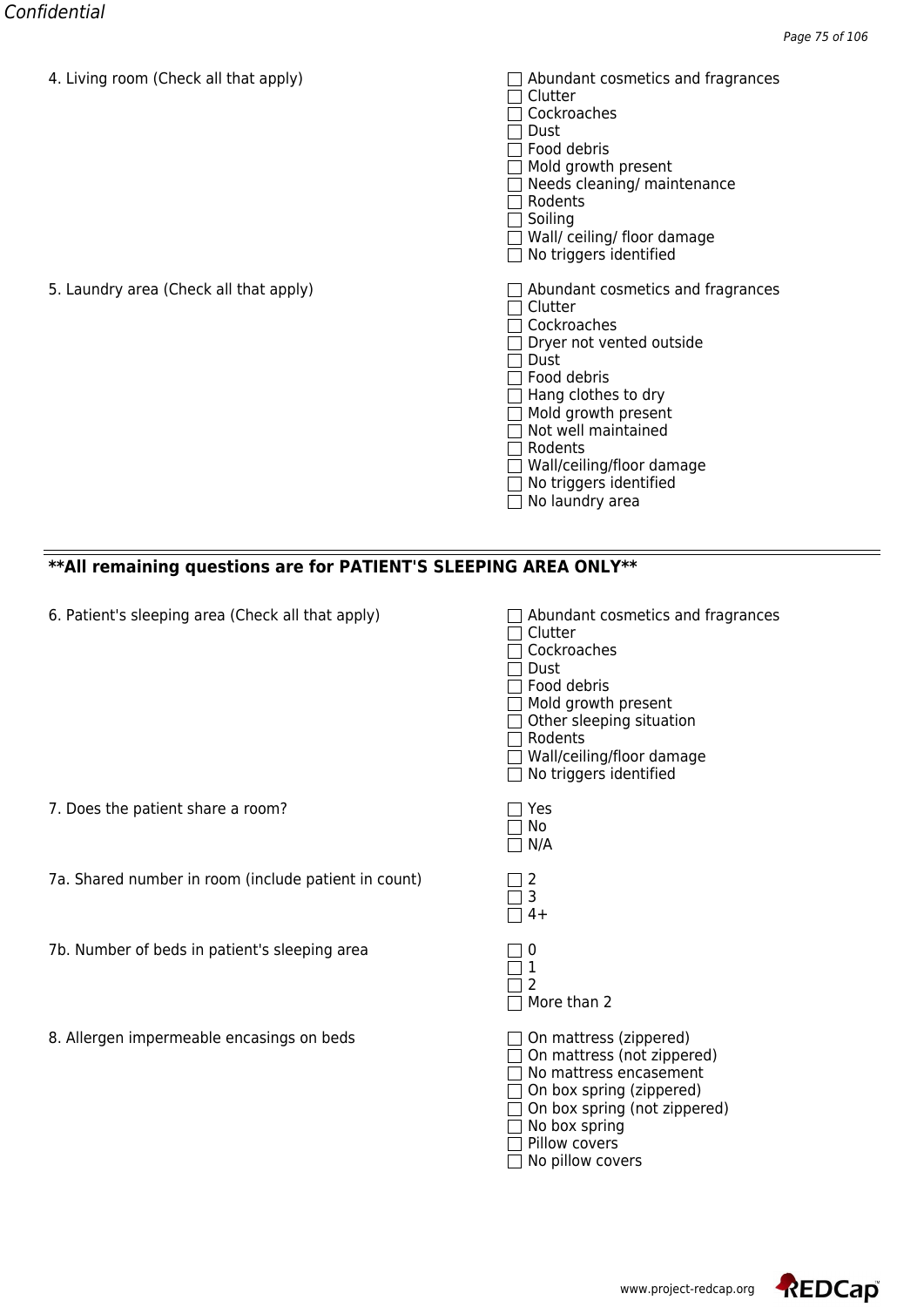4. Living room (Check all that apply)

- ☐ Abundant cosmetics and fragrances
- ☐ Clutter
- ☐ Cockroaches
- ☐ Dust
- ☐ Food debris
- ☐ Mold growth present
- ☐ Needs cleaning/ maintenance
- ☐ Rodents
- ☐ Soiling
- ☐ Wall/ ceiling/ floor damage
- ☐ No triggers identified

5. Laundry area (Check all that apply)

- ☐ Abundant cosmetics and fragrances
- ☐ Clutter
- ☐ Cockroaches
- ☐ Dryer not vented outside
- ☐ Dust
- ☐ Food debris
- ☐ Hang clothes to dry
- ☐ Mold growth present
- ☐ Not well maintained
- ☐ Rodents
- ☐ Wall/ceiling/floor damage
- ☐ No triggers identified
- ☐ No laundry area

---

**All remaining questions are for PATIENT'S SLEEPING AREA ONLY**

6. Patient's sleeping area (Check all that apply)

- ☐ Abundant cosmetics and fragrances
- ☐ Clutter
- ☐ Cockroaches
- ☐ Dust
- ☐ Food debris
- ☐ Mold growth present
- ☐ Other sleeping situation
- ☐ Rodents
- ☐ Wall/ceiling/floor damage
- ☐ No triggers identified

7. Does the patient share a room?

- ☐ Yes
- ☐ No
- ☐ N/A

7a. Shared number in room (include patient in count)

- ☐ 2
- ☐ 3
- ☐ 4+

7b. Number of beds in patient's sleeping area

- ☐ 0
- ☐ 1
- ☐ 2
- ☐ More than 2

8. Allergen impermeable encasings on beds

- ☐ On mattress (zippered)
- ☐ On mattress (not zippered)
- ☐ No mattress encasement
- ☐ On box spring (zippered)
- ☐ On box spring (not zippered)
- ☐ No box spring
- ☐ Pillow covers
- ☐ No pillow covers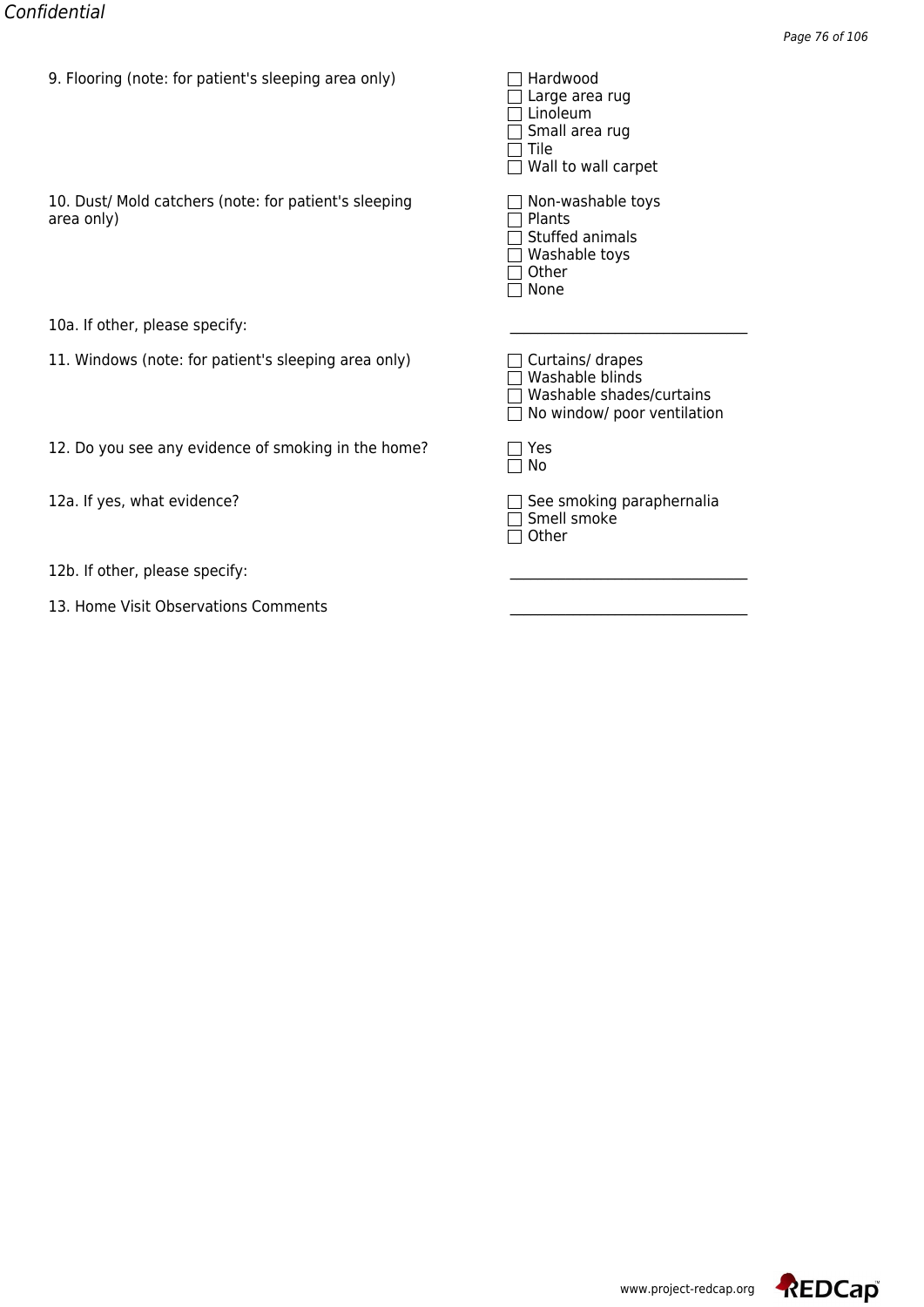9. Flooring (note: for patient's sleeping area only)

- [ ] Hardwood
- [ ] Large area rug
- [ ] Linoleum
- [ ] Small area rug
- [ ] Tile
- [ ] Wall to wall carpet

10. Dust/ Mold catchers (note: for patient's sleeping area only)

- [ ] Non-washable toys
- [ ] Plants
- [ ] Stuffed animals
- [ ] Washable toys
- [ ] Other
- [ ] None

10a. If other, please specify: ______________________________

11. Windows (note: for patient's sleeping area only)

- [ ] Curtains/ drapes
- [ ] Washable blinds
- [ ] Washable shades/curtains
- [ ] No window/ poor ventilation

12. Do you see any evidence of smoking in the home?

- [ ] Yes
- [ ] No

12a. If yes, what evidence?

- [ ] See smoking paraphernalia
- [ ] Smell smoke
- [ ] Other

12b. If other, please specify: ______________________________

13. Home Visit Observations Comments ______________________________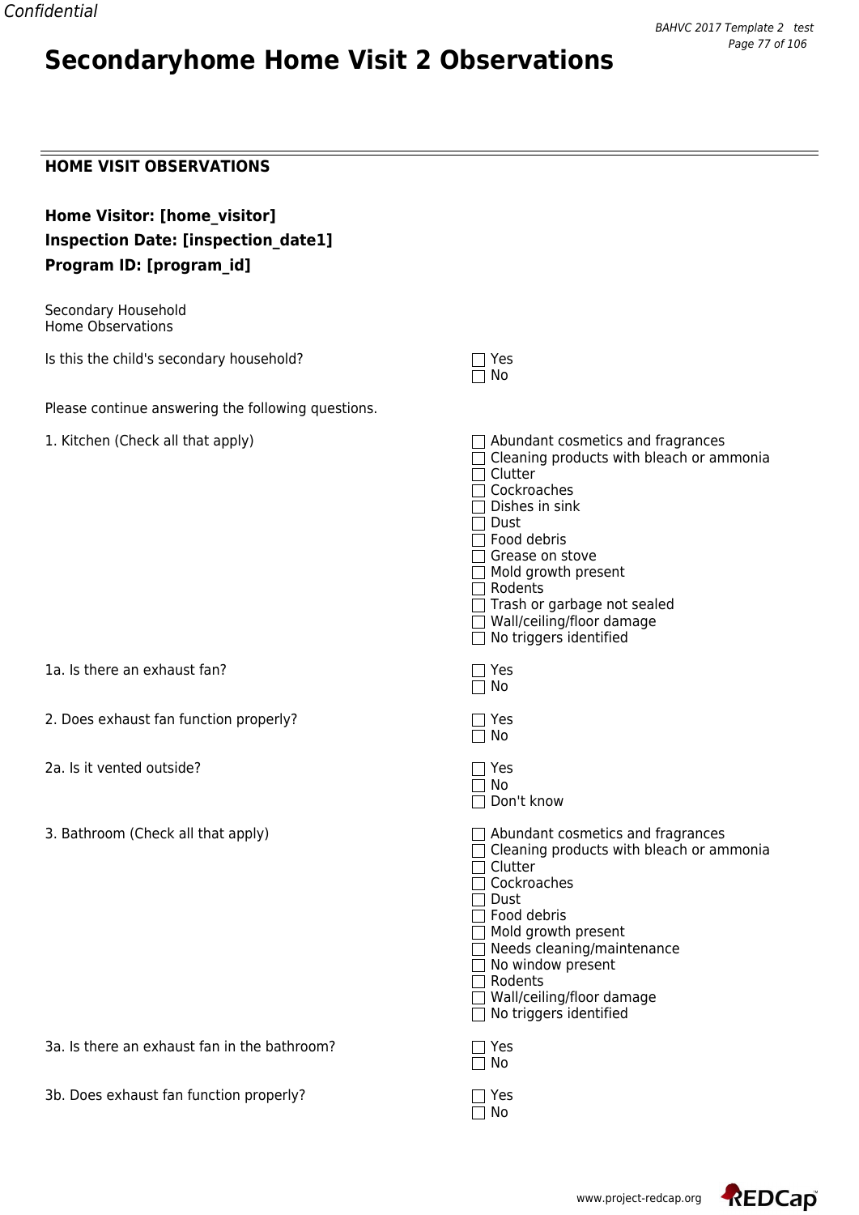Confidential

# Secondaryhome Home Visit 2 Observations

## HOME VISIT OBSERVATIONS

**Home Visitor: [home_visitor]**
**Inspection Date: [inspection_date1]**
**Program ID: [program_id]**

Secondary Household
Home Observations

Is this the child's secondary household?
- ☐ Yes
- ☐ No

Please continue answering the following questions.

1. Kitchen (Check all that apply)
- ☐ Abundant cosmetics and fragrances
- ☐ Cleaning products with bleach or ammonia
- ☐ Clutter
- ☐ Cockroaches
- ☐ Dishes in sink
- ☐ Dust
- ☐ Food debris
- ☐ Grease on stove
- ☐ Mold growth present
- ☐ Rodents
- ☐ Trash or garbage not sealed
- ☐ Wall/ceiling/floor damage
- ☐ No triggers identified

1a. Is there an exhaust fan?
- ☐ Yes
- ☐ No

2. Does exhaust fan function properly?
- ☐ Yes
- ☐ No

2a. Is it vented outside?
- ☐ Yes
- ☐ No
- ☐ Don't know

3. Bathroom (Check all that apply)
- ☐ Abundant cosmetics and fragrances
- ☐ Cleaning products with bleach or ammonia
- ☐ Clutter
- ☐ Cockroaches
- ☐ Dust
- ☐ Food debris
- ☐ Mold growth present
- ☐ Needs cleaning/maintenance
- ☐ No window present
- ☐ Rodents
- ☐ Wall/ceiling/floor damage
- ☐ No triggers identified

3a. Is there an exhaust fan in the bathroom?
- ☐ Yes
- ☐ No

3b. Does exhaust fan function properly?
- ☐ Yes
- ☐ No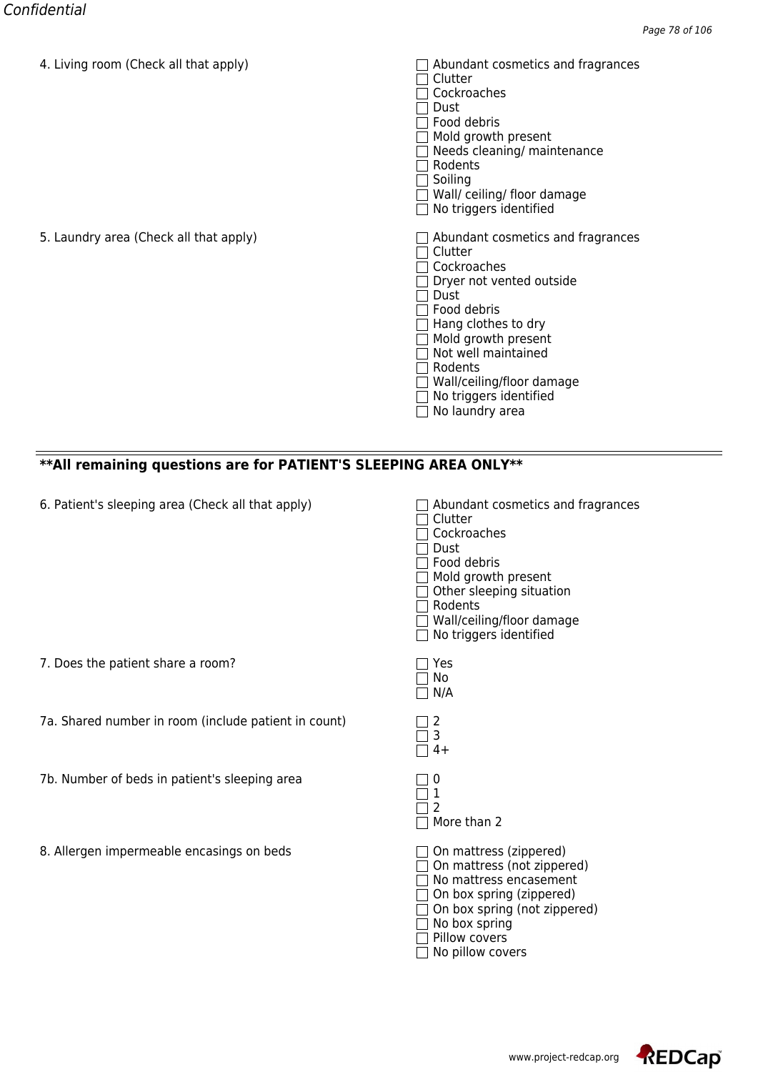4. Living room (Check all that apply)

- ☐ Abundant cosmetics and fragrances
- ☐ Clutter
- ☐ Cockroaches
- ☐ Dust
- ☐ Food debris
- ☐ Mold growth present
- ☐ Needs cleaning/ maintenance
- ☐ Rodents
- ☐ Soiling
- ☐ Wall/ ceiling/ floor damage
- ☐ No triggers identified

5. Laundry area (Check all that apply)

- ☐ Abundant cosmetics and fragrances
- ☐ Clutter
- ☐ Cockroaches
- ☐ Dryer not vented outside
- ☐ Dust
- ☐ Food debris
- ☐ Hang clothes to dry
- ☐ Mold growth present
- ☐ Not well maintained
- ☐ Rodents
- ☐ Wall/ceiling/floor damage
- ☐ No triggers identified
- ☐ No laundry area

---

**\*\*All remaining questions are for PATIENT'S SLEEPING AREA ONLY\*\***

6. Patient's sleeping area (Check all that apply)

- ☐ Abundant cosmetics and fragrances
- ☐ Clutter
- ☐ Cockroaches
- ☐ Dust
- ☐ Food debris
- ☐ Mold growth present
- ☐ Other sleeping situation
- ☐ Rodents
- ☐ Wall/ceiling/floor damage
- ☐ No triggers identified

7. Does the patient share a room?

- ☐ Yes
- ☐ No
- ☐ N/A

7a. Shared number in room (include patient in count)

- ☐ 2
- ☐ 3
- ☐ 4+

7b. Number of beds in patient's sleeping area

- ☐ 0
- ☐ 1
- ☐ 2
- ☐ More than 2

8. Allergen impermeable encasings on beds

- ☐ On mattress (zippered)
- ☐ On mattress (not zippered)
- ☐ No mattress encasement
- ☐ On box spring (zippered)
- ☐ On box spring (not zippered)
- ☐ No box spring
- ☐ Pillow covers
- ☐ No pillow covers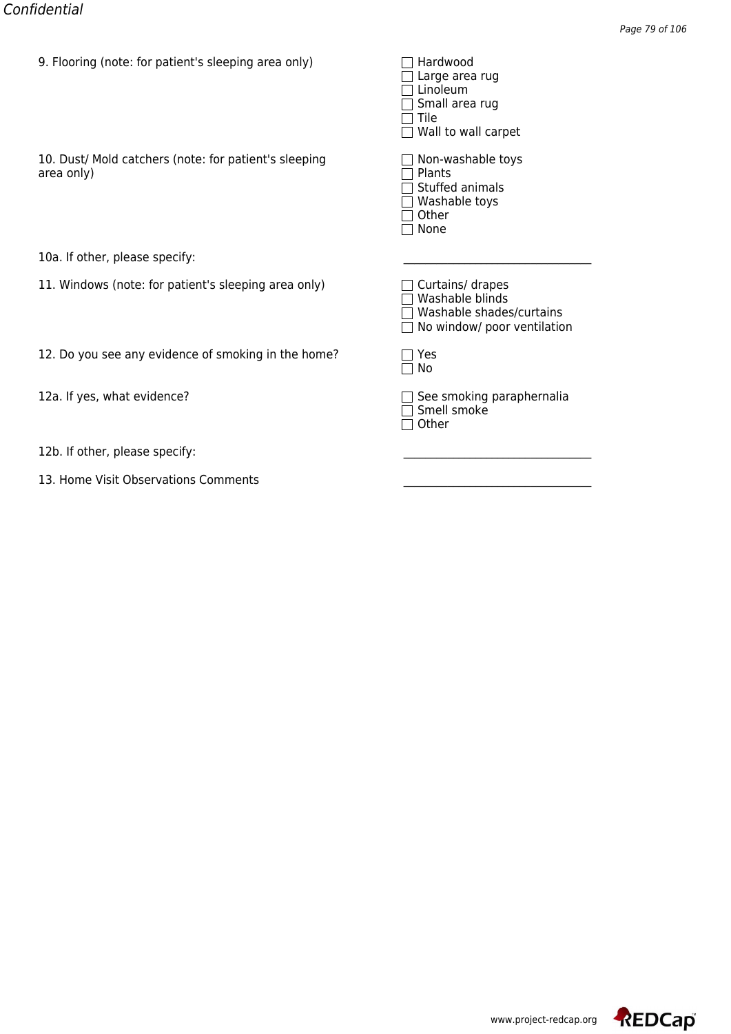9. Flooring (note: for patient's sleeping area only)

- [ ] Hardwood
- [ ] Large area rug
- [ ] Linoleum
- [ ] Small area rug
- [ ] Tile
- [ ] Wall to wall carpet

10. Dust/ Mold catchers (note: for patient's sleeping area only)

- [ ] Non-washable toys
- [ ] Plants
- [ ] Stuffed animals
- [ ] Washable toys
- [ ] Other
- [ ] None

10a. If other, please specify: ______________________________

11. Windows (note: for patient's sleeping area only)

- [ ] Curtains/ drapes
- [ ] Washable blinds
- [ ] Washable shades/curtains
- [ ] No window/ poor ventilation

12. Do you see any evidence of smoking in the home?

- [ ] Yes
- [ ] No

12a. If yes, what evidence?

- [ ] See smoking paraphernalia
- [ ] Smell smoke
- [ ] Other

12b. If other, please specify: ______________________________

13. Home Visit Observations Comments ______________________________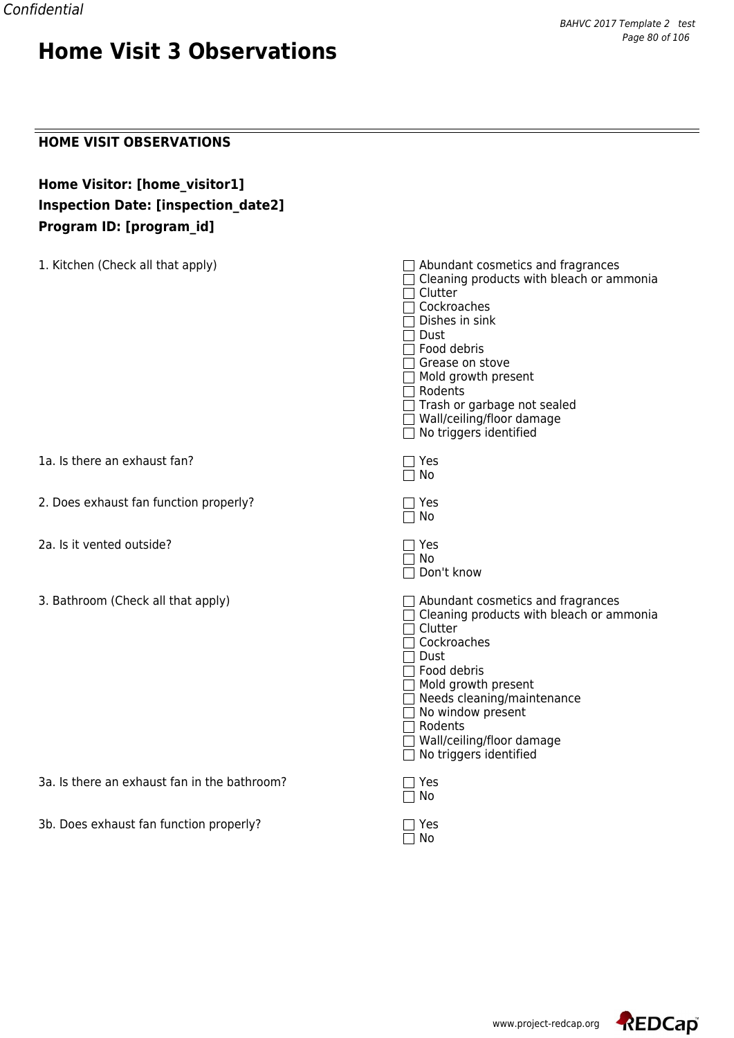# Home Visit 3 Observations

## HOME VISIT OBSERVATIONS

**Home Visitor: [home_visitor1]**
**Inspection Date: [inspection_date2]**
**Program ID: [program_id]**

1. Kitchen (Check all that apply)
- ☐ Abundant cosmetics and fragrances
- ☐ Cleaning products with bleach or ammonia
- ☐ Clutter
- ☐ Cockroaches
- ☐ Dishes in sink
- ☐ Dust
- ☐ Food debris
- ☐ Grease on stove
- ☐ Mold growth present
- ☐ Rodents
- ☐ Trash or garbage not sealed
- ☐ Wall/ceiling/floor damage
- ☐ No triggers identified

1a. Is there an exhaust fan?
- ☐ Yes
- ☐ No

2. Does exhaust fan function properly?
- ☐ Yes
- ☐ No

2a. Is it vented outside?
- ☐ Yes
- ☐ No
- ☐ Don't know

3. Bathroom (Check all that apply)
- ☐ Abundant cosmetics and fragrances
- ☐ Cleaning products with bleach or ammonia
- ☐ Clutter
- ☐ Cockroaches
- ☐ Dust
- ☐ Food debris
- ☐ Mold growth present
- ☐ Needs cleaning/maintenance
- ☐ No window present
- ☐ Rodents
- ☐ Wall/ceiling/floor damage
- ☐ No triggers identified

3a. Is there an exhaust fan in the bathroom?
- ☐ Yes
- ☐ No

3b. Does exhaust fan function properly?
- ☐ Yes
- ☐ No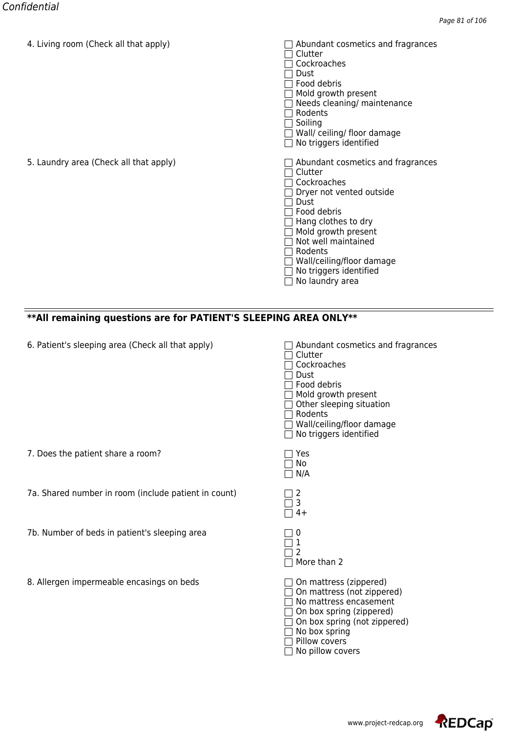4. Living room (Check all that apply)

- ☐ Abundant cosmetics and fragrances
- ☐ Clutter
- ☐ Cockroaches
- ☐ Dust
- ☐ Food debris
- ☐ Mold growth present
- ☐ Needs cleaning/ maintenance
- ☐ Rodents
- ☐ Soiling
- ☐ Wall/ ceiling/ floor damage
- ☐ No triggers identified

5. Laundry area (Check all that apply)

- ☐ Abundant cosmetics and fragrances
- ☐ Clutter
- ☐ Cockroaches
- ☐ Dryer not vented outside
- ☐ Dust
- ☐ Food debris
- ☐ Hang clothes to dry
- ☐ Mold growth present
- ☐ Not well maintained
- ☐ Rodents
- ☐ Wall/ceiling/floor damage
- ☐ No triggers identified
- ☐ No laundry area

---

**\*\*All remaining questions are for PATIENT'S SLEEPING AREA ONLY\*\***

6. Patient's sleeping area (Check all that apply)

- ☐ Abundant cosmetics and fragrances
- ☐ Clutter
- ☐ Cockroaches
- ☐ Dust
- ☐ Food debris
- ☐ Mold growth present
- ☐ Other sleeping situation
- ☐ Rodents
- ☐ Wall/ceiling/floor damage
- ☐ No triggers identified

7. Does the patient share a room?

- ☐ Yes
- ☐ No
- ☐ N/A

7a. Shared number in room (include patient in count)

- ☐ 2
- ☐ 3
- ☐ 4+

7b. Number of beds in patient's sleeping area

- ☐ 0
- ☐ 1
- ☐ 2
- ☐ More than 2

8. Allergen impermeable encasings on beds

- ☐ On mattress (zippered)
- ☐ On mattress (not zippered)
- ☐ No mattress encasement
- ☐ On box spring (zippered)
- ☐ On box spring (not zippered)
- ☐ No box spring
- ☐ Pillow covers
- ☐ No pillow covers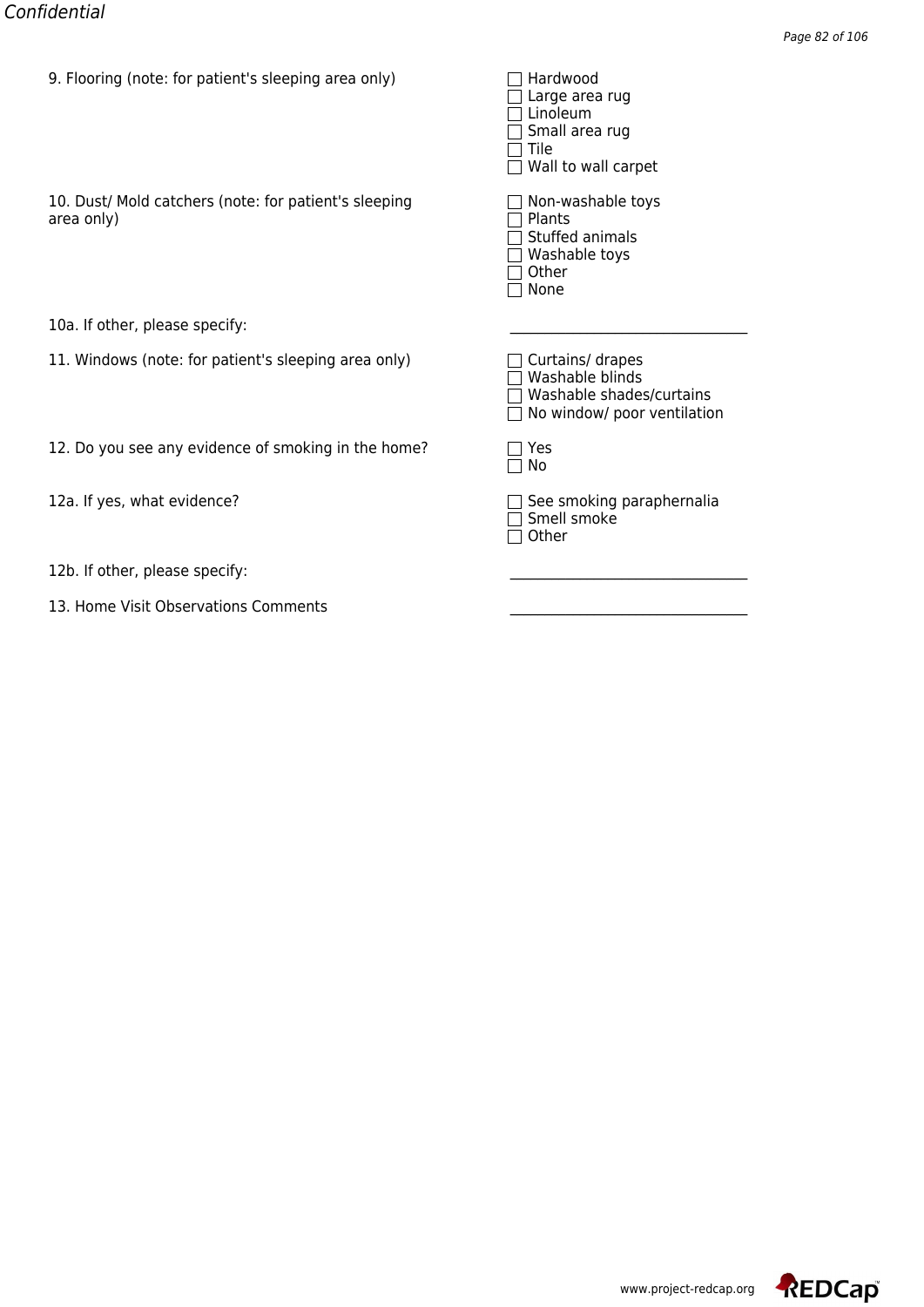9. Flooring (note: for patient's sleeping area only)

- ☐ Hardwood
- ☐ Large area rug
- ☐ Linoleum
- ☐ Small area rug
- ☐ Tile
- ☐ Wall to wall carpet

10. Dust/ Mold catchers (note: for patient's sleeping area only)

- ☐ Non-washable toys
- ☐ Plants
- ☐ Stuffed animals
- ☐ Washable toys
- ☐ Other
- ☐ None

10a. If other, please specify: ______________________________

11. Windows (note: for patient's sleeping area only)

- ☐ Curtains/ drapes
- ☐ Washable blinds
- ☐ Washable shades/curtains
- ☐ No window/ poor ventilation

12. Do you see any evidence of smoking in the home?

- ☐ Yes
- ☐ No

12a. If yes, what evidence?

- ☐ See smoking paraphernalia
- ☐ Smell smoke
- ☐ Other

12b. If other, please specify: ______________________________

13. Home Visit Observations Comments ______________________________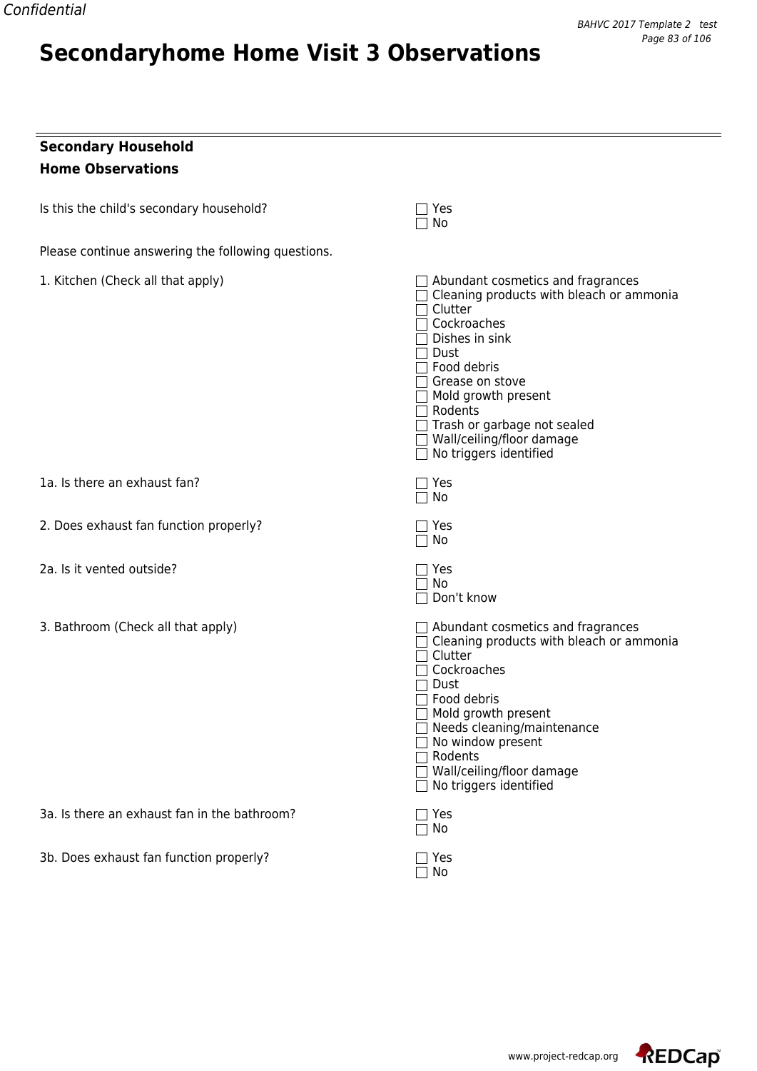# Secondaryhome Home Visit 3 Observations

---

**Secondary Household**

**Home Observations**

Is this the child's secondary household?

- ☐ Yes
- ☐ No

Please continue answering the following questions.

1. Kitchen (Check all that apply)

- ☐ Abundant cosmetics and fragrances
- ☐ Cleaning products with bleach or ammonia
- ☐ Clutter
- ☐ Cockroaches
- ☐ Dishes in sink
- ☐ Dust
- ☐ Food debris
- ☐ Grease on stove
- ☐ Mold growth present
- ☐ Rodents
- ☐ Trash or garbage not sealed
- ☐ Wall/ceiling/floor damage
- ☐ No triggers identified

1a. Is there an exhaust fan?

- ☐ Yes
- ☐ No

2. Does exhaust fan function properly?

- ☐ Yes
- ☐ No

2a. Is it vented outside?

- ☐ Yes
- ☐ No
- ☐ Don't know

3. Bathroom (Check all that apply)

- ☐ Abundant cosmetics and fragrances
- ☐ Cleaning products with bleach or ammonia
- ☐ Clutter
- ☐ Cockroaches
- ☐ Dust
- ☐ Food debris
- ☐ Mold growth present
- ☐ Needs cleaning/maintenance
- ☐ No window present
- ☐ Rodents
- ☐ Wall/ceiling/floor damage
- ☐ No triggers identified

3a. Is there an exhaust fan in the bathroom?

- ☐ Yes
- ☐ No

3b. Does exhaust fan function properly?

- ☐ Yes
- ☐ No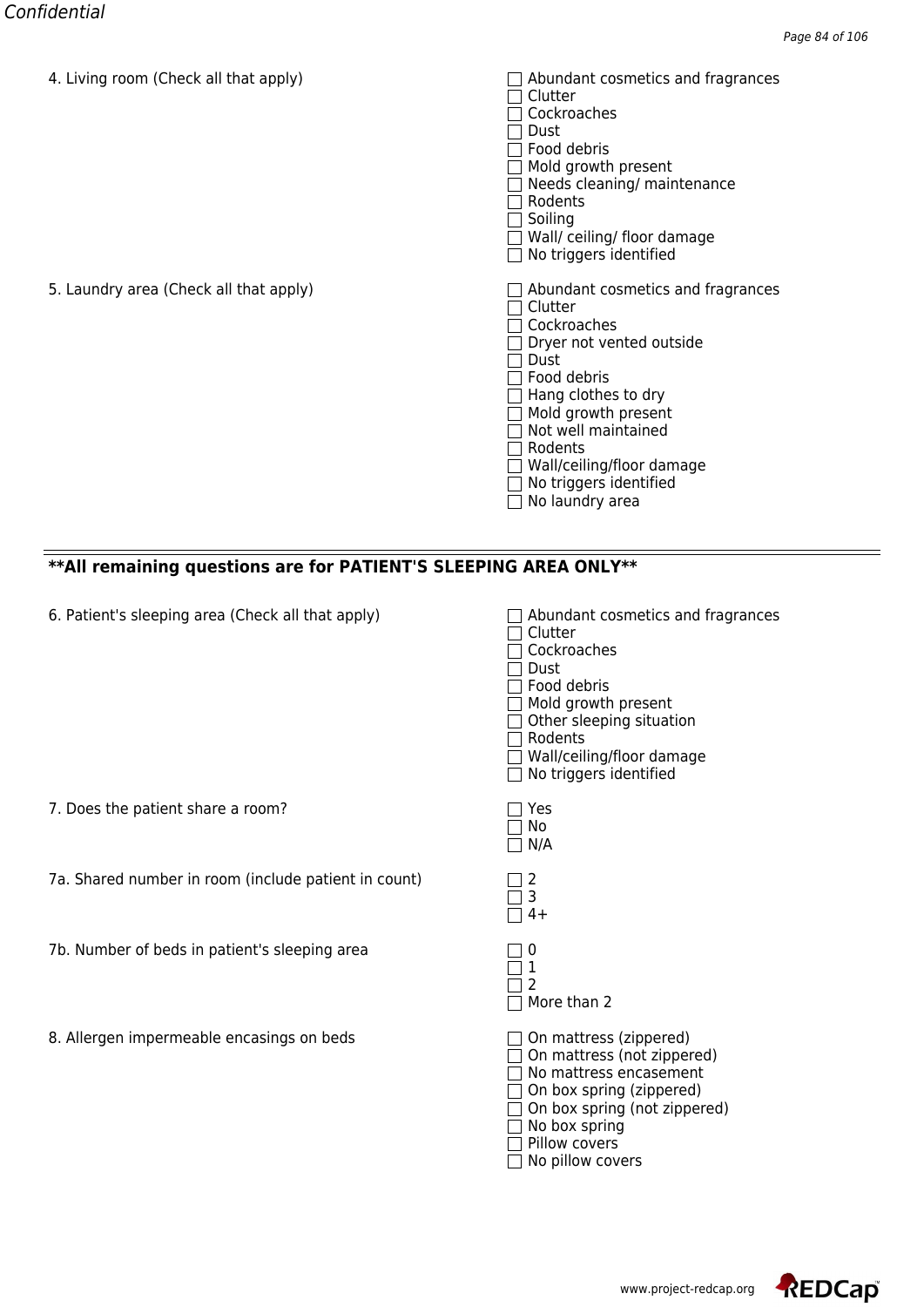4. Living room (Check all that apply)

- ☐ Abundant cosmetics and fragrances
- ☐ Clutter
- ☐ Cockroaches
- ☐ Dust
- ☐ Food debris
- ☐ Mold growth present
- ☐ Needs cleaning/ maintenance
- ☐ Rodents
- ☐ Soiling
- ☐ Wall/ ceiling/ floor damage
- ☐ No triggers identified

5. Laundry area (Check all that apply)

- ☐ Abundant cosmetics and fragrances
- ☐ Clutter
- ☐ Cockroaches
- ☐ Dryer not vented outside
- ☐ Dust
- ☐ Food debris
- ☐ Hang clothes to dry
- ☐ Mold growth present
- ☐ Not well maintained
- ☐ Rodents
- ☐ Wall/ceiling/floor damage
- ☐ No triggers identified
- ☐ No laundry area

---

**\*\*All remaining questions are for PATIENT'S SLEEPING AREA ONLY\*\***

6. Patient's sleeping area (Check all that apply)

- ☐ Abundant cosmetics and fragrances
- ☐ Clutter
- ☐ Cockroaches
- ☐ Dust
- ☐ Food debris
- ☐ Mold growth present
- ☐ Other sleeping situation
- ☐ Rodents
- ☐ Wall/ceiling/floor damage
- ☐ No triggers identified

7. Does the patient share a room?

- ☐ Yes
- ☐ No
- ☐ N/A

7a. Shared number in room (include patient in count)

- ☐ 2
- ☐ 3
- ☐ 4+

7b. Number of beds in patient's sleeping area

- ☐ 0
- ☐ 1
- ☐ 2
- ☐ More than 2

8. Allergen impermeable encasings on beds

- ☐ On mattress (zippered)
- ☐ On mattress (not zippered)
- ☐ No mattress encasement
- ☐ On box spring (zippered)
- ☐ On box spring (not zippered)
- ☐ No box spring
- ☐ Pillow covers
- ☐ No pillow covers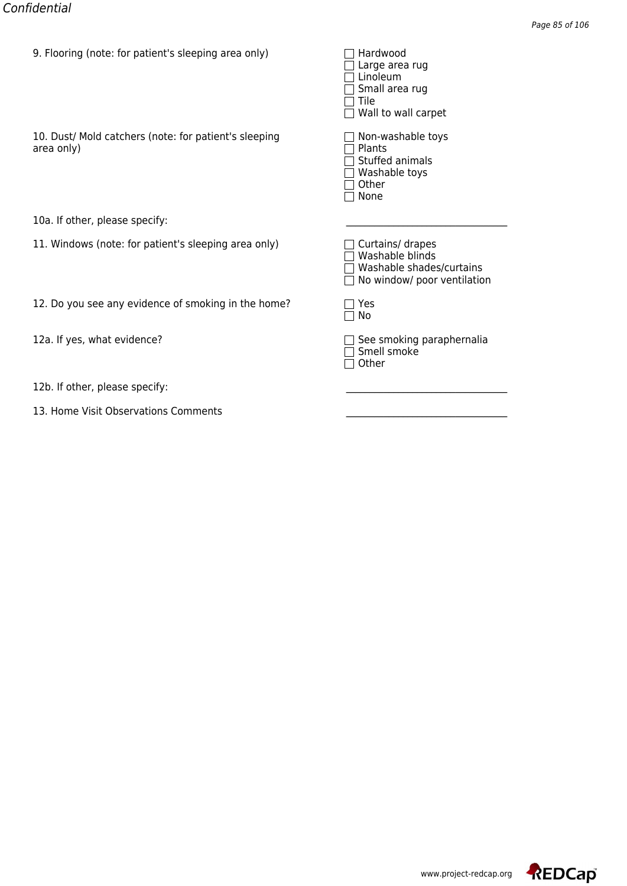9. Flooring (note: for patient's sleeping area only)

- [ ] Hardwood
- [ ] Large area rug
- [ ] Linoleum
- [ ] Small area rug
- [ ] Tile
- [ ] Wall to wall carpet

10. Dust/ Mold catchers (note: for patient's sleeping area only)

- [ ] Non-washable toys
- [ ] Plants
- [ ] Stuffed animals
- [ ] Washable toys
- [ ] Other
- [ ] None

10a. If other, please specify: ______________________________

11. Windows (note: for patient's sleeping area only)

- [ ] Curtains/ drapes
- [ ] Washable blinds
- [ ] Washable shades/curtains
- [ ] No window/ poor ventilation

12. Do you see any evidence of smoking in the home?

- [ ] Yes
- [ ] No

12a. If yes, what evidence?

- [ ] See smoking paraphernalia
- [ ] Smell smoke
- [ ] Other

12b. If other, please specify: ______________________________

13. Home Visit Observations Comments ______________________________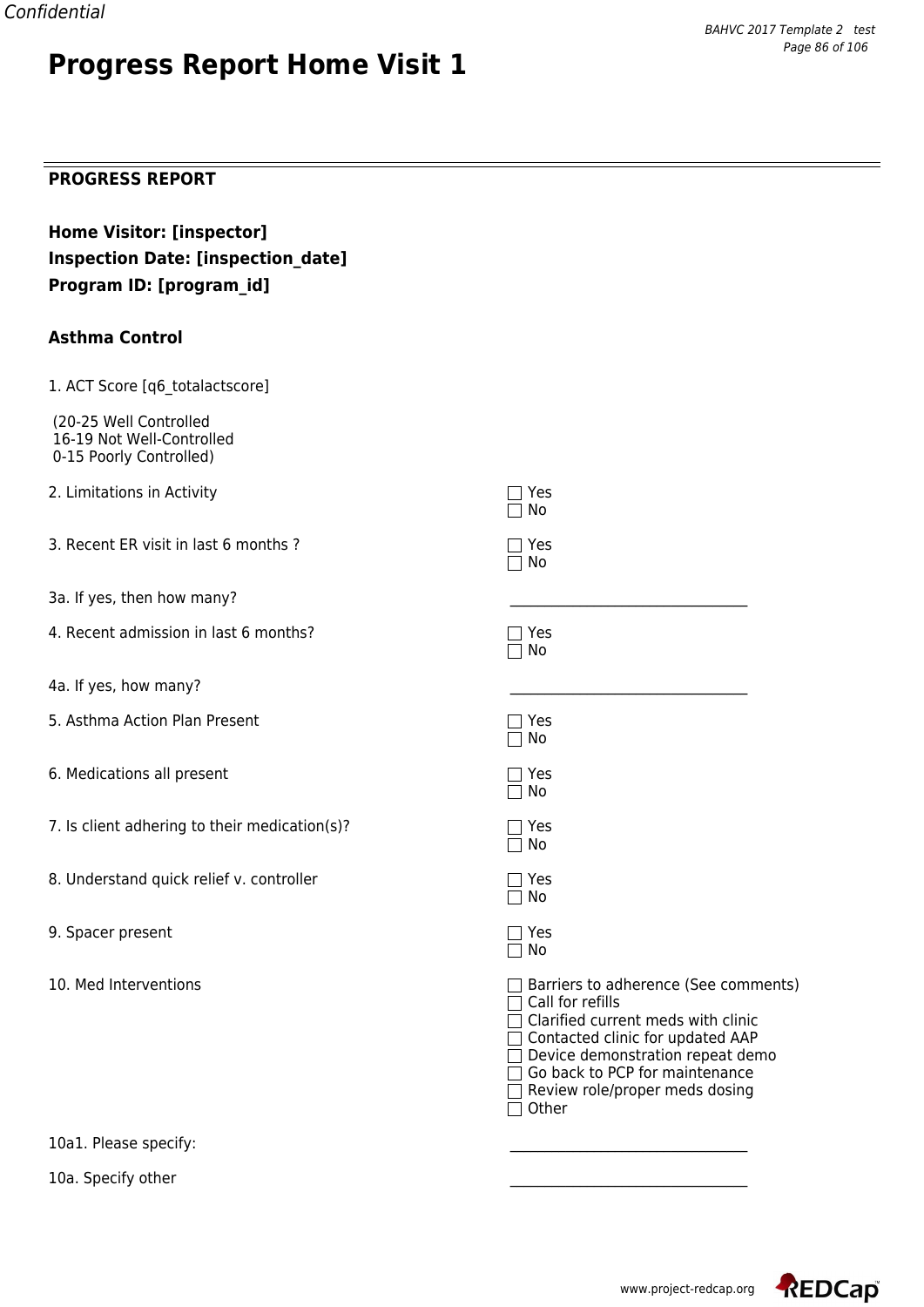# Progress Report Home Visit 1

## PROGRESS REPORT

**Home Visitor: [inspector]**
**Inspection Date: [inspection_date]**
**Program ID: [program_id]**

### Asthma Control

1. ACT Score [q6_totalactscore]

(20-25 Well Controlled
16-19 Not Well-Controlled
0-15 Poorly Controlled)

2. Limitations in Activity
☐ Yes
☐ No

3. Recent ER visit in last 6 months ?
☐ Yes
☐ No

3a. If yes, then how many? \_\_\_\_\_\_\_\_\_\_\_\_\_\_\_\_\_\_\_\_\_\_\_\_\_\_\_\_

4. Recent admission in last 6 months?
☐ Yes
☐ No

4a. If yes, how many? \_\_\_\_\_\_\_\_\_\_\_\_\_\_\_\_\_\_\_\_\_\_\_\_\_\_\_\_

5. Asthma Action Plan Present
☐ Yes
☐ No

6. Medications all present
☐ Yes
☐ No

7. Is client adhering to their medication(s)?
☐ Yes
☐ No

8. Understand quick relief v. controller
☐ Yes
☐ No

9. Spacer present
☐ Yes
☐ No

10. Med Interventions
☐ Barriers to adherence (See comments)
☐ Call for refills
☐ Clarified current meds with clinic
☐ Contacted clinic for updated AAP
☐ Device demonstration repeat demo
☐ Go back to PCP for maintenance
☐ Review role/proper meds dosing
☐ Other

10a1. Please specify: \_\_\_\_\_\_\_\_\_\_\_\_\_\_\_\_\_\_\_\_\_\_\_\_\_\_\_\_

10a. Specify other \_\_\_\_\_\_\_\_\_\_\_\_\_\_\_\_\_\_\_\_\_\_\_\_\_\_\_\_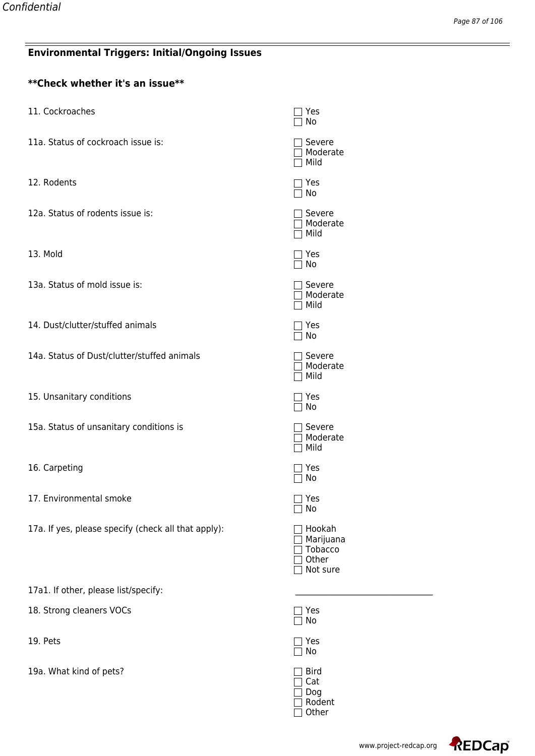## Environmental Triggers: Initial/Ongoing Issues

**Check whether it's an issue**

11. Cockroaches
- ☐ Yes
- ☐ No

11a. Status of cockroach issue is:
- ☐ Severe
- ☐ Moderate
- ☐ Mild

12. Rodents
- ☐ Yes
- ☐ No

12a. Status of rodents issue is:
- ☐ Severe
- ☐ Moderate
- ☐ Mild

13. Mold
- ☐ Yes
- ☐ No

13a. Status of mold issue is:
- ☐ Severe
- ☐ Moderate
- ☐ Mild

14. Dust/clutter/stuffed animals
- ☐ Yes
- ☐ No

14a. Status of Dust/clutter/stuffed animals
- ☐ Severe
- ☐ Moderate
- ☐ Mild

15. Unsanitary conditions
- ☐ Yes
- ☐ No

15a. Status of unsanitary conditions is
- ☐ Severe
- ☐ Moderate
- ☐ Mild

16. Carpeting
- ☐ Yes
- ☐ No

17. Environmental smoke
- ☐ Yes
- ☐ No

17a. If yes, please specify (check all that apply):
- ☐ Hookah
- ☐ Marijuana
- ☐ Tobacco
- ☐ Other
- ☐ Not sure

17a1. If other, please list/specify: ______________________________

18. Strong cleaners VOCs
- ☐ Yes
- ☐ No

19. Pets
- ☐ Yes
- ☐ No

19a. What kind of pets?
- ☐ Bird
- ☐ Cat
- ☐ Dog
- ☐ Rodent
- ☐ Other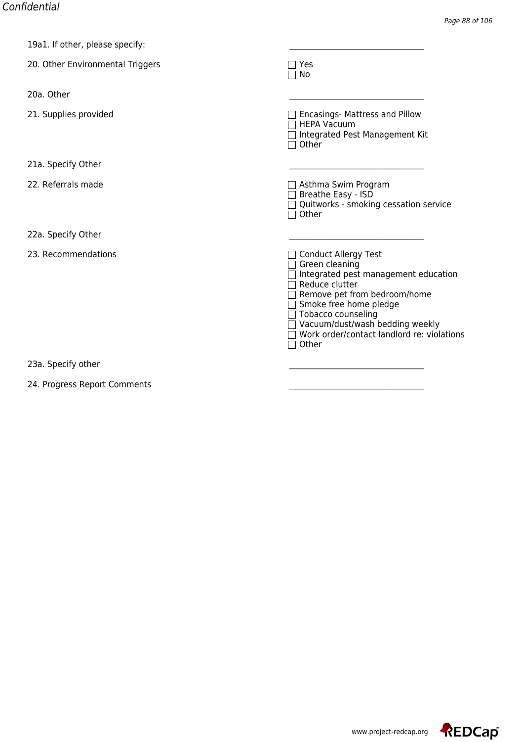19a1. If other, please specify: \_\_\_\_\_\_\_\_\_\_\_\_\_\_\_\_\_\_\_\_\_\_\_\_\_\_\_\_\_\_\_\_

20. Other Environmental Triggers
- ☐ Yes
- ☐ No

20a. Other \_\_\_\_\_\_\_\_\_\_\_\_\_\_\_\_\_\_\_\_\_\_\_\_\_\_\_\_\_\_\_\_

21. Supplies provided
- ☐ Encasings- Mattress and Pillow
- ☐ HEPA Vacuum
- ☐ Integrated Pest Management Kit
- ☐ Other

21a. Specify Other \_\_\_\_\_\_\_\_\_\_\_\_\_\_\_\_\_\_\_\_\_\_\_\_\_\_\_\_\_\_\_\_

22. Referrals made
- ☐ Asthma Swim Program
- ☐ Breathe Easy - ISD
- ☐ Quitworks - smoking cessation service
- ☐ Other

22a. Specify Other \_\_\_\_\_\_\_\_\_\_\_\_\_\_\_\_\_\_\_\_\_\_\_\_\_\_\_\_\_\_\_\_

23. Recommendations
- ☐ Conduct Allergy Test
- ☐ Green cleaning
- ☐ Integrated pest management education
- ☐ Reduce clutter
- ☐ Remove pet from bedroom/home
- ☐ Smoke free home pledge
- ☐ Tobacco counseling
- ☐ Vacuum/dust/wash bedding weekly
- ☐ Work order/contact landlord re: violations
- ☐ Other

23a. Specify other \_\_\_\_\_\_\_\_\_\_\_\_\_\_\_\_\_\_\_\_\_\_\_\_\_\_\_\_\_\_\_\_

24. Progress Report Comments \_\_\_\_\_\_\_\_\_\_\_\_\_\_\_\_\_\_\_\_\_\_\_\_\_\_\_\_\_\_\_\_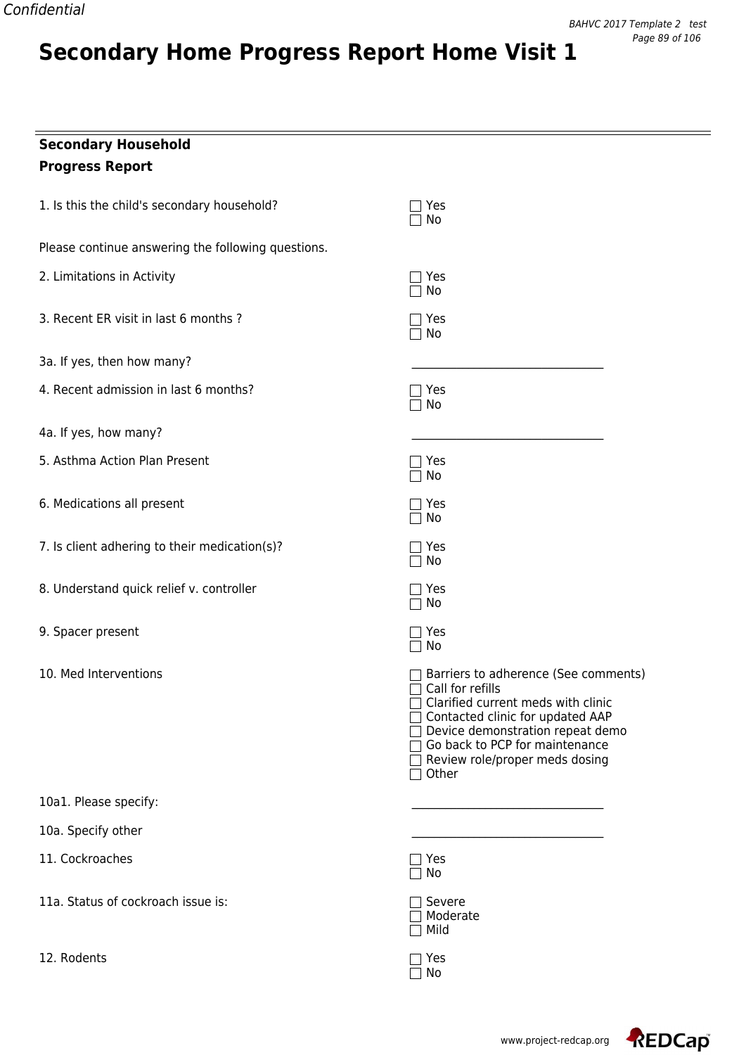# Secondary Home Progress Report Home Visit 1

**Secondary Household**

**Progress Report**

1. Is this the child's secondary household?
   - ☐ Yes
   - ☐ No

Please continue answering the following questions.

2. Limitations in Activity
   - ☐ Yes
   - ☐ No

3. Recent ER visit in last 6 months ?
   - ☐ Yes
   - ☐ No

3a. If yes, then how many? ______________________________

4. Recent admission in last 6 months?
   - ☐ Yes
   - ☐ No

4a. If yes, how many? ______________________________

5. Asthma Action Plan Present
   - ☐ Yes
   - ☐ No

6. Medications all present
   - ☐ Yes
   - ☐ No

7. Is client adhering to their medication(s)?
   - ☐ Yes
   - ☐ No

8. Understand quick relief v. controller
   - ☐ Yes
   - ☐ No

9. Spacer present
   - ☐ Yes
   - ☐ No

10. Med Interventions
   - ☐ Barriers to adherence (See comments)
   - ☐ Call for refills
   - ☐ Clarified current meds with clinic
   - ☐ Contacted clinic for updated AAP
   - ☐ Device demonstration repeat demo
   - ☐ Go back to PCP for maintenance
   - ☐ Review role/proper meds dosing
   - ☐ Other

10a1. Please specify: ______________________________

10a. Specify other ______________________________

11. Cockroaches
   - ☐ Yes
   - ☐ No

11a. Status of cockroach issue is:
   - ☐ Severe
   - ☐ Moderate
   - ☐ Mild

12. Rodents
   - ☐ Yes
   - ☐ No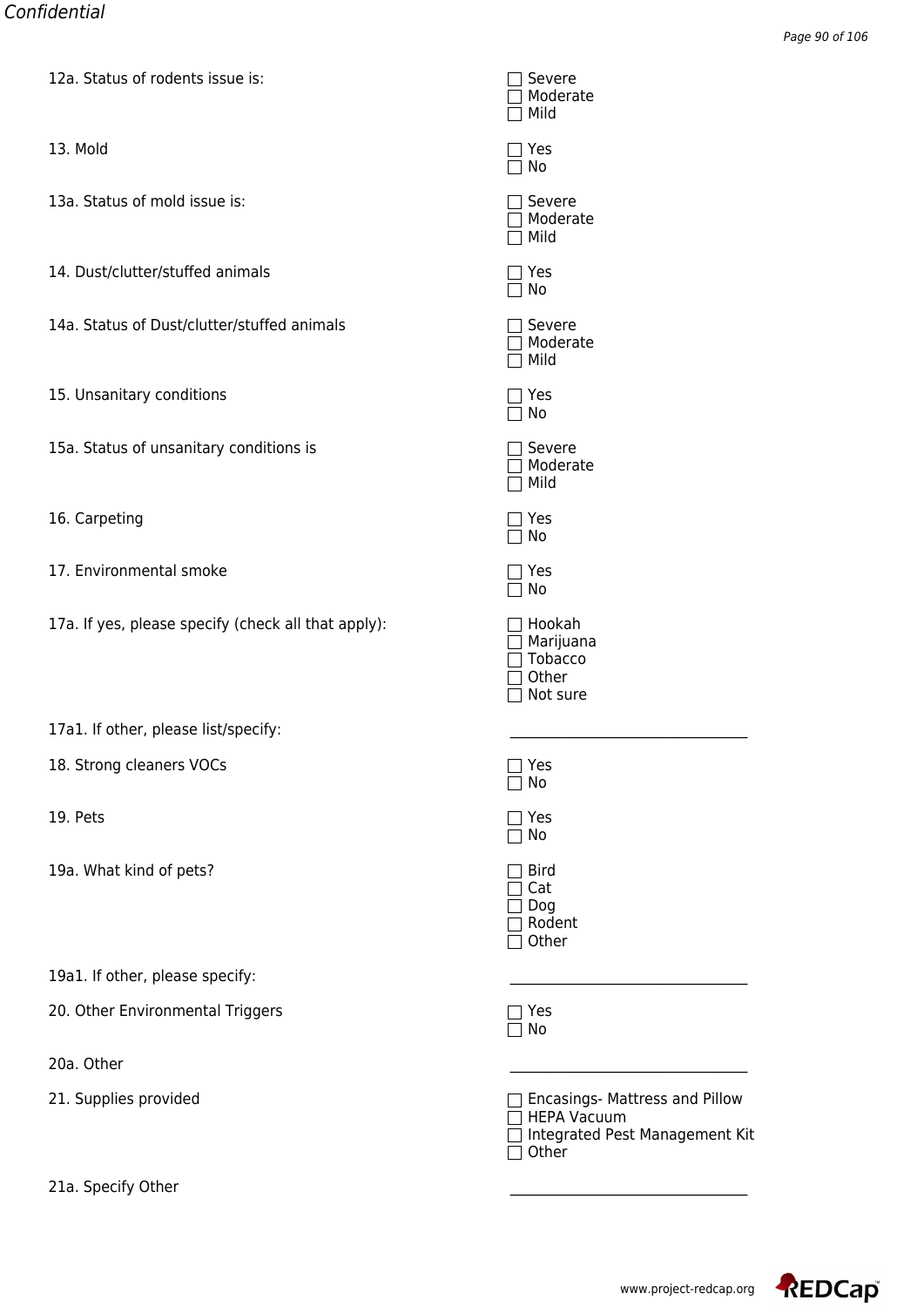12a. Status of rodents issue is:
- ☐ Severe
- ☐ Moderate
- ☐ Mild

13. Mold
- ☐ Yes
- ☐ No

13a. Status of mold issue is:
- ☐ Severe
- ☐ Moderate
- ☐ Mild

14. Dust/clutter/stuffed animals
- ☐ Yes
- ☐ No

14a. Status of Dust/clutter/stuffed animals
- ☐ Severe
- ☐ Moderate
- ☐ Mild

15. Unsanitary conditions
- ☐ Yes
- ☐ No

15a. Status of unsanitary conditions is
- ☐ Severe
- ☐ Moderate
- ☐ Mild

16. Carpeting
- ☐ Yes
- ☐ No

17. Environmental smoke
- ☐ Yes
- ☐ No

17a. If yes, please specify (check all that apply):
- ☐ Hookah
- ☐ Marijuana
- ☐ Tobacco
- ☐ Other
- ☐ Not sure

17a1. If other, please list/specify: ______________________________

18. Strong cleaners VOCs
- ☐ Yes
- ☐ No

19. Pets
- ☐ Yes
- ☐ No

19a. What kind of pets?
- ☐ Bird
- ☐ Cat
- ☐ Dog
- ☐ Rodent
- ☐ Other

19a1. If other, please specify: ______________________________

20. Other Environmental Triggers
- ☐ Yes
- ☐ No

20a. Other ______________________________

21. Supplies provided
- ☐ Encasings- Mattress and Pillow
- ☐ HEPA Vacuum
- ☐ Integrated Pest Management Kit
- ☐ Other

21a. Specify Other ______________________________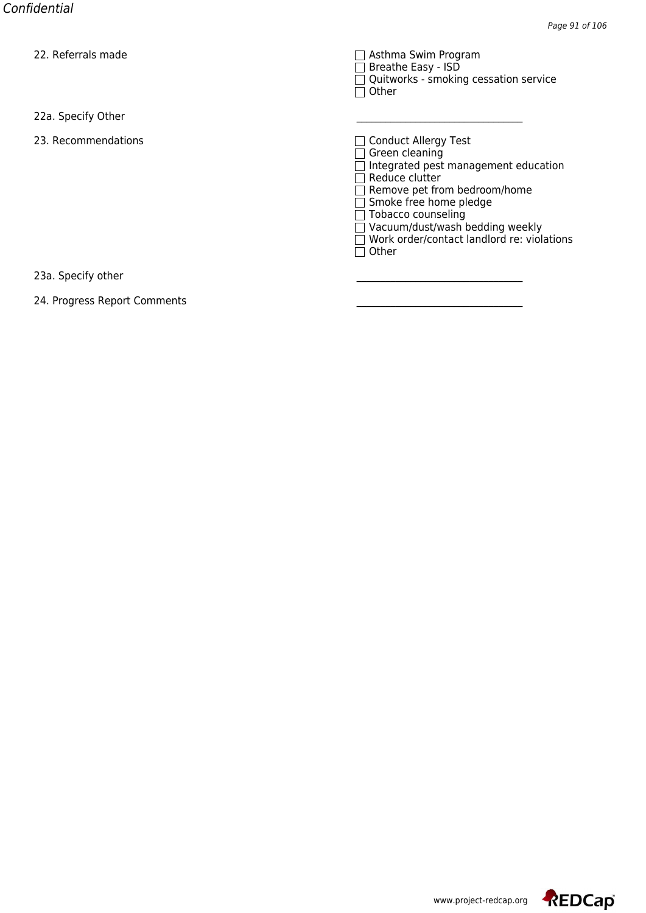22. Referrals made

- ☐ Asthma Swim Program
- ☐ Breathe Easy - ISD
- ☐ Quitworks - smoking cessation service
- ☐ Other

22a. Specify Other

\_\_\_\_\_\_\_\_\_\_\_\_\_\_\_\_\_\_\_\_\_\_\_\_\_\_\_\_\_\_

23. Recommendations

- ☐ Conduct Allergy Test
- ☐ Green cleaning
- ☐ Integrated pest management education
- ☐ Reduce clutter
- ☐ Remove pet from bedroom/home
- ☐ Smoke free home pledge
- ☐ Tobacco counseling
- ☐ Vacuum/dust/wash bedding weekly
- ☐ Work order/contact landlord re: violations
- ☐ Other

23a. Specify other

\_\_\_\_\_\_\_\_\_\_\_\_\_\_\_\_\_\_\_\_\_\_\_\_\_\_\_\_\_\_

24. Progress Report Comments

\_\_\_\_\_\_\_\_\_\_\_\_\_\_\_\_\_\_\_\_\_\_\_\_\_\_\_\_\_\_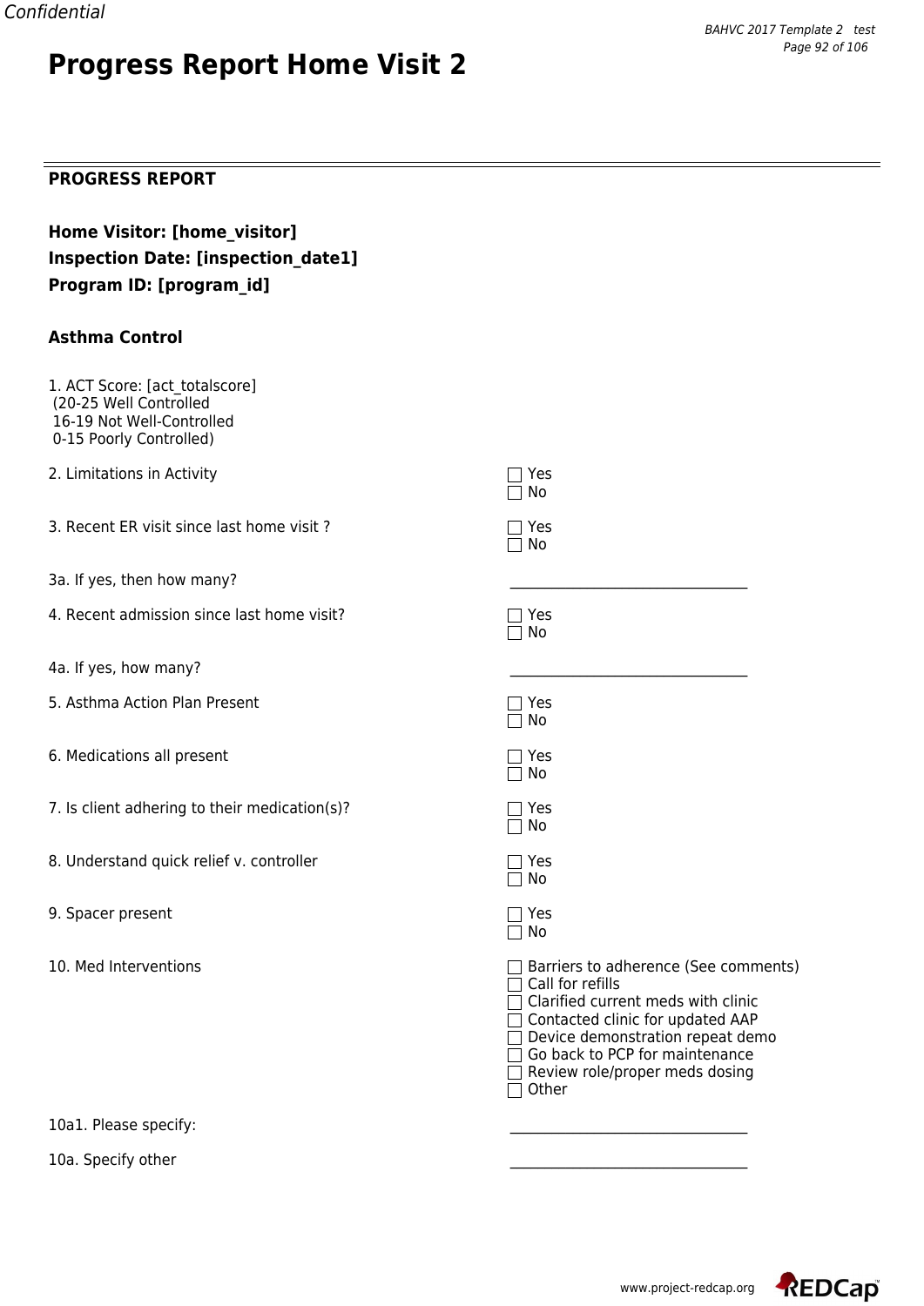# Progress Report Home Visit 2

---

## PROGRESS REPORT

**Home Visitor: [home_visitor]**
**Inspection Date: [inspection_date1]**
**Program ID: [program_id]**

### Asthma Control

1. ACT Score: [act_totalscore]
 (20-25 Well Controlled
 16-19 Not Well-Controlled
 0-15 Poorly Controlled)

2. Limitations in Activity
- ☐ Yes
- ☐ No

3. Recent ER visit since last home visit ?
- ☐ Yes
- ☐ No

3a. If yes, then how many? ______________________________

4. Recent admission since last home visit?
- ☐ Yes
- ☐ No

4a. If yes, how many? ______________________________

5. Asthma Action Plan Present
- ☐ Yes
- ☐ No

6. Medications all present
- ☐ Yes
- ☐ No

7. Is client adhering to their medication(s)?
- ☐ Yes
- ☐ No

8. Understand quick relief v. controller
- ☐ Yes
- ☐ No

9. Spacer present
- ☐ Yes
- ☐ No

10. Med Interventions
- ☐ Barriers to adherence (See comments)
- ☐ Call for refills
- ☐ Clarified current meds with clinic
- ☐ Contacted clinic for updated AAP
- ☐ Device demonstration repeat demo
- ☐ Go back to PCP for maintenance
- ☐ Review role/proper meds dosing
- ☐ Other

10a1. Please specify: ______________________________

10a. Specify other ______________________________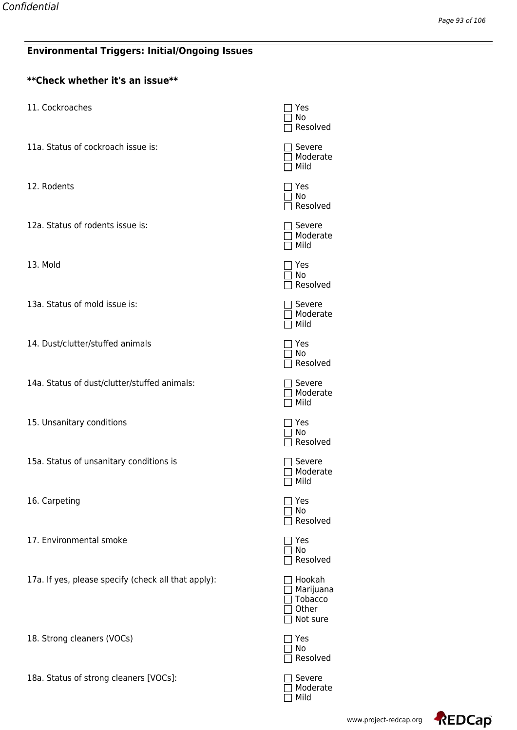## Environmental Triggers: Initial/Ongoing Issues

**Check whether it's an issue**

11. Cockroaches
- ☐ Yes
- ☐ No
- ☐ Resolved

11a. Status of cockroach issue is:
- ☐ Severe
- ☐ Moderate
- ☐ Mild

12. Rodents
- ☐ Yes
- ☐ No
- ☐ Resolved

12a. Status of rodents issue is:
- ☐ Severe
- ☐ Moderate
- ☐ Mild

13. Mold
- ☐ Yes
- ☐ No
- ☐ Resolved

13a. Status of mold issue is:
- ☐ Severe
- ☐ Moderate
- ☐ Mild

14. Dust/clutter/stuffed animals
- ☐ Yes
- ☐ No
- ☐ Resolved

14a. Status of dust/clutter/stuffed animals:
- ☐ Severe
- ☐ Moderate
- ☐ Mild

15. Unsanitary conditions
- ☐ Yes
- ☐ No
- ☐ Resolved

15a. Status of unsanitary conditions is
- ☐ Severe
- ☐ Moderate
- ☐ Mild

16. Carpeting
- ☐ Yes
- ☐ No
- ☐ Resolved

17. Environmental smoke
- ☐ Yes
- ☐ No
- ☐ Resolved

17a. If yes, please specify (check all that apply):
- ☐ Hookah
- ☐ Marijuana
- ☐ Tobacco
- ☐ Other
- ☐ Not sure

18. Strong cleaners (VOCs)
- ☐ Yes
- ☐ No
- ☐ Resolved

18a. Status of strong cleaners [VOCs]:
- ☐ Severe
- ☐ Moderate
- ☐ Mild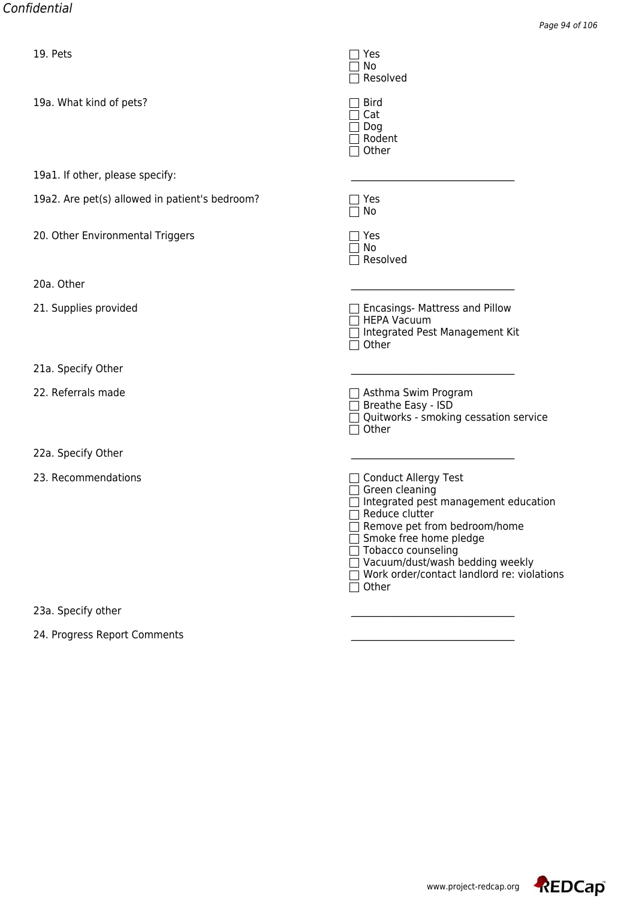19. Pets

- [ ] Yes
- [ ] No
- [ ] Resolved

19a. What kind of pets?

- [ ] Bird
- [ ] Cat
- [ ] Dog
- [ ] Rodent
- [ ] Other

19a1. If other, please specify: ________________________________

19a2. Are pet(s) allowed in patient's bedroom?

- [ ] Yes
- [ ] No

20. Other Environmental Triggers

- [ ] Yes
- [ ] No
- [ ] Resolved

20a. Other ________________________________

21. Supplies provided

- [ ] Encasings- Mattress and Pillow
- [ ] HEPA Vacuum
- [ ] Integrated Pest Management Kit
- [ ] Other

21a. Specify Other ________________________________

22. Referrals made

- [ ] Asthma Swim Program
- [ ] Breathe Easy - ISD
- [ ] Quitworks - smoking cessation service
- [ ] Other

22a. Specify Other ________________________________

23. Recommendations

- [ ] Conduct Allergy Test
- [ ] Green cleaning
- [ ] Integrated pest management education
- [ ] Reduce clutter
- [ ] Remove pet from bedroom/home
- [ ] Smoke free home pledge
- [ ] Tobacco counseling
- [ ] Vacuum/dust/wash bedding weekly
- [ ] Work order/contact landlord re: violations
- [ ] Other

23a. Specify other ________________________________

24. Progress Report Comments ________________________________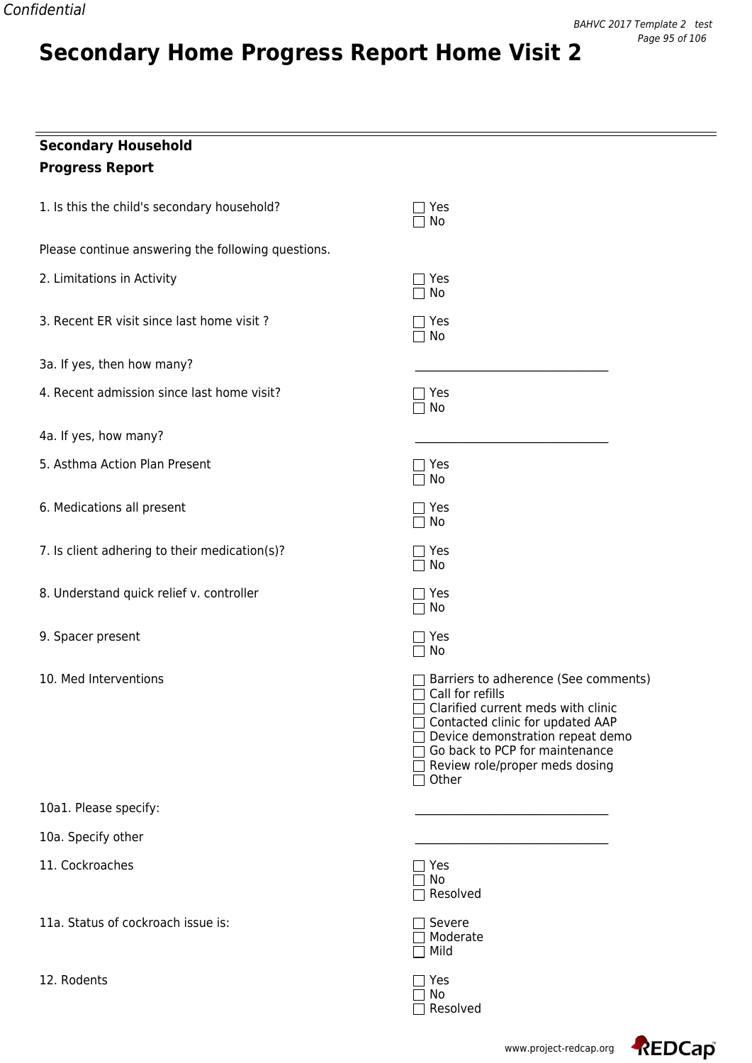# Secondary Home Progress Report Home Visit 2

**Secondary Household**

**Progress Report**

1. Is this the child's secondary household?
   - ☐ Yes
   - ☐ No

Please continue answering the following questions.

2. Limitations in Activity
   - ☐ Yes
   - ☐ No

3. Recent ER visit since last home visit ?
   - ☐ Yes
   - ☐ No

3a. If yes, then how many? \_\_\_\_\_\_\_\_\_\_\_\_\_\_\_\_\_\_\_\_\_\_\_\_\_\_\_\_\_\_\_\_

4. Recent admission since last home visit?
   - ☐ Yes
   - ☐ No

4a. If yes, how many? \_\_\_\_\_\_\_\_\_\_\_\_\_\_\_\_\_\_\_\_\_\_\_\_\_\_\_\_\_\_\_\_

5. Asthma Action Plan Present
   - ☐ Yes
   - ☐ No

6. Medications all present
   - ☐ Yes
   - ☐ No

7. Is client adhering to their medication(s)?
   - ☐ Yes
   - ☐ No

8. Understand quick relief v. controller
   - ☐ Yes
   - ☐ No

9. Spacer present
   - ☐ Yes
   - ☐ No

10. Med Interventions
   - ☐ Barriers to adherence (See comments)
   - ☐ Call for refills
   - ☐ Clarified current meds with clinic
   - ☐ Contacted clinic for updated AAP
   - ☐ Device demonstration repeat demo
   - ☐ Go back to PCP for maintenance
   - ☐ Review role/proper meds dosing
   - ☐ Other

10a1. Please specify: \_\_\_\_\_\_\_\_\_\_\_\_\_\_\_\_\_\_\_\_\_\_\_\_\_\_\_\_\_\_\_\_

10a. Specify other \_\_\_\_\_\_\_\_\_\_\_\_\_\_\_\_\_\_\_\_\_\_\_\_\_\_\_\_\_\_\_\_

11. Cockroaches
   - ☐ Yes
   - ☐ No
   - ☐ Resolved

11a. Status of cockroach issue is:
   - ☐ Severe
   - ☐ Moderate
   - ☐ Mild

12. Rodents
   - ☐ Yes
   - ☐ No
   - ☐ Resolved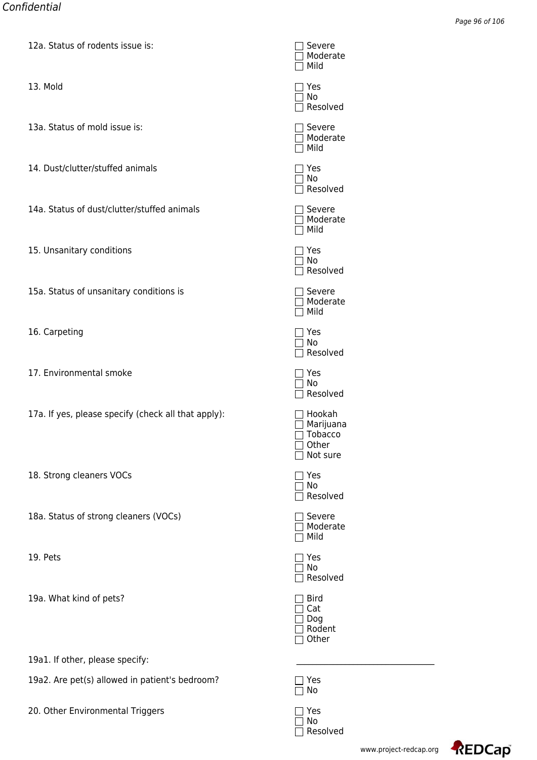12a. Status of rodents issue is:

- [ ] Severe
- [ ] Moderate
- [ ] Mild

13. Mold

- [ ] Yes
- [ ] No
- [ ] Resolved

13a. Status of mold issue is:

- [ ] Severe
- [ ] Moderate
- [ ] Mild

14. Dust/clutter/stuffed animals

- [ ] Yes
- [ ] No
- [ ] Resolved

14a. Status of dust/clutter/stuffed animals

- [ ] Severe
- [ ] Moderate
- [ ] Mild

15. Unsanitary conditions

- [ ] Yes
- [ ] No
- [ ] Resolved

15a. Status of unsanitary conditions is

- [ ] Severe
- [ ] Moderate
- [ ] Mild

16. Carpeting

- [ ] Yes
- [ ] No
- [ ] Resolved

17. Environmental smoke

- [ ] Yes
- [ ] No
- [ ] Resolved

17a. If yes, please specify (check all that apply):

- [ ] Hookah
- [ ] Marijuana
- [ ] Tobacco
- [ ] Other
- [ ] Not sure

18. Strong cleaners VOCs

- [ ] Yes
- [ ] No
- [ ] Resolved

18a. Status of strong cleaners (VOCs)

- [ ] Severe
- [ ] Moderate
- [ ] Mild

19. Pets

- [ ] Yes
- [ ] No
- [ ] Resolved

19a. What kind of pets?

- [ ] Bird
- [ ] Cat
- [ ] Dog
- [ ] Rodent
- [ ] Other

19a1. If other, please specify: ______________________________

19a2. Are pet(s) allowed in patient's bedroom?

- [ ] Yes
- [ ] No

20. Other Environmental Triggers

- [ ] Yes
- [ ] No
- [ ] Resolved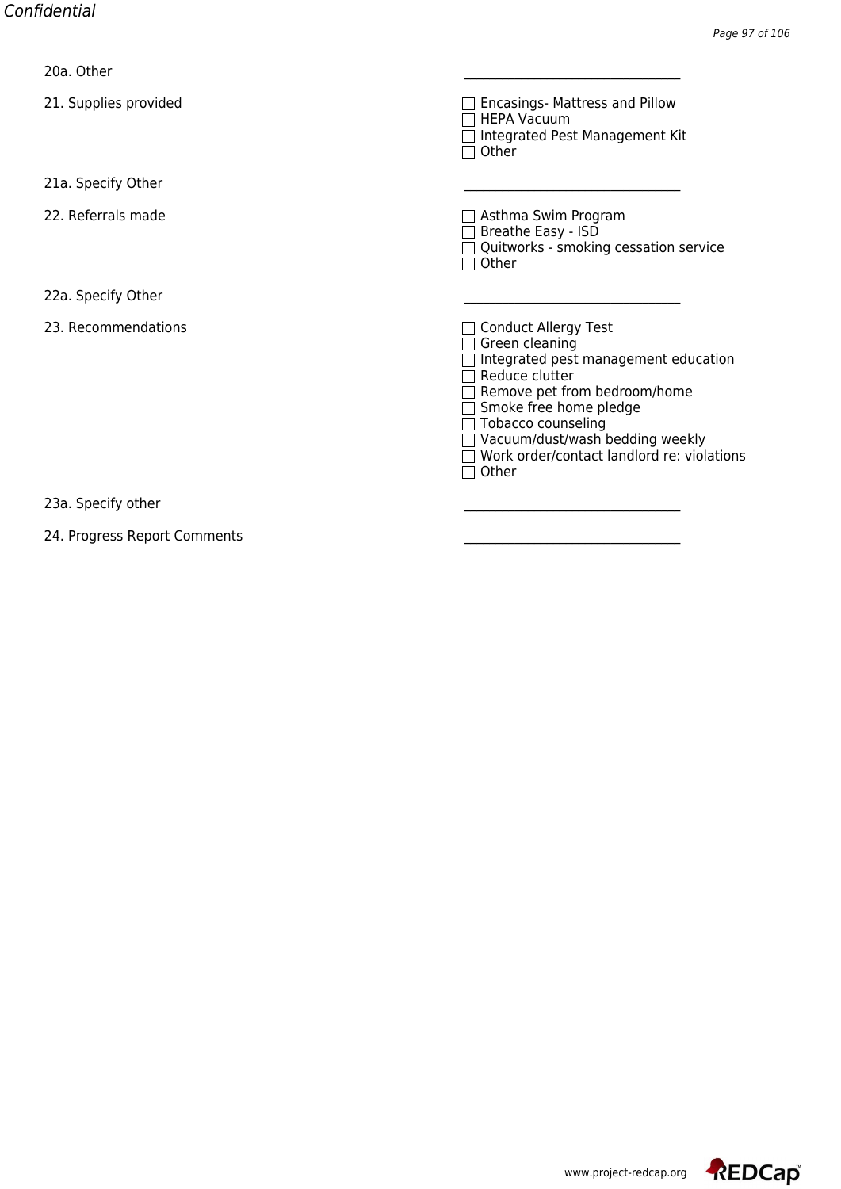20a. Other ______________________________

21. Supplies provided

- ☐ Encasings- Mattress and Pillow
- ☐ HEPA Vacuum
- ☐ Integrated Pest Management Kit
- ☐ Other

21a. Specify Other ______________________________

22. Referrals made

- ☐ Asthma Swim Program
- ☐ Breathe Easy - ISD
- ☐ Quitworks - smoking cessation service
- ☐ Other

22a. Specify Other ______________________________

23. Recommendations

- ☐ Conduct Allergy Test
- ☐ Green cleaning
- ☐ Integrated pest management education
- ☐ Reduce clutter
- ☐ Remove pet from bedroom/home
- ☐ Smoke free home pledge
- ☐ Tobacco counseling
- ☐ Vacuum/dust/wash bedding weekly
- ☐ Work order/contact landlord re: violations
- ☐ Other

23a. Specify other ______________________________

24. Progress Report Comments ______________________________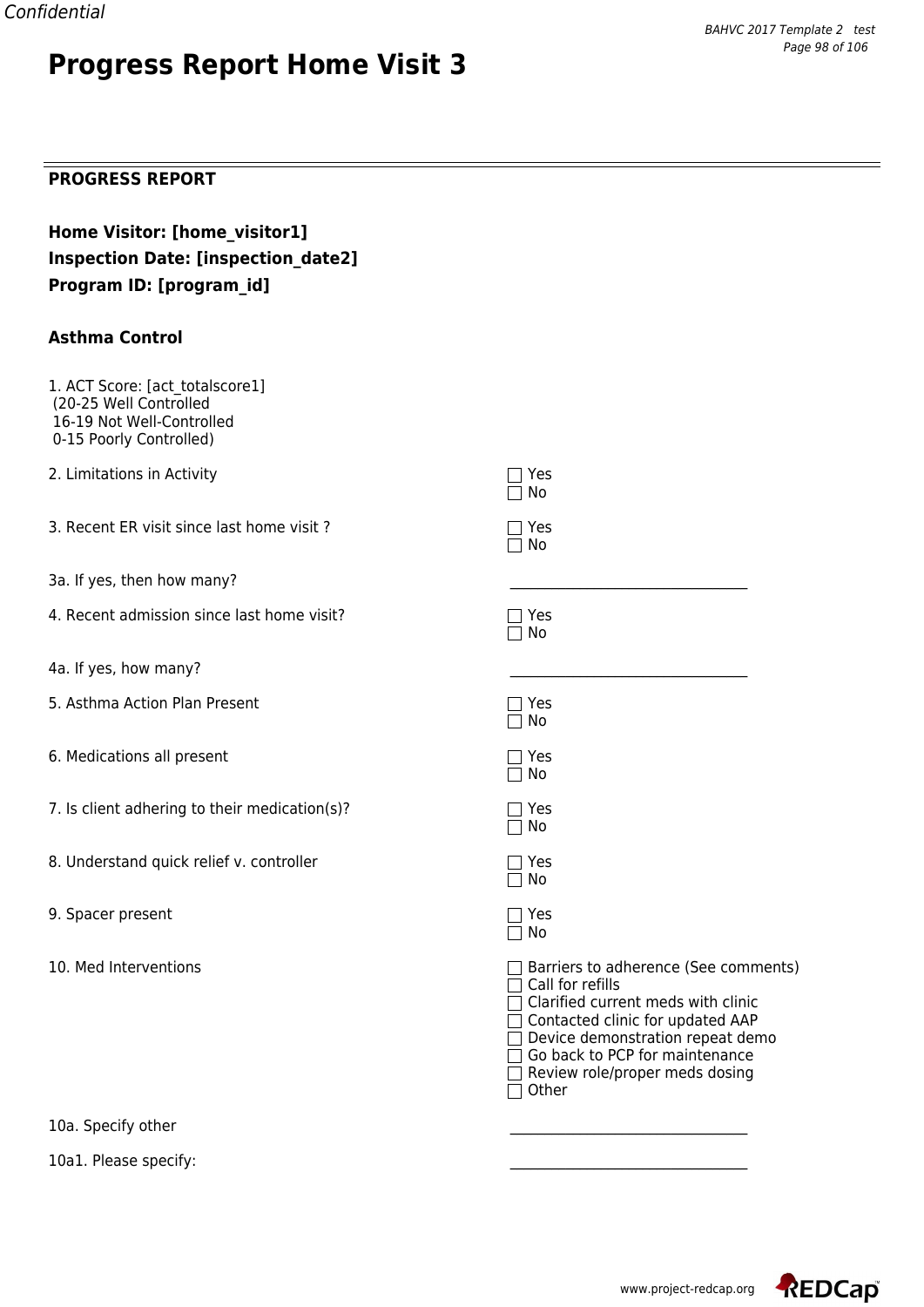# Progress Report Home Visit 3

## PROGRESS REPORT

**Home Visitor: [home_visitor1]**
**Inspection Date: [inspection_date2]**
**Program ID: [program_id]**

### Asthma Control

1. ACT Score: [act_totalscore1]
(20-25 Well Controlled
16-19 Not Well-Controlled
0-15 Poorly Controlled)

2. Limitations in Activity
- ☐ Yes
- ☐ No

3. Recent ER visit since last home visit ?
- ☐ Yes
- ☐ No

3a. If yes, then how many? ______________________________

4. Recent admission since last home visit?
- ☐ Yes
- ☐ No

4a. If yes, how many? ______________________________

5. Asthma Action Plan Present
- ☐ Yes
- ☐ No

6. Medications all present
- ☐ Yes
- ☐ No

7. Is client adhering to their medication(s)?
- ☐ Yes
- ☐ No

8. Understand quick relief v. controller
- ☐ Yes
- ☐ No

9. Spacer present
- ☐ Yes
- ☐ No

10. Med Interventions
- ☐ Barriers to adherence (See comments)
- ☐ Call for refills
- ☐ Clarified current meds with clinic
- ☐ Contacted clinic for updated AAP
- ☐ Device demonstration repeat demo
- ☐ Go back to PCP for maintenance
- ☐ Review role/proper meds dosing
- ☐ Other

10a. Specify other ______________________________

10a1. Please specify: ______________________________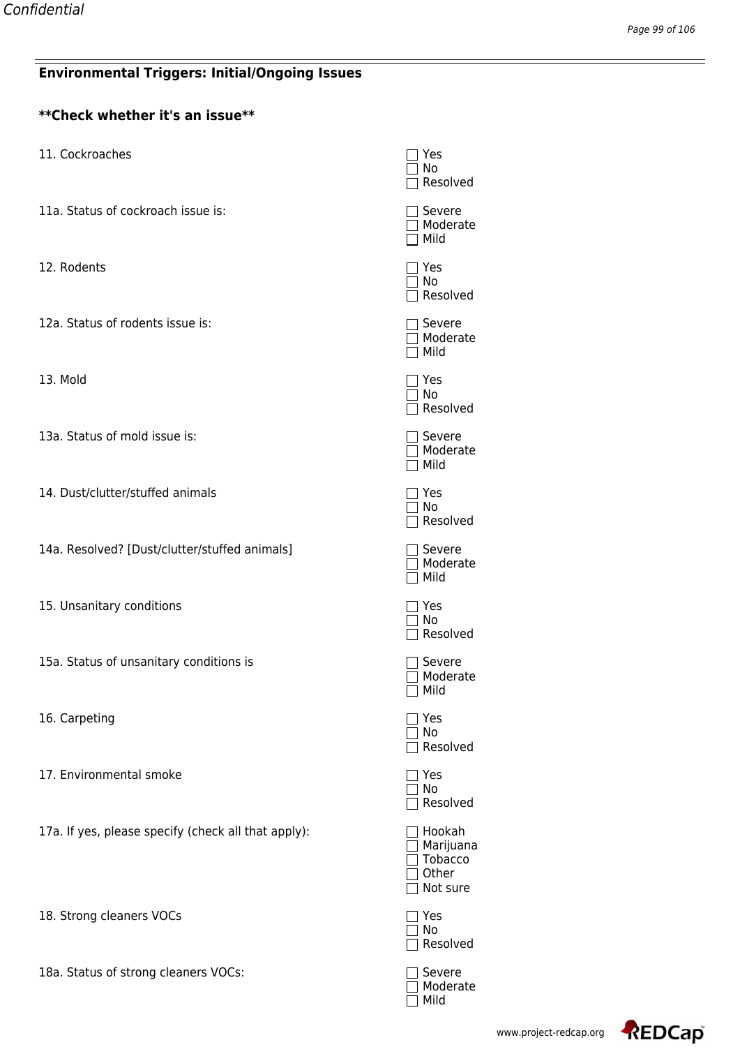## Environmental Triggers: Initial/Ongoing Issues

**Check whether it's an issue**

11. Cockroaches
- ☐ Yes
- ☐ No
- ☐ Resolved

11a. Status of cockroach issue is:
- ☐ Severe
- ☐ Moderate
- ☐ Mild

12. Rodents
- ☐ Yes
- ☐ No
- ☐ Resolved

12a. Status of rodents issue is:
- ☐ Severe
- ☐ Moderate
- ☐ Mild

13. Mold
- ☐ Yes
- ☐ No
- ☐ Resolved

13a. Status of mold issue is:
- ☐ Severe
- ☐ Moderate
- ☐ Mild

14. Dust/clutter/stuffed animals
- ☐ Yes
- ☐ No
- ☐ Resolved

14a. Resolved? [Dust/clutter/stuffed animals]
- ☐ Severe
- ☐ Moderate
- ☐ Mild

15. Unsanitary conditions
- ☐ Yes
- ☐ No
- ☐ Resolved

15a. Status of unsanitary conditions is
- ☐ Severe
- ☐ Moderate
- ☐ Mild

16. Carpeting
- ☐ Yes
- ☐ No
- ☐ Resolved

17. Environmental smoke
- ☐ Yes
- ☐ No
- ☐ Resolved

17a. If yes, please specify (check all that apply):
- ☐ Hookah
- ☐ Marijuana
- ☐ Tobacco
- ☐ Other
- ☐ Not sure

18. Strong cleaners VOCs
- ☐ Yes
- ☐ No
- ☐ Resolved

18a. Status of strong cleaners VOCs:
- ☐ Severe
- ☐ Moderate
- ☐ Mild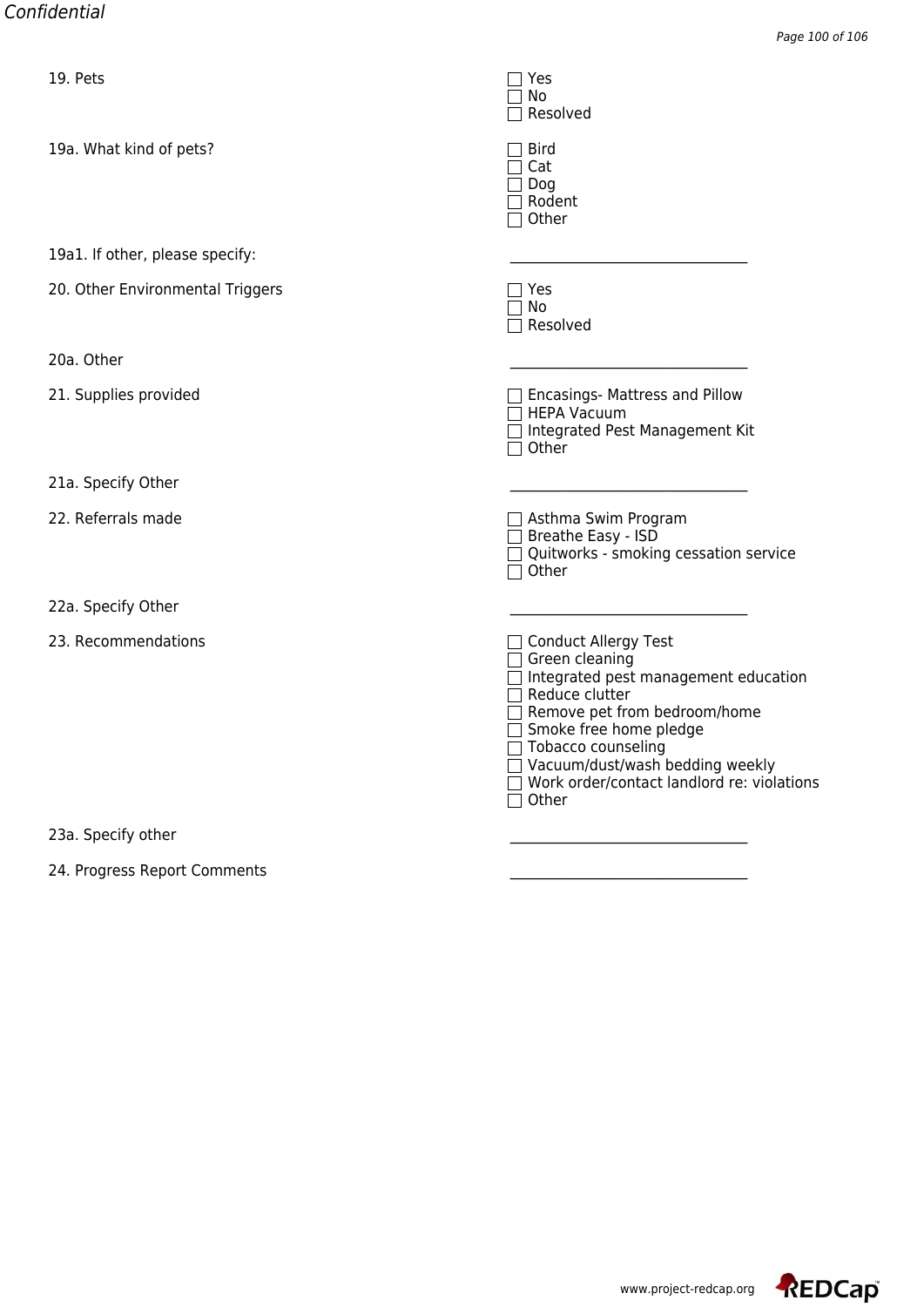19. Pets

- ☐ Yes
- ☐ No
- ☐ Resolved

19a. What kind of pets?

- ☐ Bird
- ☐ Cat
- ☐ Dog
- ☐ Rodent
- ☐ Other

19a1. If other, please specify: ________________________________

20. Other Environmental Triggers

- ☐ Yes
- ☐ No
- ☐ Resolved

20a. Other ________________________________

21. Supplies provided

- ☐ Encasings- Mattress and Pillow
- ☐ HEPA Vacuum
- ☐ Integrated Pest Management Kit
- ☐ Other

21a. Specify Other ________________________________

22. Referrals made

- ☐ Asthma Swim Program
- ☐ Breathe Easy - ISD
- ☐ Quitworks - smoking cessation service
- ☐ Other

22a. Specify Other ________________________________

23. Recommendations

- ☐ Conduct Allergy Test
- ☐ Green cleaning
- ☐ Integrated pest management education
- ☐ Reduce clutter
- ☐ Remove pet from bedroom/home
- ☐ Smoke free home pledge
- ☐ Tobacco counseling
- ☐ Vacuum/dust/wash bedding weekly
- ☐ Work order/contact landlord re: violations
- ☐ Other

23a. Specify other ________________________________

24. Progress Report Comments ________________________________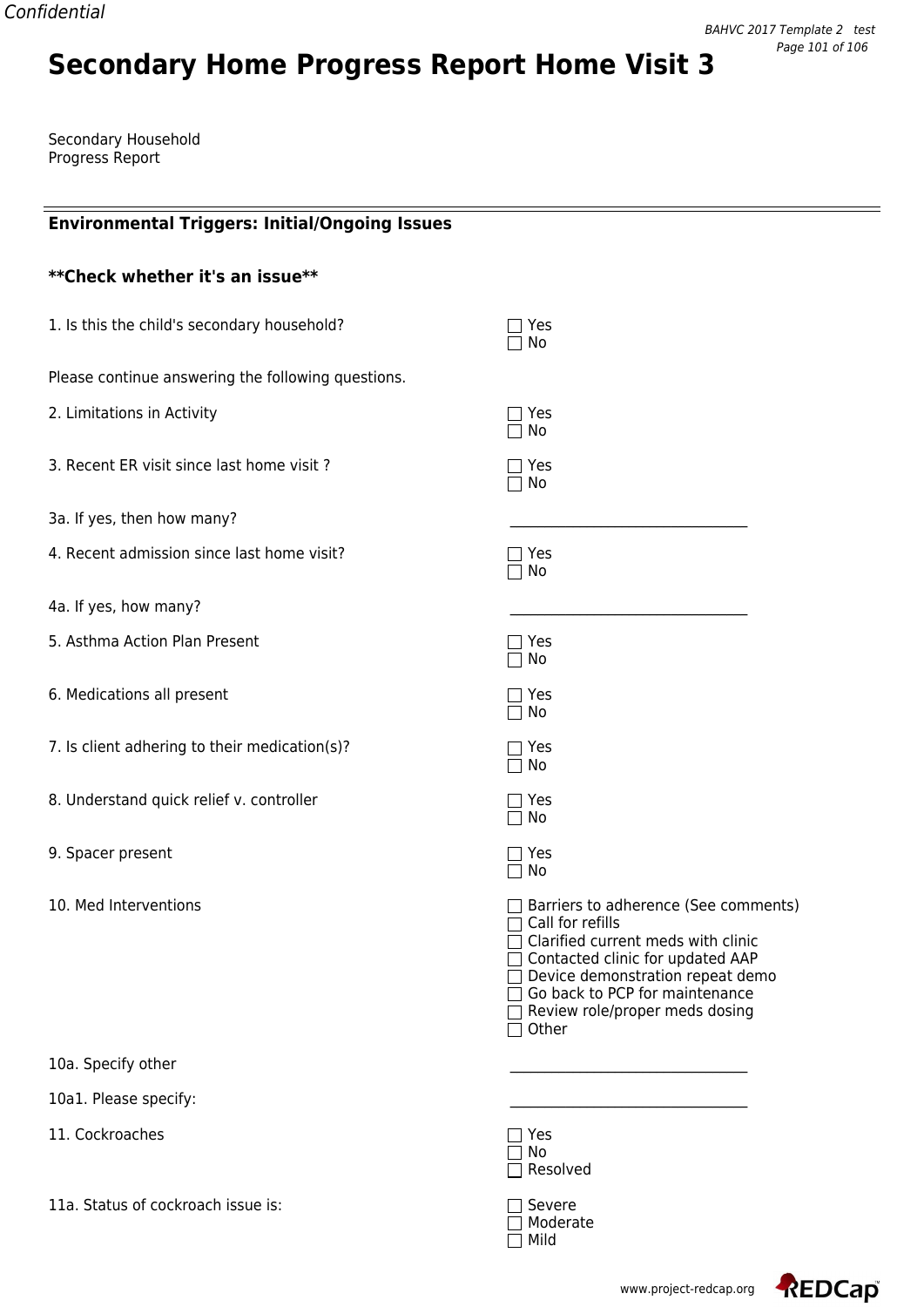# Secondary Home Progress Report Home Visit 3

Secondary Household
Progress Report

## Environmental Triggers: Initial/Ongoing Issues

### **Check whether it's an issue**

1. Is this the child's secondary household?
   - ☐ Yes
   - ☐ No

Please continue answering the following questions.

2. Limitations in Activity
   - ☐ Yes
   - ☐ No

3. Recent ER visit since last home visit ?
   - ☐ Yes
   - ☐ No

3a. If yes, then how many? ________________________________

4. Recent admission since last home visit?
   - ☐ Yes
   - ☐ No

4a. If yes, how many? ________________________________

5. Asthma Action Plan Present
   - ☐ Yes
   - ☐ No

6. Medications all present
   - ☐ Yes
   - ☐ No

7. Is client adhering to their medication(s)?
   - ☐ Yes
   - ☐ No

8. Understand quick relief v. controller
   - ☐ Yes
   - ☐ No

9. Spacer present
   - ☐ Yes
   - ☐ No

10. Med Interventions
   - ☐ Barriers to adherence (See comments)
   - ☐ Call for refills
   - ☐ Clarified current meds with clinic
   - ☐ Contacted clinic for updated AAP
   - ☐ Device demonstration repeat demo
   - ☐ Go back to PCP for maintenance
   - ☐ Review role/proper meds dosing
   - ☐ Other

10a. Specify other ________________________________

10a1. Please specify: ________________________________

11. Cockroaches
   - ☐ Yes
   - ☐ No
   - ☐ Resolved

11a. Status of cockroach issue is:
   - ☐ Severe
   - ☐ Moderate
   - ☐ Mild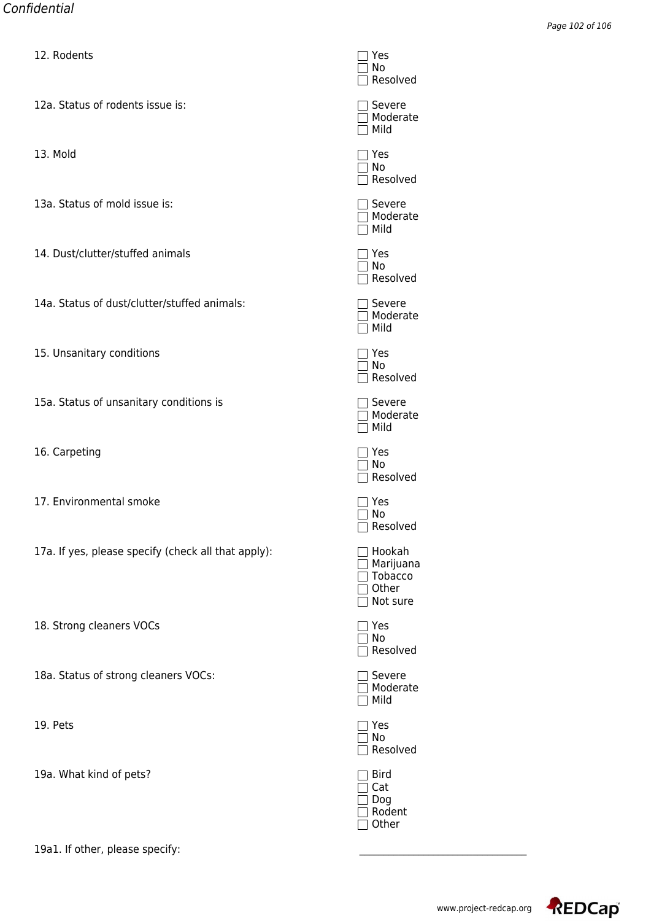12. Rodents

- ☐ Yes
- ☐ No
- ☐ Resolved

12a. Status of rodents issue is:

- ☐ Severe
- ☐ Moderate
- ☐ Mild

13. Mold

- ☐ Yes
- ☐ No
- ☐ Resolved

13a. Status of mold issue is:

- ☐ Severe
- ☐ Moderate
- ☐ Mild

14. Dust/clutter/stuffed animals

- ☐ Yes
- ☐ No
- ☐ Resolved

14a. Status of dust/clutter/stuffed animals:

- ☐ Severe
- ☐ Moderate
- ☐ Mild

15. Unsanitary conditions

- ☐ Yes
- ☐ No
- ☐ Resolved

15a. Status of unsanitary conditions is

- ☐ Severe
- ☐ Moderate
- ☐ Mild

16. Carpeting

- ☐ Yes
- ☐ No
- ☐ Resolved

17. Environmental smoke

- ☐ Yes
- ☐ No
- ☐ Resolved

17a. If yes, please specify (check all that apply):

- ☐ Hookah
- ☐ Marijuana
- ☐ Tobacco
- ☐ Other
- ☐ Not sure

18. Strong cleaners VOCs

- ☐ Yes
- ☐ No
- ☐ Resolved

18a. Status of strong cleaners VOCs:

- ☐ Severe
- ☐ Moderate
- ☐ Mild

19. Pets

- ☐ Yes
- ☐ No
- ☐ Resolved

19a. What kind of pets?

- ☐ Bird
- ☐ Cat
- ☐ Dog
- ☐ Rodent
- ☐ Other

19a1. If other, please specify: \_\_\_\_\_\_\_\_\_\_\_\_\_\_\_\_\_\_\_\_\_\_\_\_\_\_\_\_\_\_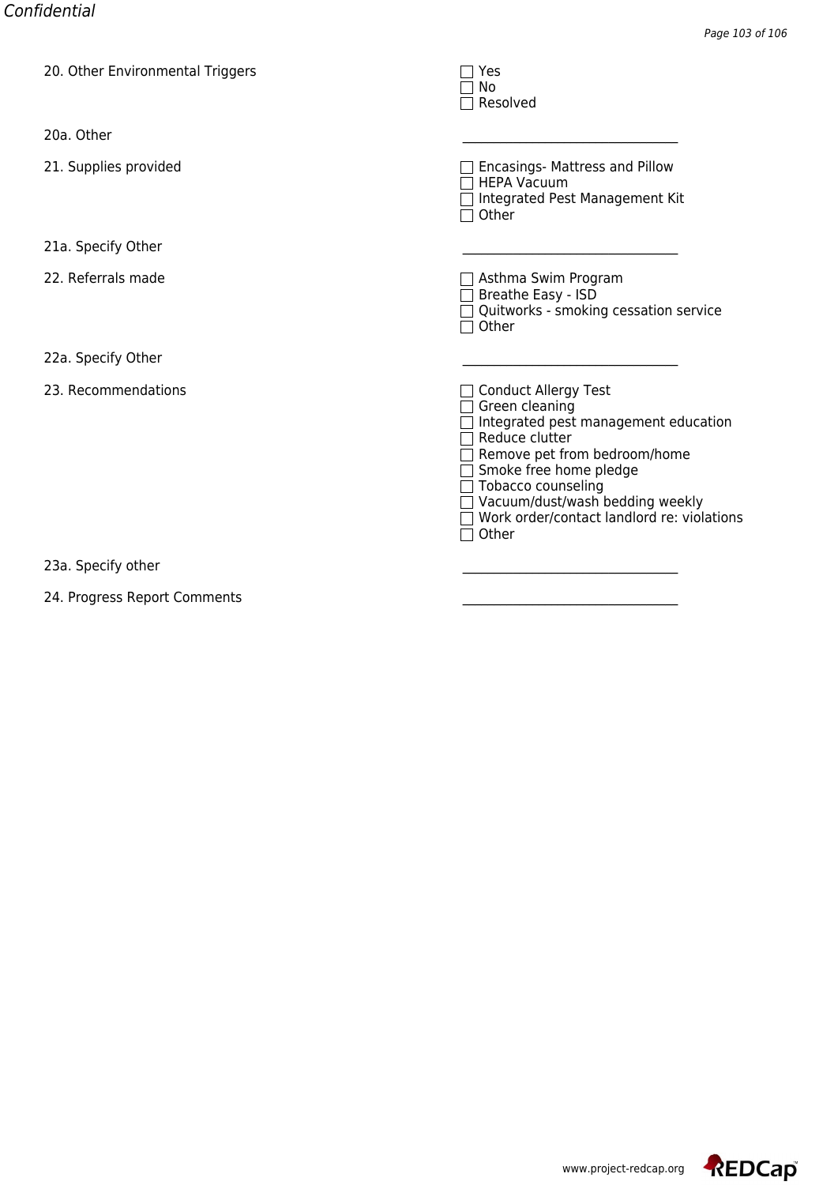20. Other Environmental Triggers

- ☐ Yes
- ☐ No
- ☐ Resolved

20a. Other

\_\_\_\_\_\_\_\_\_\_\_\_\_\_\_\_\_\_\_\_\_\_\_\_\_\_\_\_\_\_\_\_

21. Supplies provided

- ☐ Encasings- Mattress and Pillow
- ☐ HEPA Vacuum
- ☐ Integrated Pest Management Kit
- ☐ Other

21a. Specify Other

\_\_\_\_\_\_\_\_\_\_\_\_\_\_\_\_\_\_\_\_\_\_\_\_\_\_\_\_\_\_\_\_

22. Referrals made

- ☐ Asthma Swim Program
- ☐ Breathe Easy - ISD
- ☐ Quitworks - smoking cessation service
- ☐ Other

22a. Specify Other

\_\_\_\_\_\_\_\_\_\_\_\_\_\_\_\_\_\_\_\_\_\_\_\_\_\_\_\_\_\_\_\_

23. Recommendations

- ☐ Conduct Allergy Test
- ☐ Green cleaning
- ☐ Integrated pest management education
- ☐ Reduce clutter
- ☐ Remove pet from bedroom/home
- ☐ Smoke free home pledge
- ☐ Tobacco counseling
- ☐ Vacuum/dust/wash bedding weekly
- ☐ Work order/contact landlord re: violations
- ☐ Other

23a. Specify other

\_\_\_\_\_\_\_\_\_\_\_\_\_\_\_\_\_\_\_\_\_\_\_\_\_\_\_\_\_\_\_\_

24. Progress Report Comments

\_\_\_\_\_\_\_\_\_\_\_\_\_\_\_\_\_\_\_\_\_\_\_\_\_\_\_\_\_\_\_\_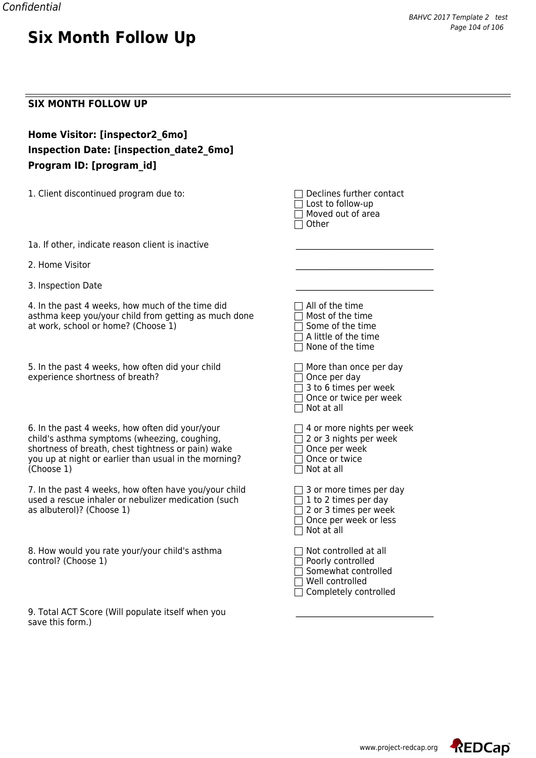# Six Month Follow Up

## SIX MONTH FOLLOW UP

**Home Visitor: [inspector2_6mo]**
**Inspection Date: [inspection_date2_6mo]**
**Program ID: [program_id]**

1. Client discontinued program due to:
   - ☐ Declines further contact
   - ☐ Lost to follow-up
   - ☐ Moved out of area
   - ☐ Other

1a. If other, indicate reason client is inactive ________________________________

2. Home Visitor ________________________________

3. Inspection Date ________________________________

4. In the past 4 weeks, how much of the time did asthma keep you/your child from getting as much done at work, school or home? (Choose 1)
   - ☐ All of the time
   - ☐ Most of the time
   - ☐ Some of the time
   - ☐ A little of the time
   - ☐ None of the time

5. In the past 4 weeks, how often did your child experience shortness of breath?
   - ☐ More than once per day
   - ☐ Once per day
   - ☐ 3 to 6 times per week
   - ☐ Once or twice per week
   - ☐ Not at all

6. In the past 4 weeks, how often did your/your child's asthma symptoms (wheezing, coughing, shortness of breath, chest tightness or pain) wake you up at night or earlier than usual in the morning? (Choose 1)
   - ☐ 4 or more nights per week
   - ☐ 2 or 3 nights per week
   - ☐ Once per week
   - ☐ Once or twice
   - ☐ Not at all

7. In the past 4 weeks, how often have you/your child used a rescue inhaler or nebulizer medication (such as albuterol)? (Choose 1)
   - ☐ 3 or more times per day
   - ☐ 1 to 2 times per day
   - ☐ 2 or 3 times per week
   - ☐ Once per week or less
   - ☐ Not at all

8. How would you rate your/your child's asthma control? (Choose 1)
   - ☐ Not controlled at all
   - ☐ Poorly controlled
   - ☐ Somewhat controlled
   - ☐ Well controlled
   - ☐ Completely controlled

9. Total ACT Score (Will populate itself when you save this form.) ________________________________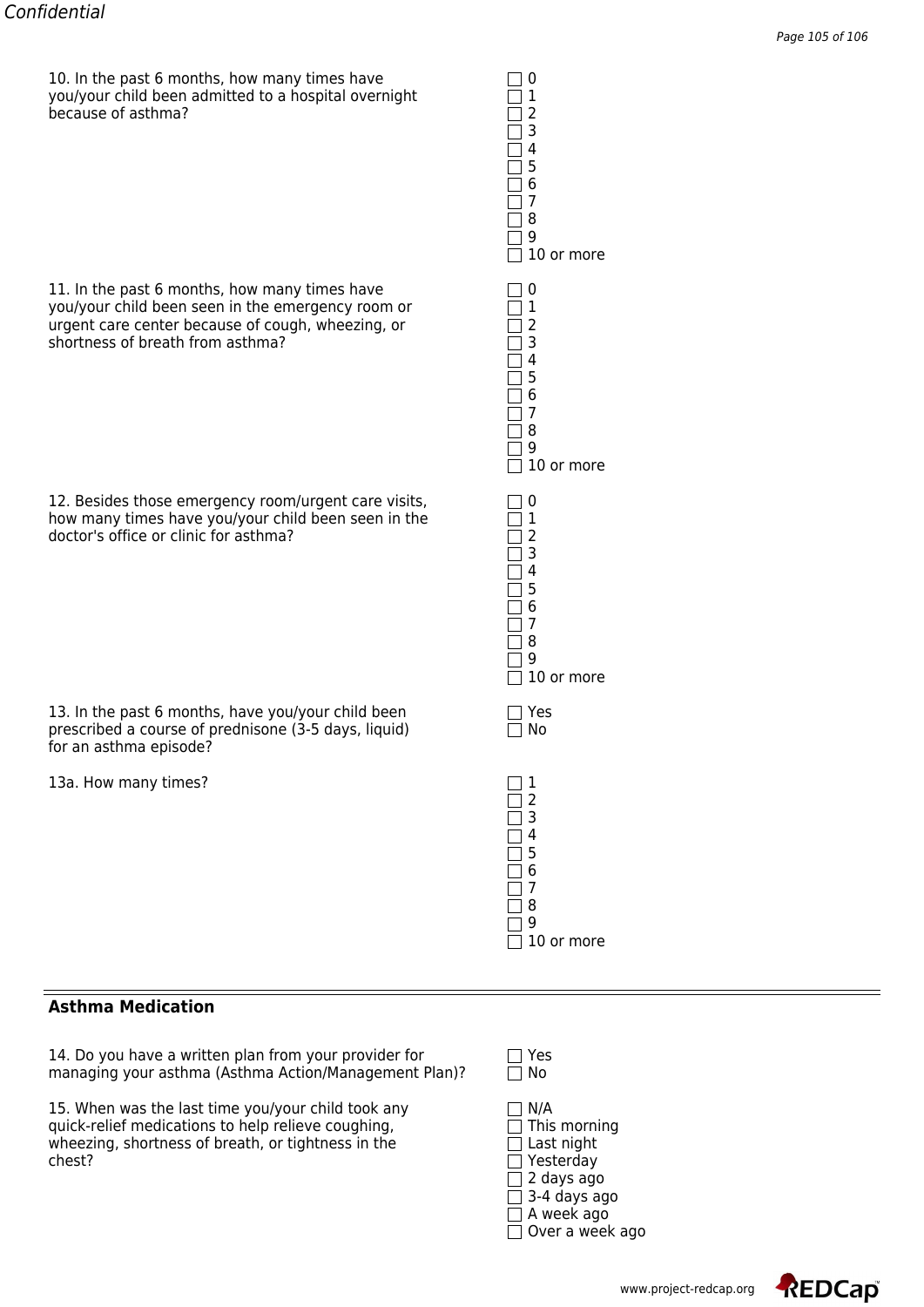10. In the past 6 months, how many times have you/your child been admitted to a hospital overnight because of asthma?

- ☐ 0
- ☐ 1
- ☐ 2
- ☐ 3
- ☐ 4
- ☐ 5
- ☐ 6
- ☐ 7
- ☐ 8
- ☐ 9
- ☐ 10 or more

11. In the past 6 months, how many times have you/your child been seen in the emergency room or urgent care center because of cough, wheezing, or shortness of breath from asthma?

- ☐ 0
- ☐ 1
- ☐ 2
- ☐ 3
- ☐ 4
- ☐ 5
- ☐ 6
- ☐ 7
- ☐ 8
- ☐ 9
- ☐ 10 or more

12. Besides those emergency room/urgent care visits, how many times have you/your child been seen in the doctor's office or clinic for asthma?

- ☐ 0
- ☐ 1
- ☐ 2
- ☐ 3
- ☐ 4
- ☐ 5
- ☐ 6
- ☐ 7
- ☐ 8
- ☐ 9
- ☐ 10 or more

13. In the past 6 months, have you/your child been prescribed a course of prednisone (3-5 days, liquid) for an asthma episode?

- ☐ Yes
- ☐ No

13a. How many times?

- ☐ 1
- ☐ 2
- ☐ 3
- ☐ 4
- ☐ 5
- ☐ 6
- ☐ 7
- ☐ 8
- ☐ 9
- ☐ 10 or more

## Asthma Medication

14. Do you have a written plan from your provider for managing your asthma (Asthma Action/Management Plan)?

- ☐ Yes
- ☐ No

15. When was the last time you/your child took any quick-relief medications to help relieve coughing, wheezing, shortness of breath, or tightness in the chest?

- ☐ N/A
- ☐ This morning
- ☐ Last night
- ☐ Yesterday
- ☐ 2 days ago
- ☐ 3-4 days ago
- ☐ A week ago
- ☐ Over a week ago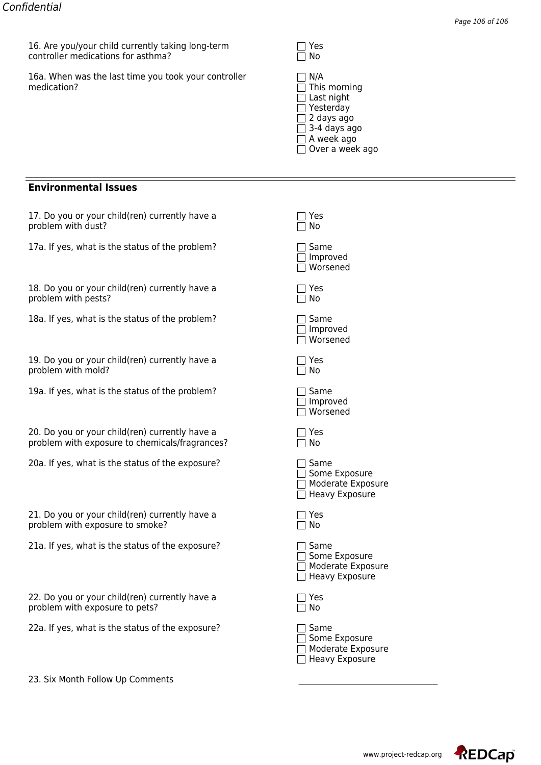16. Are you/your child currently taking long-term controller medications for asthma?

- ☐ Yes
- ☐ No

16a. When was the last time you took your controller medication?

- ☐ N/A
- ☐ This morning
- ☐ Last night
- ☐ Yesterday
- ☐ 2 days ago
- ☐ 3-4 days ago
- ☐ A week ago
- ☐ Over a week ago

---

## Environmental Issues

17. Do you or your child(ren) currently have a problem with dust?

- ☐ Yes
- ☐ No

17a. If yes, what is the status of the problem?

- ☐ Same
- ☐ Improved
- ☐ Worsened

18. Do you or your child(ren) currently have a problem with pests?

- ☐ Yes
- ☐ No

18a. If yes, what is the status of the problem?

- ☐ Same
- ☐ Improved
- ☐ Worsened

19. Do you or your child(ren) currently have a problem with mold?

- ☐ Yes
- ☐ No

19a. If yes, what is the status of the problem?

- ☐ Same
- ☐ Improved
- ☐ Worsened

20. Do you or your child(ren) currently have a problem with exposure to chemicals/fragrances?

- ☐ Yes
- ☐ No

20a. If yes, what is the status of the exposure?

- ☐ Same
- ☐ Some Exposure
- ☐ Moderate Exposure
- ☐ Heavy Exposure

21. Do you or your child(ren) currently have a problem with exposure to smoke?

- ☐ Yes
- ☐ No

21a. If yes, what is the status of the exposure?

- ☐ Same
- ☐ Some Exposure
- ☐ Moderate Exposure
- ☐ Heavy Exposure

22. Do you or your child(ren) currently have a problem with exposure to pets?

- ☐ Yes
- ☐ No

22a. If yes, what is the status of the exposure?

- ☐ Same
- ☐ Some Exposure
- ☐ Moderate Exposure
- ☐ Heavy Exposure

23. Six Month Follow Up Comments ______________________________